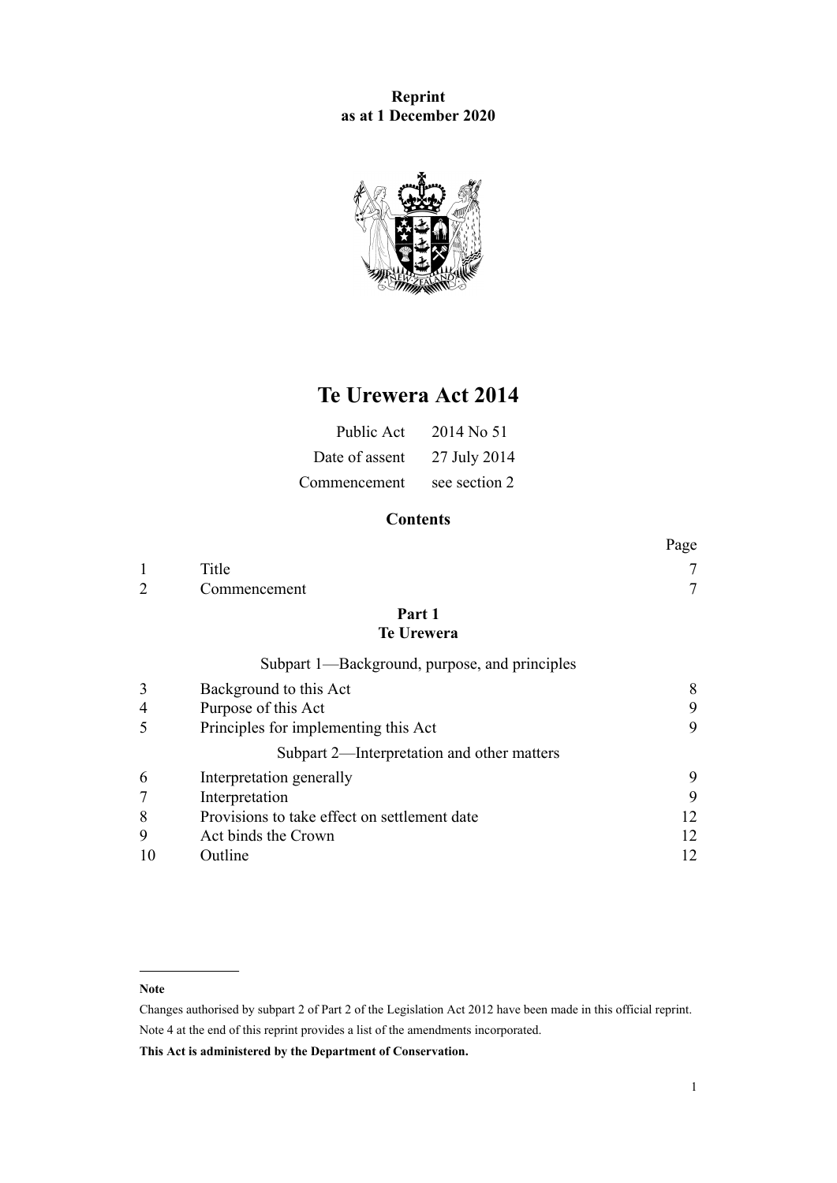**Reprint**
**as at 1 December 2020**

# Te Urewera Act 2014

| | |
|---|---|
| Public Act | 2014 No 51 |
| Date of assent | 27 July 2014 |
| Commencement | see section 2 |

## Contents

| | | Page |
|---|---|---|
| 1 | Title | 7 |
| 2 | Commencement | 7 |
| | **Part 1** **Te Urewera** | |
| | Subpart 1—Background, purpose, and principles | |
| 3 | Background to this Act | 8 |
| 4 | Purpose of this Act | 9 |
| 5 | Principles for implementing this Act | 9 |
| | Subpart 2—Interpretation and other matters | |
| 6 | Interpretation generally | 9 |
| 7 | Interpretation | 9 |
| 8 | Provisions to take effect on settlement date | 12 |
| 9 | Act binds the Crown | 12 |
| 10 | Outline | 12 |

**Note**

Changes authorised by subpart 2 of Part 2 of the Legislation Act 2012 have been made in this official reprint.
Note 4 at the end of this reprint provides a list of the amendments incorporated.

**This Act is administered by the Department of Conservation.**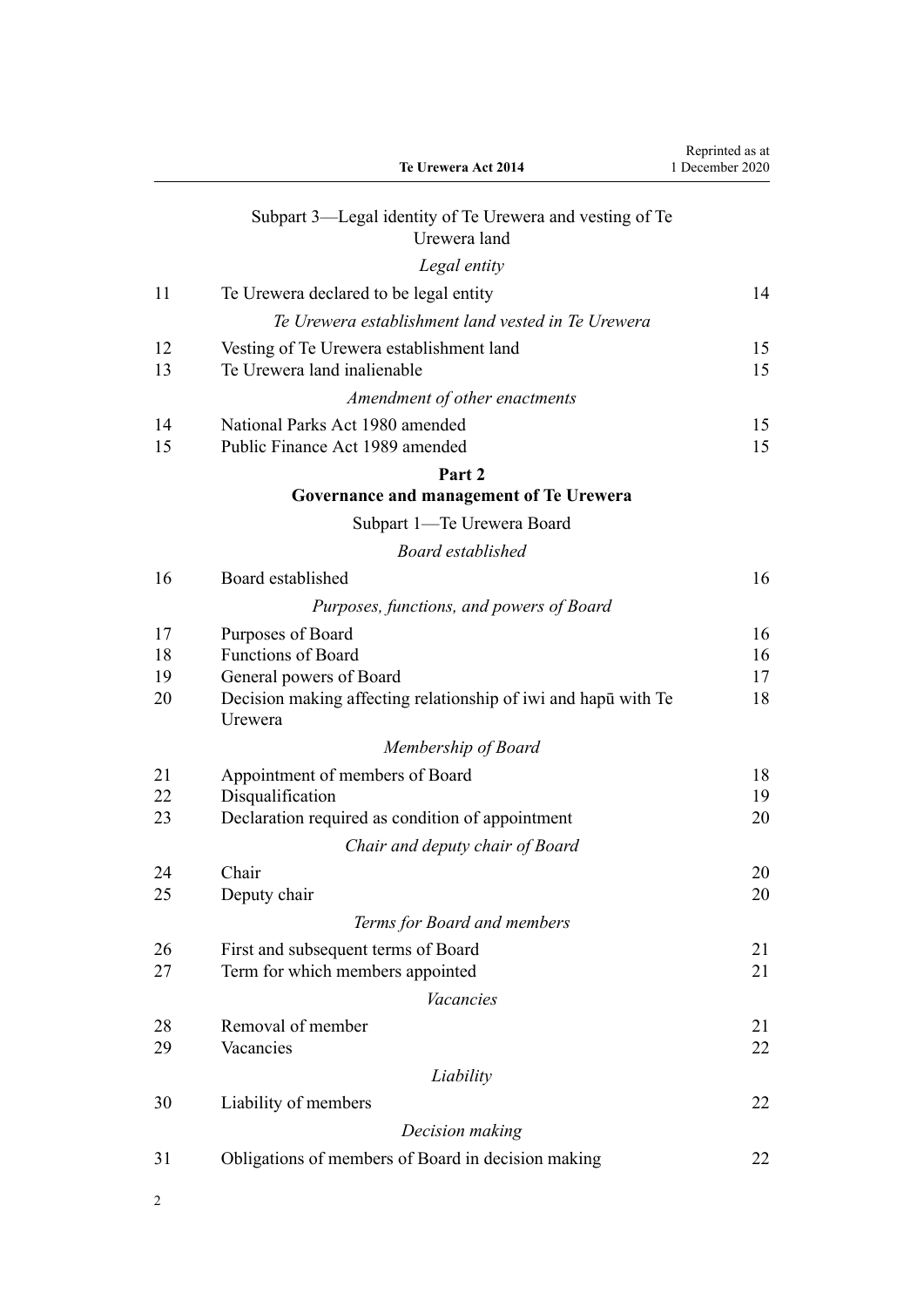Subpart 3—Legal identity of Te Urewera and vesting of Te Urewera land

*Legal entity*

| | | |
|---|---|---|
| 11 | Te Urewera declared to be legal entity | 14 |

*Te Urewera establishment land vested in Te Urewera*

| | | |
|---|---|---|
| 12 | Vesting of Te Urewera establishment land | 15 |
| 13 | Te Urewera land inalienable | 15 |

*Amendment of other enactments*

| | | |
|---|---|---|
| 14 | National Parks Act 1980 amended | 15 |
| 15 | Public Finance Act 1989 amended | 15 |

**Part 2**
**Governance and management of Te Urewera**

Subpart 1—Te Urewera Board

*Board established*

| | | |
|---|---|---|
| 16 | Board established | 16 |

*Purposes, functions, and powers of Board*

| | | |
|---|---|---|
| 17 | Purposes of Board | 16 |
| 18 | Functions of Board | 16 |
| 19 | General powers of Board | 17 |
| 20 | Decision making affecting relationship of iwi and hapū with Te Urewera | 18 |

*Membership of Board*

| | | |
|---|---|---|
| 21 | Appointment of members of Board | 18 |
| 22 | Disqualification | 19 |
| 23 | Declaration required as condition of appointment | 20 |

*Chair and deputy chair of Board*

| | | |
|---|---|---|
| 24 | Chair | 20 |
| 25 | Deputy chair | 20 |

*Terms for Board and members*

| | | |
|---|---|---|
| 26 | First and subsequent terms of Board | 21 |
| 27 | Term for which members appointed | 21 |

*Vacancies*

| | | |
|---|---|---|
| 28 | Removal of member | 21 |
| 29 | Vacancies | 22 |

*Liability*

| | | |
|---|---|---|
| 30 | Liability of members | 22 |

*Decision making*

| | | |
|---|---|---|
| 31 | Obligations of members of Board in decision making | 22 |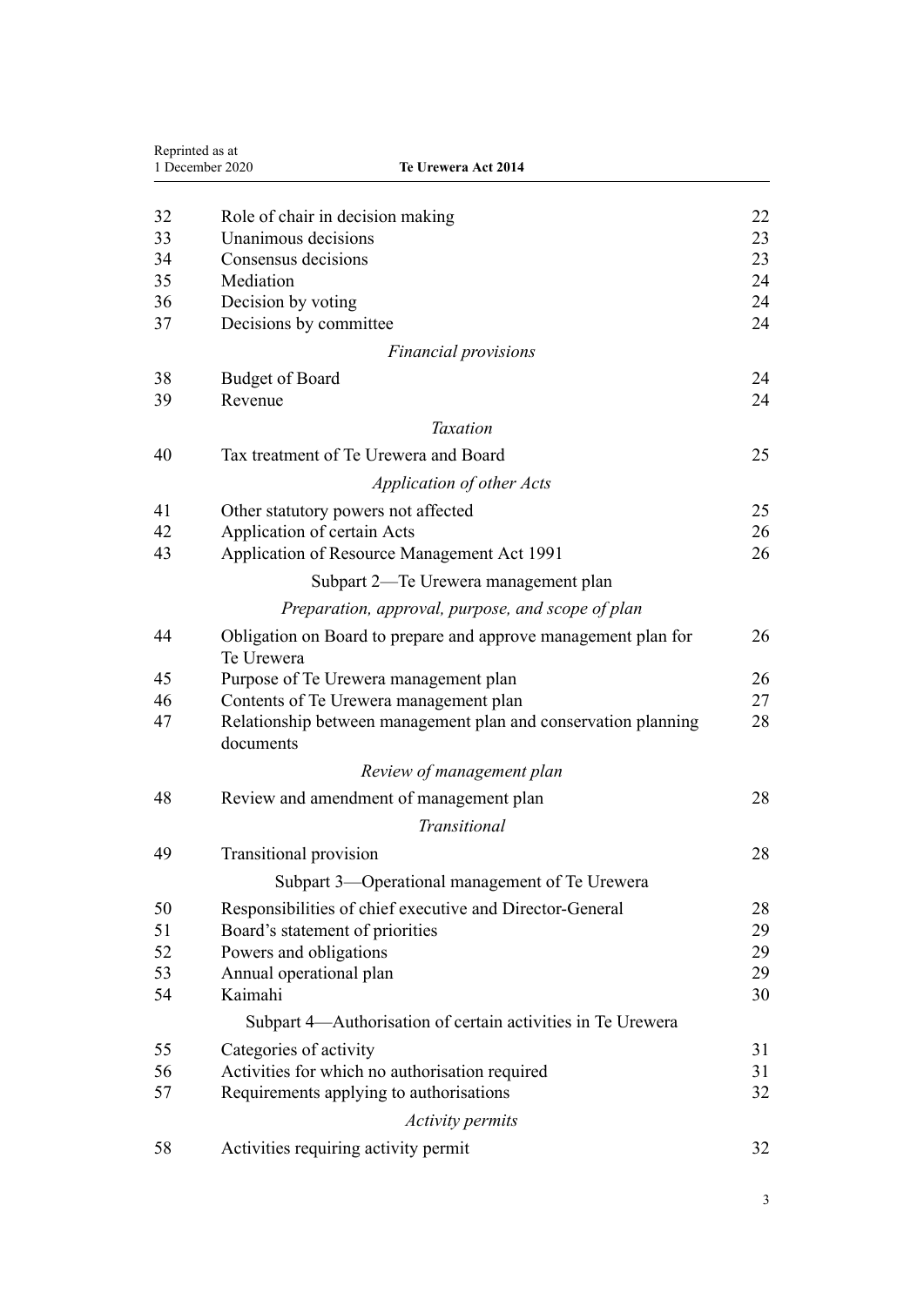| | | |
|---|---|---|
| 32 | Role of chair in decision making | 22 |
| 33 | Unanimous decisions | 23 |
| 34 | Consensus decisions | 23 |
| 35 | Mediation | 24 |
| 36 | Decision by voting | 24 |
| 37 | Decisions by committee | 24 |
| | *Financial provisions* | |
| 38 | Budget of Board | 24 |
| 39 | Revenue | 24 |
| | *Taxation* | |
| 40 | Tax treatment of Te Urewera and Board | 25 |
| | *Application of other Acts* | |
| 41 | Other statutory powers not affected | 25 |
| 42 | Application of certain Acts | 26 |
| 43 | Application of Resource Management Act 1991 | 26 |
| | Subpart 2—Te Urewera management plan | |
| | *Preparation, approval, purpose, and scope of plan* | |
| 44 | Obligation on Board to prepare and approve management plan for Te Urewera | 26 |
| 45 | Purpose of Te Urewera management plan | 26 |
| 46 | Contents of Te Urewera management plan | 27 |
| 47 | Relationship between management plan and conservation planning documents | 28 |
| | *Review of management plan* | |
| 48 | Review and amendment of management plan | 28 |
| | *Transitional* | |
| 49 | Transitional provision | 28 |
| | Subpart 3—Operational management of Te Urewera | |
| 50 | Responsibilities of chief executive and Director-General | 28 |
| 51 | Board's statement of priorities | 29 |
| 52 | Powers and obligations | 29 |
| 53 | Annual operational plan | 29 |
| 54 | Kaimahi | 30 |
| | Subpart 4—Authorisation of certain activities in Te Urewera | |
| 55 | Categories of activity | 31 |
| 56 | Activities for which no authorisation required | 31 |
| 57 | Requirements applying to authorisations | 32 |
| | *Activity permits* | |
| 58 | Activities requiring activity permit | 32 |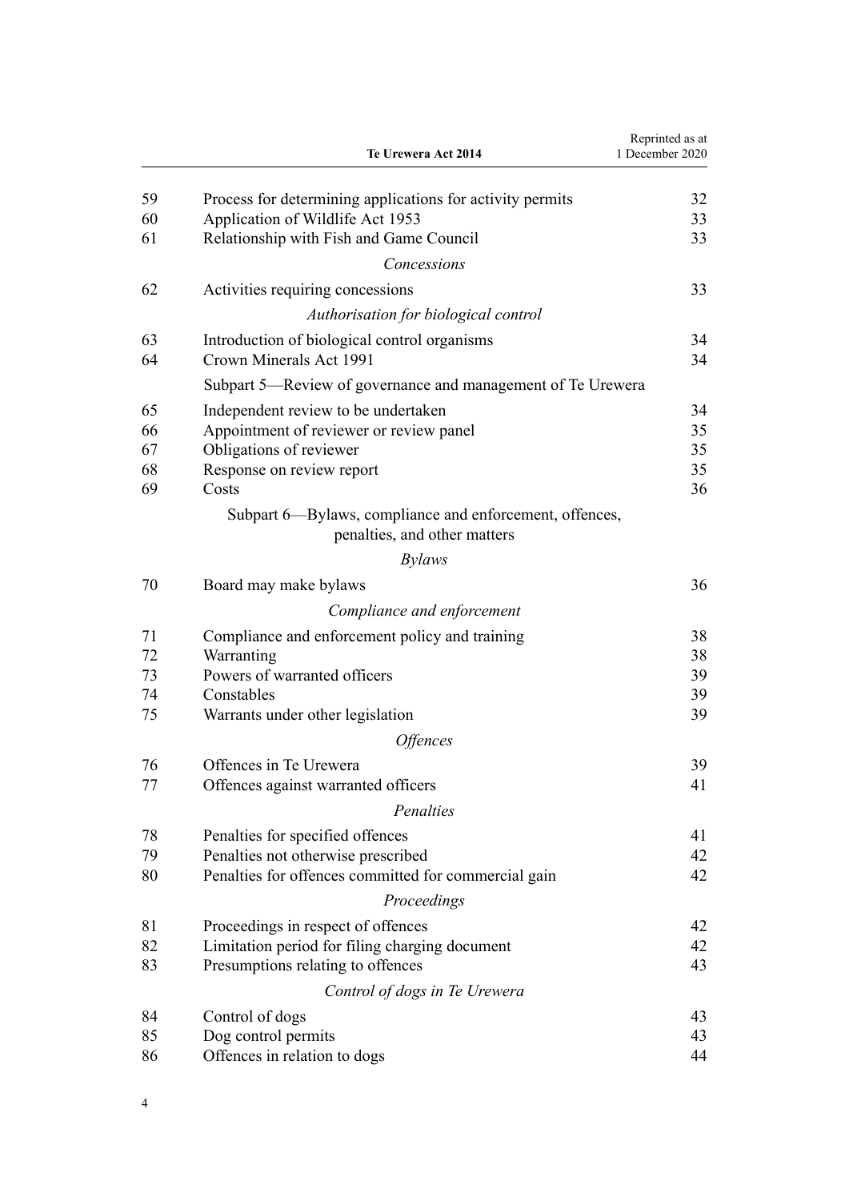| | | |
|---|---|---|
| 59 | Process for determining applications for activity permits | 32 |
| 60 | Application of Wildlife Act 1953 | 33 |
| 61 | Relationship with Fish and Game Council | 33 |
| | *Concessions* | |
| 62 | Activities requiring concessions | 33 |
| | *Authorisation for biological control* | |
| 63 | Introduction of biological control organisms | 34 |
| 64 | Crown Minerals Act 1991 | 34 |
| | Subpart 5—Review of governance and management of Te Urewera | |
| 65 | Independent review to be undertaken | 34 |
| 66 | Appointment of reviewer or review panel | 35 |
| 67 | Obligations of reviewer | 35 |
| 68 | Response on review report | 35 |
| 69 | Costs | 36 |
| | Subpart 6—Bylaws, compliance and enforcement, offences, penalties, and other matters | |
| | *Bylaws* | |
| 70 | Board may make bylaws | 36 |
| | *Compliance and enforcement* | |
| 71 | Compliance and enforcement policy and training | 38 |
| 72 | Warranting | 38 |
| 73 | Powers of warranted officers | 39 |
| 74 | Constables | 39 |
| 75 | Warrants under other legislation | 39 |
| | *Offences* | |
| 76 | Offences in Te Urewera | 39 |
| 77 | Offences against warranted officers | 41 |
| | *Penalties* | |
| 78 | Penalties for specified offences | 41 |
| 79 | Penalties not otherwise prescribed | 42 |
| 80 | Penalties for offences committed for commercial gain | 42 |
| | *Proceedings* | |
| 81 | Proceedings in respect of offences | 42 |
| 82 | Limitation period for filing charging document | 42 |
| 83 | Presumptions relating to offences | 43 |
| | *Control of dogs in Te Urewera* | |
| 84 | Control of dogs | 43 |
| 85 | Dog control permits | 43 |
| 86 | Offences in relation to dogs | 44 |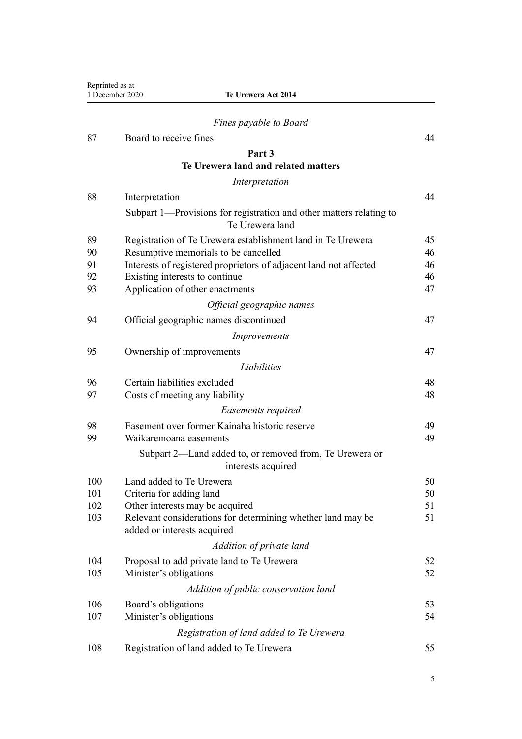*Fines payable to Board*

| | | |
|---|---|---|
| 87 | Board to receive fines | 44 |

**Part 3**
**Te Urewera land and related matters**

*Interpretation*

| | | |
|---|---|---|
| 88 | Interpretation | 44 |

Subpart 1—Provisions for registration and other matters relating to Te Urewera land

| | | |
|---|---|---|
| 89 | Registration of Te Urewera establishment land in Te Urewera | 45 |
| 90 | Resumptive memorials to be cancelled | 46 |
| 91 | Interests of registered proprietors of adjacent land not affected | 46 |
| 92 | Existing interests to continue | 46 |
| 93 | Application of other enactments | 47 |

*Official geographic names*

| | | |
|---|---|---|
| 94 | Official geographic names discontinued | 47 |

*Improvements*

| | | |
|---|---|---|
| 95 | Ownership of improvements | 47 |

*Liabilities*

| | | |
|---|---|---|
| 96 | Certain liabilities excluded | 48 |
| 97 | Costs of meeting any liability | 48 |

*Easements required*

| | | |
|---|---|---|
| 98 | Easement over former Kainaha historic reserve | 49 |
| 99 | Waikaremoana easements | 49 |

Subpart 2—Land added to, or removed from, Te Urewera or interests acquired

| | | |
|---|---|---|
| 100 | Land added to Te Urewera | 50 |
| 101 | Criteria for adding land | 50 |
| 102 | Other interests may be acquired | 51 |
| 103 | Relevant considerations for determining whether land may be added or interests acquired | 51 |

*Addition of private land*

| | | |
|---|---|---|
| 104 | Proposal to add private land to Te Urewera | 52 |
| 105 | Minister's obligations | 52 |

*Addition of public conservation land*

| | | |
|---|---|---|
| 106 | Board's obligations | 53 |
| 107 | Minister's obligations | 54 |

*Registration of land added to Te Urewera*

| | | |
|---|---|---|
| 108 | Registration of land added to Te Urewera | 55 |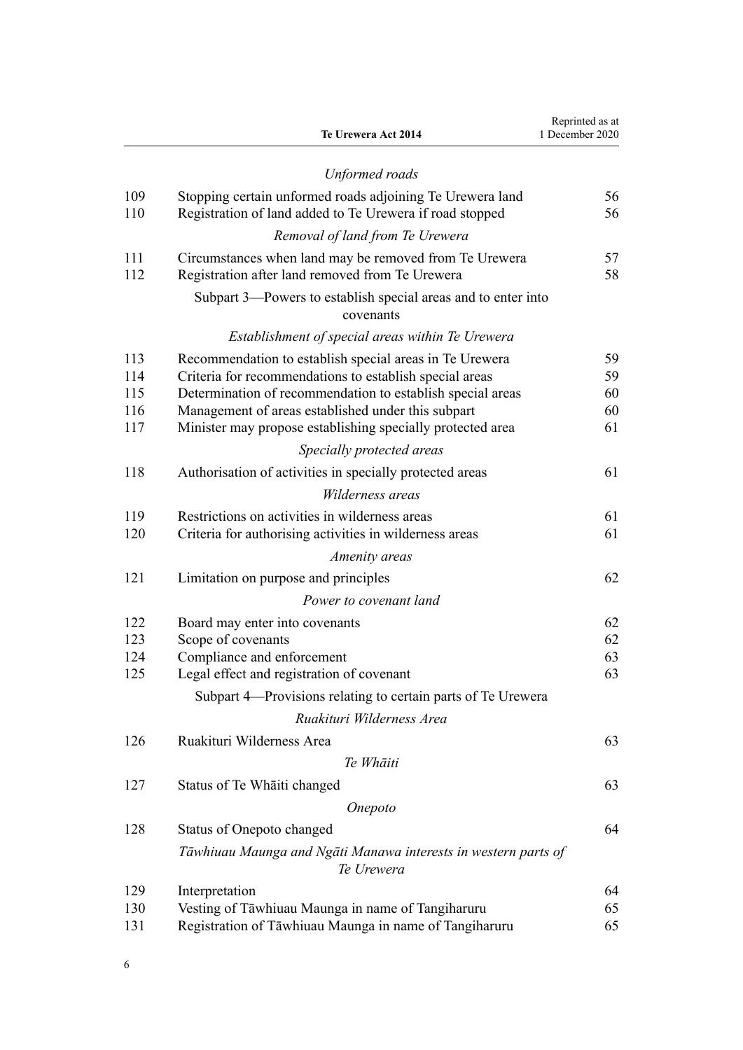*Unformed roads*

| | | |
|---|---|---|
| 109 | Stopping certain unformed roads adjoining Te Urewera land | 56 |
| 110 | Registration of land added to Te Urewera if road stopped | 56 |

*Removal of land from Te Urewera*

| | | |
|---|---|---|
| 111 | Circumstances when land may be removed from Te Urewera | 57 |
| 112 | Registration after land removed from Te Urewera | 58 |

Subpart 3—Powers to establish special areas and to enter into covenants

*Establishment of special areas within Te Urewera*

| | | |
|---|---|---|
| 113 | Recommendation to establish special areas in Te Urewera | 59 |
| 114 | Criteria for recommendations to establish special areas | 59 |
| 115 | Determination of recommendation to establish special areas | 60 |
| 116 | Management of areas established under this subpart | 60 |
| 117 | Minister may propose establishing specially protected area | 61 |

*Specially protected areas*

| | | |
|---|---|---|
| 118 | Authorisation of activities in specially protected areas | 61 |

*Wilderness areas*

| | | |
|---|---|---|
| 119 | Restrictions on activities in wilderness areas | 61 |
| 120 | Criteria for authorising activities in wilderness areas | 61 |

*Amenity areas*

| | | |
|---|---|---|
| 121 | Limitation on purpose and principles | 62 |

*Power to covenant land*

| | | |
|---|---|---|
| 122 | Board may enter into covenants | 62 |
| 123 | Scope of covenants | 62 |
| 124 | Compliance and enforcement | 63 |
| 125 | Legal effect and registration of covenant | 63 |

Subpart 4—Provisions relating to certain parts of Te Urewera

*Ruakituri Wilderness Area*

| | | |
|---|---|---|
| 126 | Ruakituri Wilderness Area | 63 |

*Te Whāiti*

| | | |
|---|---|---|
| 127 | Status of Te Whāiti changed | 63 |

*Onepoto*

| | | |
|---|---|---|
| 128 | Status of Onepoto changed | 64 |

*Tāwhiuau Maunga and Ngāti Manawa interests in western parts of Te Urewera*

| | | |
|---|---|---|
| 129 | Interpretation | 64 |
| 130 | Vesting of Tāwhiuau Maunga in name of Tangiharuru | 65 |
| 131 | Registration of Tāwhiuau Maunga in name of Tangiharuru | 65 |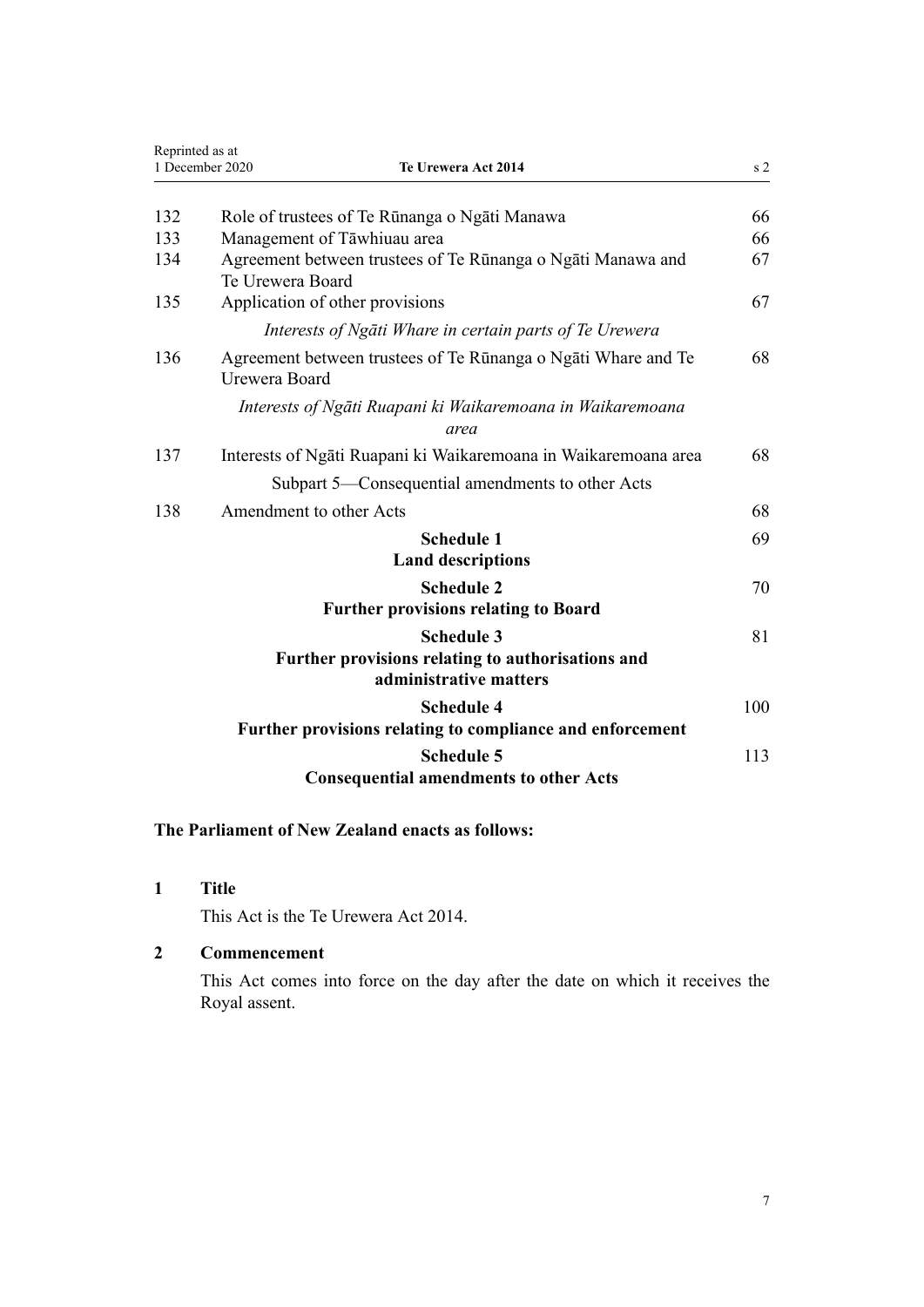| | | |
|---|---|---|
| 132 | Role of trustees of Te Rūnanga o Ngāti Manawa | 66 |
| 133 | Management of Tāwhiuau area | 66 |
| 134 | Agreement between trustees of Te Rūnanga o Ngāti Manawa and Te Urewera Board | 67 |
| 135 | Application of other provisions | 67 |
| | *Interests of Ngāti Whare in certain parts of Te Urewera* | |
| 136 | Agreement between trustees of Te Rūnanga o Ngāti Whare and Te Urewera Board | 68 |
| | *Interests of Ngāti Ruapani ki Waikaremoana in Waikaremoana area* | |
| 137 | Interests of Ngāti Ruapani ki Waikaremoana in Waikaremoana area | 68 |
| | Subpart 5—Consequential amendments to other Acts | |
| 138 | Amendment to other Acts | 68 |
| | **Schedule 1** **Land descriptions** | 69 |
| | **Schedule 2** **Further provisions relating to Board** | 70 |
| | **Schedule 3** **Further provisions relating to authorisations and administrative matters** | 81 |
| | **Schedule 4** **Further provisions relating to compliance and enforcement** | 100 |
| | **Schedule 5** **Consequential amendments to other Acts** | 113 |

**The Parliament of New Zealand enacts as follows:**

## 1 Title

This Act is the Te Urewera Act 2014.

## 2 Commencement

This Act comes into force on the day after the date on which it receives the Royal assent.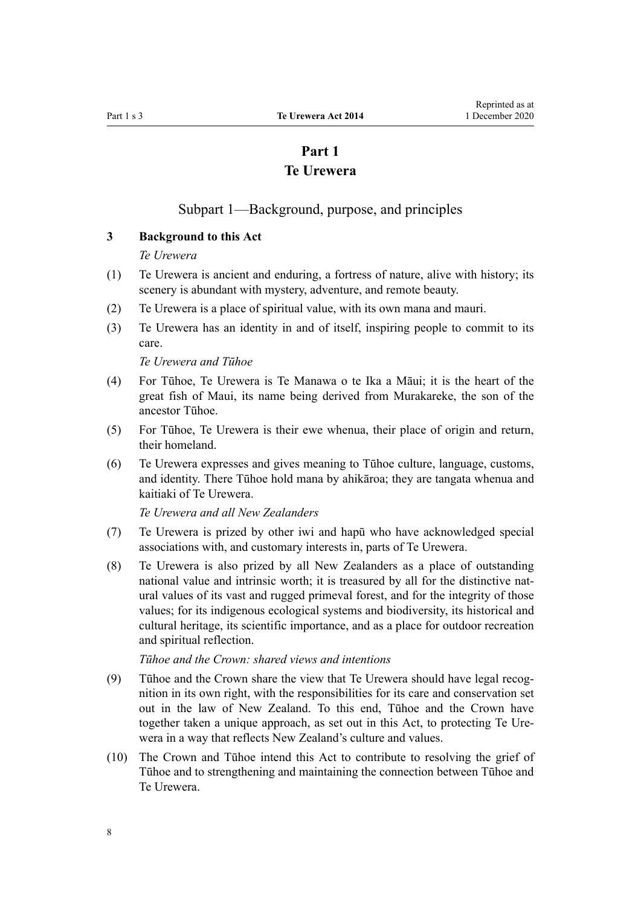# Part 1
# Te Urewera

## Subpart 1—Background, purpose, and principles

### 3 Background to this Act

*Te Urewera*

(1) Te Urewera is ancient and enduring, a fortress of nature, alive with history; its scenery is abundant with mystery, adventure, and remote beauty.

(2) Te Urewera is a place of spiritual value, with its own mana and mauri.

(3) Te Urewera has an identity in and of itself, inspiring people to commit to its care.

*Te Urewera and Tūhoe*

(4) For Tūhoe, Te Urewera is Te Manawa o te Ika a Māui; it is the heart of the great fish of Maui, its name being derived from Murakareke, the son of the ancestor Tūhoe.

(5) For Tūhoe, Te Urewera is their ewe whenua, their place of origin and return, their homeland.

(6) Te Urewera expresses and gives meaning to Tūhoe culture, language, customs, and identity. There Tūhoe hold mana by ahikāroa; they are tangata whenua and kaitiaki of Te Urewera.

*Te Urewera and all New Zealanders*

(7) Te Urewera is prized by other iwi and hapū who have acknowledged special associations with, and customary interests in, parts of Te Urewera.

(8) Te Urewera is also prized by all New Zealanders as a place of outstanding national value and intrinsic worth; it is treasured by all for the distinctive natural values of its vast and rugged primeval forest, and for the integrity of those values; for its indigenous ecological systems and biodiversity, its historical and cultural heritage, its scientific importance, and as a place for outdoor recreation and spiritual reflection.

*Tūhoe and the Crown: shared views and intentions*

(9) Tūhoe and the Crown share the view that Te Urewera should have legal recognition in its own right, with the responsibilities for its care and conservation set out in the law of New Zealand. To this end, Tūhoe and the Crown have together taken a unique approach, as set out in this Act, to protecting Te Urewera in a way that reflects New Zealand's culture and values.

(10) The Crown and Tūhoe intend this Act to contribute to resolving the grief of Tūhoe and to strengthening and maintaining the connection between Tūhoe and Te Urewera.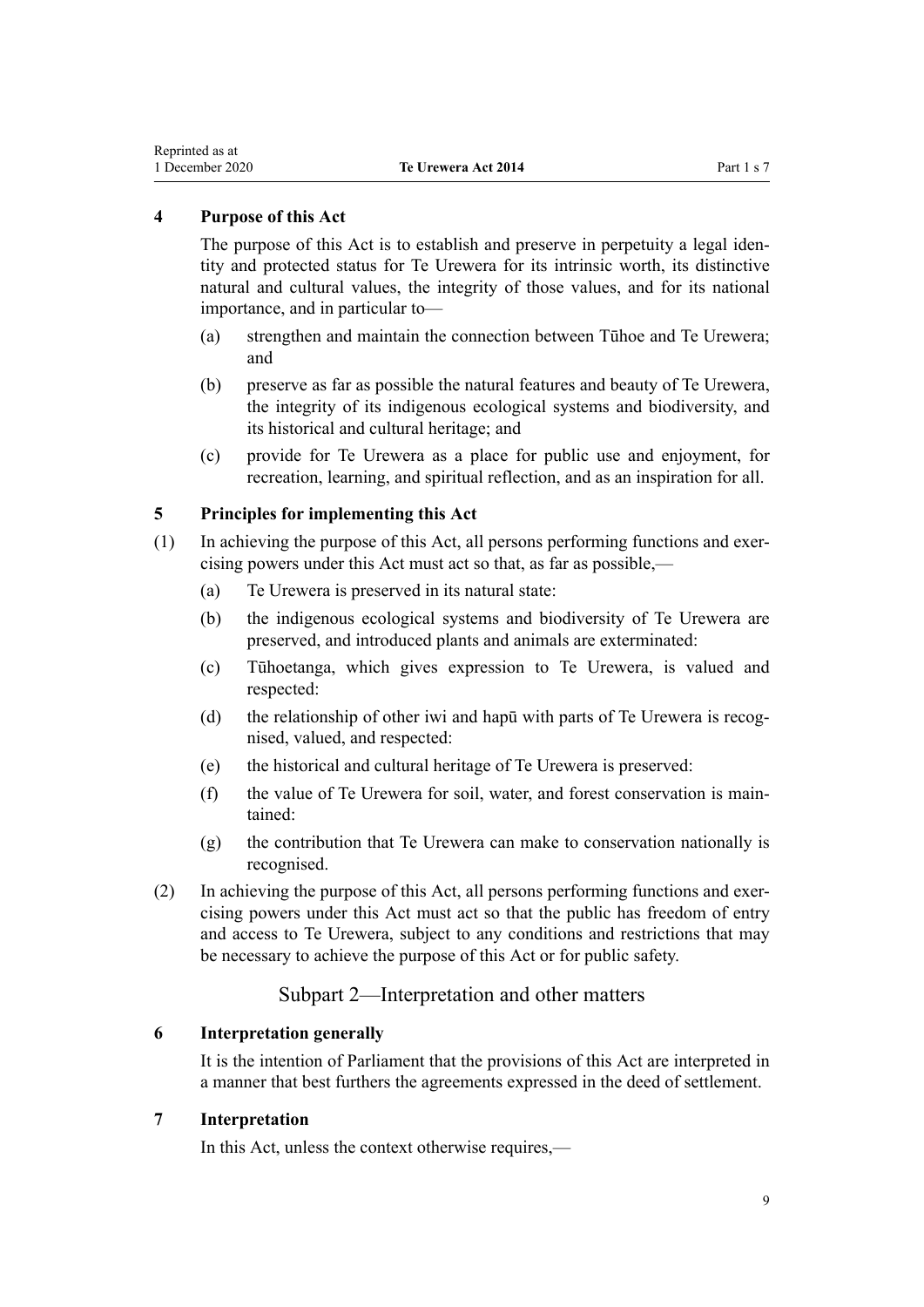### 4 Purpose of this Act

The purpose of this Act is to establish and preserve in perpetuity a legal identity and protected status for Te Urewera for its intrinsic worth, its distinctive natural and cultural values, the integrity of those values, and for its national importance, and in particular to—

(a) strengthen and maintain the connection between Tūhoe and Te Urewera; and

(b) preserve as far as possible the natural features and beauty of Te Urewera, the integrity of its indigenous ecological systems and biodiversity, and its historical and cultural heritage; and

(c) provide for Te Urewera as a place for public use and enjoyment, for recreation, learning, and spiritual reflection, and as an inspiration for all.

### 5 Principles for implementing this Act

(1) In achieving the purpose of this Act, all persons performing functions and exercising powers under this Act must act so that, as far as possible,—

(a) Te Urewera is preserved in its natural state:

(b) the indigenous ecological systems and biodiversity of Te Urewera are preserved, and introduced plants and animals are exterminated:

(c) Tūhoetanga, which gives expression to Te Urewera, is valued and respected:

(d) the relationship of other iwi and hapū with parts of Te Urewera is recognised, valued, and respected:

(e) the historical and cultural heritage of Te Urewera is preserved:

(f) the value of Te Urewera for soil, water, and forest conservation is maintained:

(g) the contribution that Te Urewera can make to conservation nationally is recognised.

(2) In achieving the purpose of this Act, all persons performing functions and exercising powers under this Act must act so that the public has freedom of entry and access to Te Urewera, subject to any conditions and restrictions that may be necessary to achieve the purpose of this Act or for public safety.

## Subpart 2—Interpretation and other matters

### 6 Interpretation generally

It is the intention of Parliament that the provisions of this Act are interpreted in a manner that best furthers the agreements expressed in the deed of settlement.

### 7 Interpretation

In this Act, unless the context otherwise requires,—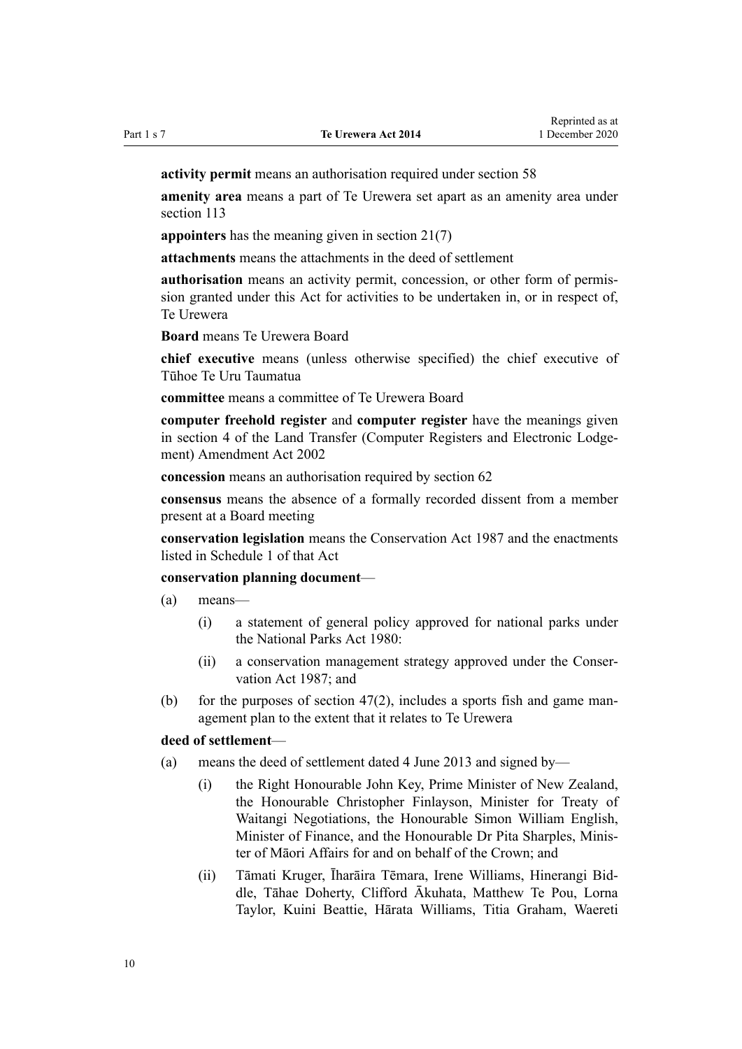**activity permit** means an authorisation required under section 58

**amenity area** means a part of Te Urewera set apart as an amenity area under section 113

**appointers** has the meaning given in section 21(7)

**attachments** means the attachments in the deed of settlement

**authorisation** means an activity permit, concession, or other form of permission granted under this Act for activities to be undertaken in, or in respect of, Te Urewera

**Board** means Te Urewera Board

**chief executive** means (unless otherwise specified) the chief executive of Tūhoe Te Uru Taumatua

**committee** means a committee of Te Urewera Board

**computer freehold register** and **computer register** have the meanings given in section 4 of the Land Transfer (Computer Registers and Electronic Lodgement) Amendment Act 2002

**concession** means an authorisation required by section 62

**consensus** means the absence of a formally recorded dissent from a member present at a Board meeting

**conservation legislation** means the Conservation Act 1987 and the enactments listed in Schedule 1 of that Act

**conservation planning document**—

(a) means—

 (i) a statement of general policy approved for national parks under the National Parks Act 1980:

 (ii) a conservation management strategy approved under the Conservation Act 1987; and

(b) for the purposes of section 47(2), includes a sports fish and game management plan to the extent that it relates to Te Urewera

**deed of settlement**—

(a) means the deed of settlement dated 4 June 2013 and signed by—

 (i) the Right Honourable John Key, Prime Minister of New Zealand, the Honourable Christopher Finlayson, Minister for Treaty of Waitangi Negotiations, the Honourable Simon William English, Minister of Finance, and the Honourable Dr Pita Sharples, Minister of Māori Affairs for and on behalf of the Crown; and

 (ii) Tāmati Kruger, Īharāira Tēmara, Irene Williams, Hinerangi Biddle, Tāhae Doherty, Clifford Ākuhata, Matthew Te Pou, Lorna Taylor, Kuini Beattie, Hārata Williams, Titia Graham, Waereti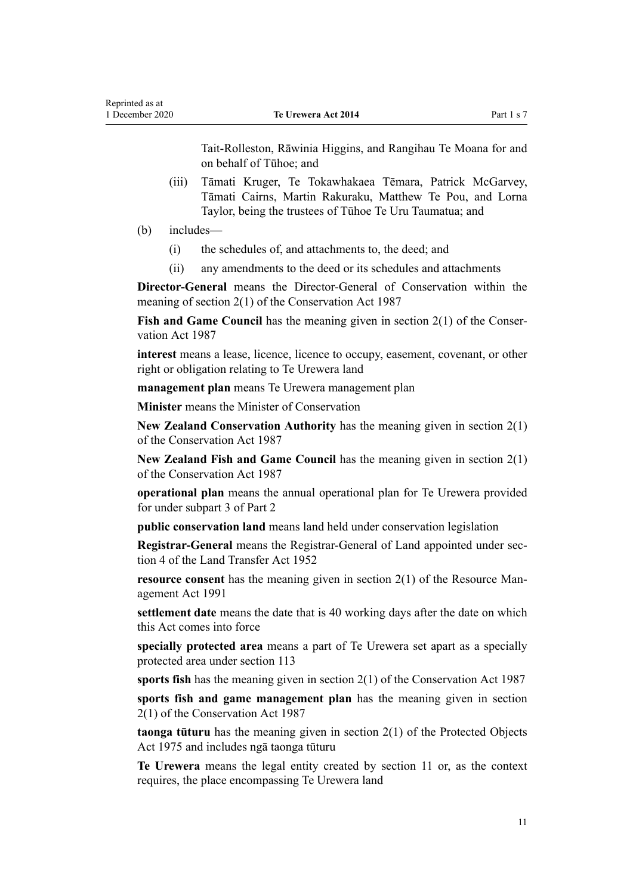Tait-Rolleston, Rāwinia Higgins, and Rangihau Te Moana for and on behalf of Tūhoe; and

(iii) Tāmati Kruger, Te Tokawhakaea Tēmara, Patrick McGarvey, Tāmati Cairns, Martin Rakuraku, Matthew Te Pou, and Lorna Taylor, being the trustees of Tūhoe Te Uru Taumatua; and

(b) includes—

(i) the schedules of, and attachments to, the deed; and

(ii) any amendments to the deed or its schedules and attachments

**Director-General** means the Director-General of Conservation within the meaning of section 2(1) of the Conservation Act 1987

**Fish and Game Council** has the meaning given in section 2(1) of the Conservation Act 1987

**interest** means a lease, licence, licence to occupy, easement, covenant, or other right or obligation relating to Te Urewera land

**management plan** means Te Urewera management plan

**Minister** means the Minister of Conservation

**New Zealand Conservation Authority** has the meaning given in section 2(1) of the Conservation Act 1987

**New Zealand Fish and Game Council** has the meaning given in section 2(1) of the Conservation Act 1987

**operational plan** means the annual operational plan for Te Urewera provided for under subpart 3 of Part 2

**public conservation land** means land held under conservation legislation

**Registrar-General** means the Registrar-General of Land appointed under section 4 of the Land Transfer Act 1952

**resource consent** has the meaning given in section 2(1) of the Resource Management Act 1991

**settlement date** means the date that is 40 working days after the date on which this Act comes into force

**specially protected area** means a part of Te Urewera set apart as a specially protected area under section 113

**sports fish** has the meaning given in section 2(1) of the Conservation Act 1987

**sports fish and game management plan** has the meaning given in section 2(1) of the Conservation Act 1987

**taonga tūturu** has the meaning given in section 2(1) of the Protected Objects Act 1975 and includes ngā taonga tūturu

**Te Urewera** means the legal entity created by section 11 or, as the context requires, the place encompassing Te Urewera land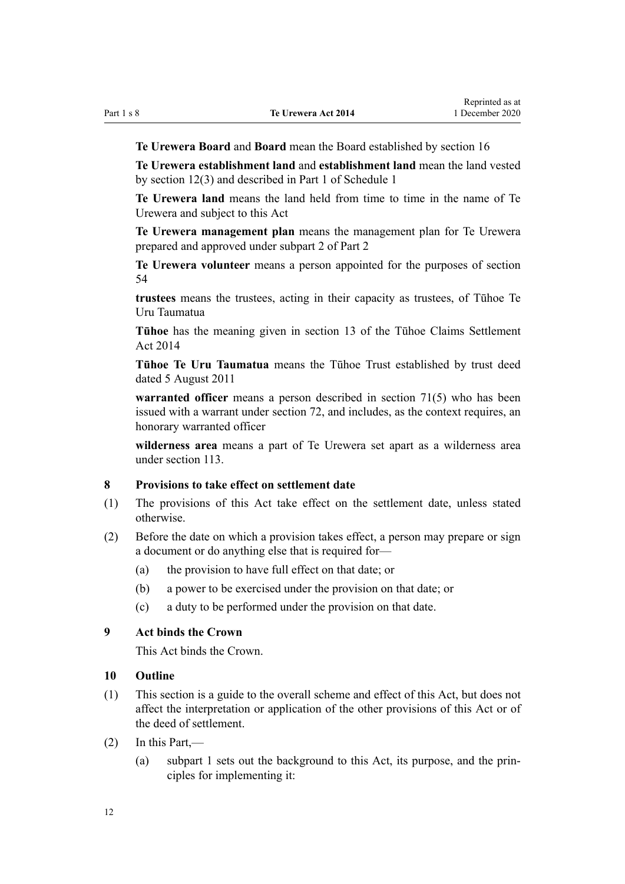**Te Urewera Board** and **Board** mean the Board established by section 16

**Te Urewera establishment land** and **establishment land** mean the land vested by section 12(3) and described in Part 1 of Schedule 1

**Te Urewera land** means the land held from time to time in the name of Te Urewera and subject to this Act

**Te Urewera management plan** means the management plan for Te Urewera prepared and approved under subpart 2 of Part 2

**Te Urewera volunteer** means a person appointed for the purposes of section 54

**trustees** means the trustees, acting in their capacity as trustees, of Tūhoe Te Uru Taumatua

**Tūhoe** has the meaning given in section 13 of the Tūhoe Claims Settlement Act 2014

**Tūhoe Te Uru Taumatua** means the Tūhoe Trust established by trust deed dated 5 August 2011

**warranted officer** means a person described in section 71(5) who has been issued with a warrant under section 72, and includes, as the context requires, an honorary warranted officer

**wilderness area** means a part of Te Urewera set apart as a wilderness area under section 113.

### 8 Provisions to take effect on settlement date

(1) The provisions of this Act take effect on the settlement date, unless stated otherwise.

(2) Before the date on which a provision takes effect, a person may prepare or sign a document or do anything else that is required for—

- (a) the provision to have full effect on that date; or
- (b) a power to be exercised under the provision on that date; or
- (c) a duty to be performed under the provision on that date.

### 9 Act binds the Crown

This Act binds the Crown.

### 10 Outline

(1) This section is a guide to the overall scheme and effect of this Act, but does not affect the interpretation or application of the other provisions of this Act or of the deed of settlement.

(2) In this Part,—

- (a) subpart 1 sets out the background to this Act, its purpose, and the principles for implementing it: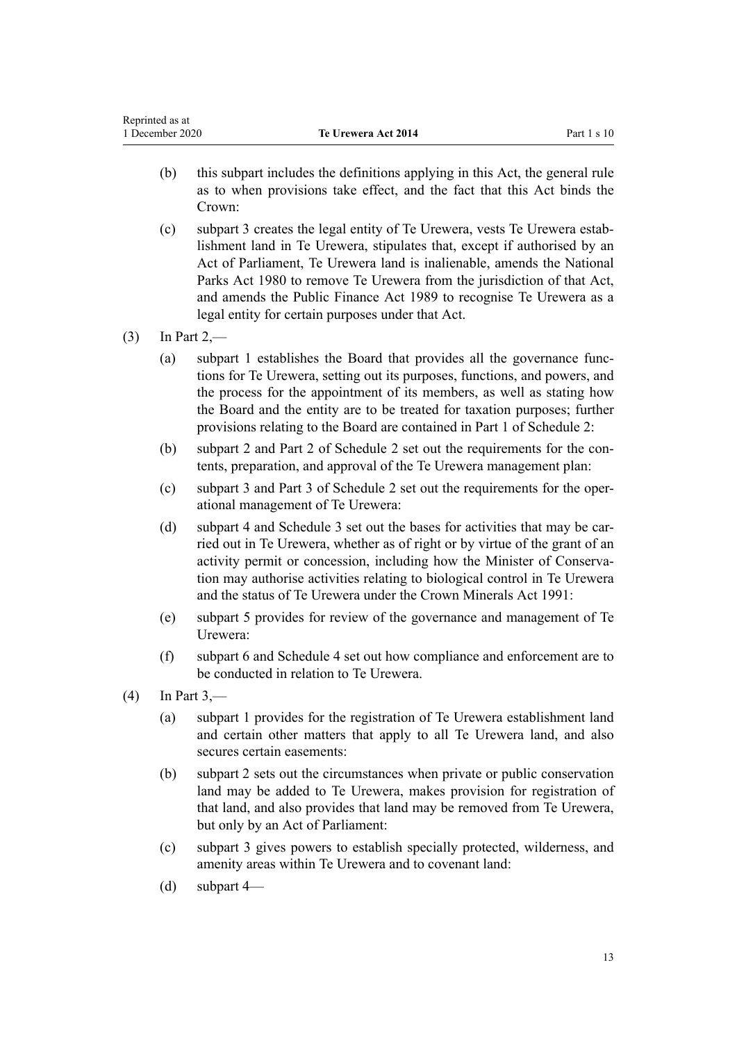(b) this subpart includes the definitions applying in this Act, the general rule as to when provisions take effect, and the fact that this Act binds the Crown:

(c) subpart 3 creates the legal entity of Te Urewera, vests Te Urewera establishment land in Te Urewera, stipulates that, except if authorised by an Act of Parliament, Te Urewera land is inalienable, amends the National Parks Act 1980 to remove Te Urewera from the jurisdiction of that Act, and amends the Public Finance Act 1989 to recognise Te Urewera as a legal entity for certain purposes under that Act.

(3) In Part 2,—

(a) subpart 1 establishes the Board that provides all the governance functions for Te Urewera, setting out its purposes, functions, and powers, and the process for the appointment of its members, as well as stating how the Board and the entity are to be treated for taxation purposes; further provisions relating to the Board are contained in Part 1 of Schedule 2:

(b) subpart 2 and Part 2 of Schedule 2 set out the requirements for the contents, preparation, and approval of the Te Urewera management plan:

(c) subpart 3 and Part 3 of Schedule 2 set out the requirements for the operational management of Te Urewera:

(d) subpart 4 and Schedule 3 set out the bases for activities that may be carried out in Te Urewera, whether as of right or by virtue of the grant of an activity permit or concession, including how the Minister of Conservation may authorise activities relating to biological control in Te Urewera and the status of Te Urewera under the Crown Minerals Act 1991:

(e) subpart 5 provides for review of the governance and management of Te Urewera:

(f) subpart 6 and Schedule 4 set out how compliance and enforcement are to be conducted in relation to Te Urewera.

(4) In Part 3,—

(a) subpart 1 provides for the registration of Te Urewera establishment land and certain other matters that apply to all Te Urewera land, and also secures certain easements:

(b) subpart 2 sets out the circumstances when private or public conservation land may be added to Te Urewera, makes provision for registration of that land, and also provides that land may be removed from Te Urewera, but only by an Act of Parliament:

(c) subpart 3 gives powers to establish specially protected, wilderness, and amenity areas within Te Urewera and to covenant land:

(d) subpart 4—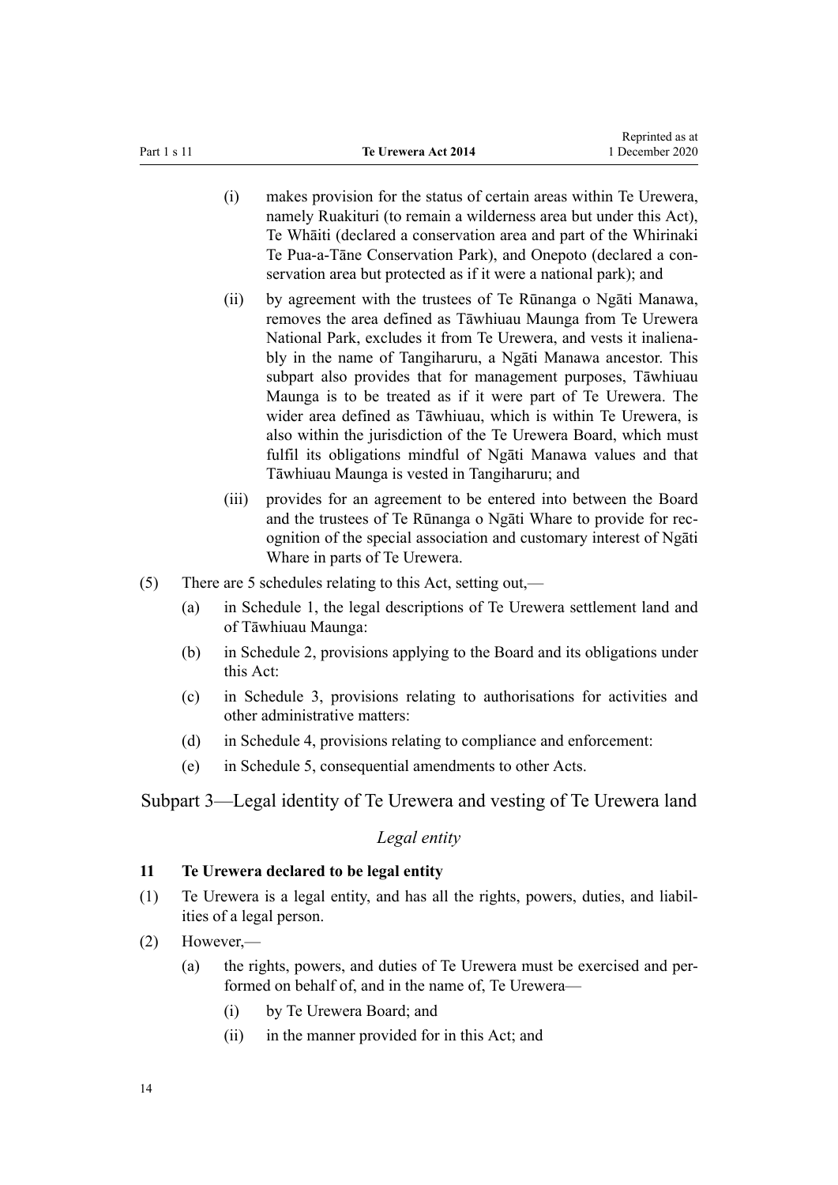(i) makes provision for the status of certain areas within Te Urewera, namely Ruakituri (to remain a wilderness area but under this Act), Te Whāiti (declared a conservation area and part of the Whirinaki Te Pua-a-Tāne Conservation Park), and Onepoto (declared a conservation area but protected as if it were a national park); and

(ii) by agreement with the trustees of Te Rūnanga o Ngāti Manawa, removes the area defined as Tāwhiuau Maunga from Te Urewera National Park, excludes it from Te Urewera, and vests it inalienably in the name of Tangiharuru, a Ngāti Manawa ancestor. This subpart also provides that for management purposes, Tāwhiuau Maunga is to be treated as if it were part of Te Urewera. The wider area defined as Tāwhiuau, which is within Te Urewera, is also within the jurisdiction of the Te Urewera Board, which must fulfil its obligations mindful of Ngāti Manawa values and that Tāwhiuau Maunga is vested in Tangiharuru; and

(iii) provides for an agreement to be entered into between the Board and the trustees of Te Rūnanga o Ngāti Whare to provide for recognition of the special association and customary interest of Ngāti Whare in parts of Te Urewera.

(5) There are 5 schedules relating to this Act, setting out,—

(a) in Schedule 1, the legal descriptions of Te Urewera settlement land and of Tāwhiuau Maunga:

(b) in Schedule 2, provisions applying to the Board and its obligations under this Act:

(c) in Schedule 3, provisions relating to authorisations for activities and other administrative matters:

(d) in Schedule 4, provisions relating to compliance and enforcement:

(e) in Schedule 5, consequential amendments to other Acts.

## Subpart 3—Legal identity of Te Urewera and vesting of Te Urewera land

### *Legal entity*

**11 Te Urewera declared to be legal entity**

(1) Te Urewera is a legal entity, and has all the rights, powers, duties, and liabilities of a legal person.

(2) However,—

(a) the rights, powers, and duties of Te Urewera must be exercised and performed on behalf of, and in the name of, Te Urewera—

(i) by Te Urewera Board; and

(ii) in the manner provided for in this Act; and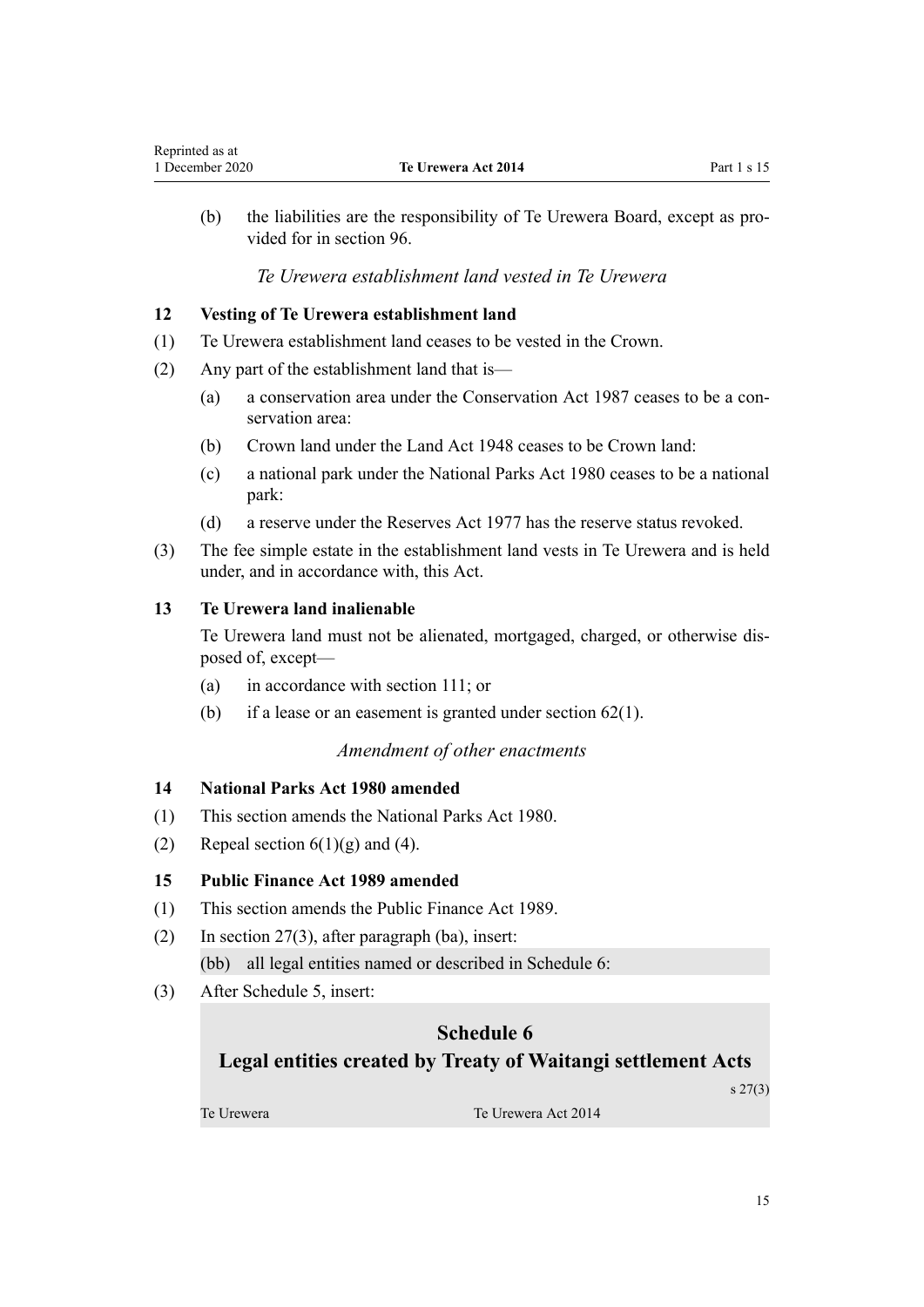(b) the liabilities are the responsibility of Te Urewera Board, except as provided for in section 96.

*Te Urewera establishment land vested in Te Urewera*

**12 Vesting of Te Urewera establishment land**

(1) Te Urewera establishment land ceases to be vested in the Crown.

(2) Any part of the establishment land that is—

(a) a conservation area under the Conservation Act 1987 ceases to be a conservation area:

(b) Crown land under the Land Act 1948 ceases to be Crown land:

(c) a national park under the National Parks Act 1980 ceases to be a national park:

(d) a reserve under the Reserves Act 1977 has the reserve status revoked.

(3) The fee simple estate in the establishment land vests in Te Urewera and is held under, and in accordance with, this Act.

**13 Te Urewera land inalienable**

Te Urewera land must not be alienated, mortgaged, charged, or otherwise disposed of, except—

(a) in accordance with section 111; or

(b) if a lease or an easement is granted under section 62(1).

*Amendment of other enactments*

**14 National Parks Act 1980 amended**

(1) This section amends the National Parks Act 1980.

(2) Repeal section 6(1)(g) and (4).

**15 Public Finance Act 1989 amended**

(1) This section amends the Public Finance Act 1989.

(2) In section 27(3), after paragraph (ba), insert:

(bb) all legal entities named or described in Schedule 6:

(3) After Schedule 5, insert:

## Schedule 6
## Legal entities created by Treaty of Waitangi settlement Acts

s 27(3)

| Te Urewera | Te Urewera Act 2014 |
|---|---|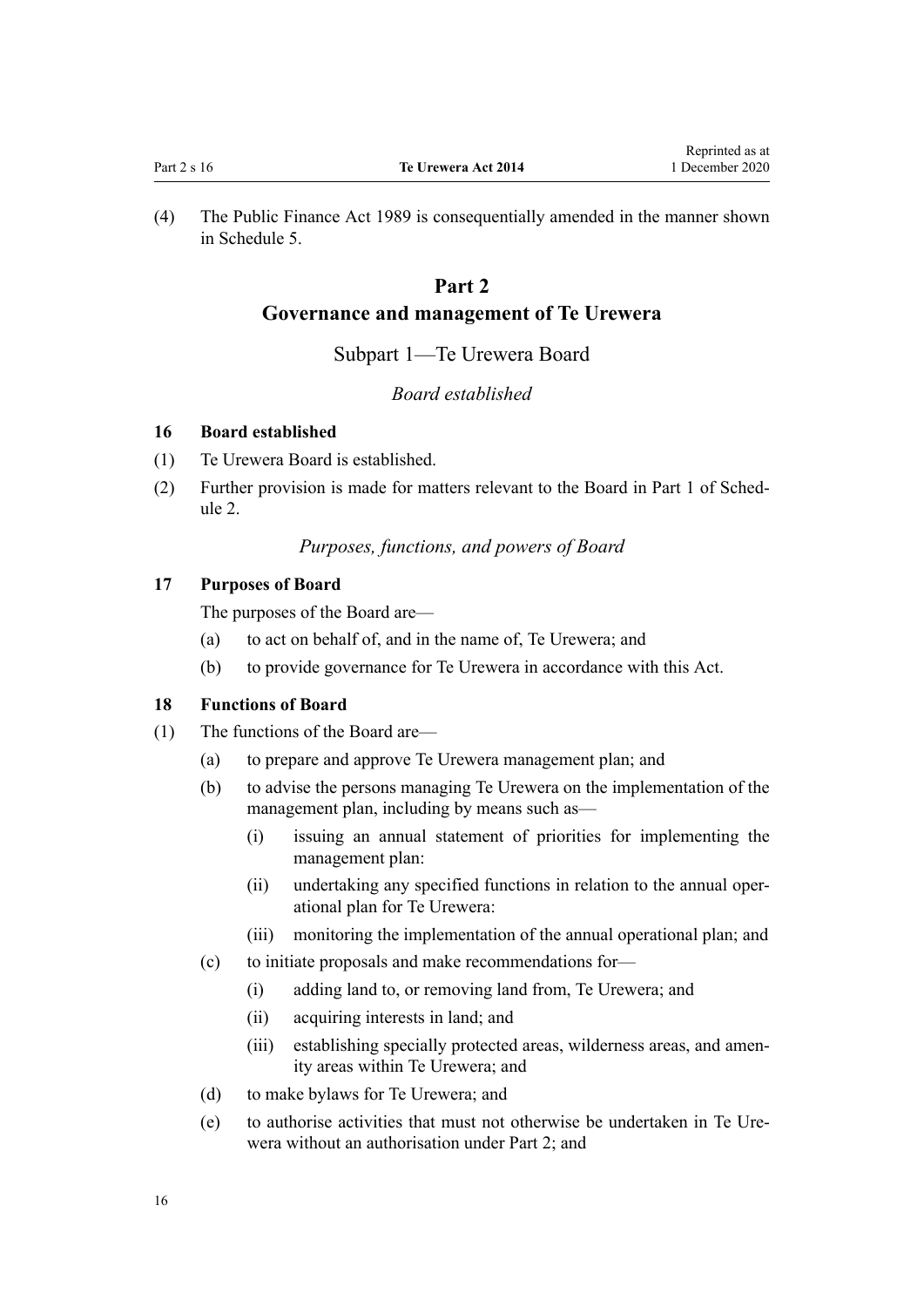(4) The Public Finance Act 1989 is consequentially amended in the manner shown in Schedule 5.

# Part 2
# Governance and management of Te Urewera

## Subpart 1—Te Urewera Board

### *Board established*

**16 Board established**

(1) Te Urewera Board is established.

(2) Further provision is made for matters relevant to the Board in Part 1 of Schedule 2.

### *Purposes, functions, and powers of Board*

**17 Purposes of Board**

The purposes of the Board are—

(a) to act on behalf of, and in the name of, Te Urewera; and

(b) to provide governance for Te Urewera in accordance with this Act.

**18 Functions of Board**

(1) The functions of the Board are—

(a) to prepare and approve Te Urewera management plan; and

(b) to advise the persons managing Te Urewera on the implementation of the management plan, including by means such as—

(i) issuing an annual statement of priorities for implementing the management plan:

(ii) undertaking any specified functions in relation to the annual operational plan for Te Urewera:

(iii) monitoring the implementation of the annual operational plan; and

(c) to initiate proposals and make recommendations for—

(i) adding land to, or removing land from, Te Urewera; and

(ii) acquiring interests in land; and

(iii) establishing specially protected areas, wilderness areas, and amenity areas within Te Urewera; and

(d) to make bylaws for Te Urewera; and

(e) to authorise activities that must not otherwise be undertaken in Te Urewera without an authorisation under Part 2; and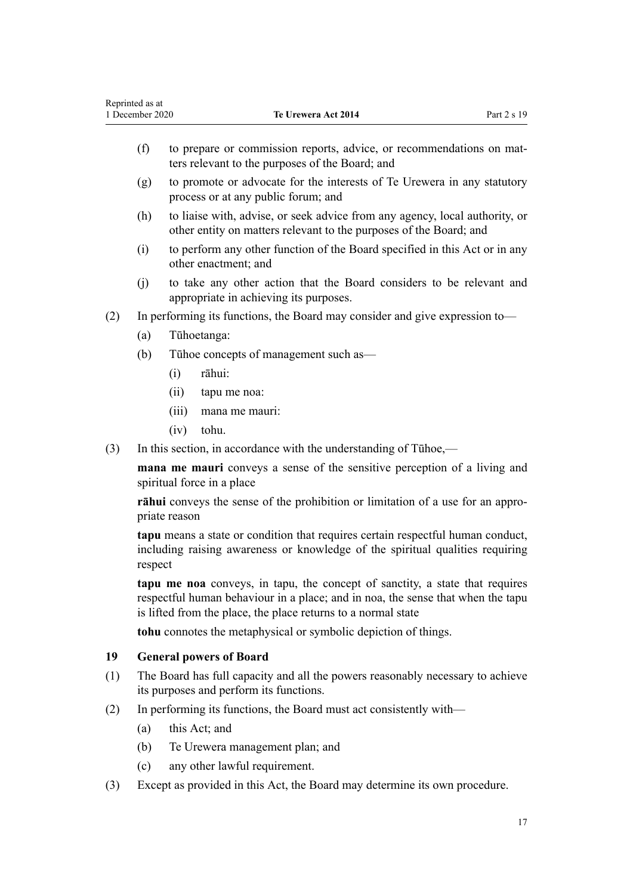(f) to prepare or commission reports, advice, or recommendations on matters relevant to the purposes of the Board; and

(g) to promote or advocate for the interests of Te Urewera in any statutory process or at any public forum; and

(h) to liaise with, advise, or seek advice from any agency, local authority, or other entity on matters relevant to the purposes of the Board; and

(i) to perform any other function of the Board specified in this Act or in any other enactment; and

(j) to take any other action that the Board considers to be relevant and appropriate in achieving its purposes.

(2) In performing its functions, the Board may consider and give expression to—

(a) Tūhoetanga:

(b) Tūhoe concepts of management such as—

(i) rāhui:

(ii) tapu me noa:

(iii) mana me mauri:

(iv) tohu.

(3) In this section, in accordance with the understanding of Tūhoe,—

**mana me mauri** conveys a sense of the sensitive perception of a living and spiritual force in a place

**rāhui** conveys the sense of the prohibition or limitation of a use for an appropriate reason

**tapu** means a state or condition that requires certain respectful human conduct, including raising awareness or knowledge of the spiritual qualities requiring respect

**tapu me noa** conveys, in tapu, the concept of sanctity, a state that requires respectful human behaviour in a place; and in noa, the sense that when the tapu is lifted from the place, the place returns to a normal state

**tohu** connotes the metaphysical or symbolic depiction of things.

### 19 General powers of Board

(1) The Board has full capacity and all the powers reasonably necessary to achieve its purposes and perform its functions.

(2) In performing its functions, the Board must act consistently with—

(a) this Act; and

(b) Te Urewera management plan; and

(c) any other lawful requirement.

(3) Except as provided in this Act, the Board may determine its own procedure.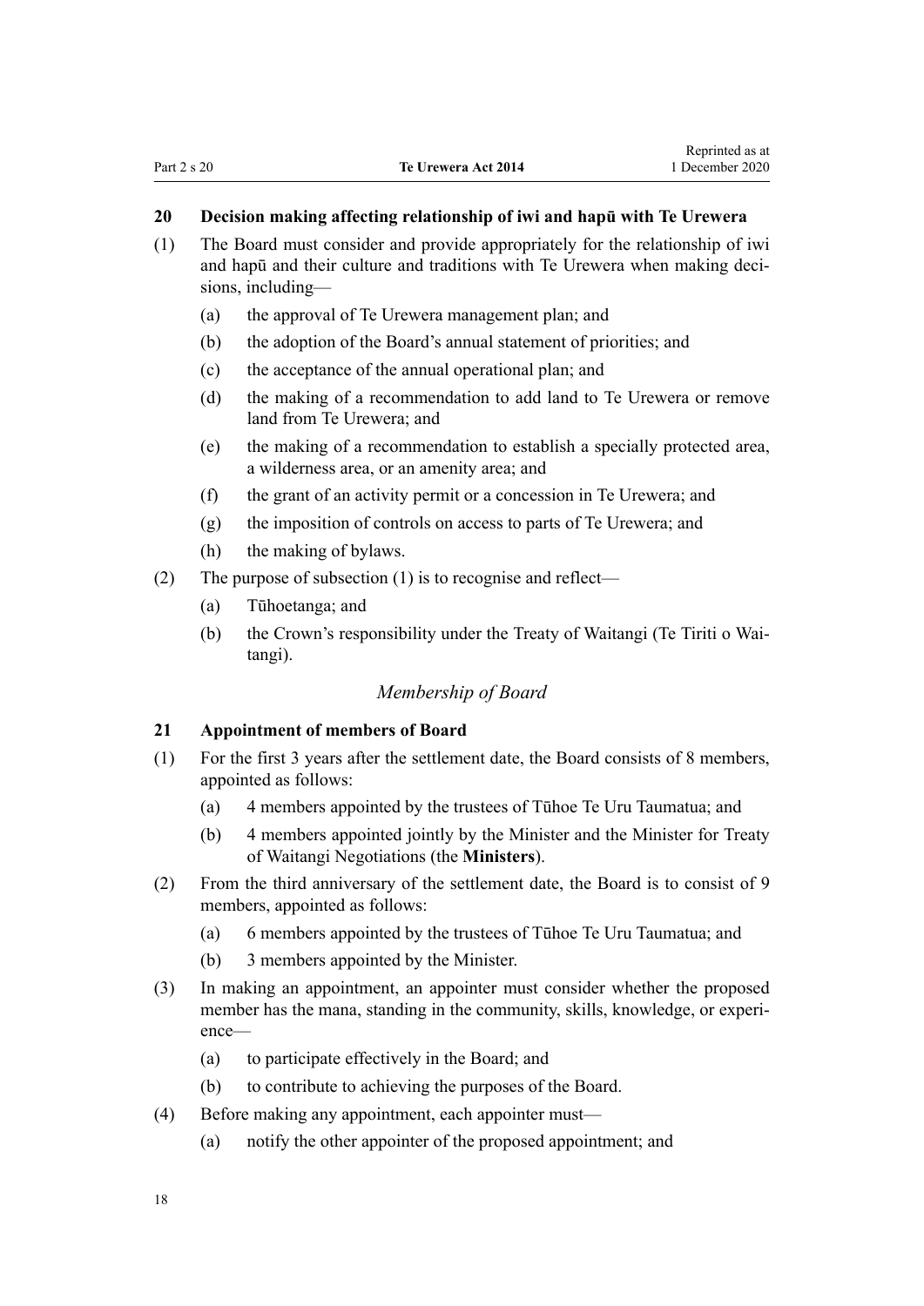### 20 Decision making affecting relationship of iwi and hapū with Te Urewera

(1) The Board must consider and provide appropriately for the relationship of iwi and hapū and their culture and traditions with Te Urewera when making decisions, including—

- (a) the approval of Te Urewera management plan; and
- (b) the adoption of the Board's annual statement of priorities; and
- (c) the acceptance of the annual operational plan; and
- (d) the making of a recommendation to add land to Te Urewera or remove land from Te Urewera; and
- (e) the making of a recommendation to establish a specially protected area, a wilderness area, or an amenity area; and
- (f) the grant of an activity permit or a concession in Te Urewera; and
- (g) the imposition of controls on access to parts of Te Urewera; and
- (h) the making of bylaws.

(2) The purpose of subsection (1) is to recognise and reflect—

- (a) Tūhoetanga; and
- (b) the Crown's responsibility under the Treaty of Waitangi (Te Tiriti o Waitangi).

*Membership of Board*

### 21 Appointment of members of Board

(1) For the first 3 years after the settlement date, the Board consists of 8 members, appointed as follows:

- (a) 4 members appointed by the trustees of Tūhoe Te Uru Taumatua; and
- (b) 4 members appointed jointly by the Minister and the Minister for Treaty of Waitangi Negotiations (the **Ministers**).

(2) From the third anniversary of the settlement date, the Board is to consist of 9 members, appointed as follows:

- (a) 6 members appointed by the trustees of Tūhoe Te Uru Taumatua; and
- (b) 3 members appointed by the Minister.

(3) In making an appointment, an appointer must consider whether the proposed member has the mana, standing in the community, skills, knowledge, or experience—

- (a) to participate effectively in the Board; and
- (b) to contribute to achieving the purposes of the Board.

(4) Before making any appointment, each appointer must—

- (a) notify the other appointer of the proposed appointment; and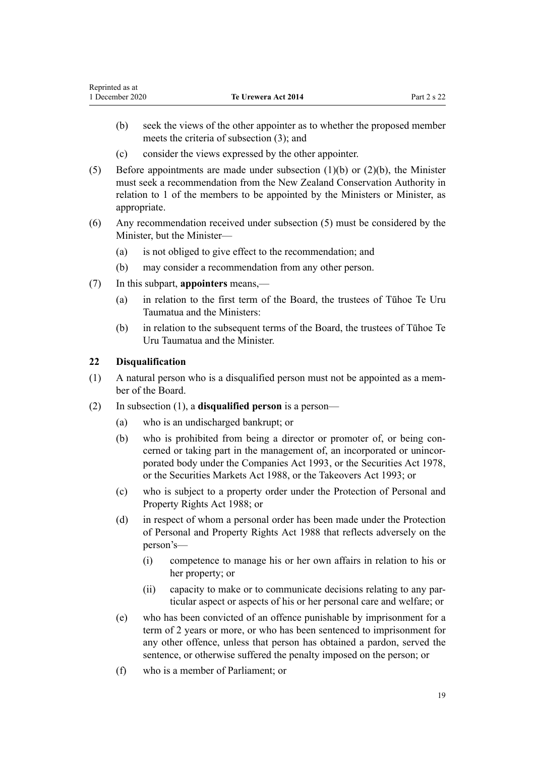(b) seek the views of the other appointer as to whether the proposed member meets the criteria of subsection (3); and

(c) consider the views expressed by the other appointer.

(5) Before appointments are made under subsection (1)(b) or (2)(b), the Minister must seek a recommendation from the New Zealand Conservation Authority in relation to 1 of the members to be appointed by the Ministers or Minister, as appropriate.

(6) Any recommendation received under subsection (5) must be considered by the Minister, but the Minister—

(a) is not obliged to give effect to the recommendation; and

(b) may consider a recommendation from any other person.

(7) In this subpart, **appointers** means,—

(a) in relation to the first term of the Board, the trustees of Tūhoe Te Uru Taumatua and the Ministers:

(b) in relation to the subsequent terms of the Board, the trustees of Tūhoe Te Uru Taumatua and the Minister.

### 22 Disqualification

(1) A natural person who is a disqualified person must not be appointed as a member of the Board.

(2) In subsection (1), a **disqualified person** is a person—

(a) who is an undischarged bankrupt; or

(b) who is prohibited from being a director or promoter of, or being concerned or taking part in the management of, an incorporated or unincorporated body under the Companies Act 1993, or the Securities Act 1978, or the Securities Markets Act 1988, or the Takeovers Act 1993; or

(c) who is subject to a property order under the Protection of Personal and Property Rights Act 1988; or

(d) in respect of whom a personal order has been made under the Protection of Personal and Property Rights Act 1988 that reflects adversely on the person's—

(i) competence to manage his or her own affairs in relation to his or her property; or

(ii) capacity to make or to communicate decisions relating to any particular aspect or aspects of his or her personal care and welfare; or

(e) who has been convicted of an offence punishable by imprisonment for a term of 2 years or more, or who has been sentenced to imprisonment for any other offence, unless that person has obtained a pardon, served the sentence, or otherwise suffered the penalty imposed on the person; or

(f) who is a member of Parliament; or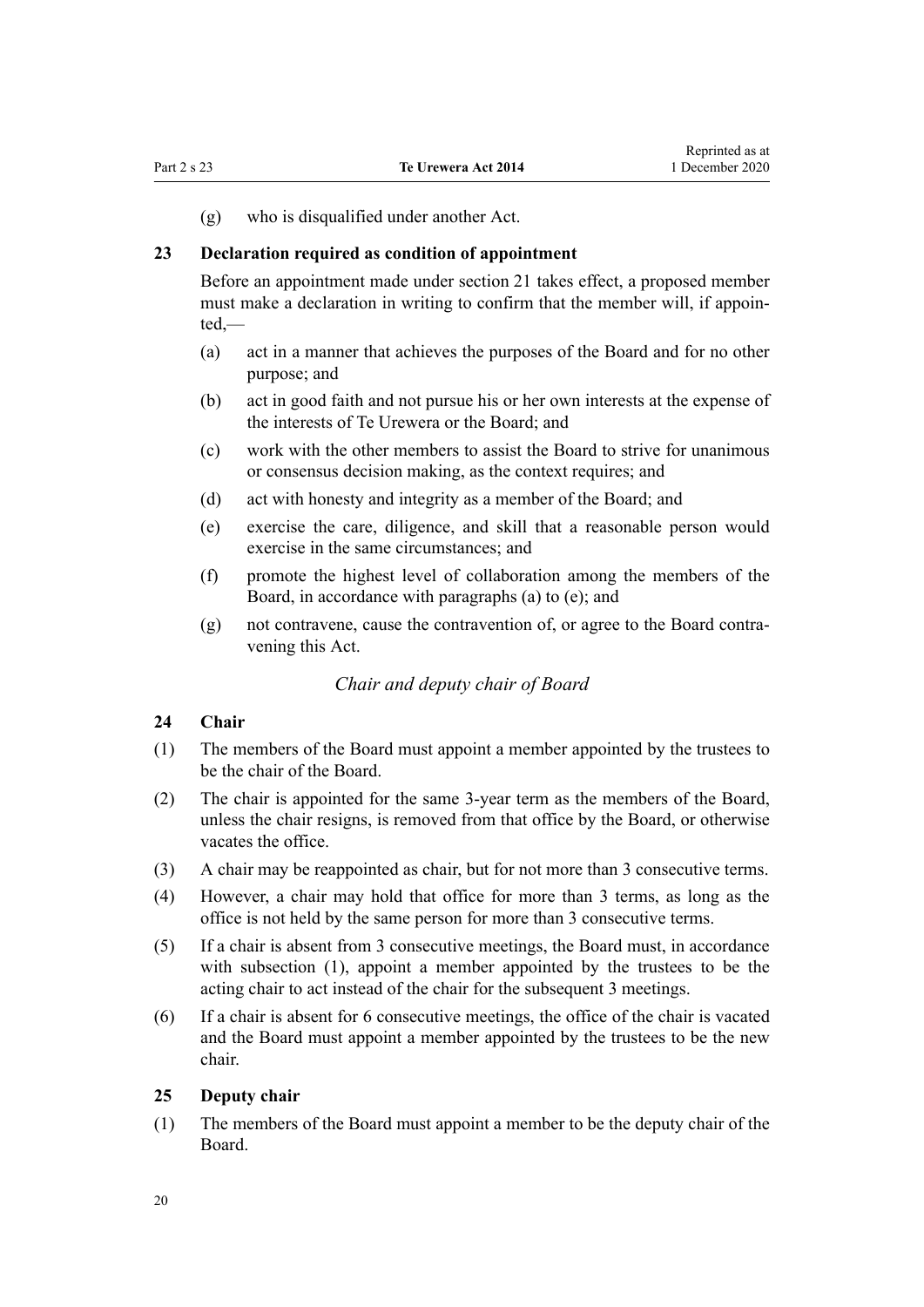(g) who is disqualified under another Act.

### 23 Declaration required as condition of appointment

Before an appointment made under section 21 takes effect, a proposed member must make a declaration in writing to confirm that the member will, if appointed,—

(a) act in a manner that achieves the purposes of the Board and for no other purpose; and

(b) act in good faith and not pursue his or her own interests at the expense of the interests of Te Urewera or the Board; and

(c) work with the other members to assist the Board to strive for unanimous or consensus decision making, as the context requires; and

(d) act with honesty and integrity as a member of the Board; and

(e) exercise the care, diligence, and skill that a reasonable person would exercise in the same circumstances; and

(f) promote the highest level of collaboration among the members of the Board, in accordance with paragraphs (a) to (e); and

(g) not contravene, cause the contravention of, or agree to the Board contravening this Act.

*Chair and deputy chair of Board*

### 24 Chair

(1) The members of the Board must appoint a member appointed by the trustees to be the chair of the Board.

(2) The chair is appointed for the same 3-year term as the members of the Board, unless the chair resigns, is removed from that office by the Board, or otherwise vacates the office.

(3) A chair may be reappointed as chair, but for not more than 3 consecutive terms.

(4) However, a chair may hold that office for more than 3 terms, as long as the office is not held by the same person for more than 3 consecutive terms.

(5) If a chair is absent from 3 consecutive meetings, the Board must, in accordance with subsection (1), appoint a member appointed by the trustees to be the acting chair to act instead of the chair for the subsequent 3 meetings.

(6) If a chair is absent for 6 consecutive meetings, the office of the chair is vacated and the Board must appoint a member appointed by the trustees to be the new chair.

### 25 Deputy chair

(1) The members of the Board must appoint a member to be the deputy chair of the Board.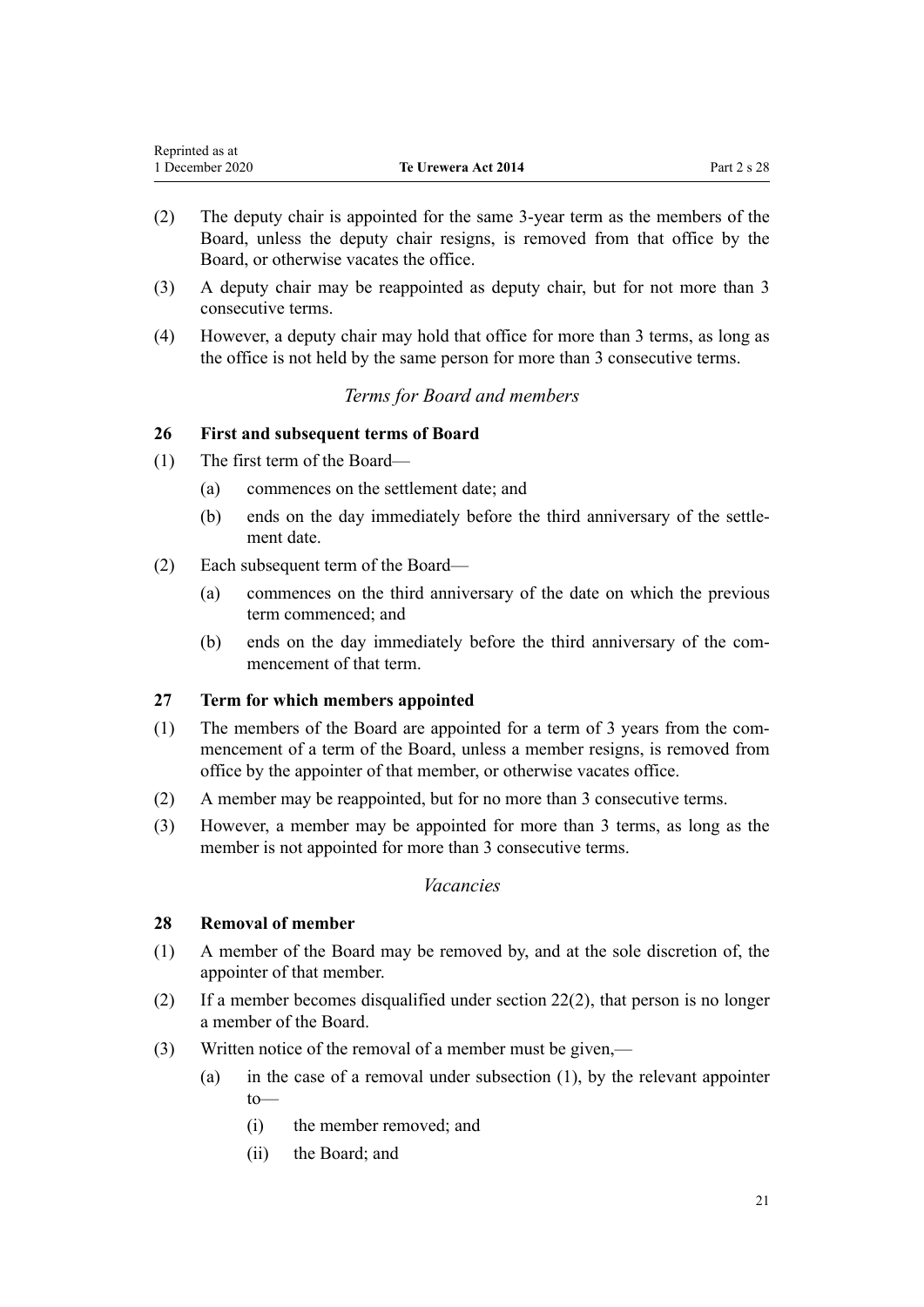(2) The deputy chair is appointed for the same 3-year term as the members of the Board, unless the deputy chair resigns, is removed from that office by the Board, or otherwise vacates the office.

(3) A deputy chair may be reappointed as deputy chair, but for not more than 3 consecutive terms.

(4) However, a deputy chair may hold that office for more than 3 terms, as long as the office is not held by the same person for more than 3 consecutive terms.

*Terms for Board and members*

**26 First and subsequent terms of Board**

(1) The first term of the Board—

(a) commences on the settlement date; and

(b) ends on the day immediately before the third anniversary of the settlement date.

(2) Each subsequent term of the Board—

(a) commences on the third anniversary of the date on which the previous term commenced; and

(b) ends on the day immediately before the third anniversary of the commencement of that term.

**27 Term for which members appointed**

(1) The members of the Board are appointed for a term of 3 years from the commencement of a term of the Board, unless a member resigns, is removed from office by the appointer of that member, or otherwise vacates office.

(2) A member may be reappointed, but for no more than 3 consecutive terms.

(3) However, a member may be appointed for more than 3 terms, as long as the member is not appointed for more than 3 consecutive terms.

*Vacancies*

**28 Removal of member**

(1) A member of the Board may be removed by, and at the sole discretion of, the appointer of that member.

(2) If a member becomes disqualified under section 22(2), that person is no longer a member of the Board.

(3) Written notice of the removal of a member must be given,—

(a) in the case of a removal under subsection (1), by the relevant appointer to—

(i) the member removed; and

(ii) the Board; and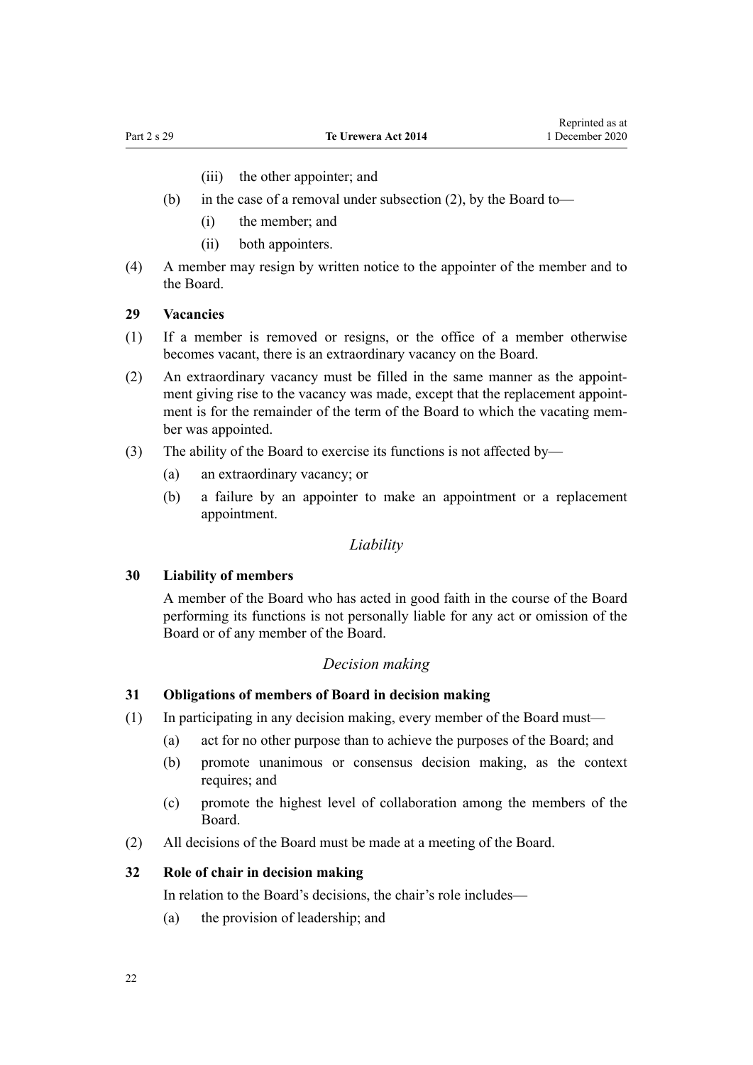(iii) the other appointer; and

(b) in the case of a removal under subsection (2), by the Board to—

(i) the member; and

(ii) both appointers.

(4) A member may resign by written notice to the appointer of the member and to the Board.

**29 Vacancies**

(1) If a member is removed or resigns, or the office of a member otherwise becomes vacant, there is an extraordinary vacancy on the Board.

(2) An extraordinary vacancy must be filled in the same manner as the appointment giving rise to the vacancy was made, except that the replacement appointment is for the remainder of the term of the Board to which the vacating member was appointed.

(3) The ability of the Board to exercise its functions is not affected by—

(a) an extraordinary vacancy; or

(b) a failure by an appointer to make an appointment or a replacement appointment.

*Liability*

**30 Liability of members**

A member of the Board who has acted in good faith in the course of the Board performing its functions is not personally liable for any act or omission of the Board or of any member of the Board.

*Decision making*

**31 Obligations of members of Board in decision making**

(1) In participating in any decision making, every member of the Board must—

(a) act for no other purpose than to achieve the purposes of the Board; and

(b) promote unanimous or consensus decision making, as the context requires; and

(c) promote the highest level of collaboration among the members of the Board.

(2) All decisions of the Board must be made at a meeting of the Board.

**32 Role of chair in decision making**

In relation to the Board's decisions, the chair's role includes—

(a) the provision of leadership; and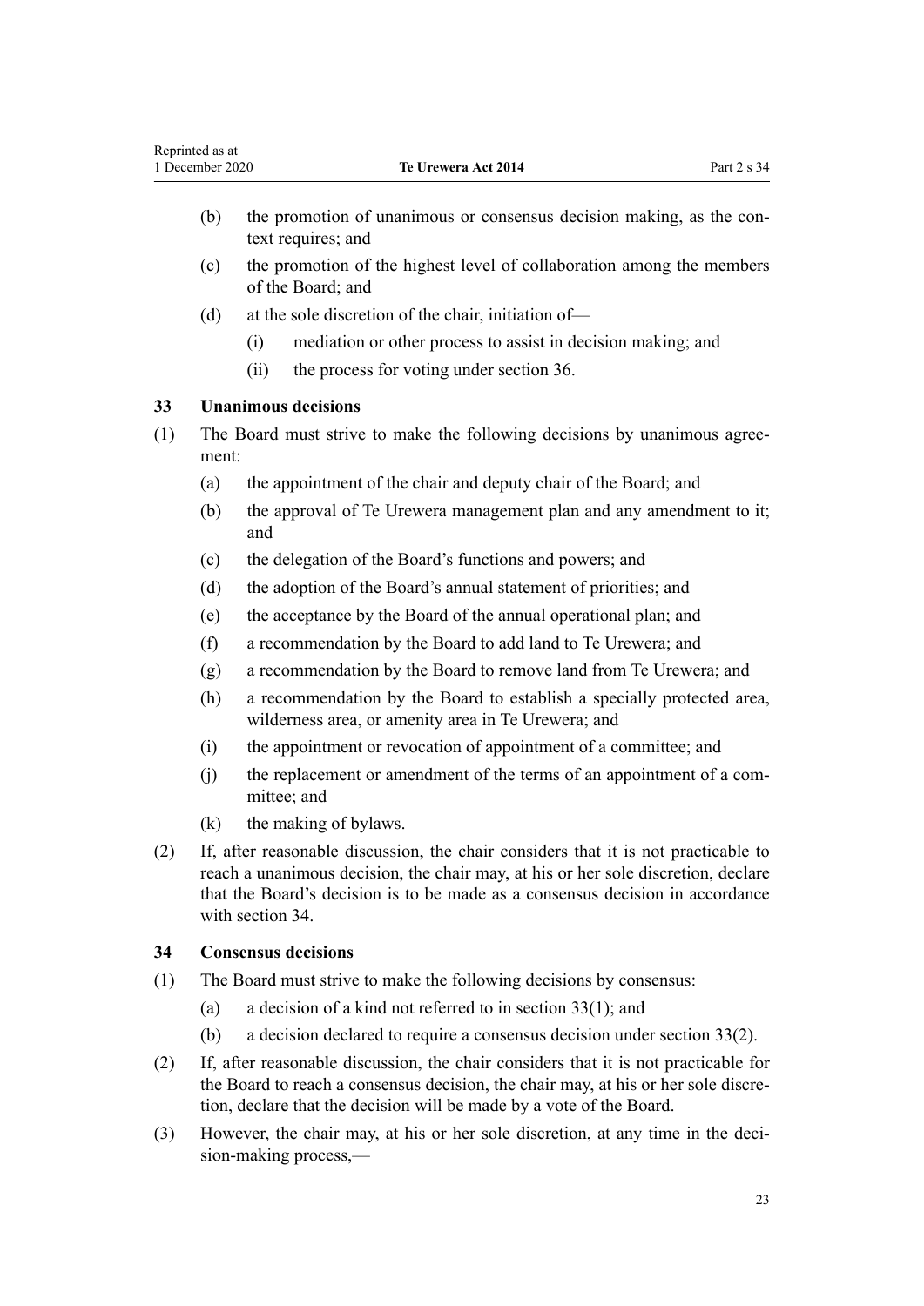(b) the promotion of unanimous or consensus decision making, as the context requires; and

(c) the promotion of the highest level of collaboration among the members of the Board; and

(d) at the sole discretion of the chair, initiation of—

  (i) mediation or other process to assist in decision making; and

  (ii) the process for voting under section 36.

### 33 Unanimous decisions

(1) The Board must strive to make the following decisions by unanimous agreement:

  (a) the appointment of the chair and deputy chair of the Board; and

  (b) the approval of Te Urewera management plan and any amendment to it; and

  (c) the delegation of the Board's functions and powers; and

  (d) the adoption of the Board's annual statement of priorities; and

  (e) the acceptance by the Board of the annual operational plan; and

  (f) a recommendation by the Board to add land to Te Urewera; and

  (g) a recommendation by the Board to remove land from Te Urewera; and

  (h) a recommendation by the Board to establish a specially protected area, wilderness area, or amenity area in Te Urewera; and

  (i) the appointment or revocation of appointment of a committee; and

  (j) the replacement or amendment of the terms of an appointment of a committee; and

  (k) the making of bylaws.

(2) If, after reasonable discussion, the chair considers that it is not practicable to reach a unanimous decision, the chair may, at his or her sole discretion, declare that the Board's decision is to be made as a consensus decision in accordance with section 34.

### 34 Consensus decisions

(1) The Board must strive to make the following decisions by consensus:

  (a) a decision of a kind not referred to in section 33(1); and

  (b) a decision declared to require a consensus decision under section 33(2).

(2) If, after reasonable discussion, the chair considers that it is not practicable for the Board to reach a consensus decision, the chair may, at his or her sole discretion, declare that the decision will be made by a vote of the Board.

(3) However, the chair may, at his or her sole discretion, at any time in the decision-making process,—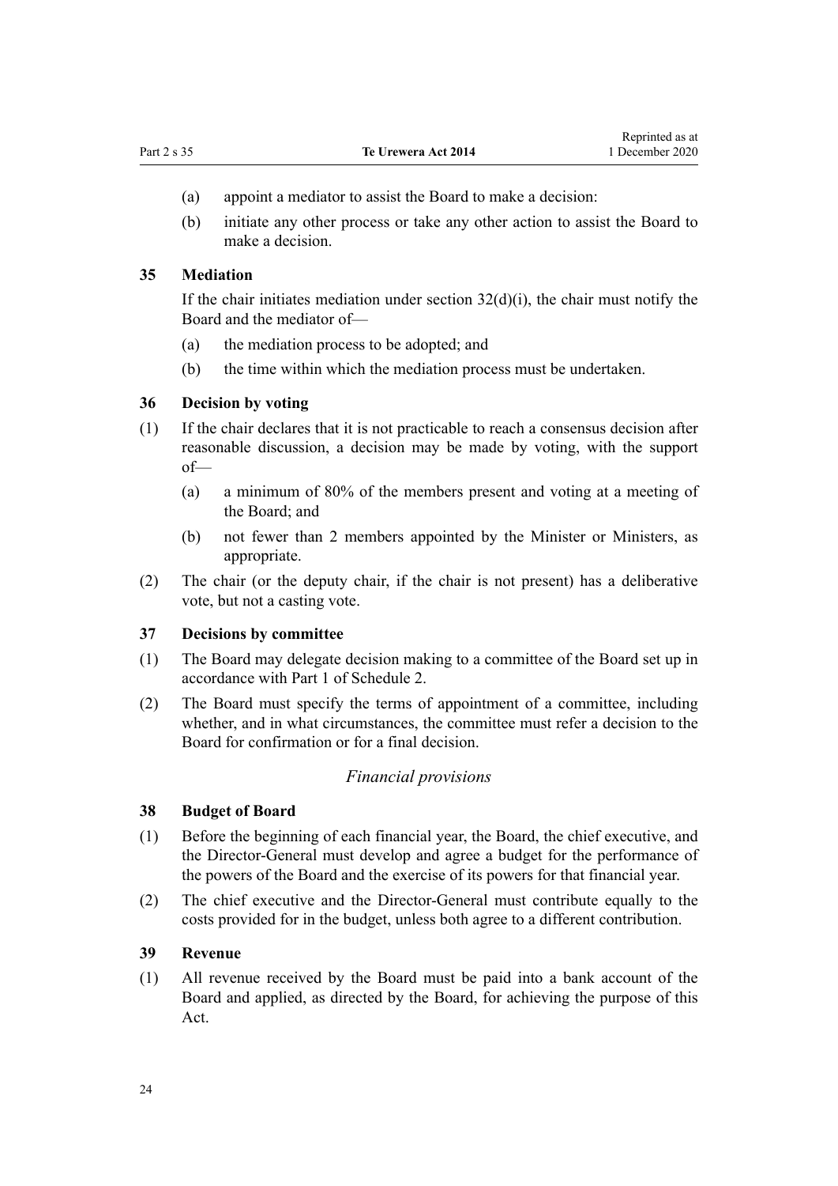(a) appoint a mediator to assist the Board to make a decision:

(b) initiate any other process or take any other action to assist the Board to make a decision.

### 35 Mediation

If the chair initiates mediation under section 32(d)(i), the chair must notify the Board and the mediator of—

(a) the mediation process to be adopted; and

(b) the time within which the mediation process must be undertaken.

### 36 Decision by voting

(1) If the chair declares that it is not practicable to reach a consensus decision after reasonable discussion, a decision may be made by voting, with the support of—

(a) a minimum of 80% of the members present and voting at a meeting of the Board; and

(b) not fewer than 2 members appointed by the Minister or Ministers, as appropriate.

(2) The chair (or the deputy chair, if the chair is not present) has a deliberative vote, but not a casting vote.

### 37 Decisions by committee

(1) The Board may delegate decision making to a committee of the Board set up in accordance with Part 1 of Schedule 2.

(2) The Board must specify the terms of appointment of a committee, including whether, and in what circumstances, the committee must refer a decision to the Board for confirmation or for a final decision.

*Financial provisions*

### 38 Budget of Board

(1) Before the beginning of each financial year, the Board, the chief executive, and the Director-General must develop and agree a budget for the performance of the powers of the Board and the exercise of its powers for that financial year.

(2) The chief executive and the Director-General must contribute equally to the costs provided for in the budget, unless both agree to a different contribution.

### 39 Revenue

(1) All revenue received by the Board must be paid into a bank account of the Board and applied, as directed by the Board, for achieving the purpose of this Act.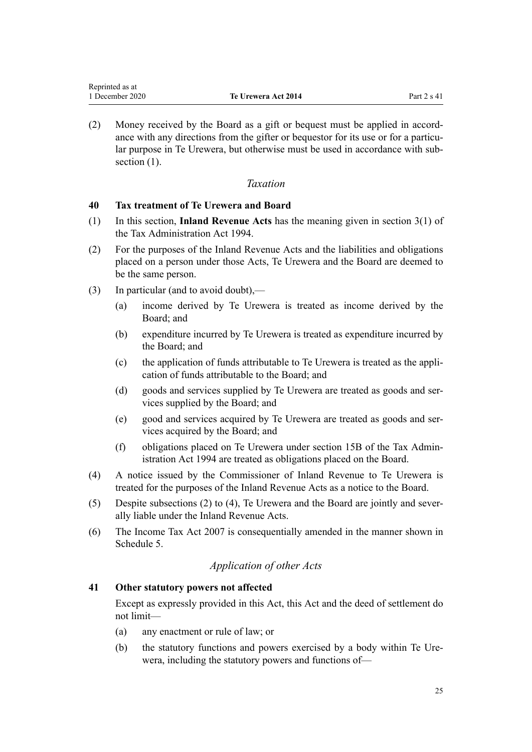(2) Money received by the Board as a gift or bequest must be applied in accordance with any directions from the gifter or bequestor for its use or for a particular purpose in Te Urewera, but otherwise must be used in accordance with subsection (1).

*Taxation*

### 40 Tax treatment of Te Urewera and Board

(1) In this section, **Inland Revenue Acts** has the meaning given in section 3(1) of the Tax Administration Act 1994.

(2) For the purposes of the Inland Revenue Acts and the liabilities and obligations placed on a person under those Acts, Te Urewera and the Board are deemed to be the same person.

(3) In particular (and to avoid doubt),—

(a) income derived by Te Urewera is treated as income derived by the Board; and

(b) expenditure incurred by Te Urewera is treated as expenditure incurred by the Board; and

(c) the application of funds attributable to Te Urewera is treated as the application of funds attributable to the Board; and

(d) goods and services supplied by Te Urewera are treated as goods and services supplied by the Board; and

(e) good and services acquired by Te Urewera are treated as goods and services acquired by the Board; and

(f) obligations placed on Te Urewera under section 15B of the Tax Administration Act 1994 are treated as obligations placed on the Board.

(4) A notice issued by the Commissioner of Inland Revenue to Te Urewera is treated for the purposes of the Inland Revenue Acts as a notice to the Board.

(5) Despite subsections (2) to (4), Te Urewera and the Board are jointly and severally liable under the Inland Revenue Acts.

(6) The Income Tax Act 2007 is consequentially amended in the manner shown in Schedule 5.

*Application of other Acts*

### 41 Other statutory powers not affected

Except as expressly provided in this Act, this Act and the deed of settlement do not limit—

(a) any enactment or rule of law; or

(b) the statutory functions and powers exercised by a body within Te Urewera, including the statutory powers and functions of—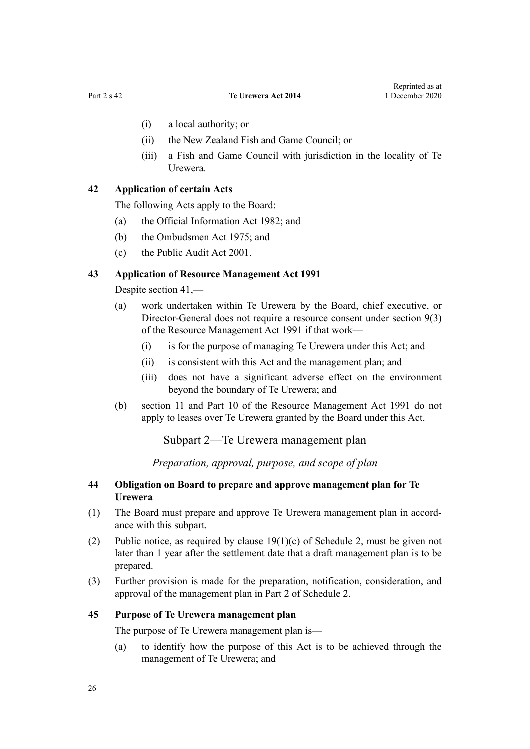(i) a local authority; or

(ii) the New Zealand Fish and Game Council; or

(iii) a Fish and Game Council with jurisdiction in the locality of Te Urewera.

### 42 Application of certain Acts

The following Acts apply to the Board:

(a) the Official Information Act 1982; and

(b) the Ombudsmen Act 1975; and

(c) the Public Audit Act 2001.

### 43 Application of Resource Management Act 1991

Despite section 41,—

(a) work undertaken within Te Urewera by the Board, chief executive, or Director-General does not require a resource consent under section 9(3) of the Resource Management Act 1991 if that work—

  (i) is for the purpose of managing Te Urewera under this Act; and

  (ii) is consistent with this Act and the management plan; and

  (iii) does not have a significant adverse effect on the environment beyond the boundary of Te Urewera; and

(b) section 11 and Part 10 of the Resource Management Act 1991 do not apply to leases over Te Urewera granted by the Board under this Act.

## Subpart 2—Te Urewera management plan

*Preparation, approval, purpose, and scope of plan*

### 44 Obligation on Board to prepare and approve management plan for Te Urewera

(1) The Board must prepare and approve Te Urewera management plan in accordance with this subpart.

(2) Public notice, as required by clause 19(1)(c) of Schedule 2, must be given not later than 1 year after the settlement date that a draft management plan is to be prepared.

(3) Further provision is made for the preparation, notification, consideration, and approval of the management plan in Part 2 of Schedule 2.

### 45 Purpose of Te Urewera management plan

The purpose of Te Urewera management plan is—

(a) to identify how the purpose of this Act is to be achieved through the management of Te Urewera; and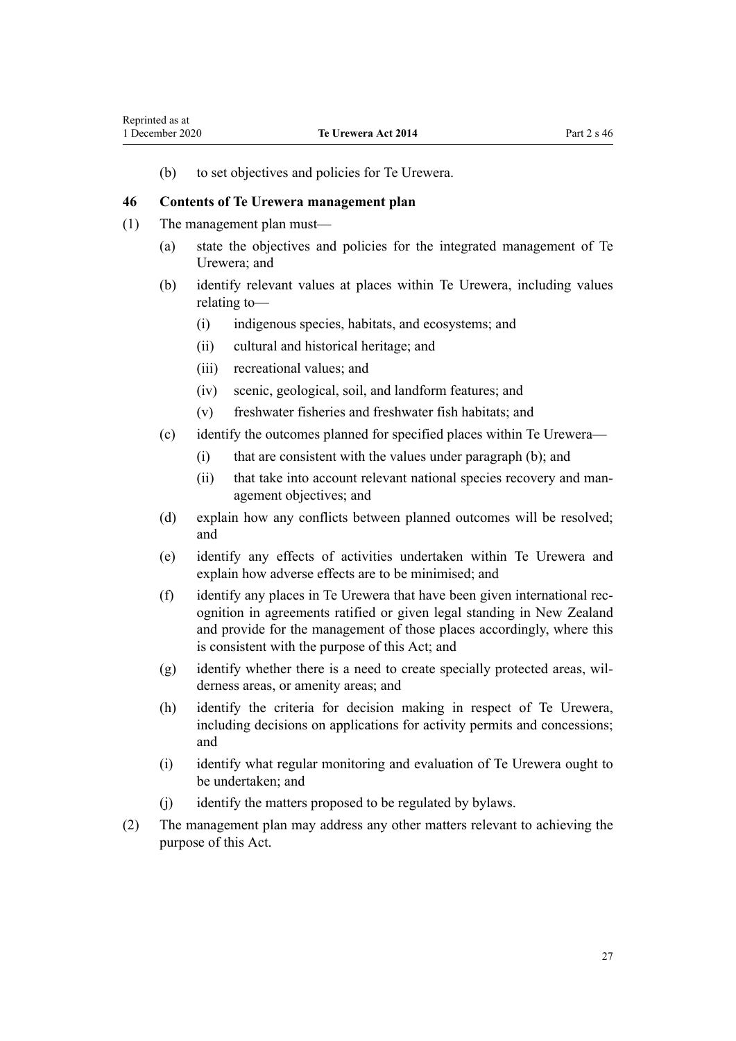(b) to set objectives and policies for Te Urewera.

### 46 Contents of Te Urewera management plan

(1) The management plan must—

  (a) state the objectives and policies for the integrated management of Te Urewera; and

  (b) identify relevant values at places within Te Urewera, including values relating to—

    (i) indigenous species, habitats, and ecosystems; and

    (ii) cultural and historical heritage; and

    (iii) recreational values; and

    (iv) scenic, geological, soil, and landform features; and

    (v) freshwater fisheries and freshwater fish habitats; and

  (c) identify the outcomes planned for specified places within Te Urewera—

    (i) that are consistent with the values under paragraph (b); and

    (ii) that take into account relevant national species recovery and management objectives; and

  (d) explain how any conflicts between planned outcomes will be resolved; and

  (e) identify any effects of activities undertaken within Te Urewera and explain how adverse effects are to be minimised; and

  (f) identify any places in Te Urewera that have been given international recognition in agreements ratified or given legal standing in New Zealand and provide for the management of those places accordingly, where this is consistent with the purpose of this Act; and

  (g) identify whether there is a need to create specially protected areas, wilderness areas, or amenity areas; and

  (h) identify the criteria for decision making in respect of Te Urewera, including decisions on applications for activity permits and concessions; and

  (i) identify what regular monitoring and evaluation of Te Urewera ought to be undertaken; and

  (j) identify the matters proposed to be regulated by bylaws.

(2) The management plan may address any other matters relevant to achieving the purpose of this Act.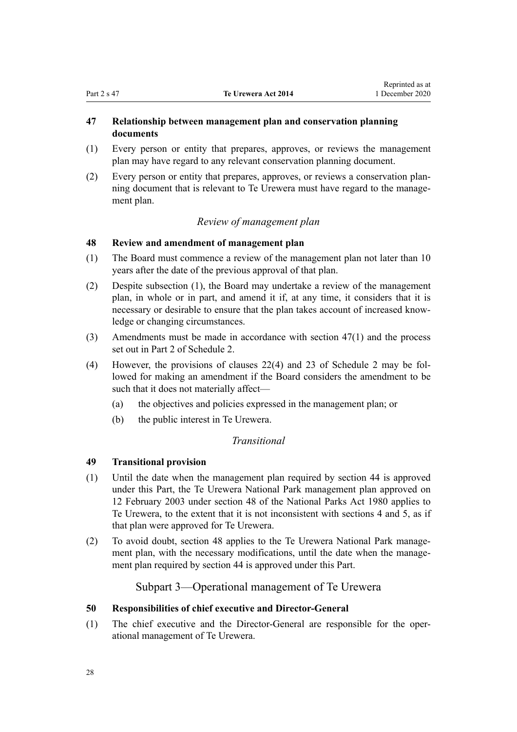### 47 Relationship between management plan and conservation planning documents

(1) Every person or entity that prepares, approves, or reviews the management plan may have regard to any relevant conservation planning document.

(2) Every person or entity that prepares, approves, or reviews a conservation planning document that is relevant to Te Urewera must have regard to the management plan.

*Review of management plan*

### 48 Review and amendment of management plan

(1) The Board must commence a review of the management plan not later than 10 years after the date of the previous approval of that plan.

(2) Despite subsection (1), the Board may undertake a review of the management plan, in whole or in part, and amend it if, at any time, it considers that it is necessary or desirable to ensure that the plan takes account of increased knowledge or changing circumstances.

(3) Amendments must be made in accordance with section 47(1) and the process set out in Part 2 of Schedule 2.

(4) However, the provisions of clauses 22(4) and 23 of Schedule 2 may be followed for making an amendment if the Board considers the amendment to be such that it does not materially affect—

  (a) the objectives and policies expressed in the management plan; or

  (b) the public interest in Te Urewera.

*Transitional*

### 49 Transitional provision

(1) Until the date when the management plan required by section 44 is approved under this Part, the Te Urewera National Park management plan approved on 12 February 2003 under section 48 of the National Parks Act 1980 applies to Te Urewera, to the extent that it is not inconsistent with sections 4 and 5, as if that plan were approved for Te Urewera.

(2) To avoid doubt, section 48 applies to the Te Urewera National Park management plan, with the necessary modifications, until the date when the management plan required by section 44 is approved under this Part.

## Subpart 3—Operational management of Te Urewera

### 50 Responsibilities of chief executive and Director-General

(1) The chief executive and the Director-General are responsible for the operational management of Te Urewera.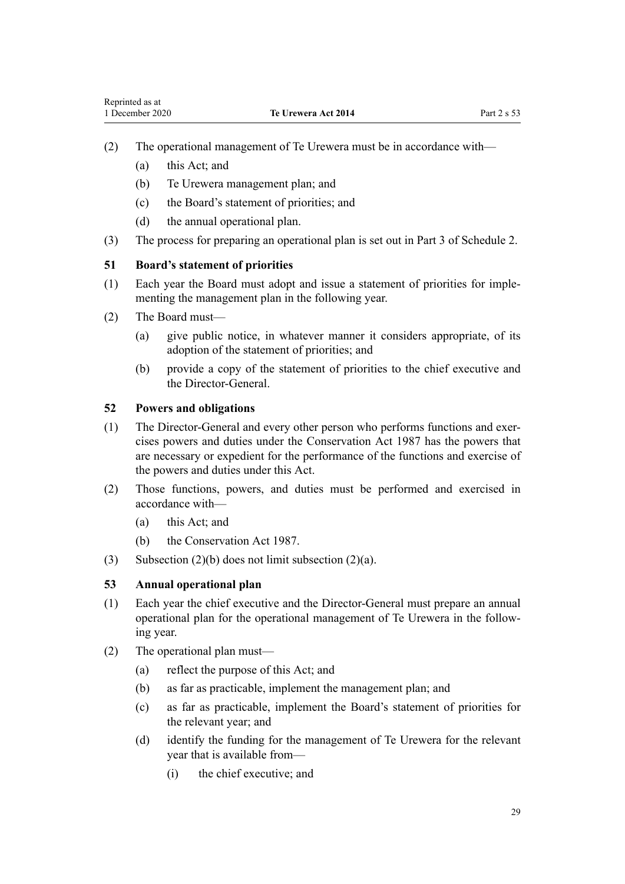(2) The operational management of Te Urewera must be in accordance with—

(a) this Act; and

(b) Te Urewera management plan; and

(c) the Board's statement of priorities; and

(d) the annual operational plan.

(3) The process for preparing an operational plan is set out in Part 3 of Schedule 2.

### 51 Board's statement of priorities

(1) Each year the Board must adopt and issue a statement of priorities for implementing the management plan in the following year.

(2) The Board must—

(a) give public notice, in whatever manner it considers appropriate, of its adoption of the statement of priorities; and

(b) provide a copy of the statement of priorities to the chief executive and the Director-General.

### 52 Powers and obligations

(1) The Director-General and every other person who performs functions and exercises powers and duties under the Conservation Act 1987 has the powers that are necessary or expedient for the performance of the functions and exercise of the powers and duties under this Act.

(2) Those functions, powers, and duties must be performed and exercised in accordance with—

(a) this Act; and

(b) the Conservation Act 1987.

(3) Subsection (2)(b) does not limit subsection (2)(a).

### 53 Annual operational plan

(1) Each year the chief executive and the Director-General must prepare an annual operational plan for the operational management of Te Urewera in the following year.

(2) The operational plan must—

(a) reflect the purpose of this Act; and

(b) as far as practicable, implement the management plan; and

(c) as far as practicable, implement the Board's statement of priorities for the relevant year; and

(d) identify the funding for the management of Te Urewera for the relevant year that is available from—

(i) the chief executive; and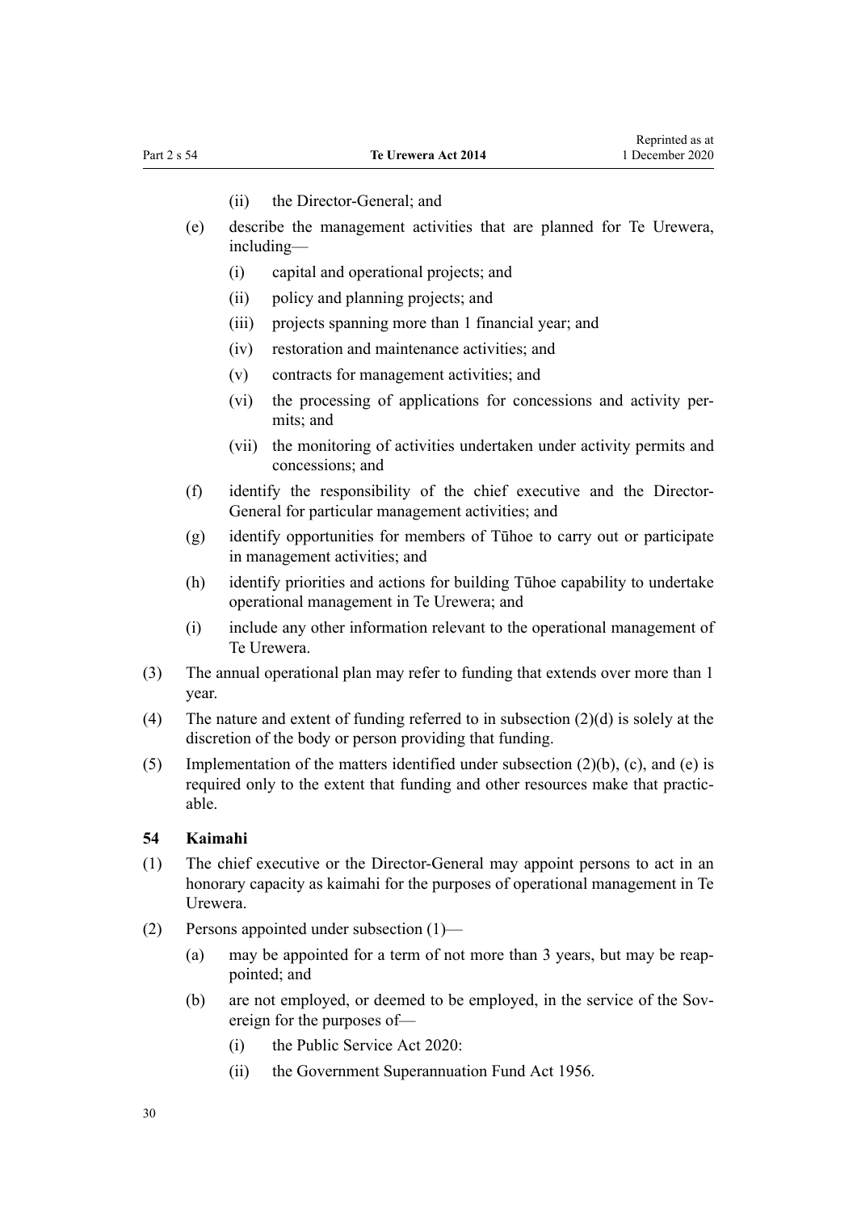(ii) the Director-General; and

(e) describe the management activities that are planned for Te Urewera, including—

(i) capital and operational projects; and

(ii) policy and planning projects; and

(iii) projects spanning more than 1 financial year; and

(iv) restoration and maintenance activities; and

(v) contracts for management activities; and

(vi) the processing of applications for concessions and activity permits; and

(vii) the monitoring of activities undertaken under activity permits and concessions; and

(f) identify the responsibility of the chief executive and the Director-General for particular management activities; and

(g) identify opportunities for members of Tūhoe to carry out or participate in management activities; and

(h) identify priorities and actions for building Tūhoe capability to undertake operational management in Te Urewera; and

(i) include any other information relevant to the operational management of Te Urewera.

(3) The annual operational plan may refer to funding that extends over more than 1 year.

(4) The nature and extent of funding referred to in subsection (2)(d) is solely at the discretion of the body or person providing that funding.

(5) Implementation of the matters identified under subsection (2)(b), (c), and (e) is required only to the extent that funding and other resources make that practicable.

### 54 Kaimahi

(1) The chief executive or the Director-General may appoint persons to act in an honorary capacity as kaimahi for the purposes of operational management in Te Urewera.

(2) Persons appointed under subsection (1)—

(a) may be appointed for a term of not more than 3 years, but may be reappointed; and

(b) are not employed, or deemed to be employed, in the service of the Sovereign for the purposes of—

(i) the Public Service Act 2020:

(ii) the Government Superannuation Fund Act 1956.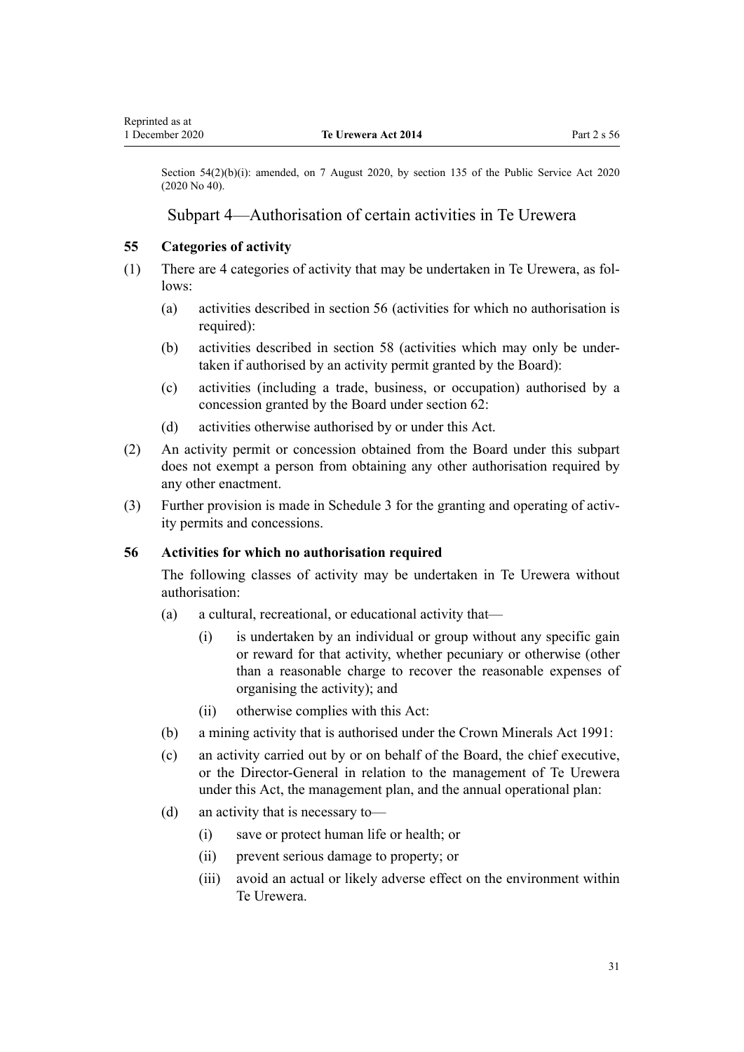Section 54(2)(b)(i): amended, on 7 August 2020, by section 135 of the Public Service Act 2020 (2020 No 40).

## Subpart 4—Authorisation of certain activities in Te Urewera

### 55 Categories of activity

(1) There are 4 categories of activity that may be undertaken in Te Urewera, as follows:

  (a) activities described in section 56 (activities for which no authorisation is required):

  (b) activities described in section 58 (activities which may only be undertaken if authorised by an activity permit granted by the Board):

  (c) activities (including a trade, business, or occupation) authorised by a concession granted by the Board under section 62:

  (d) activities otherwise authorised by or under this Act.

(2) An activity permit or concession obtained from the Board under this subpart does not exempt a person from obtaining any other authorisation required by any other enactment.

(3) Further provision is made in Schedule 3 for the granting and operating of activity permits and concessions.

### 56 Activities for which no authorisation required

The following classes of activity may be undertaken in Te Urewera without authorisation:

  (a) a cultural, recreational, or educational activity that—

    (i) is undertaken by an individual or group without any specific gain or reward for that activity, whether pecuniary or otherwise (other than a reasonable charge to recover the reasonable expenses of organising the activity); and

    (ii) otherwise complies with this Act:

  (b) a mining activity that is authorised under the Crown Minerals Act 1991:

  (c) an activity carried out by or on behalf of the Board, the chief executive, or the Director-General in relation to the management of Te Urewera under this Act, the management plan, and the annual operational plan:

  (d) an activity that is necessary to—

    (i) save or protect human life or health; or

    (ii) prevent serious damage to property; or

    (iii) avoid an actual or likely adverse effect on the environment within Te Urewera.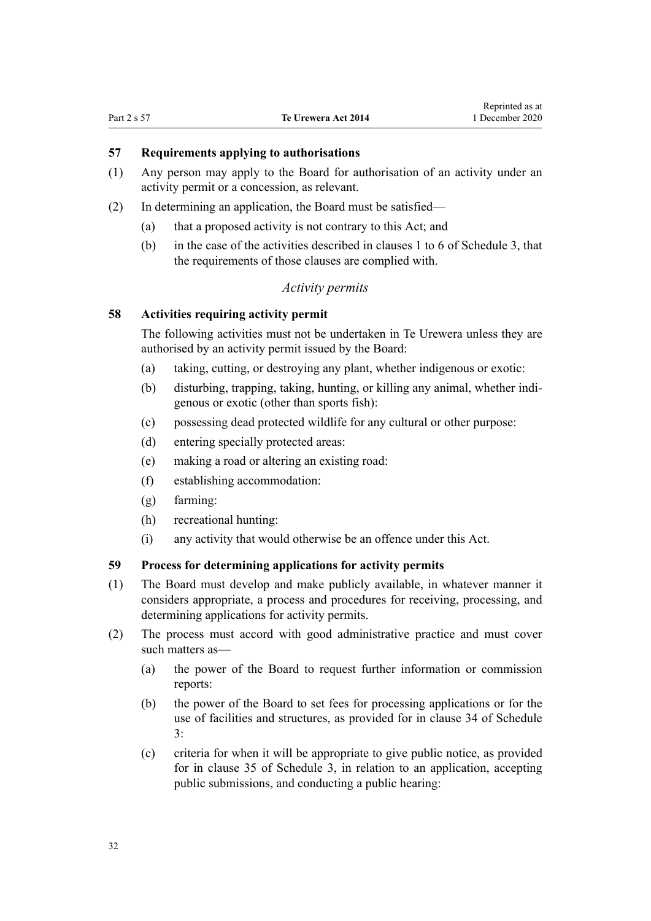### 57 Requirements applying to authorisations

(1) Any person may apply to the Board for authorisation of an activity under an activity permit or a concession, as relevant.

(2) In determining an application, the Board must be satisfied—

(a) that a proposed activity is not contrary to this Act; and

(b) in the case of the activities described in clauses 1 to 6 of Schedule 3, that the requirements of those clauses are complied with.

*Activity permits*

### 58 Activities requiring activity permit

The following activities must not be undertaken in Te Urewera unless they are authorised by an activity permit issued by the Board:

(a) taking, cutting, or destroying any plant, whether indigenous or exotic:

(b) disturbing, trapping, taking, hunting, or killing any animal, whether indigenous or exotic (other than sports fish):

(c) possessing dead protected wildlife for any cultural or other purpose:

(d) entering specially protected areas:

(e) making a road or altering an existing road:

(f) establishing accommodation:

(g) farming:

(h) recreational hunting:

(i) any activity that would otherwise be an offence under this Act.

### 59 Process for determining applications for activity permits

(1) The Board must develop and make publicly available, in whatever manner it considers appropriate, a process and procedures for receiving, processing, and determining applications for activity permits.

(2) The process must accord with good administrative practice and must cover such matters as—

(a) the power of the Board to request further information or commission reports:

(b) the power of the Board to set fees for processing applications or for the use of facilities and structures, as provided for in clause 34 of Schedule 3:

(c) criteria for when it will be appropriate to give public notice, as provided for in clause 35 of Schedule 3, in relation to an application, accepting public submissions, and conducting a public hearing: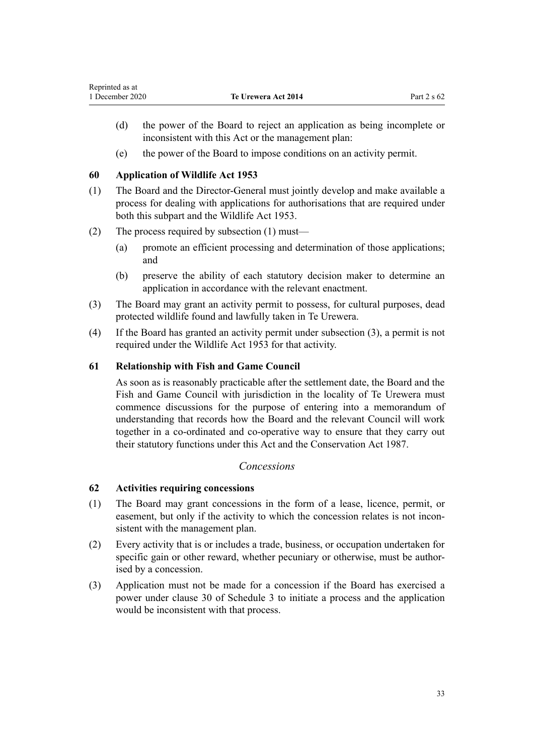(d) the power of the Board to reject an application as being incomplete or inconsistent with this Act or the management plan:

(e) the power of the Board to impose conditions on an activity permit.

### 60 Application of Wildlife Act 1953

(1) The Board and the Director-General must jointly develop and make available a process for dealing with applications for authorisations that are required under both this subpart and the Wildlife Act 1953.

(2) The process required by subsection (1) must—

(a) promote an efficient processing and determination of those applications; and

(b) preserve the ability of each statutory decision maker to determine an application in accordance with the relevant enactment.

(3) The Board may grant an activity permit to possess, for cultural purposes, dead protected wildlife found and lawfully taken in Te Urewera.

(4) If the Board has granted an activity permit under subsection (3), a permit is not required under the Wildlife Act 1953 for that activity.

### 61 Relationship with Fish and Game Council

As soon as is reasonably practicable after the settlement date, the Board and the Fish and Game Council with jurisdiction in the locality of Te Urewera must commence discussions for the purpose of entering into a memorandum of understanding that records how the Board and the relevant Council will work together in a co-ordinated and co-operative way to ensure that they carry out their statutory functions under this Act and the Conservation Act 1987.

*Concessions*

### 62 Activities requiring concessions

(1) The Board may grant concessions in the form of a lease, licence, permit, or easement, but only if the activity to which the concession relates is not inconsistent with the management plan.

(2) Every activity that is or includes a trade, business, or occupation undertaken for specific gain or other reward, whether pecuniary or otherwise, must be authorised by a concession.

(3) Application must not be made for a concession if the Board has exercised a power under clause 30 of Schedule 3 to initiate a process and the application would be inconsistent with that process.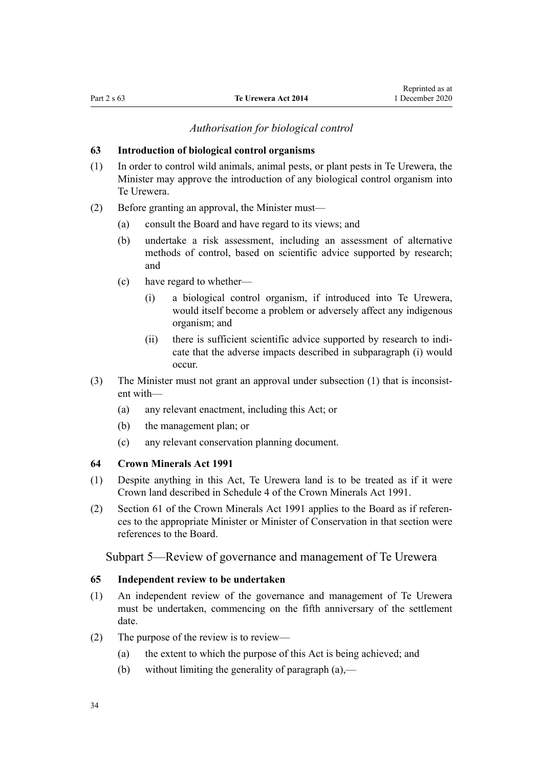*Authorisation for biological control*

**63 Introduction of biological control organisms**

(1) In order to control wild animals, animal pests, or plant pests in Te Urewera, the Minister may approve the introduction of any biological control organism into Te Urewera.

(2) Before granting an approval, the Minister must—

(a) consult the Board and have regard to its views; and

(b) undertake a risk assessment, including an assessment of alternative methods of control, based on scientific advice supported by research; and

(c) have regard to whether—

(i) a biological control organism, if introduced into Te Urewera, would itself become a problem or adversely affect any indigenous organism; and

(ii) there is sufficient scientific advice supported by research to indicate that the adverse impacts described in subparagraph (i) would occur.

(3) The Minister must not grant an approval under subsection (1) that is inconsistent with—

(a) any relevant enactment, including this Act; or

(b) the management plan; or

(c) any relevant conservation planning document.

**64 Crown Minerals Act 1991**

(1) Despite anything in this Act, Te Urewera land is to be treated as if it were Crown land described in Schedule 4 of the Crown Minerals Act 1991.

(2) Section 61 of the Crown Minerals Act 1991 applies to the Board as if references to the appropriate Minister or Minister of Conservation in that section were references to the Board.

## Subpart 5—Review of governance and management of Te Urewera

**65 Independent review to be undertaken**

(1) An independent review of the governance and management of Te Urewera must be undertaken, commencing on the fifth anniversary of the settlement date.

(2) The purpose of the review is to review—

(a) the extent to which the purpose of this Act is being achieved; and

(b) without limiting the generality of paragraph (a),—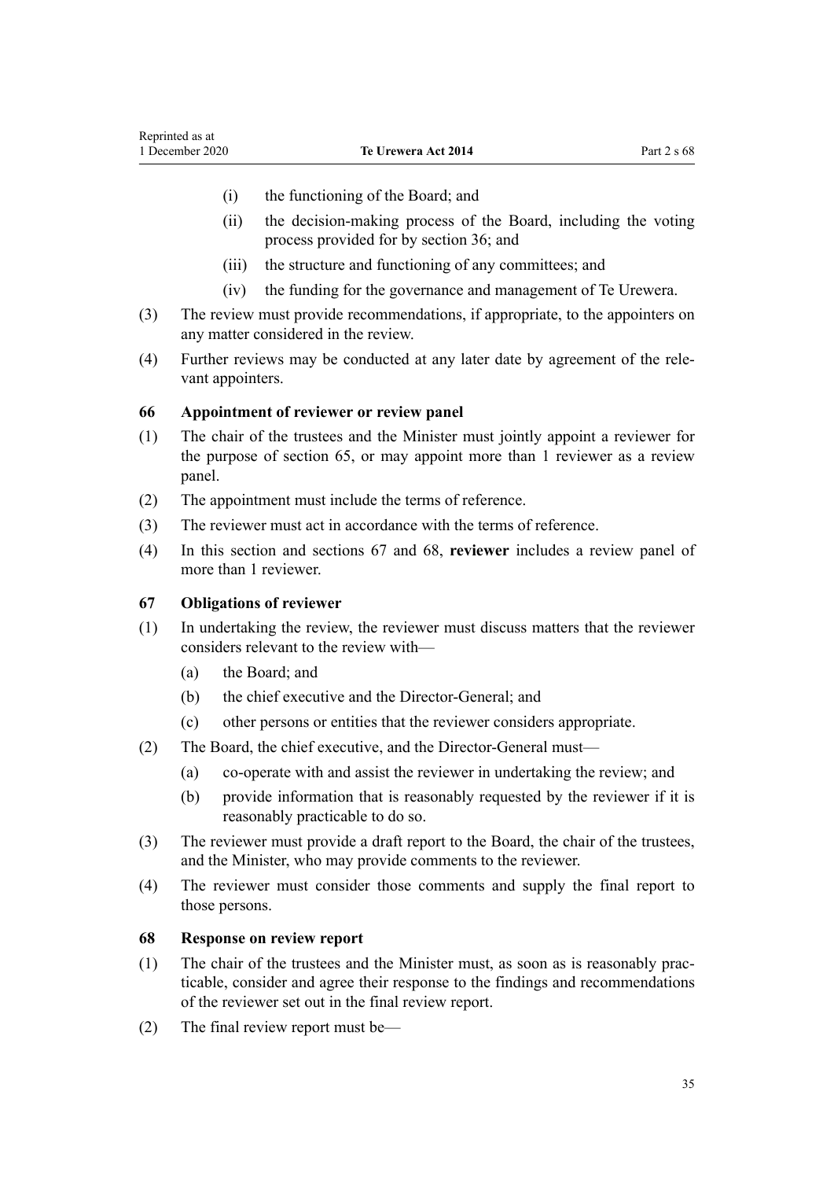(i) the functioning of the Board; and

(ii) the decision-making process of the Board, including the voting process provided for by section 36; and

(iii) the structure and functioning of any committees; and

(iv) the funding for the governance and management of Te Urewera.

(3) The review must provide recommendations, if appropriate, to the appointers on any matter considered in the review.

(4) Further reviews may be conducted at any later date by agreement of the relevant appointers.

### 66 Appointment of reviewer or review panel

(1) The chair of the trustees and the Minister must jointly appoint a reviewer for the purpose of section 65, or may appoint more than 1 reviewer as a review panel.

(2) The appointment must include the terms of reference.

(3) The reviewer must act in accordance with the terms of reference.

(4) In this section and sections 67 and 68, **reviewer** includes a review panel of more than 1 reviewer.

### 67 Obligations of reviewer

(1) In undertaking the review, the reviewer must discuss matters that the reviewer considers relevant to the review with—

(a) the Board; and

(b) the chief executive and the Director-General; and

(c) other persons or entities that the reviewer considers appropriate.

(2) The Board, the chief executive, and the Director-General must—

(a) co-operate with and assist the reviewer in undertaking the review; and

(b) provide information that is reasonably requested by the reviewer if it is reasonably practicable to do so.

(3) The reviewer must provide a draft report to the Board, the chair of the trustees, and the Minister, who may provide comments to the reviewer.

(4) The reviewer must consider those comments and supply the final report to those persons.

### 68 Response on review report

(1) The chair of the trustees and the Minister must, as soon as is reasonably practicable, consider and agree their response to the findings and recommendations of the reviewer set out in the final review report.

(2) The final review report must be—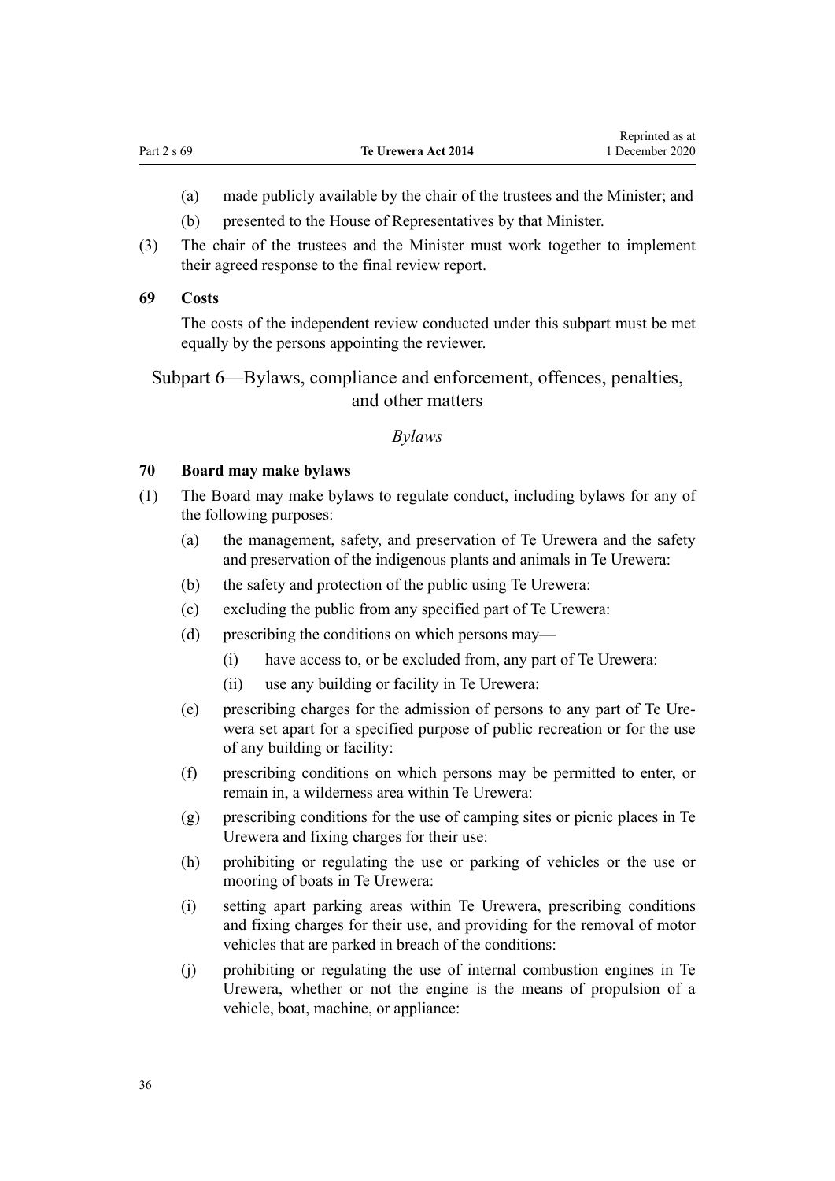(a) made publicly available by the chair of the trustees and the Minister; and

(b) presented to the House of Representatives by that Minister.

(3) The chair of the trustees and the Minister must work together to implement their agreed response to the final review report.

**69 Costs**

The costs of the independent review conducted under this subpart must be met equally by the persons appointing the reviewer.

## Subpart 6—Bylaws, compliance and enforcement, offences, penalties, and other matters

### *Bylaws*

**70 Board may make bylaws**

(1) The Board may make bylaws to regulate conduct, including bylaws for any of the following purposes:

- (a) the management, safety, and preservation of Te Urewera and the safety and preservation of the indigenous plants and animals in Te Urewera:
- (b) the safety and protection of the public using Te Urewera:
- (c) excluding the public from any specified part of Te Urewera:
- (d) prescribing the conditions on which persons may—
  - (i) have access to, or be excluded from, any part of Te Urewera:
  - (ii) use any building or facility in Te Urewera:
- (e) prescribing charges for the admission of persons to any part of Te Urewera set apart for a specified purpose of public recreation or for the use of any building or facility:
- (f) prescribing conditions on which persons may be permitted to enter, or remain in, a wilderness area within Te Urewera:
- (g) prescribing conditions for the use of camping sites or picnic places in Te Urewera and fixing charges for their use:
- (h) prohibiting or regulating the use or parking of vehicles or the use or mooring of boats in Te Urewera:
- (i) setting apart parking areas within Te Urewera, prescribing conditions and fixing charges for their use, and providing for the removal of motor vehicles that are parked in breach of the conditions:
- (j) prohibiting or regulating the use of internal combustion engines in Te Urewera, whether or not the engine is the means of propulsion of a vehicle, boat, machine, or appliance: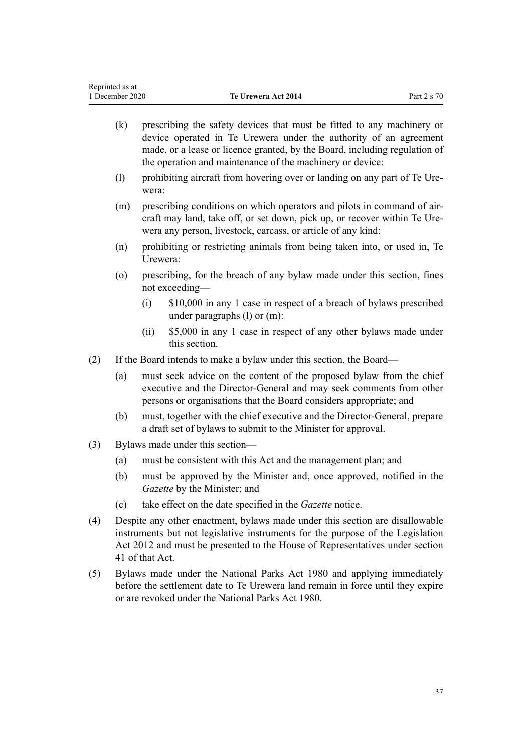(k) prescribing the safety devices that must be fitted to any machinery or device operated in Te Urewera under the authority of an agreement made, or a lease or licence granted, by the Board, including regulation of the operation and maintenance of the machinery or device:

(l) prohibiting aircraft from hovering over or landing on any part of Te Urewera:

(m) prescribing conditions on which operators and pilots in command of aircraft may land, take off, or set down, pick up, or recover within Te Urewera any person, livestock, carcass, or article of any kind:

(n) prohibiting or restricting animals from being taken into, or used in, Te Urewera:

(o) prescribing, for the breach of any bylaw made under this section, fines not exceeding—

(i) $10,000 in any 1 case in respect of a breach of bylaws prescribed under paragraphs (l) or (m):

(ii) $5,000 in any 1 case in respect of any other bylaws made under this section.

(2) If the Board intends to make a bylaw under this section, the Board—

(a) must seek advice on the content of the proposed bylaw from the chief executive and the Director-General and may seek comments from other persons or organisations that the Board considers appropriate; and

(b) must, together with the chief executive and the Director-General, prepare a draft set of bylaws to submit to the Minister for approval.

(3) Bylaws made under this section—

(a) must be consistent with this Act and the management plan; and

(b) must be approved by the Minister and, once approved, notified in the *Gazette* by the Minister; and

(c) take effect on the date specified in the *Gazette* notice.

(4) Despite any other enactment, bylaws made under this section are disallowable instruments but not legislative instruments for the purpose of the Legislation Act 2012 and must be presented to the House of Representatives under section 41 of that Act.

(5) Bylaws made under the National Parks Act 1980 and applying immediately before the settlement date to Te Urewera land remain in force until they expire or are revoked under the National Parks Act 1980.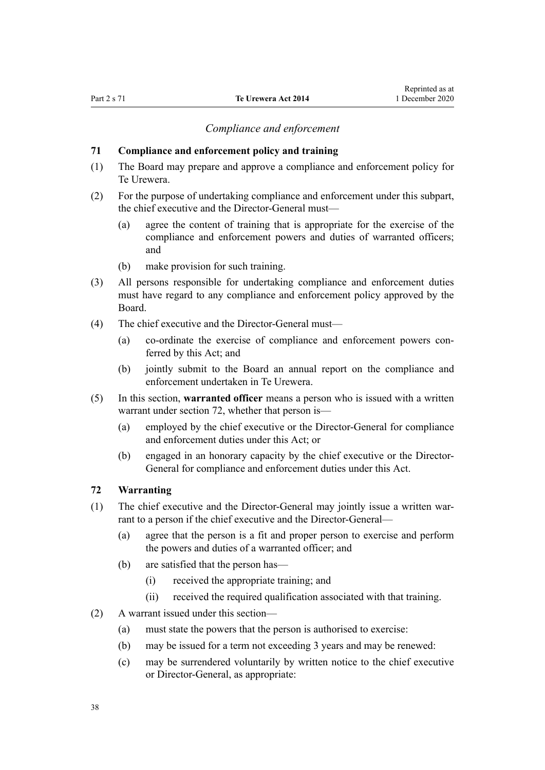*Compliance and enforcement*

### 71 Compliance and enforcement policy and training

(1) The Board may prepare and approve a compliance and enforcement policy for Te Urewera.

(2) For the purpose of undertaking compliance and enforcement under this subpart, the chief executive and the Director-General must—

- (a) agree the content of training that is appropriate for the exercise of the compliance and enforcement powers and duties of warranted officers; and
- (b) make provision for such training.

(3) All persons responsible for undertaking compliance and enforcement duties must have regard to any compliance and enforcement policy approved by the Board.

(4) The chief executive and the Director-General must—

- (a) co-ordinate the exercise of compliance and enforcement powers conferred by this Act; and
- (b) jointly submit to the Board an annual report on the compliance and enforcement undertaken in Te Urewera.

(5) In this section, **warranted officer** means a person who is issued with a written warrant under section 72, whether that person is—

- (a) employed by the chief executive or the Director-General for compliance and enforcement duties under this Act; or
- (b) engaged in an honorary capacity by the chief executive or the Director-General for compliance and enforcement duties under this Act.

### 72 Warranting

(1) The chief executive and the Director-General may jointly issue a written warrant to a person if the chief executive and the Director-General—

- (a) agree that the person is a fit and proper person to exercise and perform the powers and duties of a warranted officer; and
- (b) are satisfied that the person has—
  - (i) received the appropriate training; and
  - (ii) received the required qualification associated with that training.

(2) A warrant issued under this section—

- (a) must state the powers that the person is authorised to exercise:
- (b) may be issued for a term not exceeding 3 years and may be renewed:
- (c) may be surrendered voluntarily by written notice to the chief executive or Director-General, as appropriate: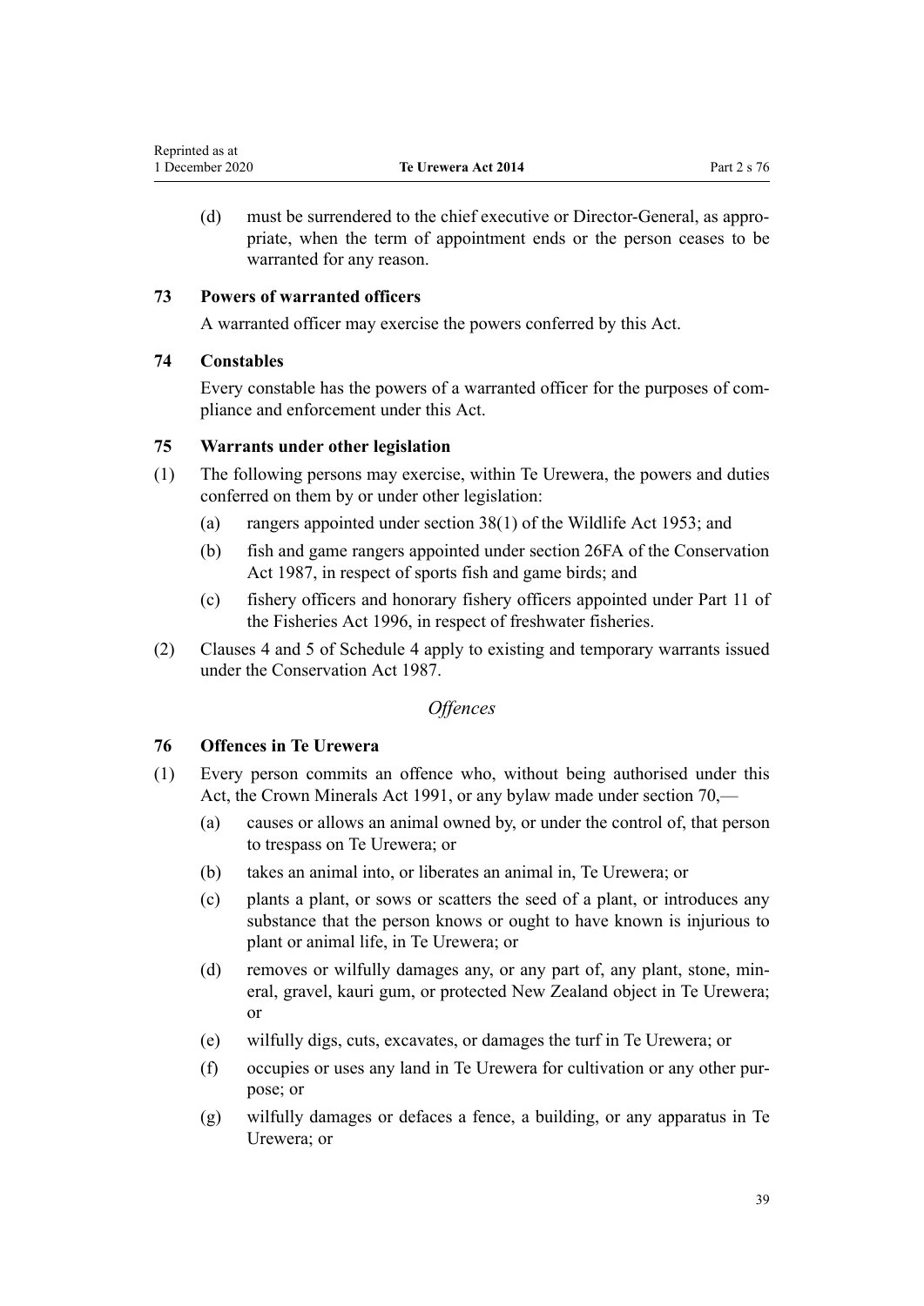(d) must be surrendered to the chief executive or Director-General, as appropriate, when the term of appointment ends or the person ceases to be warranted for any reason.

### 73 Powers of warranted officers

A warranted officer may exercise the powers conferred by this Act.

### 74 Constables

Every constable has the powers of a warranted officer for the purposes of compliance and enforcement under this Act.

### 75 Warrants under other legislation

(1) The following persons may exercise, within Te Urewera, the powers and duties conferred on them by or under other legislation:

(a) rangers appointed under section 38(1) of the Wildlife Act 1953; and

(b) fish and game rangers appointed under section 26FA of the Conservation Act 1987, in respect of sports fish and game birds; and

(c) fishery officers and honorary fishery officers appointed under Part 11 of the Fisheries Act 1996, in respect of freshwater fisheries.

(2) Clauses 4 and 5 of Schedule 4 apply to existing and temporary warrants issued under the Conservation Act 1987.

*Offences*

### 76 Offences in Te Urewera

(1) Every person commits an offence who, without being authorised under this Act, the Crown Minerals Act 1991, or any bylaw made under section 70,—

(a) causes or allows an animal owned by, or under the control of, that person to trespass on Te Urewera; or

(b) takes an animal into, or liberates an animal in, Te Urewera; or

(c) plants a plant, or sows or scatters the seed of a plant, or introduces any substance that the person knows or ought to have known is injurious to plant or animal life, in Te Urewera; or

(d) removes or wilfully damages any, or any part of, any plant, stone, mineral, gravel, kauri gum, or protected New Zealand object in Te Urewera; or

(e) wilfully digs, cuts, excavates, or damages the turf in Te Urewera; or

(f) occupies or uses any land in Te Urewera for cultivation or any other purpose; or

(g) wilfully damages or defaces a fence, a building, or any apparatus in Te Urewera; or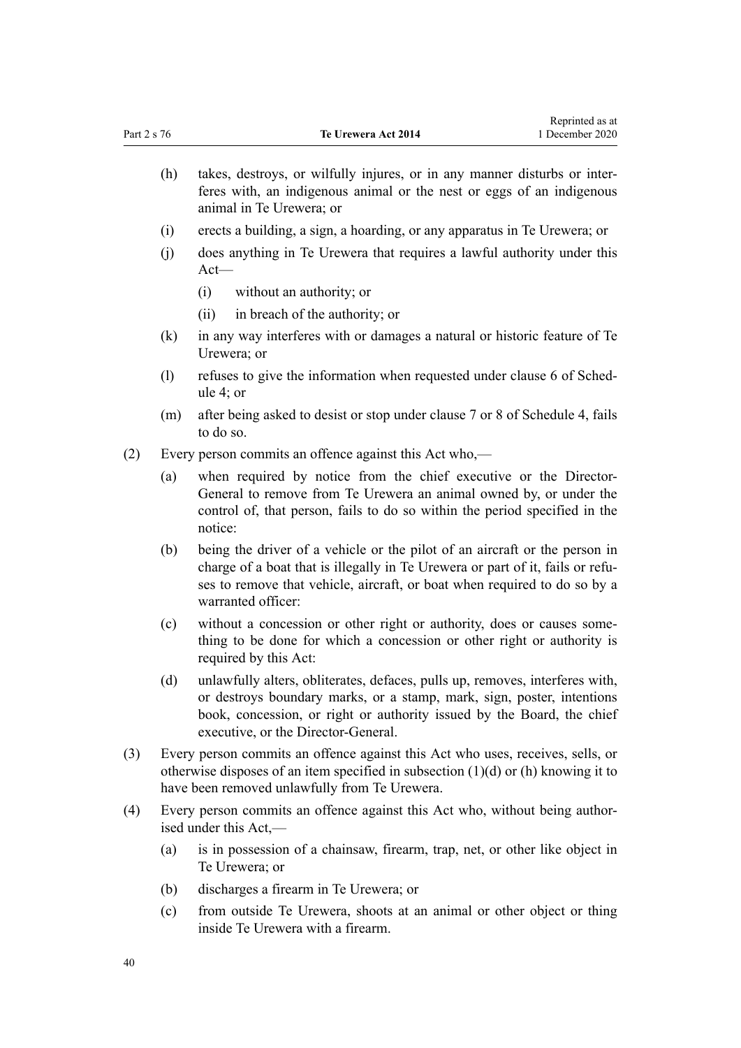(h) takes, destroys, or wilfully injures, or in any manner disturbs or interferes with, an indigenous animal or the nest or eggs of an indigenous animal in Te Urewera; or

(i) erects a building, a sign, a hoarding, or any apparatus in Te Urewera; or

(j) does anything in Te Urewera that requires a lawful authority under this Act—

  (i) without an authority; or

  (ii) in breach of the authority; or

(k) in any way interferes with or damages a natural or historic feature of Te Urewera; or

(l) refuses to give the information when requested under clause 6 of Schedule 4; or

(m) after being asked to desist or stop under clause 7 or 8 of Schedule 4, fails to do so.

(2) Every person commits an offence against this Act who,—

(a) when required by notice from the chief executive or the Director-General to remove from Te Urewera an animal owned by, or under the control of, that person, fails to do so within the period specified in the notice:

(b) being the driver of a vehicle or the pilot of an aircraft or the person in charge of a boat that is illegally in Te Urewera or part of it, fails or refuses to remove that vehicle, aircraft, or boat when required to do so by a warranted officer:

(c) without a concession or other right or authority, does or causes something to be done for which a concession or other right or authority is required by this Act:

(d) unlawfully alters, obliterates, defaces, pulls up, removes, interferes with, or destroys boundary marks, or a stamp, mark, sign, poster, intentions book, concession, or right or authority issued by the Board, the chief executive, or the Director-General.

(3) Every person commits an offence against this Act who uses, receives, sells, or otherwise disposes of an item specified in subsection (1)(d) or (h) knowing it to have been removed unlawfully from Te Urewera.

(4) Every person commits an offence against this Act who, without being authorised under this Act,—

(a) is in possession of a chainsaw, firearm, trap, net, or other like object in Te Urewera; or

(b) discharges a firearm in Te Urewera; or

(c) from outside Te Urewera, shoots at an animal or other object or thing inside Te Urewera with a firearm.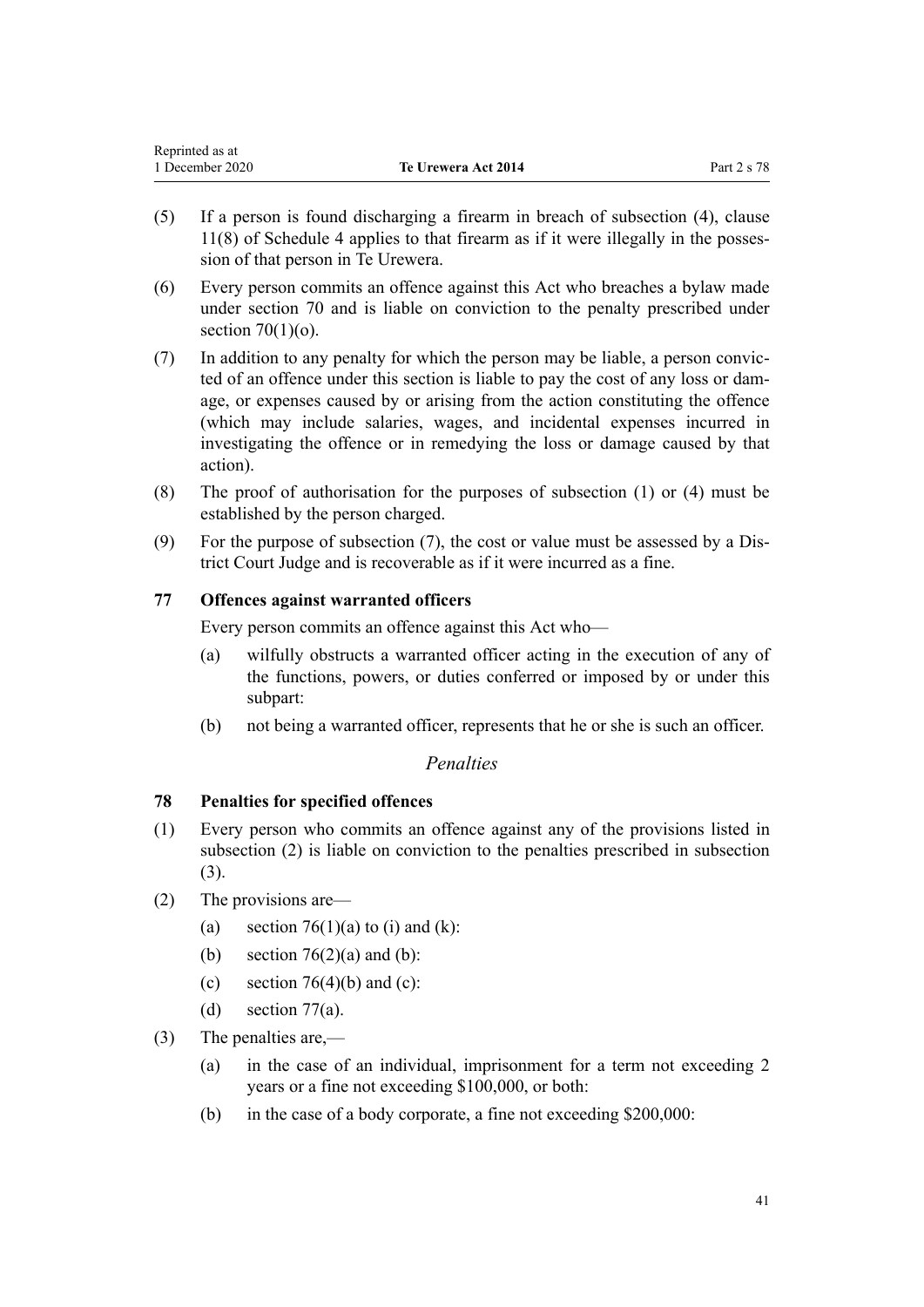(5) If a person is found discharging a firearm in breach of subsection (4), clause 11(8) of Schedule 4 applies to that firearm as if it were illegally in the possession of that person in Te Urewera.

(6) Every person commits an offence against this Act who breaches a bylaw made under section 70 and is liable on conviction to the penalty prescribed under section 70(1)(o).

(7) In addition to any penalty for which the person may be liable, a person convicted of an offence under this section is liable to pay the cost of any loss or damage, or expenses caused by or arising from the action constituting the offence (which may include salaries, wages, and incidental expenses incurred in investigating the offence or in remedying the loss or damage caused by that action).

(8) The proof of authorisation for the purposes of subsection (1) or (4) must be established by the person charged.

(9) For the purpose of subsection (7), the cost or value must be assessed by a District Court Judge and is recoverable as if it were incurred as a fine.

### 77 Offences against warranted officers

Every person commits an offence against this Act who—

(a) wilfully obstructs a warranted officer acting in the execution of any of the functions, powers, or duties conferred or imposed by or under this subpart:

(b) not being a warranted officer, represents that he or she is such an officer.

*Penalties*

### 78 Penalties for specified offences

(1) Every person who commits an offence against any of the provisions listed in subsection (2) is liable on conviction to the penalties prescribed in subsection (3).

(2) The provisions are—

(a) section 76(1)(a) to (i) and (k):

(b) section 76(2)(a) and (b):

(c) section 76(4)(b) and (c):

(d) section 77(a).

(3) The penalties are,—

(a) in the case of an individual, imprisonment for a term not exceeding 2 years or a fine not exceeding $100,000, or both:

(b) in the case of a body corporate, a fine not exceeding $200,000: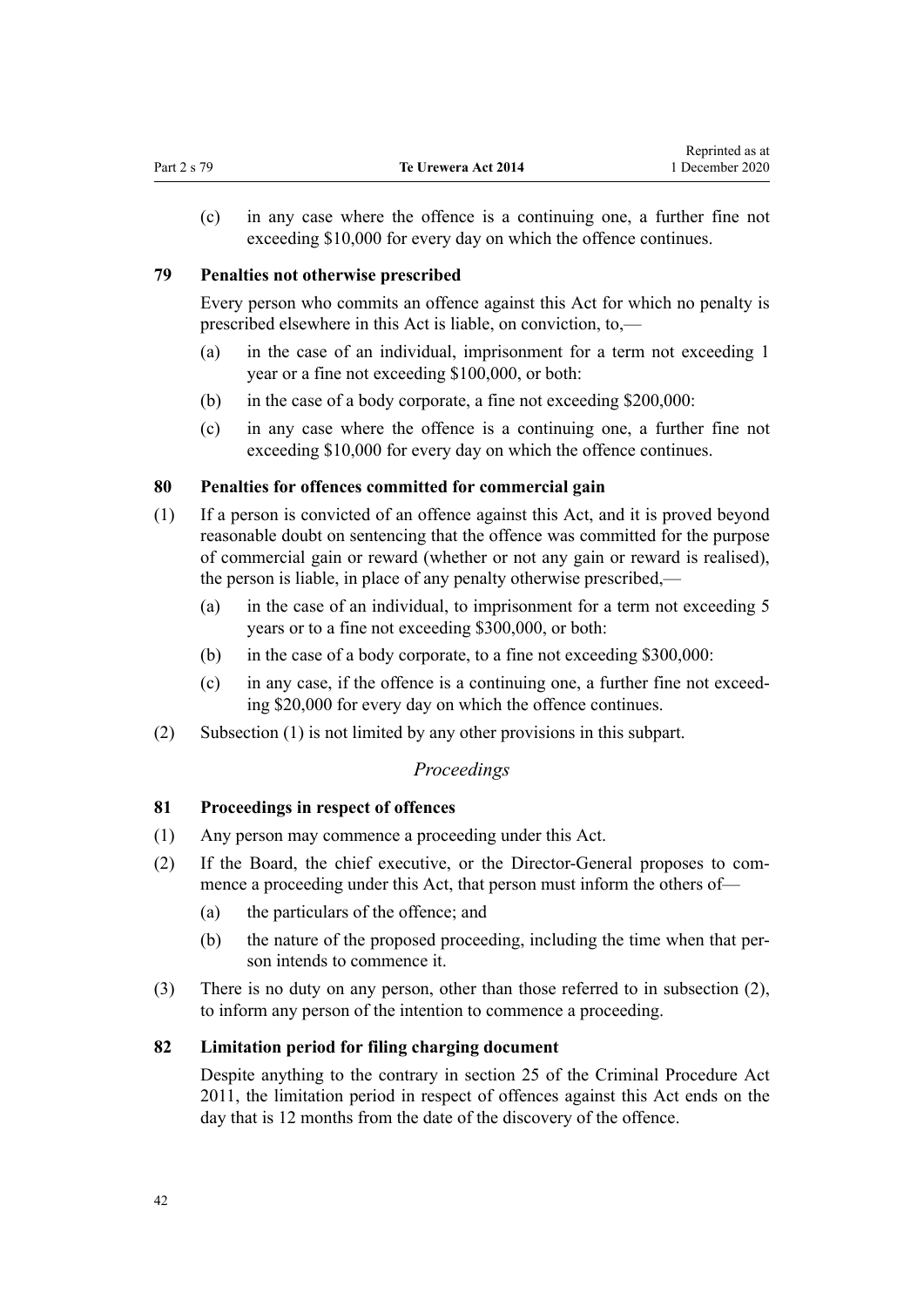(c) in any case where the offence is a continuing one, a further fine not exceeding $10,000 for every day on which the offence continues.

### 79 Penalties not otherwise prescribed

Every person who commits an offence against this Act for which no penalty is prescribed elsewhere in this Act is liable, on conviction, to,—

(a) in the case of an individual, imprisonment for a term not exceeding 1 year or a fine not exceeding $100,000, or both:

(b) in the case of a body corporate, a fine not exceeding $200,000:

(c) in any case where the offence is a continuing one, a further fine not exceeding $10,000 for every day on which the offence continues.

### 80 Penalties for offences committed for commercial gain

(1) If a person is convicted of an offence against this Act, and it is proved beyond reasonable doubt on sentencing that the offence was committed for the purpose of commercial gain or reward (whether or not any gain or reward is realised), the person is liable, in place of any penalty otherwise prescribed,—

(a) in the case of an individual, to imprisonment for a term not exceeding 5 years or to a fine not exceeding $300,000, or both:

(b) in the case of a body corporate, to a fine not exceeding $300,000:

(c) in any case, if the offence is a continuing one, a further fine not exceeding $20,000 for every day on which the offence continues.

(2) Subsection (1) is not limited by any other provisions in this subpart.

*Proceedings*

### 81 Proceedings in respect of offences

(1) Any person may commence a proceeding under this Act.

(2) If the Board, the chief executive, or the Director-General proposes to commence a proceeding under this Act, that person must inform the others of—

(a) the particulars of the offence; and

(b) the nature of the proposed proceeding, including the time when that person intends to commence it.

(3) There is no duty on any person, other than those referred to in subsection (2), to inform any person of the intention to commence a proceeding.

### 82 Limitation period for filing charging document

Despite anything to the contrary in section 25 of the Criminal Procedure Act 2011, the limitation period in respect of offences against this Act ends on the day that is 12 months from the date of the discovery of the offence.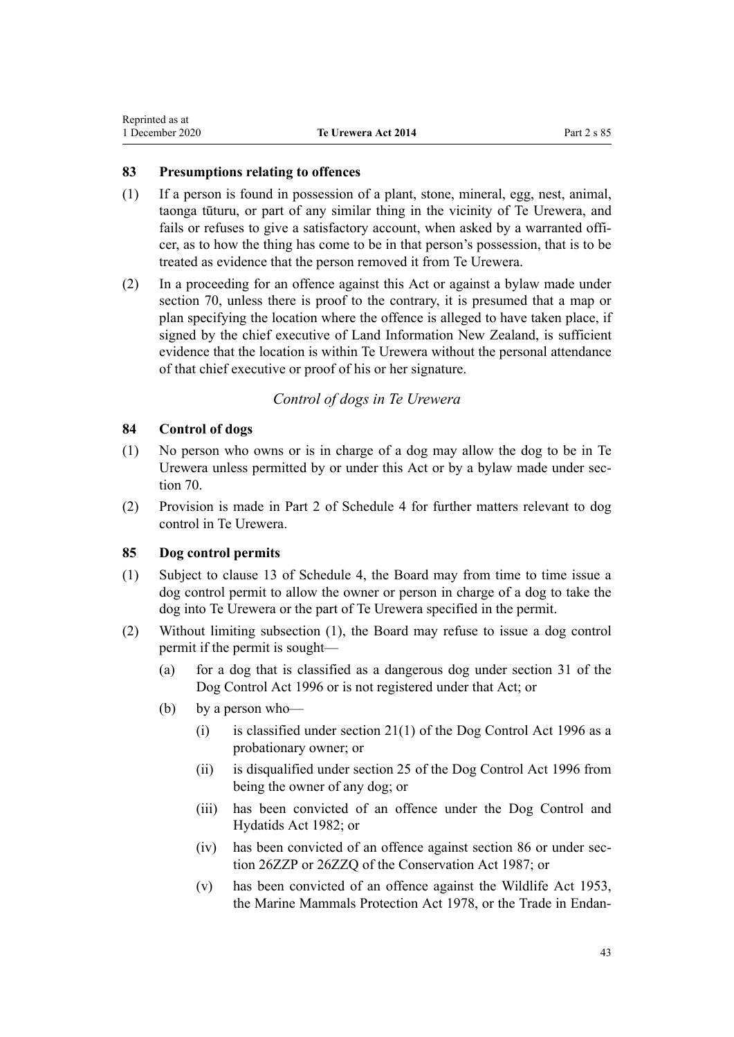### 83 Presumptions relating to offences

(1) If a person is found in possession of a plant, stone, mineral, egg, nest, animal, taonga tūturu, or part of any similar thing in the vicinity of Te Urewera, and fails or refuses to give a satisfactory account, when asked by a warranted officer, as to how the thing has come to be in that person's possession, that is to be treated as evidence that the person removed it from Te Urewera.

(2) In a proceeding for an offence against this Act or against a bylaw made under section 70, unless there is proof to the contrary, it is presumed that a map or plan specifying the location where the offence is alleged to have taken place, if signed by the chief executive of Land Information New Zealand, is sufficient evidence that the location is within Te Urewera without the personal attendance of that chief executive or proof of his or her signature.

*Control of dogs in Te Urewera*

### 84 Control of dogs

(1) No person who owns or is in charge of a dog may allow the dog to be in Te Urewera unless permitted by or under this Act or by a bylaw made under section 70.

(2) Provision is made in Part 2 of Schedule 4 for further matters relevant to dog control in Te Urewera.

### 85 Dog control permits

(1) Subject to clause 13 of Schedule 4, the Board may from time to time issue a dog control permit to allow the owner or person in charge of a dog to take the dog into Te Urewera or the part of Te Urewera specified in the permit.

(2) Without limiting subsection (1), the Board may refuse to issue a dog control permit if the permit is sought—

- (a) for a dog that is classified as a dangerous dog under section 31 of the Dog Control Act 1996 or is not registered under that Act; or
- (b) by a person who—
  - (i) is classified under section 21(1) of the Dog Control Act 1996 as a probationary owner; or
  - (ii) is disqualified under section 25 of the Dog Control Act 1996 from being the owner of any dog; or
  - (iii) has been convicted of an offence under the Dog Control and Hydatids Act 1982; or
  - (iv) has been convicted of an offence against section 86 or under section 26ZZP or 26ZZQ of the Conservation Act 1987; or
  - (v) has been convicted of an offence against the Wildlife Act 1953, the Marine Mammals Protection Act 1978, or the Trade in Endan-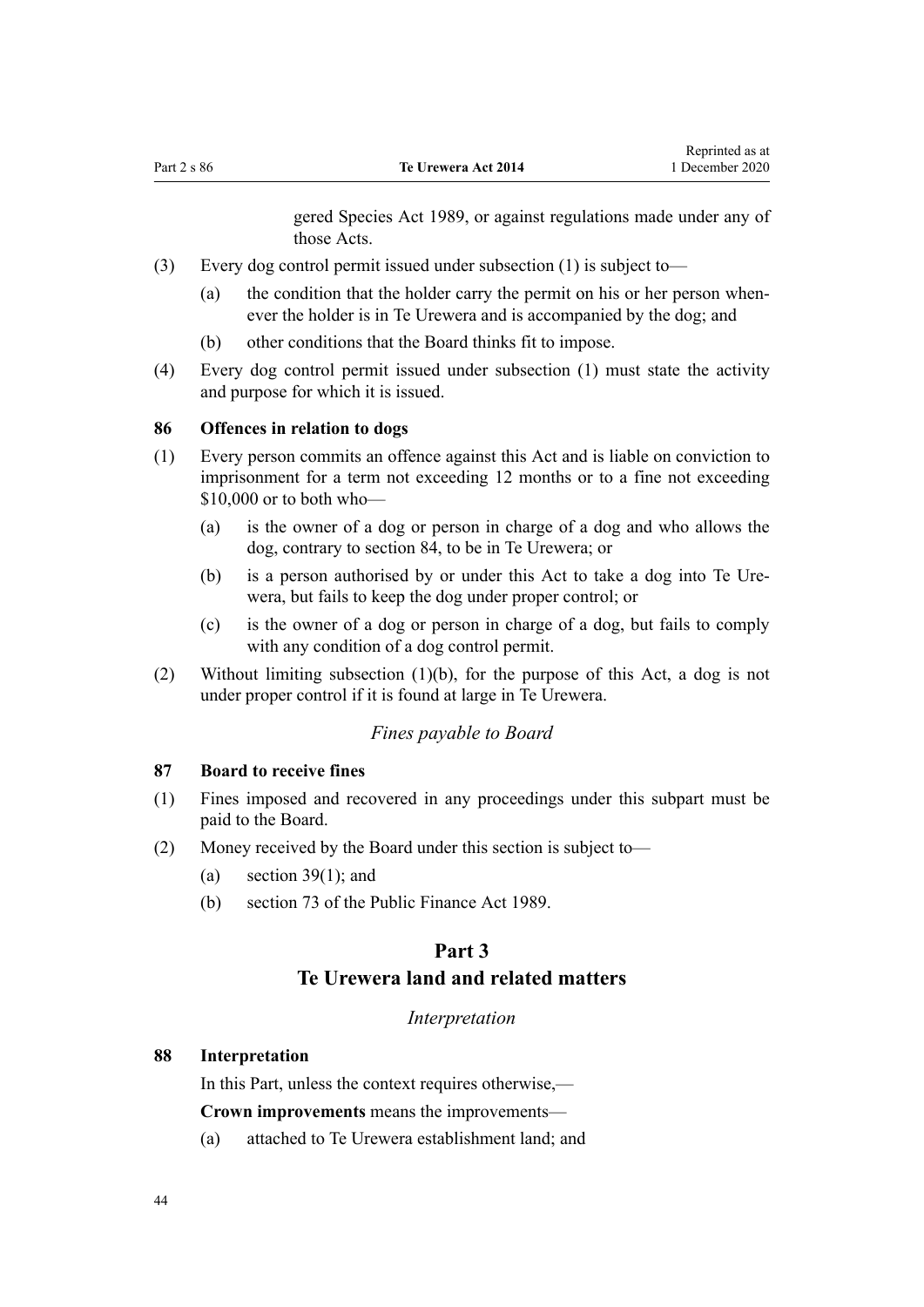gered Species Act 1989, or against regulations made under any of those Acts.

(3) Every dog control permit issued under subsection (1) is subject to—

  (a) the condition that the holder carry the permit on his or her person whenever the holder is in Te Urewera and is accompanied by the dog; and

  (b) other conditions that the Board thinks fit to impose.

(4) Every dog control permit issued under subsection (1) must state the activity and purpose for which it is issued.

**86 Offences in relation to dogs**

(1) Every person commits an offence against this Act and is liable on conviction to imprisonment for a term not exceeding 12 months or to a fine not exceeding $10,000 or to both who—

  (a) is the owner of a dog or person in charge of a dog and who allows the dog, contrary to section 84, to be in Te Urewera; or

  (b) is a person authorised by or under this Act to take a dog into Te Urewera, but fails to keep the dog under proper control; or

  (c) is the owner of a dog or person in charge of a dog, but fails to comply with any condition of a dog control permit.

(2) Without limiting subsection (1)(b), for the purpose of this Act, a dog is not under proper control if it is found at large in Te Urewera.

*Fines payable to Board*

**87 Board to receive fines**

(1) Fines imposed and recovered in any proceedings under this subpart must be paid to the Board.

(2) Money received by the Board under this section is subject to—

  (a) section 39(1); and

  (b) section 73 of the Public Finance Act 1989.

## Part 3
## Te Urewera land and related matters

*Interpretation*

**88 Interpretation**

In this Part, unless the context requires otherwise,—

**Crown improvements** means the improvements—

  (a) attached to Te Urewera establishment land; and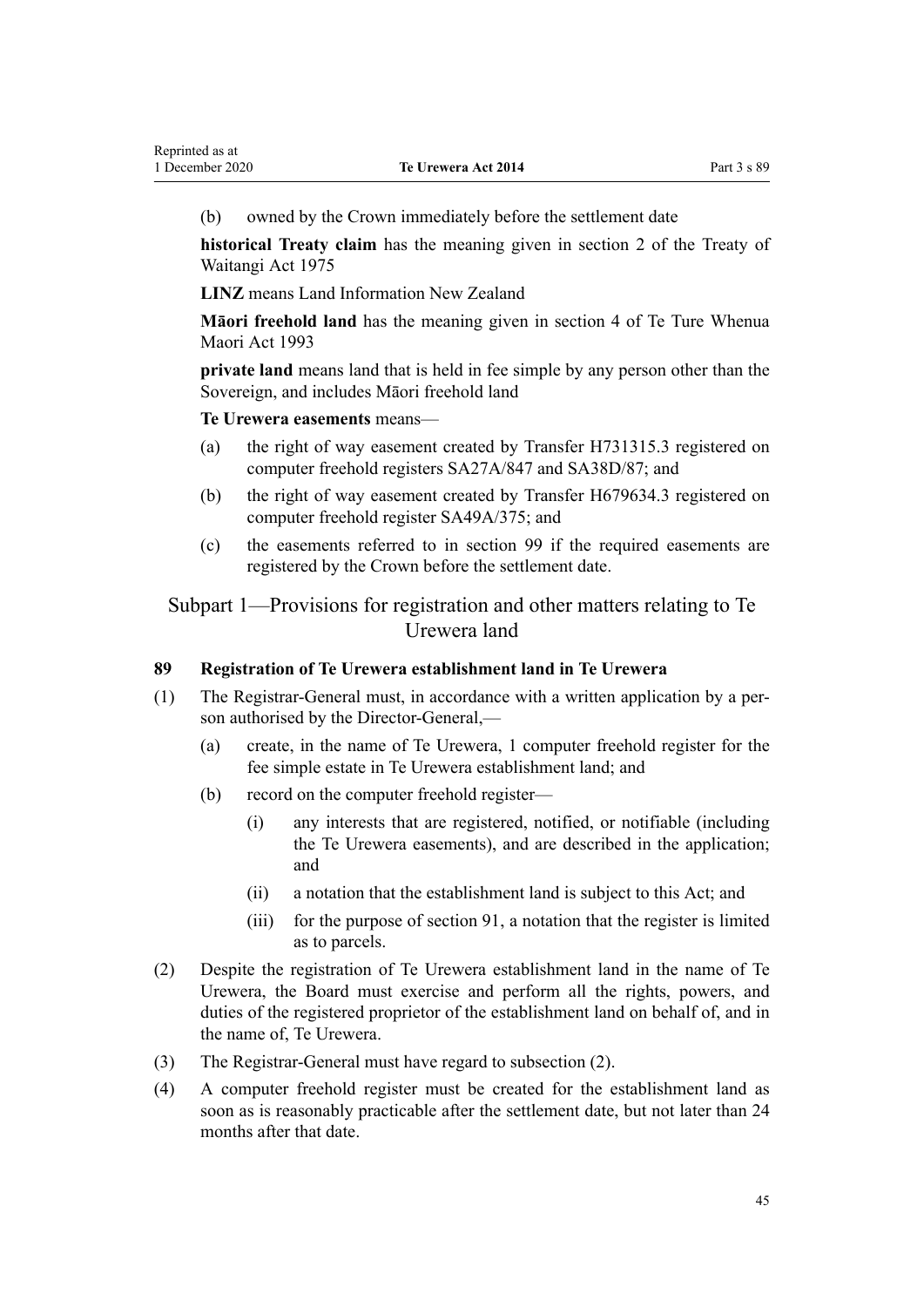(b) owned by the Crown immediately before the settlement date

**historical Treaty claim** has the meaning given in section 2 of the Treaty of Waitangi Act 1975

**LINZ** means Land Information New Zealand

**Māori freehold land** has the meaning given in section 4 of Te Ture Whenua Maori Act 1993

**private land** means land that is held in fee simple by any person other than the Sovereign, and includes Māori freehold land

**Te Urewera easements** means—

(a) the right of way easement created by Transfer H731315.3 registered on computer freehold registers SA27A/847 and SA38D/87; and

(b) the right of way easement created by Transfer H679634.3 registered on computer freehold register SA49A/375; and

(c) the easements referred to in section 99 if the required easements are registered by the Crown before the settlement date.

## Subpart 1—Provisions for registration and other matters relating to Te Urewera land

### 89 Registration of Te Urewera establishment land in Te Urewera

(1) The Registrar-General must, in accordance with a written application by a person authorised by the Director-General,—

(a) create, in the name of Te Urewera, 1 computer freehold register for the fee simple estate in Te Urewera establishment land; and

(b) record on the computer freehold register—

(i) any interests that are registered, notified, or notifiable (including the Te Urewera easements), and are described in the application; and

(ii) a notation that the establishment land is subject to this Act; and

(iii) for the purpose of section 91, a notation that the register is limited as to parcels.

(2) Despite the registration of Te Urewera establishment land in the name of Te Urewera, the Board must exercise and perform all the rights, powers, and duties of the registered proprietor of the establishment land on behalf of, and in the name of, Te Urewera.

(3) The Registrar-General must have regard to subsection (2).

(4) A computer freehold register must be created for the establishment land as soon as is reasonably practicable after the settlement date, but not later than 24 months after that date.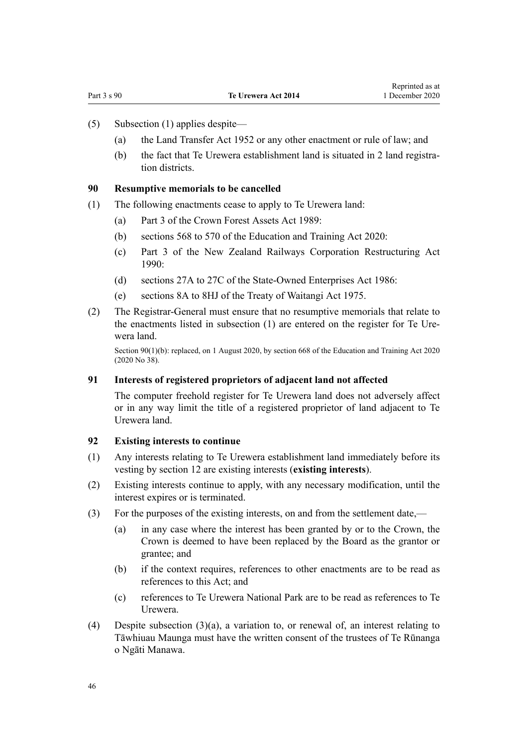(5) Subsection (1) applies despite—

(a) the Land Transfer Act 1952 or any other enactment or rule of law; and

(b) the fact that Te Urewera establishment land is situated in 2 land registration districts.

**90 Resumptive memorials to be cancelled**

(1) The following enactments cease to apply to Te Urewera land:

(a) Part 3 of the Crown Forest Assets Act 1989:

(b) sections 568 to 570 of the Education and Training Act 2020:

(c) Part 3 of the New Zealand Railways Corporation Restructuring Act 1990:

(d) sections 27A to 27C of the State-Owned Enterprises Act 1986:

(e) sections 8A to 8HJ of the Treaty of Waitangi Act 1975.

(2) The Registrar-General must ensure that no resumptive memorials that relate to the enactments listed in subsection (1) are entered on the register for Te Urewera land.

Section 90(1)(b): replaced, on 1 August 2020, by section 668 of the Education and Training Act 2020 (2020 No 38).

**91 Interests of registered proprietors of adjacent land not affected**

The computer freehold register for Te Urewera land does not adversely affect or in any way limit the title of a registered proprietor of land adjacent to Te Urewera land.

**92 Existing interests to continue**

(1) Any interests relating to Te Urewera establishment land immediately before its vesting by section 12 are existing interests (**existing interests**).

(2) Existing interests continue to apply, with any necessary modification, until the interest expires or is terminated.

(3) For the purposes of the existing interests, on and from the settlement date,—

(a) in any case where the interest has been granted by or to the Crown, the Crown is deemed to have been replaced by the Board as the grantor or grantee; and

(b) if the context requires, references to other enactments are to be read as references to this Act; and

(c) references to Te Urewera National Park are to be read as references to Te Urewera.

(4) Despite subsection (3)(a), a variation to, or renewal of, an interest relating to Tāwhiuau Maunga must have the written consent of the trustees of Te Rūnanga o Ngāti Manawa.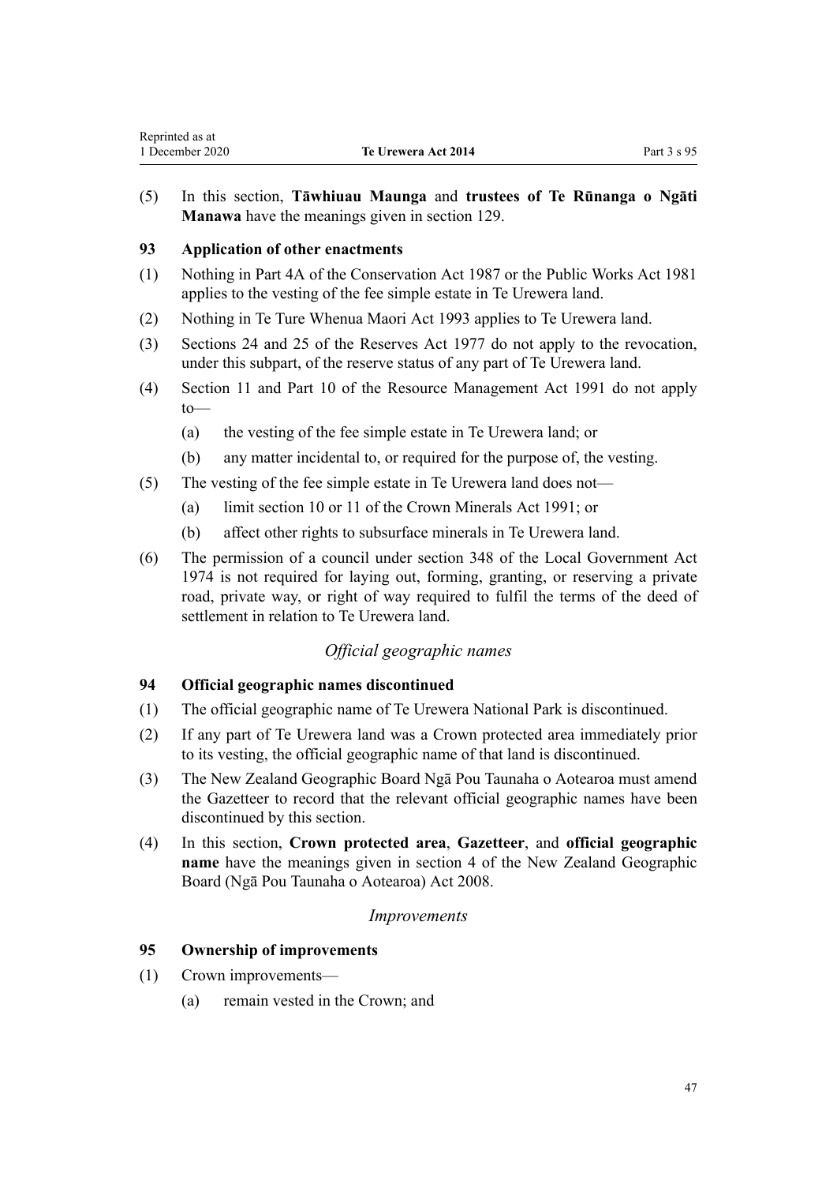(5) In this section, **Tāwhiuau Maunga** and **trustees of Te Rūnanga o Ngāti Manawa** have the meanings given in section 129.

### 93 Application of other enactments

(1) Nothing in Part 4A of the Conservation Act 1987 or the Public Works Act 1981 applies to the vesting of the fee simple estate in Te Urewera land.

(2) Nothing in Te Ture Whenua Maori Act 1993 applies to Te Urewera land.

(3) Sections 24 and 25 of the Reserves Act 1977 do not apply to the revocation, under this subpart, of the reserve status of any part of Te Urewera land.

(4) Section 11 and Part 10 of the Resource Management Act 1991 do not apply to—

- (a) the vesting of the fee simple estate in Te Urewera land; or
- (b) any matter incidental to, or required for the purpose of, the vesting.

(5) The vesting of the fee simple estate in Te Urewera land does not—

- (a) limit section 10 or 11 of the Crown Minerals Act 1991; or
- (b) affect other rights to subsurface minerals in Te Urewera land.

(6) The permission of a council under section 348 of the Local Government Act 1974 is not required for laying out, forming, granting, or reserving a private road, private way, or right of way required to fulfil the terms of the deed of settlement in relation to Te Urewera land.

*Official geographic names*

### 94 Official geographic names discontinued

(1) The official geographic name of Te Urewera National Park is discontinued.

(2) If any part of Te Urewera land was a Crown protected area immediately prior to its vesting, the official geographic name of that land is discontinued.

(3) The New Zealand Geographic Board Ngā Pou Taunaha o Aotearoa must amend the Gazetteer to record that the relevant official geographic names have been discontinued by this section.

(4) In this section, **Crown protected area**, **Gazetteer**, and **official geographic name** have the meanings given in section 4 of the New Zealand Geographic Board (Ngā Pou Taunaha o Aotearoa) Act 2008.

*Improvements*

### 95 Ownership of improvements

(1) Crown improvements—

- (a) remain vested in the Crown; and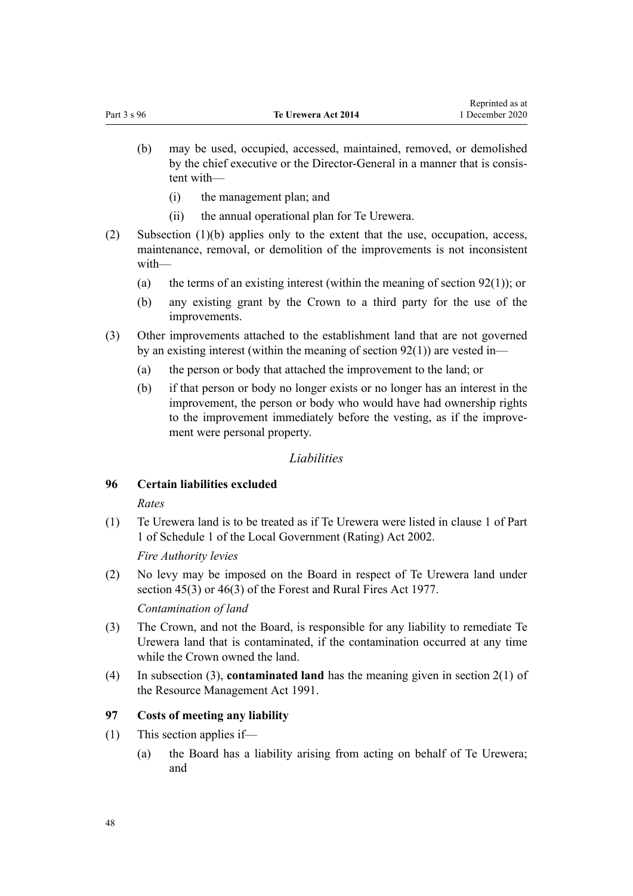(b) may be used, occupied, accessed, maintained, removed, or demolished by the chief executive or the Director-General in a manner that is consistent with—

  (i) the management plan; and

  (ii) the annual operational plan for Te Urewera.

(2) Subsection (1)(b) applies only to the extent that the use, occupation, access, maintenance, removal, or demolition of the improvements is not inconsistent with—

  (a) the terms of an existing interest (within the meaning of section 92(1)); or

  (b) any existing grant by the Crown to a third party for the use of the improvements.

(3) Other improvements attached to the establishment land that are not governed by an existing interest (within the meaning of section 92(1)) are vested in—

  (a) the person or body that attached the improvement to the land; or

  (b) if that person or body no longer exists or no longer has an interest in the improvement, the person or body who would have had ownership rights to the improvement immediately before the vesting, as if the improvement were personal property.

*Liabilities*

### 96 Certain liabilities excluded

*Rates*

(1) Te Urewera land is to be treated as if Te Urewera were listed in clause 1 of Part 1 of Schedule 1 of the Local Government (Rating) Act 2002.

*Fire Authority levies*

(2) No levy may be imposed on the Board in respect of Te Urewera land under section 45(3) or 46(3) of the Forest and Rural Fires Act 1977.

*Contamination of land*

(3) The Crown, and not the Board, is responsible for any liability to remediate Te Urewera land that is contaminated, if the contamination occurred at any time while the Crown owned the land.

(4) In subsection (3), **contaminated land** has the meaning given in section 2(1) of the Resource Management Act 1991.

### 97 Costs of meeting any liability

(1) This section applies if—

  (a) the Board has a liability arising from acting on behalf of Te Urewera; and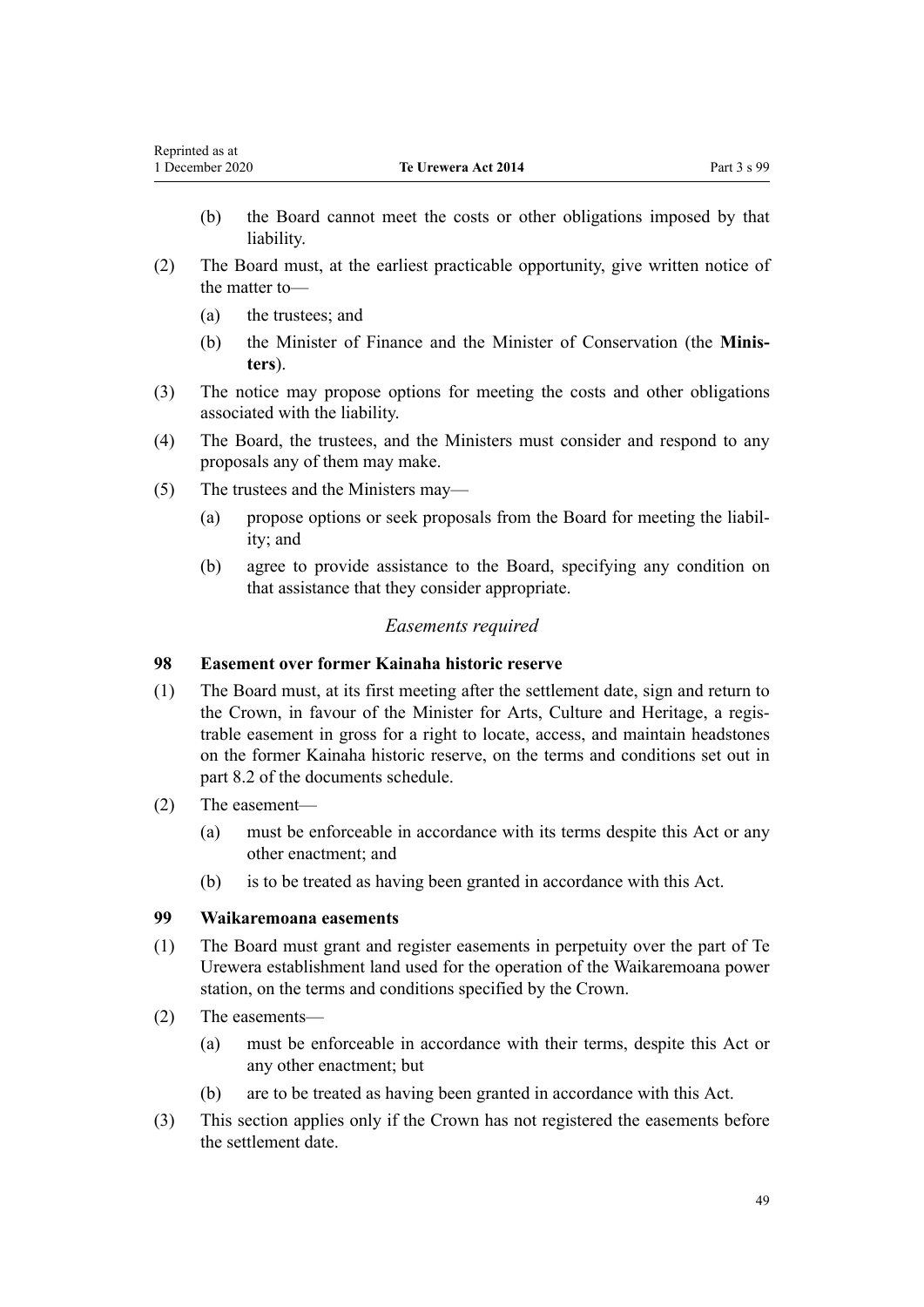(b) the Board cannot meet the costs or other obligations imposed by that liability.

(2) The Board must, at the earliest practicable opportunity, give written notice of the matter to—

(a) the trustees; and

(b) the Minister of Finance and the Minister of Conservation (the **Ministers**).

(3) The notice may propose options for meeting the costs and other obligations associated with the liability.

(4) The Board, the trustees, and the Ministers must consider and respond to any proposals any of them may make.

(5) The trustees and the Ministers may—

(a) propose options or seek proposals from the Board for meeting the liability; and

(b) agree to provide assistance to the Board, specifying any condition on that assistance that they consider appropriate.

*Easements required*

### 98 Easement over former Kainaha historic reserve

(1) The Board must, at its first meeting after the settlement date, sign and return to the Crown, in favour of the Minister for Arts, Culture and Heritage, a registrable easement in gross for a right to locate, access, and maintain headstones on the former Kainaha historic reserve, on the terms and conditions set out in part 8.2 of the documents schedule.

(2) The easement—

(a) must be enforceable in accordance with its terms despite this Act or any other enactment; and

(b) is to be treated as having been granted in accordance with this Act.

### 99 Waikaremoana easements

(1) The Board must grant and register easements in perpetuity over the part of Te Urewera establishment land used for the operation of the Waikaremoana power station, on the terms and conditions specified by the Crown.

(2) The easements—

(a) must be enforceable in accordance with their terms, despite this Act or any other enactment; but

(b) are to be treated as having been granted in accordance with this Act.

(3) This section applies only if the Crown has not registered the easements before the settlement date.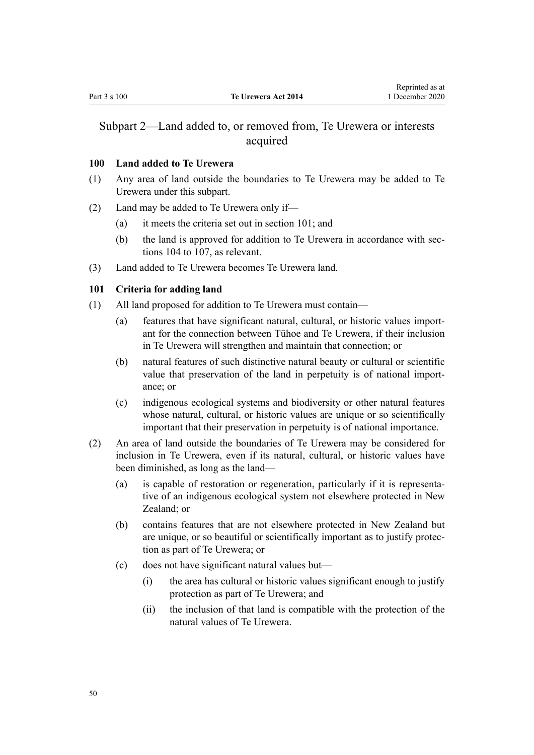## Subpart 2—Land added to, or removed from, Te Urewera or interests acquired

### 100 Land added to Te Urewera

(1) Any area of land outside the boundaries to Te Urewera may be added to Te Urewera under this subpart.

(2) Land may be added to Te Urewera only if—

(a) it meets the criteria set out in section 101; and

(b) the land is approved for addition to Te Urewera in accordance with sections 104 to 107, as relevant.

(3) Land added to Te Urewera becomes Te Urewera land.

### 101 Criteria for adding land

(1) All land proposed for addition to Te Urewera must contain—

(a) features that have significant natural, cultural, or historic values important for the connection between Tūhoe and Te Urewera, if their inclusion in Te Urewera will strengthen and maintain that connection; or

(b) natural features of such distinctive natural beauty or cultural or scientific value that preservation of the land in perpetuity is of national importance; or

(c) indigenous ecological systems and biodiversity or other natural features whose natural, cultural, or historic values are unique or so scientifically important that their preservation in perpetuity is of national importance.

(2) An area of land outside the boundaries of Te Urewera may be considered for inclusion in Te Urewera, even if its natural, cultural, or historic values have been diminished, as long as the land—

(a) is capable of restoration or regeneration, particularly if it is representative of an indigenous ecological system not elsewhere protected in New Zealand; or

(b) contains features that are not elsewhere protected in New Zealand but are unique, or so beautiful or scientifically important as to justify protection as part of Te Urewera; or

(c) does not have significant natural values but—

(i) the area has cultural or historic values significant enough to justify protection as part of Te Urewera; and

(ii) the inclusion of that land is compatible with the protection of the natural values of Te Urewera.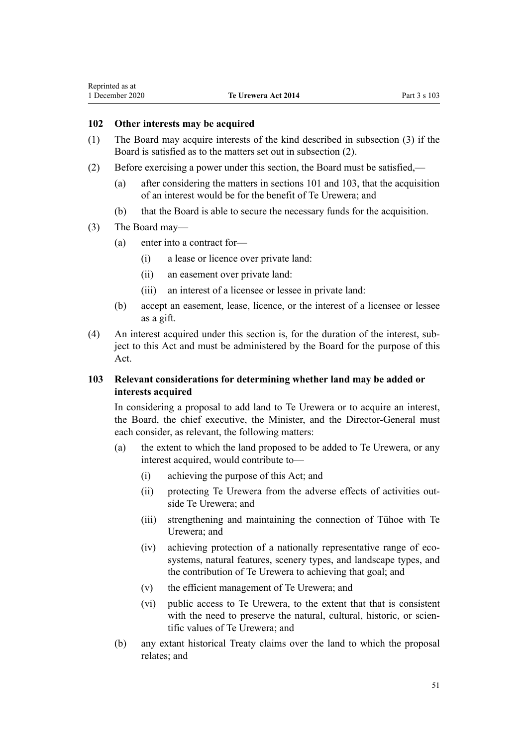### 102 Other interests may be acquired

(1) The Board may acquire interests of the kind described in subsection (3) if the Board is satisfied as to the matters set out in subsection (2).

(2) Before exercising a power under this section, the Board must be satisfied,—

- (a) after considering the matters in sections 101 and 103, that the acquisition of an interest would be for the benefit of Te Urewera; and
- (b) that the Board is able to secure the necessary funds for the acquisition.

(3) The Board may—

- (a) enter into a contract for—
  - (i) a lease or licence over private land:
  - (ii) an easement over private land:
  - (iii) an interest of a licensee or lessee in private land:
- (b) accept an easement, lease, licence, or the interest of a licensee or lessee as a gift.

(4) An interest acquired under this section is, for the duration of the interest, subject to this Act and must be administered by the Board for the purpose of this Act.

### 103 Relevant considerations for determining whether land may be added or interests acquired

In considering a proposal to add land to Te Urewera or to acquire an interest, the Board, the chief executive, the Minister, and the Director-General must each consider, as relevant, the following matters:

- (a) the extent to which the land proposed to be added to Te Urewera, or any interest acquired, would contribute to—
  - (i) achieving the purpose of this Act; and
  - (ii) protecting Te Urewera from the adverse effects of activities outside Te Urewera; and
  - (iii) strengthening and maintaining the connection of Tūhoe with Te Urewera; and
  - (iv) achieving protection of a nationally representative range of ecosystems, natural features, scenery types, and landscape types, and the contribution of Te Urewera to achieving that goal; and
  - (v) the efficient management of Te Urewera; and
  - (vi) public access to Te Urewera, to the extent that that is consistent with the need to preserve the natural, cultural, historic, or scientific values of Te Urewera; and
- (b) any extant historical Treaty claims over the land to which the proposal relates; and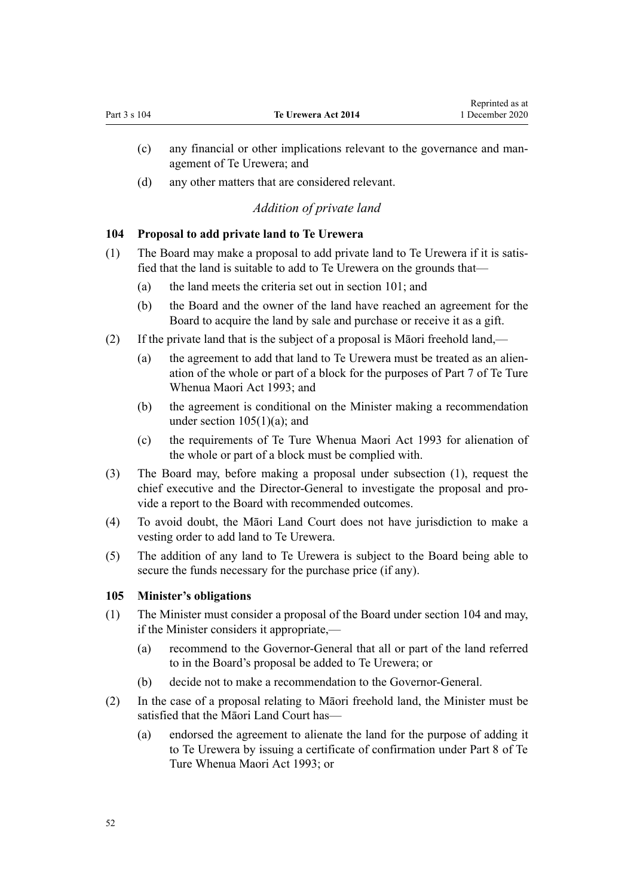(c) any financial or other implications relevant to the governance and management of Te Urewera; and

(d) any other matters that are considered relevant.

*Addition of private land*

### 104 Proposal to add private land to Te Urewera

(1) The Board may make a proposal to add private land to Te Urewera if it is satisfied that the land is suitable to add to Te Urewera on the grounds that—

(a) the land meets the criteria set out in section 101; and

(b) the Board and the owner of the land have reached an agreement for the Board to acquire the land by sale and purchase or receive it as a gift.

(2) If the private land that is the subject of a proposal is Māori freehold land,—

(a) the agreement to add that land to Te Urewera must be treated as an alienation of the whole or part of a block for the purposes of Part 7 of Te Ture Whenua Maori Act 1993; and

(b) the agreement is conditional on the Minister making a recommendation under section 105(1)(a); and

(c) the requirements of Te Ture Whenua Maori Act 1993 for alienation of the whole or part of a block must be complied with.

(3) The Board may, before making a proposal under subsection (1), request the chief executive and the Director-General to investigate the proposal and provide a report to the Board with recommended outcomes.

(4) To avoid doubt, the Māori Land Court does not have jurisdiction to make a vesting order to add land to Te Urewera.

(5) The addition of any land to Te Urewera is subject to the Board being able to secure the funds necessary for the purchase price (if any).

### 105 Minister's obligations

(1) The Minister must consider a proposal of the Board under section 104 and may, if the Minister considers it appropriate,—

(a) recommend to the Governor-General that all or part of the land referred to in the Board's proposal be added to Te Urewera; or

(b) decide not to make a recommendation to the Governor-General.

(2) In the case of a proposal relating to Māori freehold land, the Minister must be satisfied that the Māori Land Court has—

(a) endorsed the agreement to alienate the land for the purpose of adding it to Te Urewera by issuing a certificate of confirmation under Part 8 of Te Ture Whenua Maori Act 1993; or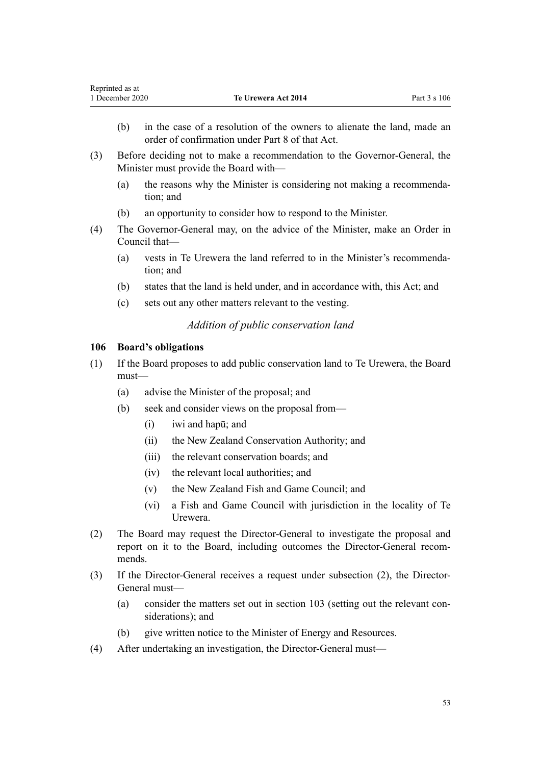(b) in the case of a resolution of the owners to alienate the land, made an order of confirmation under Part 8 of that Act.

(3) Before deciding not to make a recommendation to the Governor-General, the Minister must provide the Board with—

(a) the reasons why the Minister is considering not making a recommendation; and

(b) an opportunity to consider how to respond to the Minister.

(4) The Governor-General may, on the advice of the Minister, make an Order in Council that—

(a) vests in Te Urewera the land referred to in the Minister's recommendation; and

(b) states that the land is held under, and in accordance with, this Act; and

(c) sets out any other matters relevant to the vesting.

*Addition of public conservation land*

### 106 Board's obligations

(1) If the Board proposes to add public conservation land to Te Urewera, the Board must—

(a) advise the Minister of the proposal; and

(b) seek and consider views on the proposal from—

(i) iwi and hapū; and

(ii) the New Zealand Conservation Authority; and

(iii) the relevant conservation boards; and

(iv) the relevant local authorities; and

(v) the New Zealand Fish and Game Council; and

(vi) a Fish and Game Council with jurisdiction in the locality of Te Urewera.

(2) The Board may request the Director-General to investigate the proposal and report on it to the Board, including outcomes the Director-General recommends.

(3) If the Director-General receives a request under subsection (2), the Director-General must—

(a) consider the matters set out in section 103 (setting out the relevant considerations); and

(b) give written notice to the Minister of Energy and Resources.

(4) After undertaking an investigation, the Director-General must—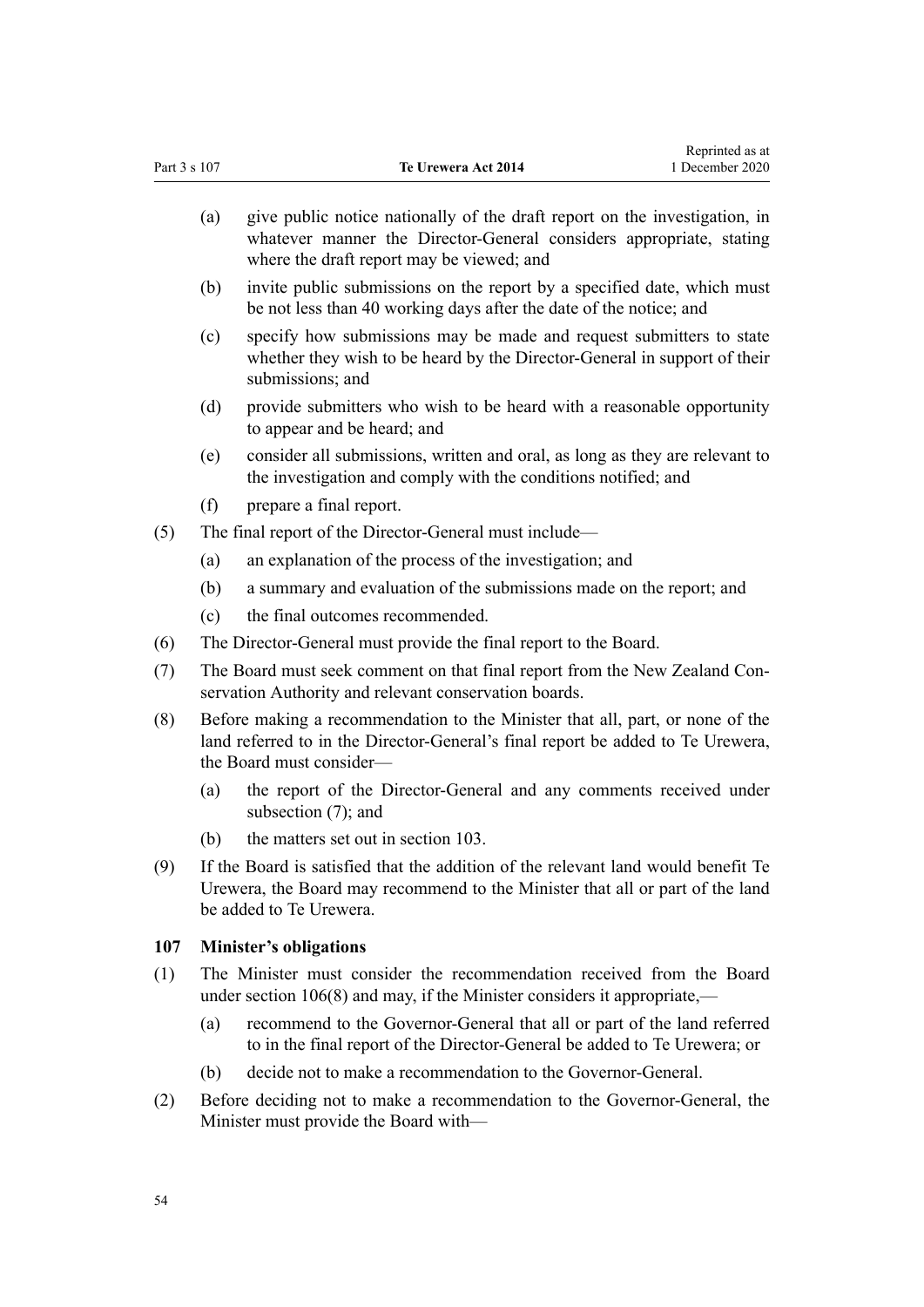(a) give public notice nationally of the draft report on the investigation, in whatever manner the Director-General considers appropriate, stating where the draft report may be viewed; and

(b) invite public submissions on the report by a specified date, which must be not less than 40 working days after the date of the notice; and

(c) specify how submissions may be made and request submitters to state whether they wish to be heard by the Director-General in support of their submissions; and

(d) provide submitters who wish to be heard with a reasonable opportunity to appear and be heard; and

(e) consider all submissions, written and oral, as long as they are relevant to the investigation and comply with the conditions notified; and

(f) prepare a final report.

(5) The final report of the Director-General must include—

(a) an explanation of the process of the investigation; and

(b) a summary and evaluation of the submissions made on the report; and

(c) the final outcomes recommended.

(6) The Director-General must provide the final report to the Board.

(7) The Board must seek comment on that final report from the New Zealand Conservation Authority and relevant conservation boards.

(8) Before making a recommendation to the Minister that all, part, or none of the land referred to in the Director-General's final report be added to Te Urewera, the Board must consider—

(a) the report of the Director-General and any comments received under subsection (7); and

(b) the matters set out in section 103.

(9) If the Board is satisfied that the addition of the relevant land would benefit Te Urewera, the Board may recommend to the Minister that all or part of the land be added to Te Urewera.

### 107 Minister's obligations

(1) The Minister must consider the recommendation received from the Board under section 106(8) and may, if the Minister considers it appropriate,—

(a) recommend to the Governor-General that all or part of the land referred to in the final report of the Director-General be added to Te Urewera; or

(b) decide not to make a recommendation to the Governor-General.

(2) Before deciding not to make a recommendation to the Governor-General, the Minister must provide the Board with—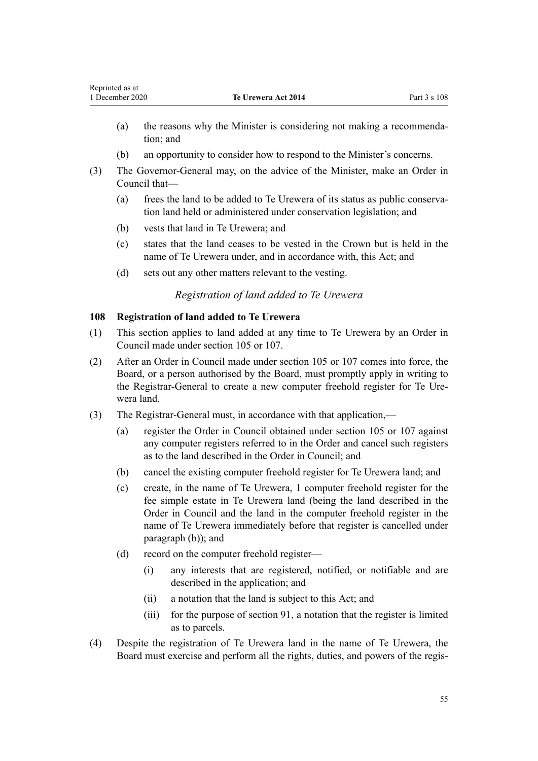(a) the reasons why the Minister is considering not making a recommendation; and

(b) an opportunity to consider how to respond to the Minister's concerns.

(3) The Governor-General may, on the advice of the Minister, make an Order in Council that—

(a) frees the land to be added to Te Urewera of its status as public conservation land held or administered under conservation legislation; and

(b) vests that land in Te Urewera; and

(c) states that the land ceases to be vested in the Crown but is held in the name of Te Urewera under, and in accordance with, this Act; and

(d) sets out any other matters relevant to the vesting.

*Registration of land added to Te Urewera*

### 108 Registration of land added to Te Urewera

(1) This section applies to land added at any time to Te Urewera by an Order in Council made under section 105 or 107.

(2) After an Order in Council made under section 105 or 107 comes into force, the Board, or a person authorised by the Board, must promptly apply in writing to the Registrar-General to create a new computer freehold register for Te Urewera land.

(3) The Registrar-General must, in accordance with that application,—

(a) register the Order in Council obtained under section 105 or 107 against any computer registers referred to in the Order and cancel such registers as to the land described in the Order in Council; and

(b) cancel the existing computer freehold register for Te Urewera land; and

(c) create, in the name of Te Urewera, 1 computer freehold register for the fee simple estate in Te Urewera land (being the land described in the Order in Council and the land in the computer freehold register in the name of Te Urewera immediately before that register is cancelled under paragraph (b)); and

(d) record on the computer freehold register—

(i) any interests that are registered, notified, or notifiable and are described in the application; and

(ii) a notation that the land is subject to this Act; and

(iii) for the purpose of section 91, a notation that the register is limited as to parcels.

(4) Despite the registration of Te Urewera land in the name of Te Urewera, the Board must exercise and perform all the rights, duties, and powers of the regis-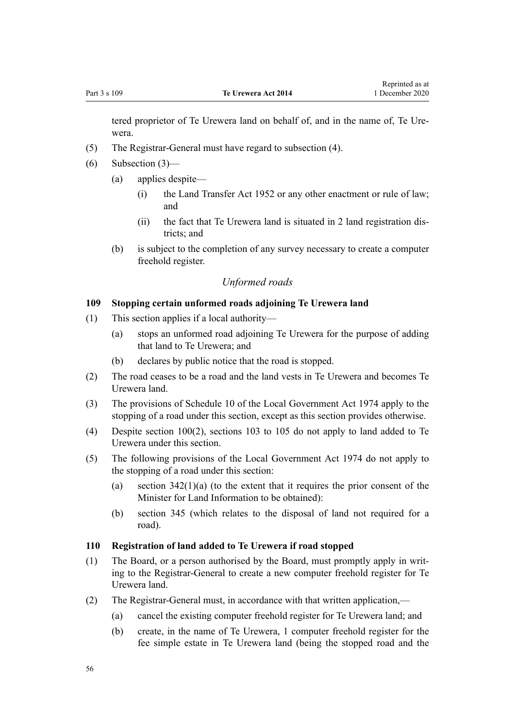tered proprietor of Te Urewera land on behalf of, and in the name of, Te Urewera.

(5) The Registrar-General must have regard to subsection (4).

(6) Subsection (3)—

   (a) applies despite—

      (i) the Land Transfer Act 1952 or any other enactment or rule of law; and

      (ii) the fact that Te Urewera land is situated in 2 land registration districts; and

   (b) is subject to the completion of any survey necessary to create a computer freehold register.

*Unformed roads*

### 109 Stopping certain unformed roads adjoining Te Urewera land

(1) This section applies if a local authority—

   (a) stops an unformed road adjoining Te Urewera for the purpose of adding that land to Te Urewera; and

   (b) declares by public notice that the road is stopped.

(2) The road ceases to be a road and the land vests in Te Urewera and becomes Te Urewera land.

(3) The provisions of Schedule 10 of the Local Government Act 1974 apply to the stopping of a road under this section, except as this section provides otherwise.

(4) Despite section 100(2), sections 103 to 105 do not apply to land added to Te Urewera under this section.

(5) The following provisions of the Local Government Act 1974 do not apply to the stopping of a road under this section:

   (a) section 342(1)(a) (to the extent that it requires the prior consent of the Minister for Land Information to be obtained):

   (b) section 345 (which relates to the disposal of land not required for a road).

### 110 Registration of land added to Te Urewera if road stopped

(1) The Board, or a person authorised by the Board, must promptly apply in writing to the Registrar-General to create a new computer freehold register for Te Urewera land.

(2) The Registrar-General must, in accordance with that written application,—

   (a) cancel the existing computer freehold register for Te Urewera land; and

   (b) create, in the name of Te Urewera, 1 computer freehold register for the fee simple estate in Te Urewera land (being the stopped road and the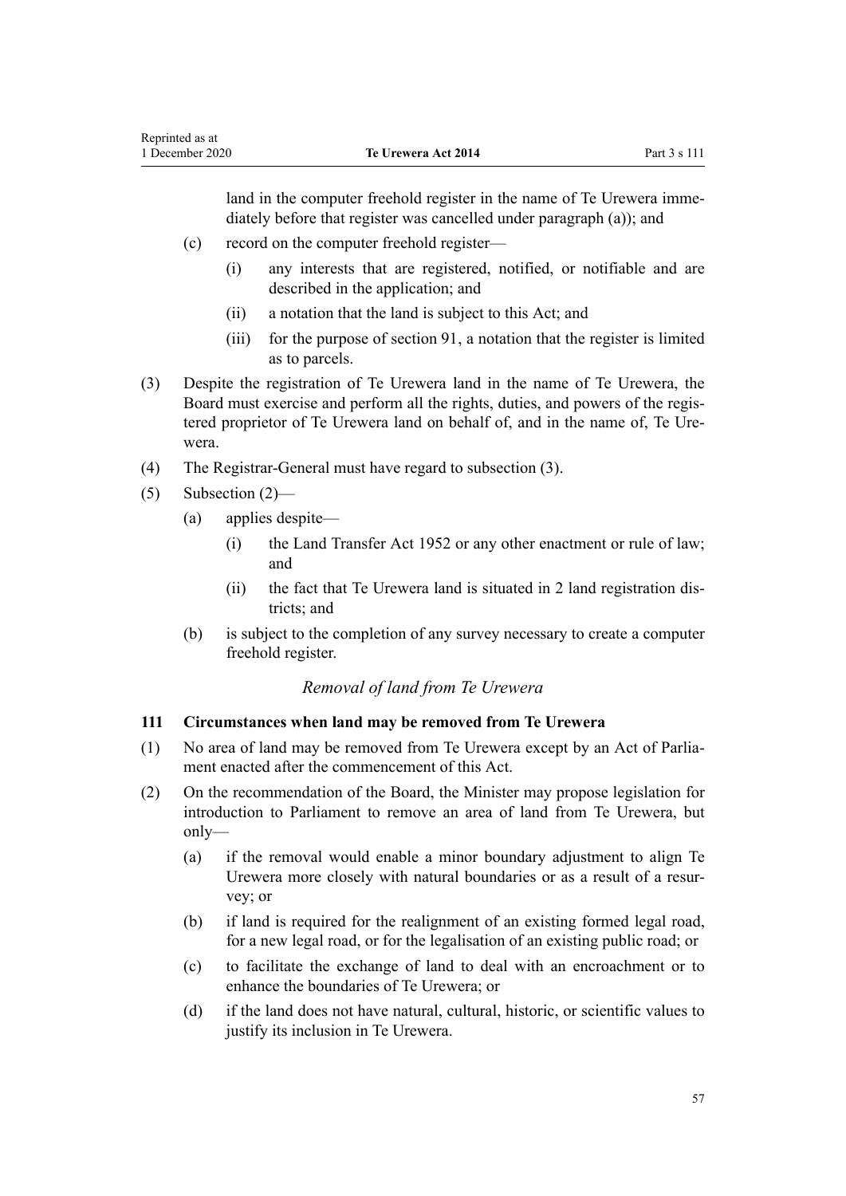land in the computer freehold register in the name of Te Urewera immediately before that register was cancelled under paragraph (a)); and

(c) record on the computer freehold register—

(i) any interests that are registered, notified, or notifiable and are described in the application; and

(ii) a notation that the land is subject to this Act; and

(iii) for the purpose of section 91, a notation that the register is limited as to parcels.

(3) Despite the registration of Te Urewera land in the name of Te Urewera, the Board must exercise and perform all the rights, duties, and powers of the registered proprietor of Te Urewera land on behalf of, and in the name of, Te Urewera.

(4) The Registrar-General must have regard to subsection (3).

(5) Subsection (2)—

(a) applies despite—

(i) the Land Transfer Act 1952 or any other enactment or rule of law; and

(ii) the fact that Te Urewera land is situated in 2 land registration districts; and

(b) is subject to the completion of any survey necessary to create a computer freehold register.

*Removal of land from Te Urewera*

### 111 Circumstances when land may be removed from Te Urewera

(1) No area of land may be removed from Te Urewera except by an Act of Parliament enacted after the commencement of this Act.

(2) On the recommendation of the Board, the Minister may propose legislation for introduction to Parliament to remove an area of land from Te Urewera, but only—

(a) if the removal would enable a minor boundary adjustment to align Te Urewera more closely with natural boundaries or as a result of a resurvey; or

(b) if land is required for the realignment of an existing formed legal road, for a new legal road, or for the legalisation of an existing public road; or

(c) to facilitate the exchange of land to deal with an encroachment or to enhance the boundaries of Te Urewera; or

(d) if the land does not have natural, cultural, historic, or scientific values to justify its inclusion in Te Urewera.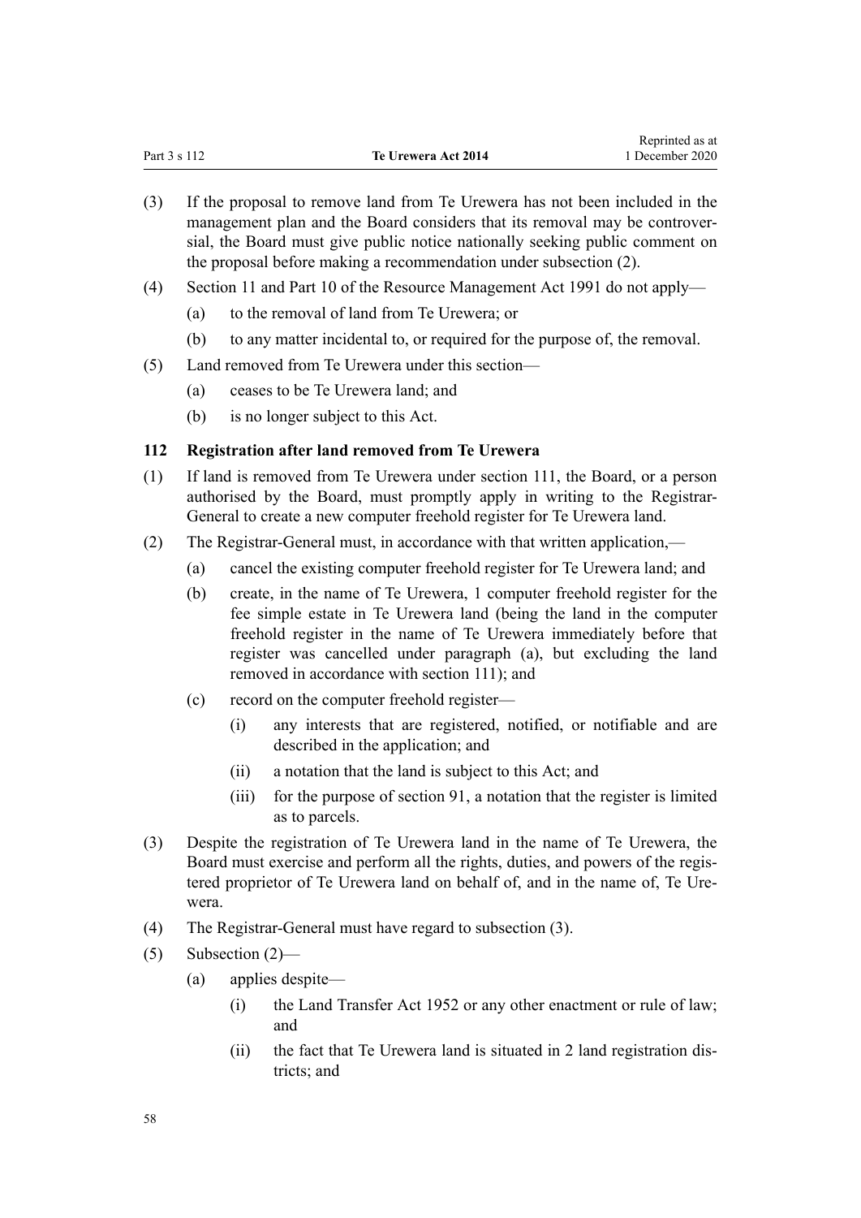(3) If the proposal to remove land from Te Urewera has not been included in the management plan and the Board considers that its removal may be controversial, the Board must give public notice nationally seeking public comment on the proposal before making a recommendation under subsection (2).

(4) Section 11 and Part 10 of the Resource Management Act 1991 do not apply—

(a) to the removal of land from Te Urewera; or

(b) to any matter incidental to, or required for the purpose of, the removal.

(5) Land removed from Te Urewera under this section—

(a) ceases to be Te Urewera land; and

(b) is no longer subject to this Act.

### 112 Registration after land removed from Te Urewera

(1) If land is removed from Te Urewera under section 111, the Board, or a person authorised by the Board, must promptly apply in writing to the Registrar-General to create a new computer freehold register for Te Urewera land.

(2) The Registrar-General must, in accordance with that written application,—

(a) cancel the existing computer freehold register for Te Urewera land; and

(b) create, in the name of Te Urewera, 1 computer freehold register for the fee simple estate in Te Urewera land (being the land in the computer freehold register in the name of Te Urewera immediately before that register was cancelled under paragraph (a), but excluding the land removed in accordance with section 111); and

(c) record on the computer freehold register—

(i) any interests that are registered, notified, or notifiable and are described in the application; and

(ii) a notation that the land is subject to this Act; and

(iii) for the purpose of section 91, a notation that the register is limited as to parcels.

(3) Despite the registration of Te Urewera land in the name of Te Urewera, the Board must exercise and perform all the rights, duties, and powers of the registered proprietor of Te Urewera land on behalf of, and in the name of, Te Urewera.

(4) The Registrar-General must have regard to subsection (3).

(5) Subsection (2)—

(a) applies despite—

(i) the Land Transfer Act 1952 or any other enactment or rule of law; and

(ii) the fact that Te Urewera land is situated in 2 land registration districts; and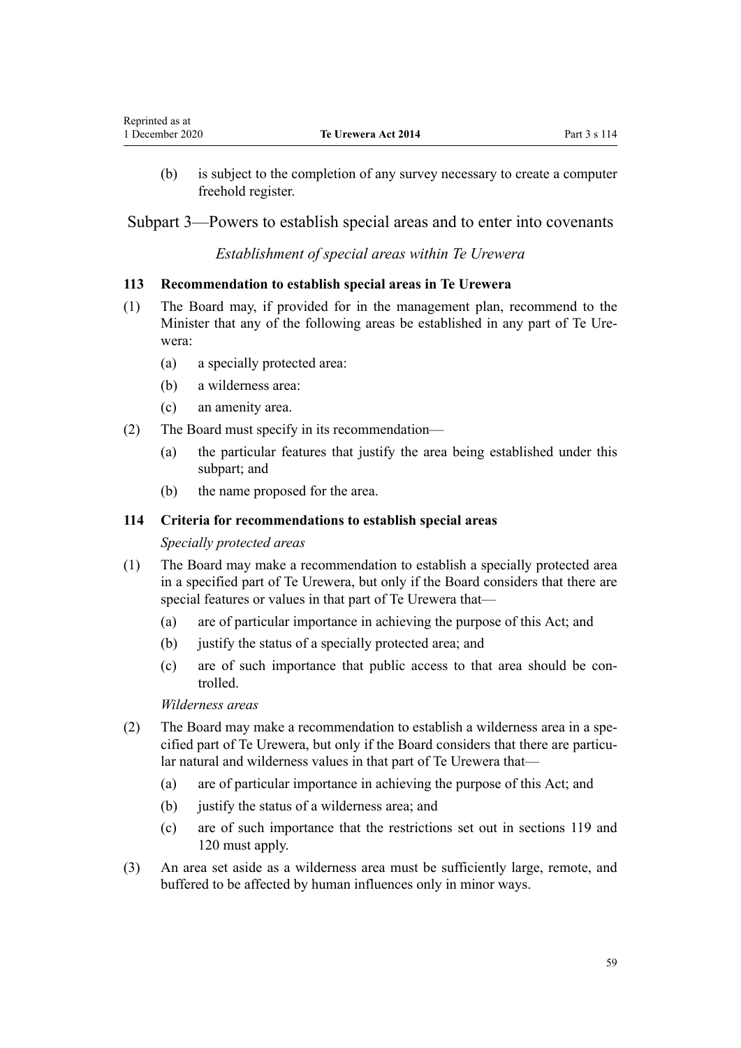(b) is subject to the completion of any survey necessary to create a computer freehold register.

## Subpart 3—Powers to establish special areas and to enter into covenants

*Establishment of special areas within Te Urewera*

### 113 Recommendation to establish special areas in Te Urewera

(1) The Board may, if provided for in the management plan, recommend to the Minister that any of the following areas be established in any part of Te Urewera:

(a) a specially protected area:

(b) a wilderness area:

(c) an amenity area.

(2) The Board must specify in its recommendation—

(a) the particular features that justify the area being established under this subpart; and

(b) the name proposed for the area.

### 114 Criteria for recommendations to establish special areas

*Specially protected areas*

(1) The Board may make a recommendation to establish a specially protected area in a specified part of Te Urewera, but only if the Board considers that there are special features or values in that part of Te Urewera that—

(a) are of particular importance in achieving the purpose of this Act; and

(b) justify the status of a specially protected area; and

(c) are of such importance that public access to that area should be controlled.

*Wilderness areas*

(2) The Board may make a recommendation to establish a wilderness area in a specified part of Te Urewera, but only if the Board considers that there are particular natural and wilderness values in that part of Te Urewera that—

(a) are of particular importance in achieving the purpose of this Act; and

(b) justify the status of a wilderness area; and

(c) are of such importance that the restrictions set out in sections 119 and 120 must apply.

(3) An area set aside as a wilderness area must be sufficiently large, remote, and buffered to be affected by human influences only in minor ways.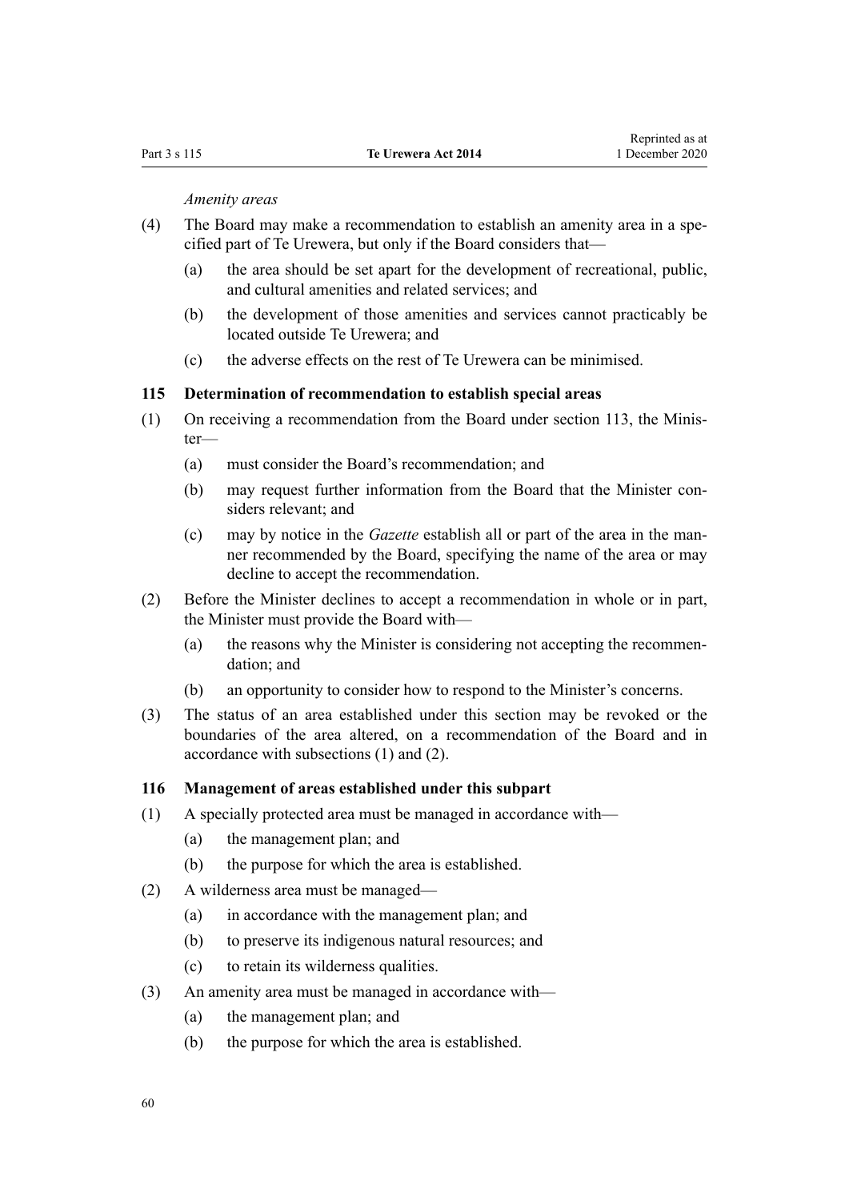*Amenity areas*

(4) The Board may make a recommendation to establish an amenity area in a specified part of Te Urewera, but only if the Board considers that—

(a) the area should be set apart for the development of recreational, public, and cultural amenities and related services; and

(b) the development of those amenities and services cannot practicably be located outside Te Urewera; and

(c) the adverse effects on the rest of Te Urewera can be minimised.

### 115 Determination of recommendation to establish special areas

(1) On receiving a recommendation from the Board under section 113, the Minister—

(a) must consider the Board's recommendation; and

(b) may request further information from the Board that the Minister considers relevant; and

(c) may by notice in the *Gazette* establish all or part of the area in the manner recommended by the Board, specifying the name of the area or may decline to accept the recommendation.

(2) Before the Minister declines to accept a recommendation in whole or in part, the Minister must provide the Board with—

(a) the reasons why the Minister is considering not accepting the recommendation; and

(b) an opportunity to consider how to respond to the Minister's concerns.

(3) The status of an area established under this section may be revoked or the boundaries of the area altered, on a recommendation of the Board and in accordance with subsections (1) and (2).

### 116 Management of areas established under this subpart

(1) A specially protected area must be managed in accordance with—

(a) the management plan; and

(b) the purpose for which the area is established.

(2) A wilderness area must be managed—

(a) in accordance with the management plan; and

(b) to preserve its indigenous natural resources; and

(c) to retain its wilderness qualities.

(3) An amenity area must be managed in accordance with—

(a) the management plan; and

(b) the purpose for which the area is established.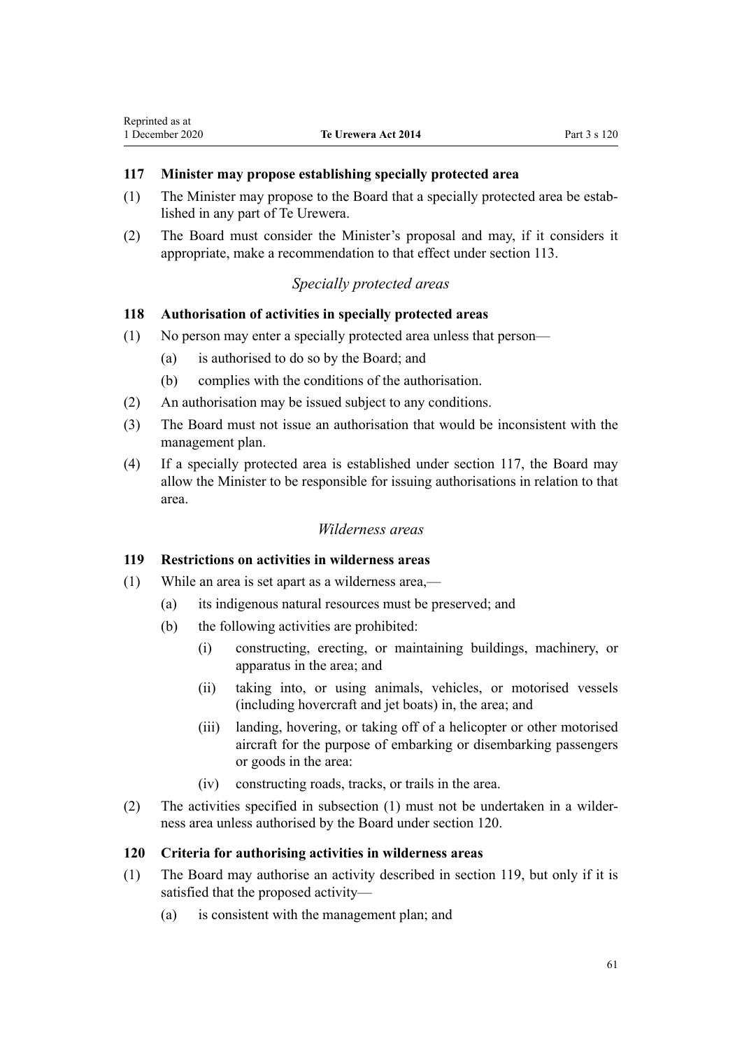### 117 Minister may propose establishing specially protected area

(1) The Minister may propose to the Board that a specially protected area be established in any part of Te Urewera.

(2) The Board must consider the Minister's proposal and may, if it considers it appropriate, make a recommendation to that effect under section 113.

*Specially protected areas*

### 118 Authorisation of activities in specially protected areas

(1) No person may enter a specially protected area unless that person—

- (a) is authorised to do so by the Board; and
- (b) complies with the conditions of the authorisation.

(2) An authorisation may be issued subject to any conditions.

(3) The Board must not issue an authorisation that would be inconsistent with the management plan.

(4) If a specially protected area is established under section 117, the Board may allow the Minister to be responsible for issuing authorisations in relation to that area.

*Wilderness areas*

### 119 Restrictions on activities in wilderness areas

(1) While an area is set apart as a wilderness area,—

- (a) its indigenous natural resources must be preserved; and
- (b) the following activities are prohibited:
  - (i) constructing, erecting, or maintaining buildings, machinery, or apparatus in the area; and
  - (ii) taking into, or using animals, vehicles, or motorised vessels (including hovercraft and jet boats) in, the area; and
  - (iii) landing, hovering, or taking off of a helicopter or other motorised aircraft for the purpose of embarking or disembarking passengers or goods in the area:
  - (iv) constructing roads, tracks, or trails in the area.

(2) The activities specified in subsection (1) must not be undertaken in a wilderness area unless authorised by the Board under section 120.

### 120 Criteria for authorising activities in wilderness areas

(1) The Board may authorise an activity described in section 119, but only if it is satisfied that the proposed activity—

- (a) is consistent with the management plan; and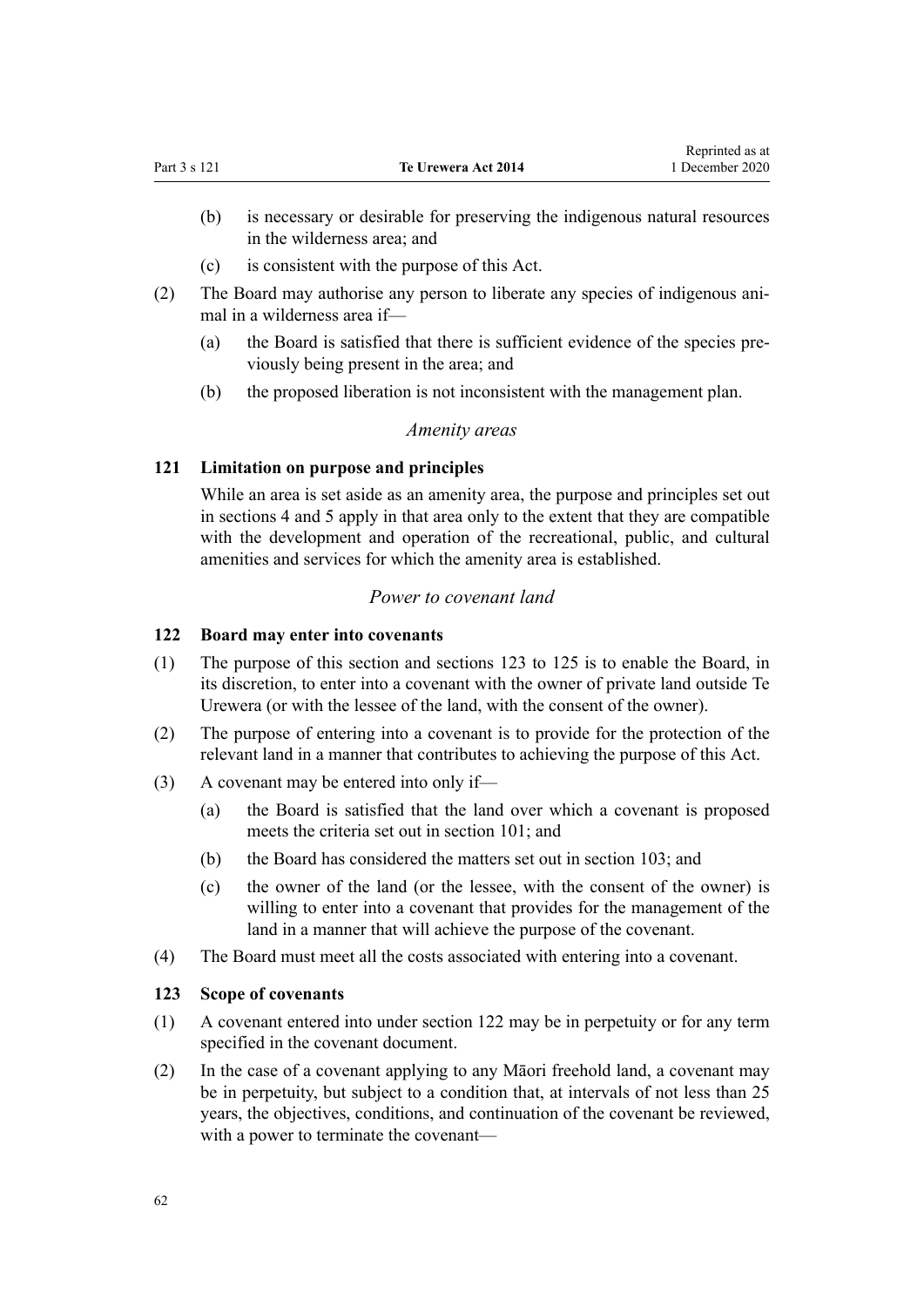(b) is necessary or desirable for preserving the indigenous natural resources in the wilderness area; and

(c) is consistent with the purpose of this Act.

(2) The Board may authorise any person to liberate any species of indigenous animal in a wilderness area if—

(a) the Board is satisfied that there is sufficient evidence of the species previously being present in the area; and

(b) the proposed liberation is not inconsistent with the management plan.

*Amenity areas*

### 121 Limitation on purpose and principles

While an area is set aside as an amenity area, the purpose and principles set out in sections 4 and 5 apply in that area only to the extent that they are compatible with the development and operation of the recreational, public, and cultural amenities and services for which the amenity area is established.

*Power to covenant land*

### 122 Board may enter into covenants

(1) The purpose of this section and sections 123 to 125 is to enable the Board, in its discretion, to enter into a covenant with the owner of private land outside Te Urewera (or with the lessee of the land, with the consent of the owner).

(2) The purpose of entering into a covenant is to provide for the protection of the relevant land in a manner that contributes to achieving the purpose of this Act.

(3) A covenant may be entered into only if—

(a) the Board is satisfied that the land over which a covenant is proposed meets the criteria set out in section 101; and

(b) the Board has considered the matters set out in section 103; and

(c) the owner of the land (or the lessee, with the consent of the owner) is willing to enter into a covenant that provides for the management of the land in a manner that will achieve the purpose of the covenant.

(4) The Board must meet all the costs associated with entering into a covenant.

### 123 Scope of covenants

(1) A covenant entered into under section 122 may be in perpetuity or for any term specified in the covenant document.

(2) In the case of a covenant applying to any Māori freehold land, a covenant may be in perpetuity, but subject to a condition that, at intervals of not less than 25 years, the objectives, conditions, and continuation of the covenant be reviewed, with a power to terminate the covenant—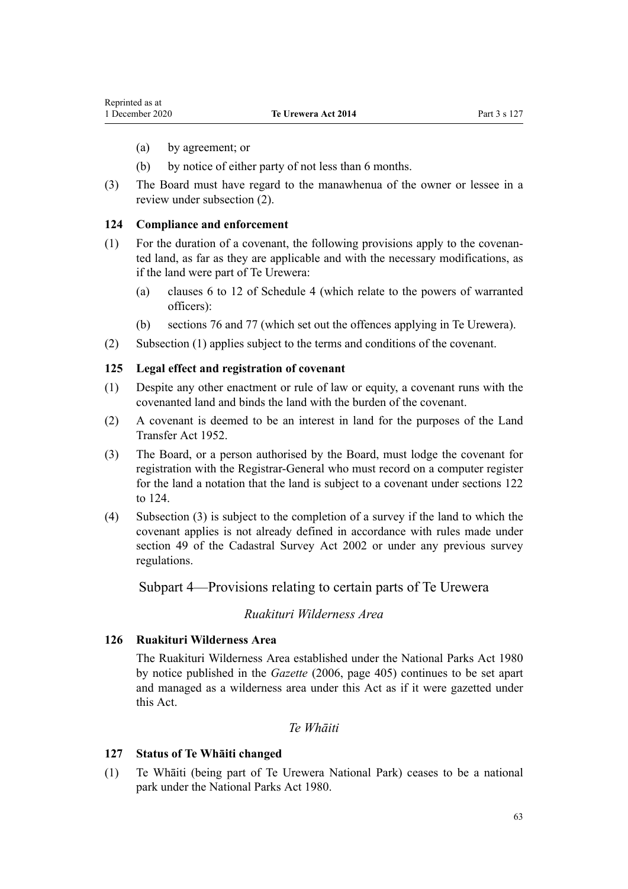(a) by agreement; or

(b) by notice of either party of not less than 6 months.

(3) The Board must have regard to the manawhenua of the owner or lessee in a review under subsection (2).

### 124 Compliance and enforcement

(1) For the duration of a covenant, the following provisions apply to the covenanted land, as far as they are applicable and with the necessary modifications, as if the land were part of Te Urewera:

(a) clauses 6 to 12 of Schedule 4 (which relate to the powers of warranted officers):

(b) sections 76 and 77 (which set out the offences applying in Te Urewera).

(2) Subsection (1) applies subject to the terms and conditions of the covenant.

### 125 Legal effect and registration of covenant

(1) Despite any other enactment or rule of law or equity, a covenant runs with the covenanted land and binds the land with the burden of the covenant.

(2) A covenant is deemed to be an interest in land for the purposes of the Land Transfer Act 1952.

(3) The Board, or a person authorised by the Board, must lodge the covenant for registration with the Registrar-General who must record on a computer register for the land a notation that the land is subject to a covenant under sections 122 to 124.

(4) Subsection (3) is subject to the completion of a survey if the land to which the covenant applies is not already defined in accordance with rules made under section 49 of the Cadastral Survey Act 2002 or under any previous survey regulations.

## Subpart 4—Provisions relating to certain parts of Te Urewera

*Ruakituri Wilderness Area*

### 126 Ruakituri Wilderness Area

The Ruakituri Wilderness Area established under the National Parks Act 1980 by notice published in the *Gazette* (2006, page 405) continues to be set apart and managed as a wilderness area under this Act as if it were gazetted under this Act.

*Te Whāiti*

### 127 Status of Te Whāiti changed

(1) Te Whāiti (being part of Te Urewera National Park) ceases to be a national park under the National Parks Act 1980.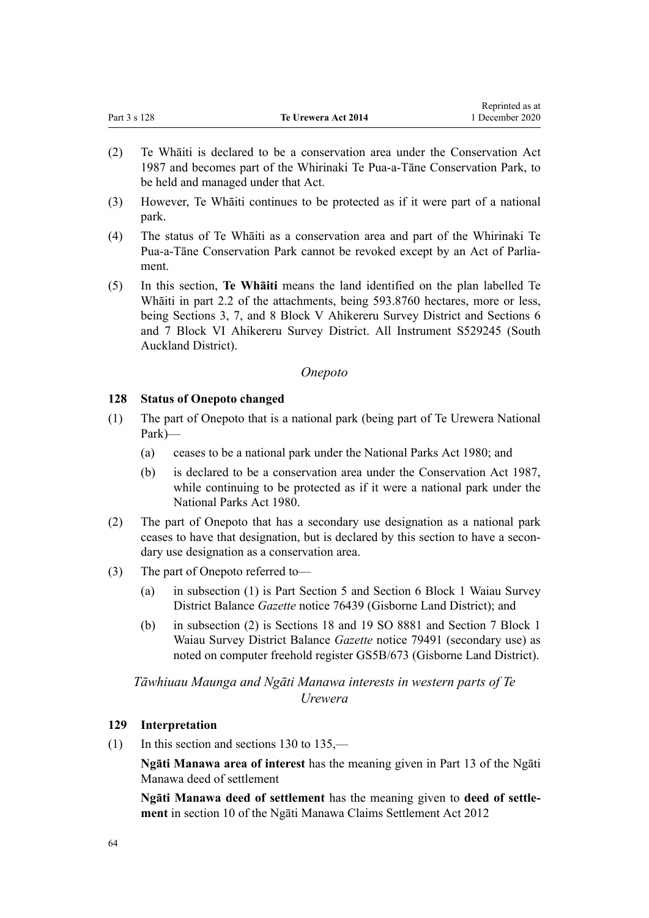(2) Te Whāiti is declared to be a conservation area under the Conservation Act 1987 and becomes part of the Whirinaki Te Pua-a-Tāne Conservation Park, to be held and managed under that Act.

(3) However, Te Whāiti continues to be protected as if it were part of a national park.

(4) The status of Te Whāiti as a conservation area and part of the Whirinaki Te Pua-a-Tāne Conservation Park cannot be revoked except by an Act of Parliament.

(5) In this section, **Te Whāiti** means the land identified on the plan labelled Te Whāiti in part 2.2 of the attachments, being 593.8760 hectares, more or less, being Sections 3, 7, and 8 Block V Ahikereru Survey District and Sections 6 and 7 Block VI Ahikereru Survey District. All Instrument S529245 (South Auckland District).

*Onepoto*

### 128 Status of Onepoto changed

(1) The part of Onepoto that is a national park (being part of Te Urewera National Park)—

  (a) ceases to be a national park under the National Parks Act 1980; and

  (b) is declared to be a conservation area under the Conservation Act 1987, while continuing to be protected as if it were a national park under the National Parks Act 1980.

(2) The part of Onepoto that has a secondary use designation as a national park ceases to have that designation, but is declared by this section to have a secondary use designation as a conservation area.

(3) The part of Onepoto referred to—

  (a) in subsection (1) is Part Section 5 and Section 6 Block 1 Waiau Survey District Balance *Gazette* notice 76439 (Gisborne Land District); and

  (b) in subsection (2) is Sections 18 and 19 SO 8881 and Section 7 Block 1 Waiau Survey District Balance *Gazette* notice 79491 (secondary use) as noted on computer freehold register GS5B/673 (Gisborne Land District).

*Tāwhiuau Maunga and Ngāti Manawa interests in western parts of Te Urewera*

### 129 Interpretation

(1) In this section and sections 130 to 135,—

**Ngāti Manawa area of interest** has the meaning given in Part 13 of the Ngāti Manawa deed of settlement

**Ngāti Manawa deed of settlement** has the meaning given to **deed of settlement** in section 10 of the Ngāti Manawa Claims Settlement Act 2012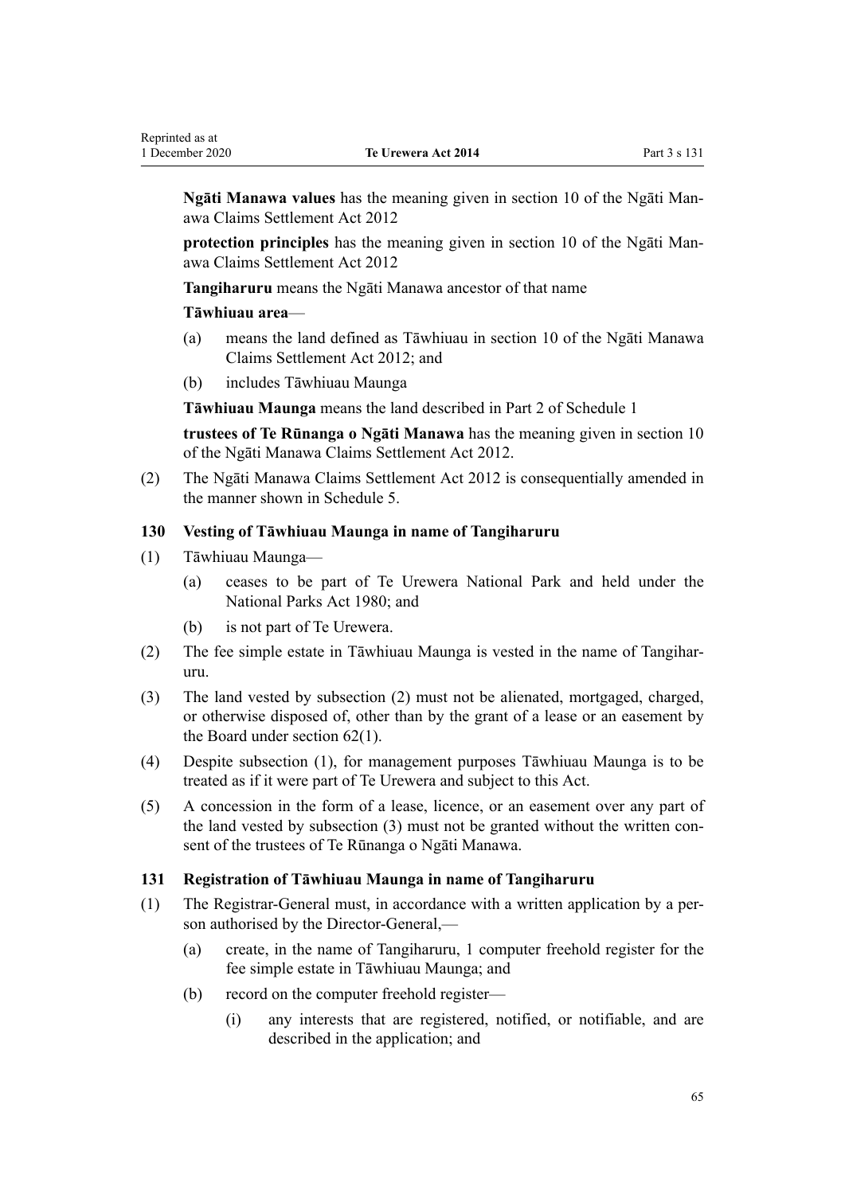**Ngāti Manawa values** has the meaning given in section 10 of the Ngāti Manawa Claims Settlement Act 2012

**protection principles** has the meaning given in section 10 of the Ngāti Manawa Claims Settlement Act 2012

**Tangiharuru** means the Ngāti Manawa ancestor of that name

**Tāwhiuau area**—

(a) means the land defined as Tāwhiuau in section 10 of the Ngāti Manawa Claims Settlement Act 2012; and

(b) includes Tāwhiuau Maunga

**Tāwhiuau Maunga** means the land described in Part 2 of Schedule 1

**trustees of Te Rūnanga o Ngāti Manawa** has the meaning given in section 10 of the Ngāti Manawa Claims Settlement Act 2012.

(2) The Ngāti Manawa Claims Settlement Act 2012 is consequentially amended in the manner shown in Schedule 5.

### 130 Vesting of Tāwhiuau Maunga in name of Tangiharuru

(1) Tāwhiuau Maunga—

(a) ceases to be part of Te Urewera National Park and held under the National Parks Act 1980; and

(b) is not part of Te Urewera.

(2) The fee simple estate in Tāwhiuau Maunga is vested in the name of Tangiharuru.

(3) The land vested by subsection (2) must not be alienated, mortgaged, charged, or otherwise disposed of, other than by the grant of a lease or an easement by the Board under section 62(1).

(4) Despite subsection (1), for management purposes Tāwhiuau Maunga is to be treated as if it were part of Te Urewera and subject to this Act.

(5) A concession in the form of a lease, licence, or an easement over any part of the land vested by subsection (3) must not be granted without the written consent of the trustees of Te Rūnanga o Ngāti Manawa.

### 131 Registration of Tāwhiuau Maunga in name of Tangiharuru

(1) The Registrar-General must, in accordance with a written application by a person authorised by the Director-General,—

(a) create, in the name of Tangiharuru, 1 computer freehold register for the fee simple estate in Tāwhiuau Maunga; and

(b) record on the computer freehold register—

(i) any interests that are registered, notified, or notifiable, and are described in the application; and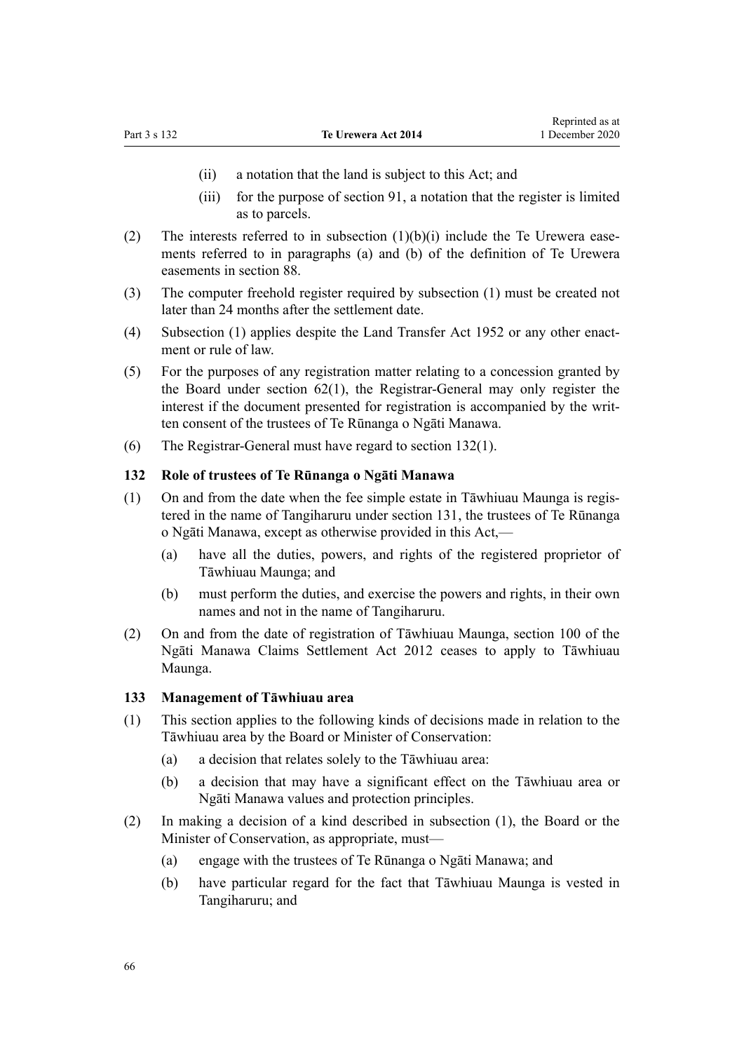(ii) a notation that the land is subject to this Act; and

(iii) for the purpose of section 91, a notation that the register is limited as to parcels.

(2) The interests referred to in subsection (1)(b)(i) include the Te Urewera easements referred to in paragraphs (a) and (b) of the definition of Te Urewera easements in section 88.

(3) The computer freehold register required by subsection (1) must be created not later than 24 months after the settlement date.

(4) Subsection (1) applies despite the Land Transfer Act 1952 or any other enactment or rule of law.

(5) For the purposes of any registration matter relating to a concession granted by the Board under section 62(1), the Registrar-General may only register the interest if the document presented for registration is accompanied by the written consent of the trustees of Te Rūnanga o Ngāti Manawa.

(6) The Registrar-General must have regard to section 132(1).

### 132 Role of trustees of Te Rūnanga o Ngāti Manawa

(1) On and from the date when the fee simple estate in Tāwhiuau Maunga is registered in the name of Tangiharuru under section 131, the trustees of Te Rūnanga o Ngāti Manawa, except as otherwise provided in this Act,—

(a) have all the duties, powers, and rights of the registered proprietor of Tāwhiuau Maunga; and

(b) must perform the duties, and exercise the powers and rights, in their own names and not in the name of Tangiharuru.

(2) On and from the date of registration of Tāwhiuau Maunga, section 100 of the Ngāti Manawa Claims Settlement Act 2012 ceases to apply to Tāwhiuau Maunga.

### 133 Management of Tāwhiuau area

(1) This section applies to the following kinds of decisions made in relation to the Tāwhiuau area by the Board or Minister of Conservation:

(a) a decision that relates solely to the Tāwhiuau area:

(b) a decision that may have a significant effect on the Tāwhiuau area or Ngāti Manawa values and protection principles.

(2) In making a decision of a kind described in subsection (1), the Board or the Minister of Conservation, as appropriate, must—

(a) engage with the trustees of Te Rūnanga o Ngāti Manawa; and

(b) have particular regard for the fact that Tāwhiuau Maunga is vested in Tangiharuru; and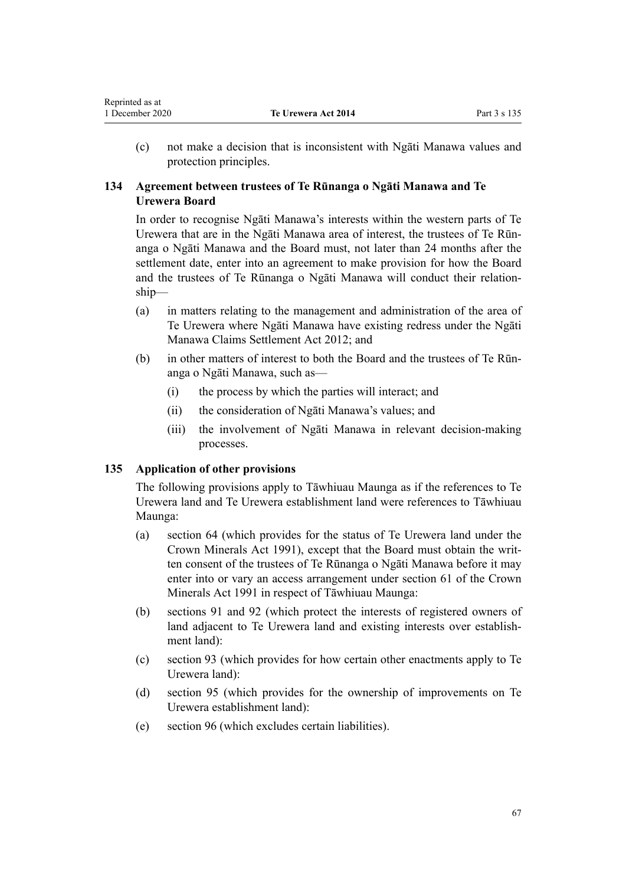(c) not make a decision that is inconsistent with Ngāti Manawa values and protection principles.

### 134 Agreement between trustees of Te Rūnanga o Ngāti Manawa and Te Urewera Board

In order to recognise Ngāti Manawa's interests within the western parts of Te Urewera that are in the Ngāti Manawa area of interest, the trustees of Te Rūnanga o Ngāti Manawa and the Board must, not later than 24 months after the settlement date, enter into an agreement to make provision for how the Board and the trustees of Te Rūnanga o Ngāti Manawa will conduct their relationship—

(a) in matters relating to the management and administration of the area of Te Urewera where Ngāti Manawa have existing redress under the Ngāti Manawa Claims Settlement Act 2012; and

(b) in other matters of interest to both the Board and the trustees of Te Rūnanga o Ngāti Manawa, such as—

  (i) the process by which the parties will interact; and

  (ii) the consideration of Ngāti Manawa's values; and

  (iii) the involvement of Ngāti Manawa in relevant decision-making processes.

### 135 Application of other provisions

The following provisions apply to Tāwhiuau Maunga as if the references to Te Urewera land and Te Urewera establishment land were references to Tāwhiuau Maunga:

(a) section 64 (which provides for the status of Te Urewera land under the Crown Minerals Act 1991), except that the Board must obtain the written consent of the trustees of Te Rūnanga o Ngāti Manawa before it may enter into or vary an access arrangement under section 61 of the Crown Minerals Act 1991 in respect of Tāwhiuau Maunga:

(b) sections 91 and 92 (which protect the interests of registered owners of land adjacent to Te Urewera land and existing interests over establishment land):

(c) section 93 (which provides for how certain other enactments apply to Te Urewera land):

(d) section 95 (which provides for the ownership of improvements on Te Urewera establishment land):

(e) section 96 (which excludes certain liabilities).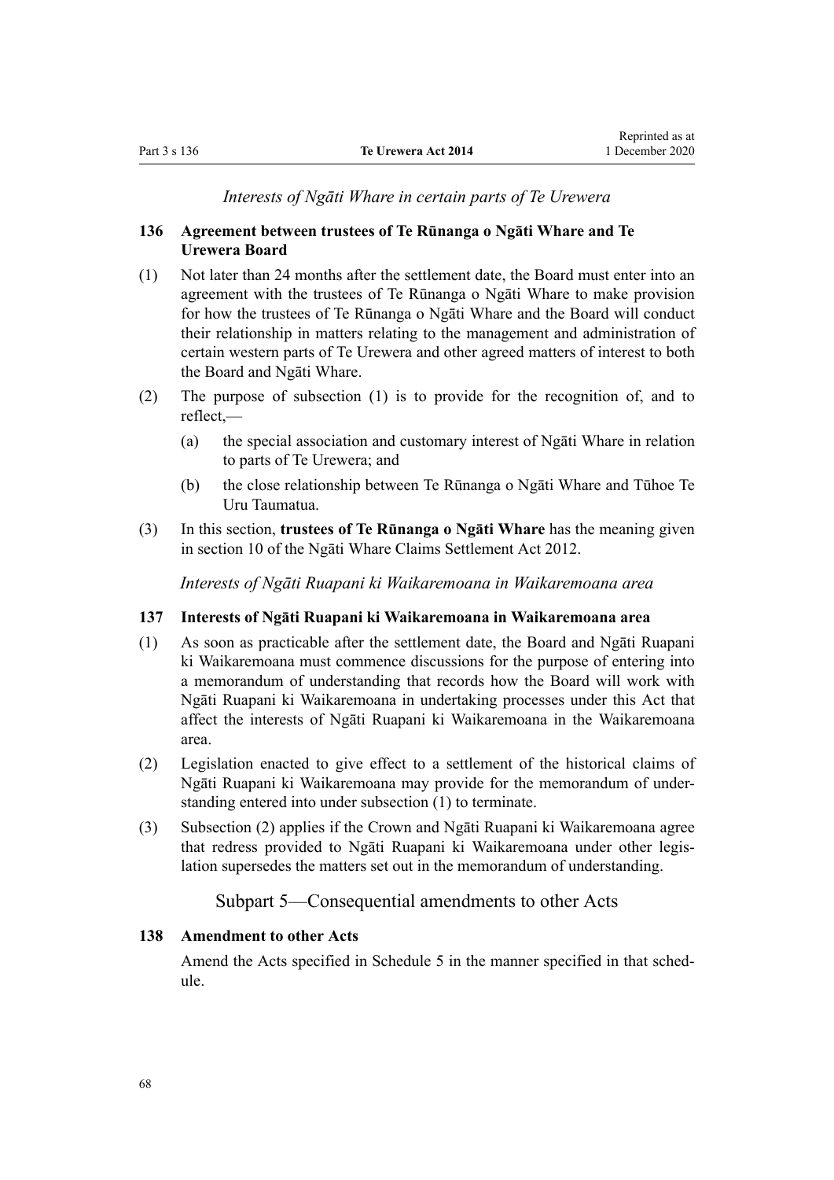*Interests of Ngāti Whare in certain parts of Te Urewera*

**136 Agreement between trustees of Te Rūnanga o Ngāti Whare and Te Urewera Board**

(1) Not later than 24 months after the settlement date, the Board must enter into an agreement with the trustees of Te Rūnanga o Ngāti Whare to make provision for how the trustees of Te Rūnanga o Ngāti Whare and the Board will conduct their relationship in matters relating to the management and administration of certain western parts of Te Urewera and other agreed matters of interest to both the Board and Ngāti Whare.

(2) The purpose of subsection (1) is to provide for the recognition of, and to reflect,—

(a) the special association and customary interest of Ngāti Whare in relation to parts of Te Urewera; and

(b) the close relationship between Te Rūnanga o Ngāti Whare and Tūhoe Te Uru Taumatua.

(3) In this section, **trustees of Te Rūnanga o Ngāti Whare** has the meaning given in section 10 of the Ngāti Whare Claims Settlement Act 2012.

*Interests of Ngāti Ruapani ki Waikaremoana in Waikaremoana area*

**137 Interests of Ngāti Ruapani ki Waikaremoana in Waikaremoana area**

(1) As soon as practicable after the settlement date, the Board and Ngāti Ruapani ki Waikaremoana must commence discussions for the purpose of entering into a memorandum of understanding that records how the Board will work with Ngāti Ruapani ki Waikaremoana in undertaking processes under this Act that affect the interests of Ngāti Ruapani ki Waikaremoana in the Waikaremoana area.

(2) Legislation enacted to give effect to a settlement of the historical claims of Ngāti Ruapani ki Waikaremoana may provide for the memorandum of understanding entered into under subsection (1) to terminate.

(3) Subsection (2) applies if the Crown and Ngāti Ruapani ki Waikaremoana agree that redress provided to Ngāti Ruapani ki Waikaremoana under other legislation supersedes the matters set out in the memorandum of understanding.

## Subpart 5—Consequential amendments to other Acts

**138 Amendment to other Acts**

Amend the Acts specified in Schedule 5 in the manner specified in that schedule.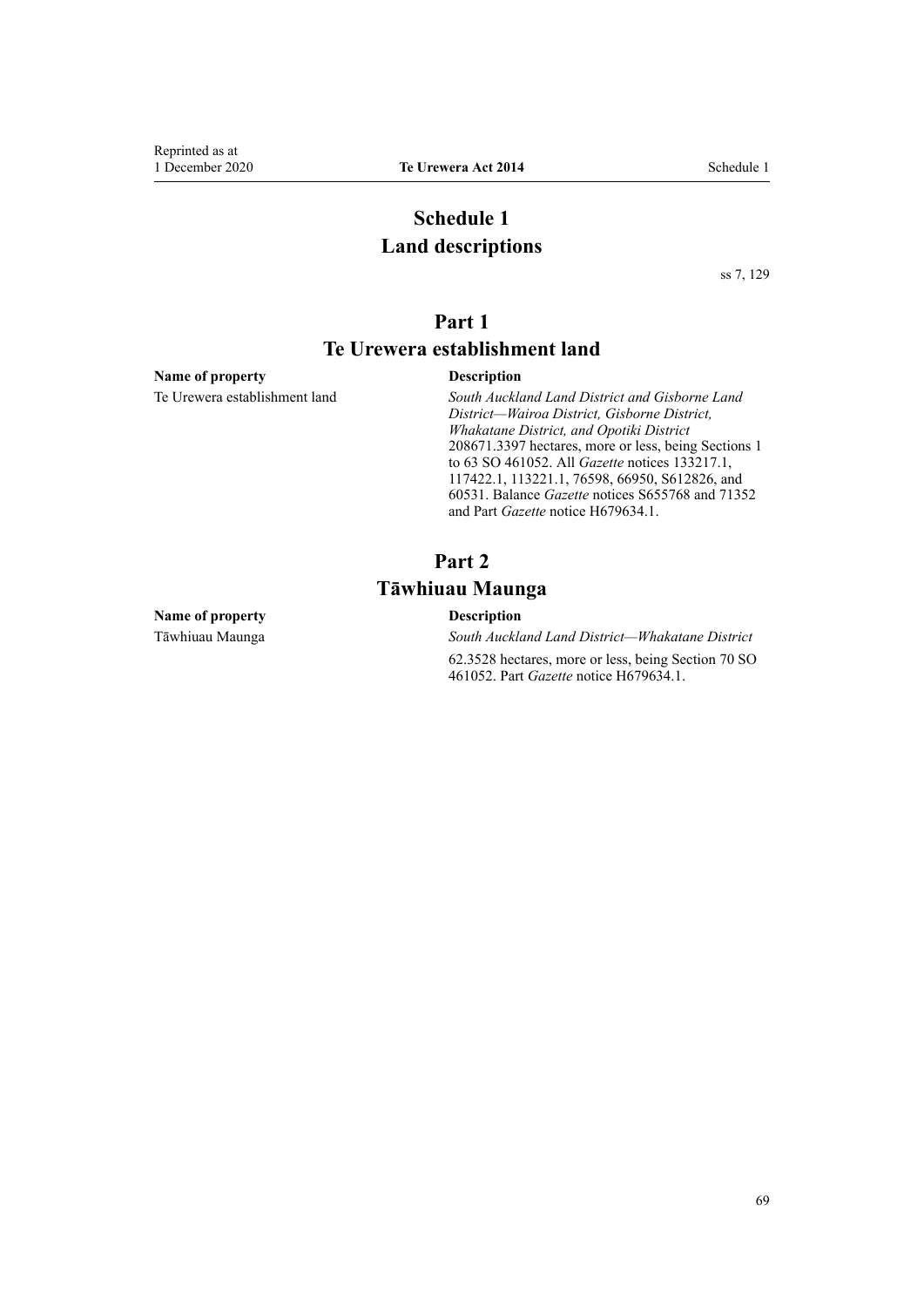# Schedule 1
# Land descriptions

ss 7, 129

## Part 1
## Te Urewera establishment land

| Name of property | Description |
|---|---|
| Te Urewera establishment land | *South Auckland Land District and Gisborne Land District—Wairoa District, Gisborne District, Whakatane District, and Opotiki District* 208671.3397 hectares, more or less, being Sections 1 to 63 SO 461052. All *Gazette* notices 133217.1, 117422.1, 113221.1, 76598, 66950, S612826, and 60531. Balance *Gazette* notices S655768 and 71352 and Part *Gazette* notice H679634.1. |

## Part 2
## Tāwhiuau Maunga

| Name of property | Description |
|---|---|
| Tāwhiuau Maunga | *South Auckland Land District—Whakatane District* 62.3528 hectares, more or less, being Section 70 SO 461052. Part *Gazette* notice H679634.1. |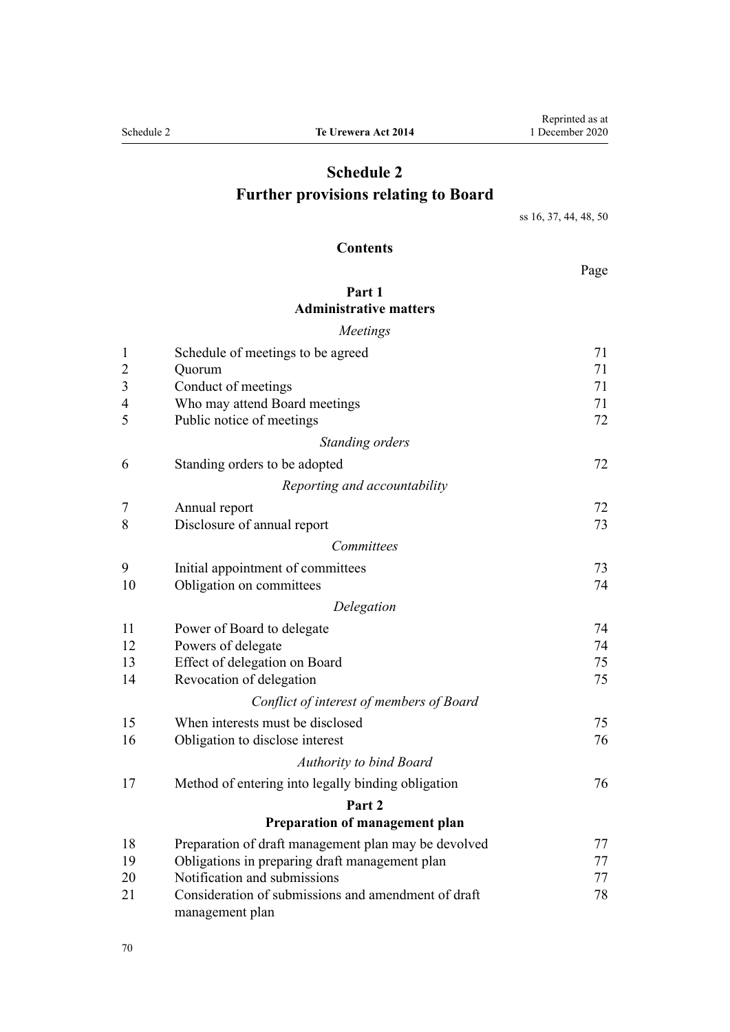# Schedule 2
## Further provisions relating to Board

ss 16, 37, 44, 48, 50

### Contents

| | | Page |
|---|---|---|
| | **Part 1** **Administrative matters** | |
| | *Meetings* | |
| 1 | Schedule of meetings to be agreed | 71 |
| 2 | Quorum | 71 |
| 3 | Conduct of meetings | 71 |
| 4 | Who may attend Board meetings | 71 |
| 5 | Public notice of meetings | 72 |
| | *Standing orders* | |
| 6 | Standing orders to be adopted | 72 |
| | *Reporting and accountability* | |
| 7 | Annual report | 72 |
| 8 | Disclosure of annual report | 73 |
| | *Committees* | |
| 9 | Initial appointment of committees | 73 |
| 10 | Obligation on committees | 74 |
| | *Delegation* | |
| 11 | Power of Board to delegate | 74 |
| 12 | Powers of delegate | 74 |
| 13 | Effect of delegation on Board | 75 |
| 14 | Revocation of delegation | 75 |
| | *Conflict of interest of members of Board* | |
| 15 | When interests must be disclosed | 75 |
| 16 | Obligation to disclose interest | 76 |
| | *Authority to bind Board* | |
| 17 | Method of entering into legally binding obligation | 76 |
| | **Part 2** **Preparation of management plan** | |
| 18 | Preparation of draft management plan may be devolved | 77 |
| 19 | Obligations in preparing draft management plan | 77 |
| 20 | Notification and submissions | 77 |
| 21 | Consideration of submissions and amendment of draft management plan | 78 |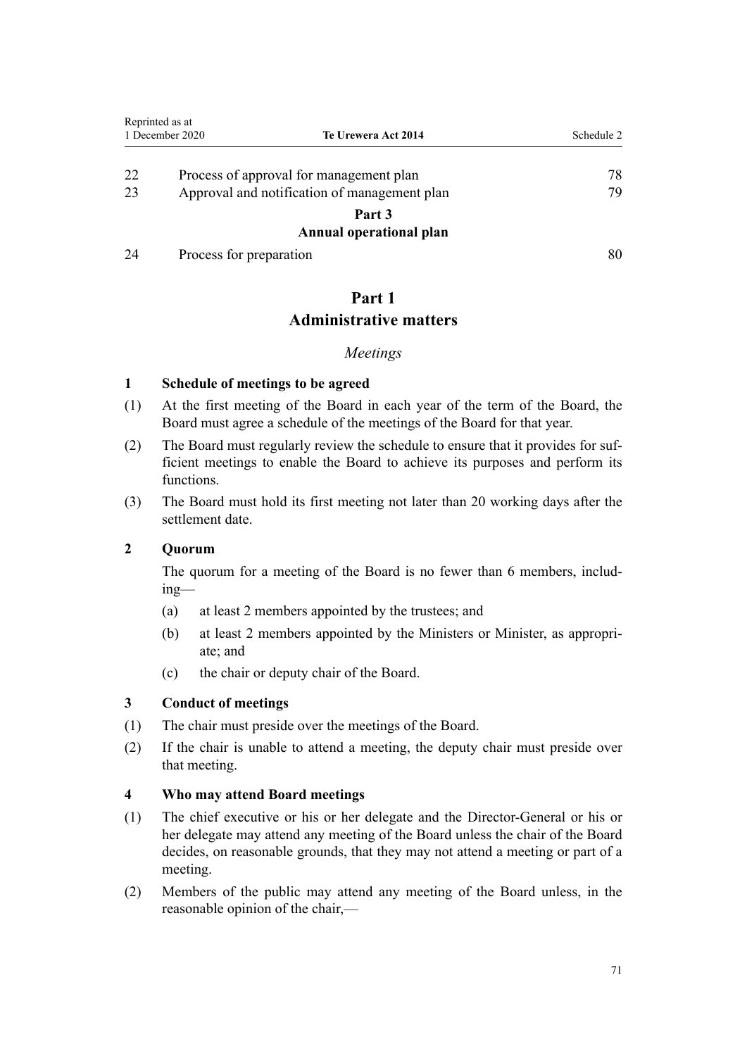| | | |
|---|---|---|
| 22 | Process of approval for management plan | 78 |
| 23 | Approval and notification of management plan | 79 |
| | **Part 3** **Annual operational plan** | |
| 24 | Process for preparation | 80 |

## Part 1
## Administrative matters

*Meetings*

**1 Schedule of meetings to be agreed**

(1) At the first meeting of the Board in each year of the term of the Board, the Board must agree a schedule of the meetings of the Board for that year.

(2) The Board must regularly review the schedule to ensure that it provides for sufficient meetings to enable the Board to achieve its purposes and perform its functions.

(3) The Board must hold its first meeting not later than 20 working days after the settlement date.

**2 Quorum**

The quorum for a meeting of the Board is no fewer than 6 members, including—

(a) at least 2 members appointed by the trustees; and

(b) at least 2 members appointed by the Ministers or Minister, as appropriate; and

(c) the chair or deputy chair of the Board.

**3 Conduct of meetings**

(1) The chair must preside over the meetings of the Board.

(2) If the chair is unable to attend a meeting, the deputy chair must preside over that meeting.

**4 Who may attend Board meetings**

(1) The chief executive or his or her delegate and the Director-General or his or her delegate may attend any meeting of the Board unless the chair of the Board decides, on reasonable grounds, that they may not attend a meeting or part of a meeting.

(2) Members of the public may attend any meeting of the Board unless, in the reasonable opinion of the chair,—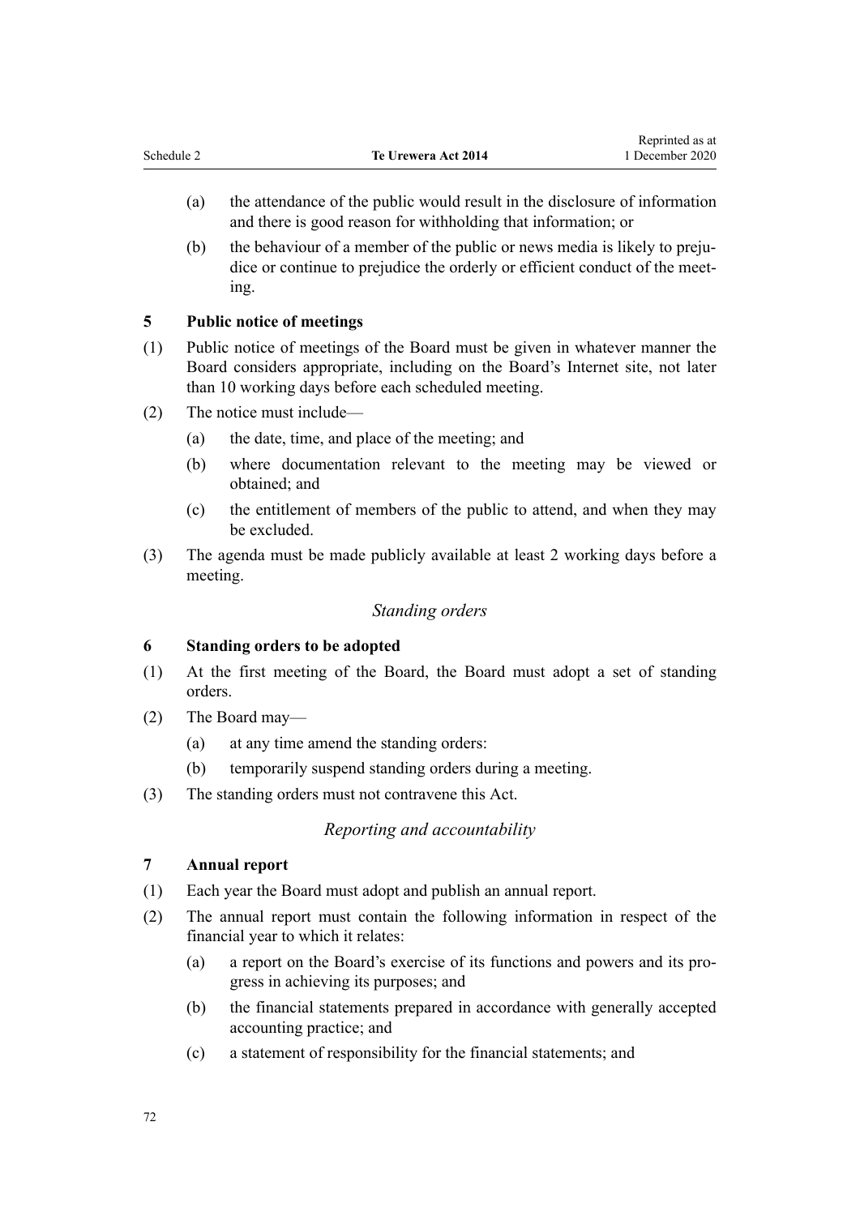(a) the attendance of the public would result in the disclosure of information and there is good reason for withholding that information; or

(b) the behaviour of a member of the public or news media is likely to prejudice or continue to prejudice the orderly or efficient conduct of the meeting.

**5 Public notice of meetings**

(1) Public notice of meetings of the Board must be given in whatever manner the Board considers appropriate, including on the Board's Internet site, not later than 10 working days before each scheduled meeting.

(2) The notice must include—

(a) the date, time, and place of the meeting; and

(b) where documentation relevant to the meeting may be viewed or obtained; and

(c) the entitlement of members of the public to attend, and when they may be excluded.

(3) The agenda must be made publicly available at least 2 working days before a meeting.

*Standing orders*

**6 Standing orders to be adopted**

(1) At the first meeting of the Board, the Board must adopt a set of standing orders.

(2) The Board may—

(a) at any time amend the standing orders:

(b) temporarily suspend standing orders during a meeting.

(3) The standing orders must not contravene this Act.

*Reporting and accountability*

**7 Annual report**

(1) Each year the Board must adopt and publish an annual report.

(2) The annual report must contain the following information in respect of the financial year to which it relates:

(a) a report on the Board's exercise of its functions and powers and its progress in achieving its purposes; and

(b) the financial statements prepared in accordance with generally accepted accounting practice; and

(c) a statement of responsibility for the financial statements; and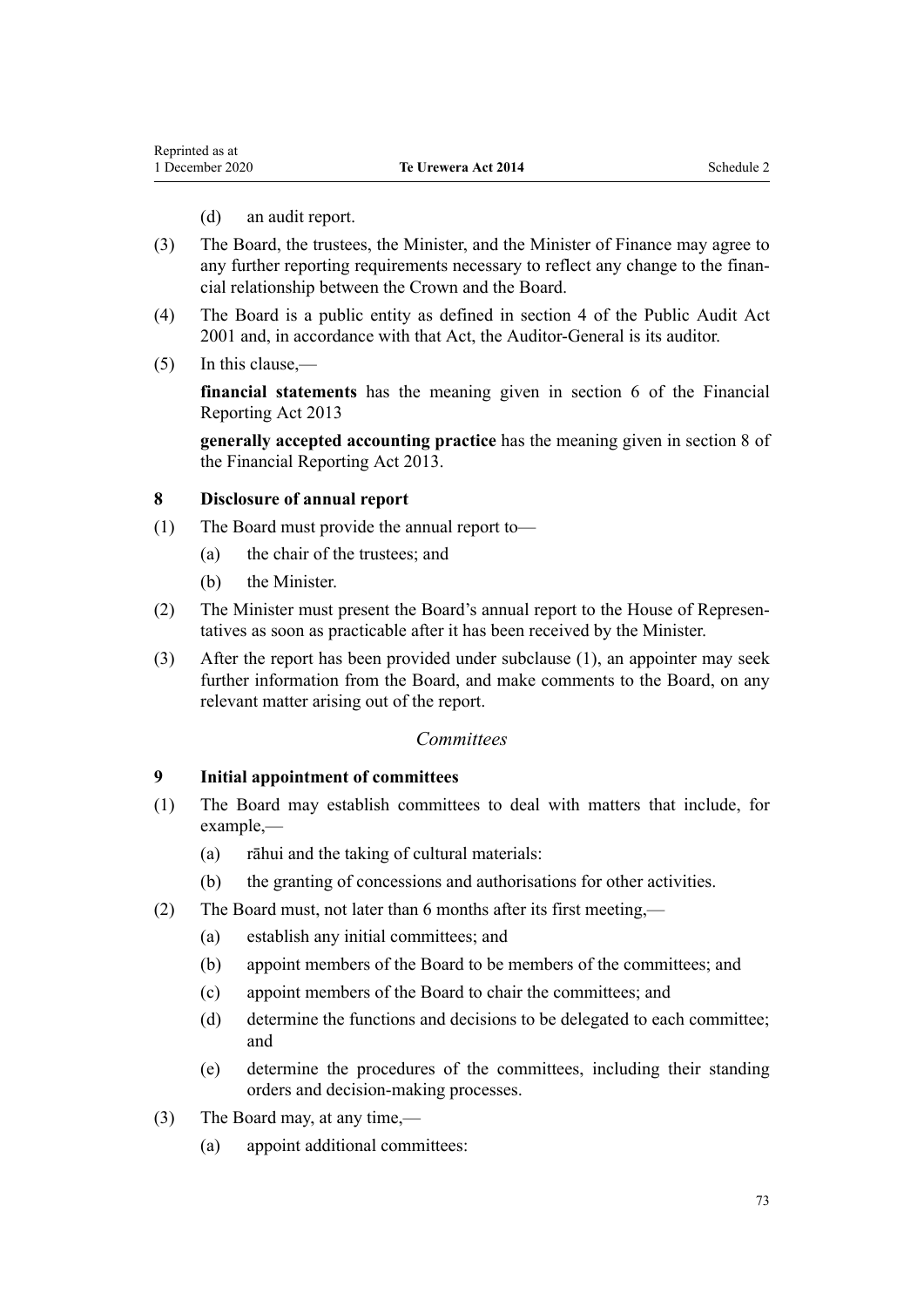(d) an audit report.

(3) The Board, the trustees, the Minister, and the Minister of Finance may agree to any further reporting requirements necessary to reflect any change to the financial relationship between the Crown and the Board.

(4) The Board is a public entity as defined in section 4 of the Public Audit Act 2001 and, in accordance with that Act, the Auditor-General is its auditor.

(5) In this clause,—

**financial statements** has the meaning given in section 6 of the Financial Reporting Act 2013

**generally accepted accounting practice** has the meaning given in section 8 of the Financial Reporting Act 2013.

### 8 Disclosure of annual report

(1) The Board must provide the annual report to—

(a) the chair of the trustees; and

(b) the Minister.

(2) The Minister must present the Board's annual report to the House of Representatives as soon as practicable after it has been received by the Minister.

(3) After the report has been provided under subclause (1), an appointer may seek further information from the Board, and make comments to the Board, on any relevant matter arising out of the report.

## *Committees*

### 9 Initial appointment of committees

(1) The Board may establish committees to deal with matters that include, for example,—

(a) rāhui and the taking of cultural materials:

(b) the granting of concessions and authorisations for other activities.

(2) The Board must, not later than 6 months after its first meeting,—

(a) establish any initial committees; and

(b) appoint members of the Board to be members of the committees; and

(c) appoint members of the Board to chair the committees; and

(d) determine the functions and decisions to be delegated to each committee; and

(e) determine the procedures of the committees, including their standing orders and decision-making processes.

(3) The Board may, at any time,—

(a) appoint additional committees: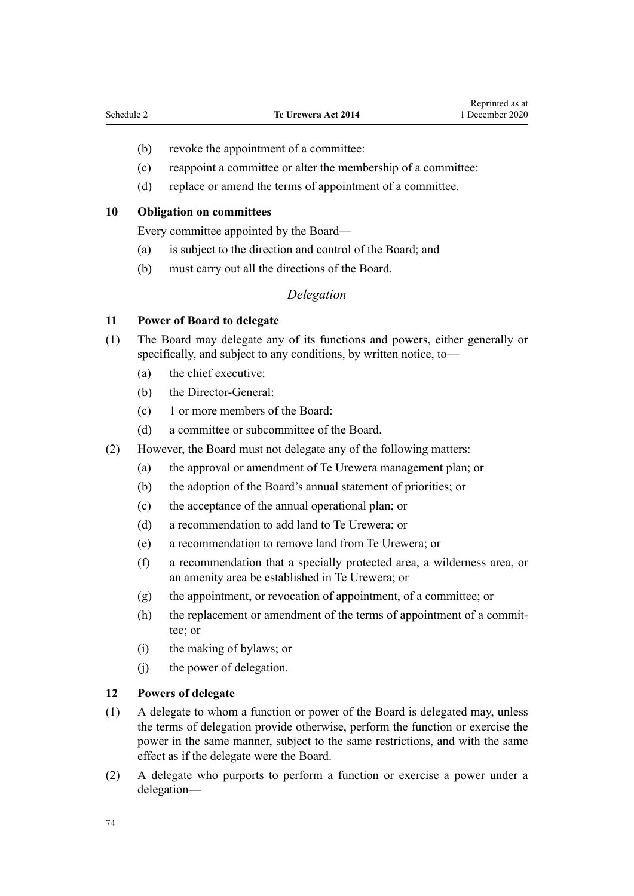(b) revoke the appointment of a committee:

(c) reappoint a committee or alter the membership of a committee:

(d) replace or amend the terms of appointment of a committee.

### 10 Obligation on committees

Every committee appointed by the Board—

(a) is subject to the direction and control of the Board; and

(b) must carry out all the directions of the Board.

*Delegation*

### 11 Power of Board to delegate

(1) The Board may delegate any of its functions and powers, either generally or specifically, and subject to any conditions, by written notice, to—

(a) the chief executive:

(b) the Director-General:

(c) 1 or more members of the Board:

(d) a committee or subcommittee of the Board.

(2) However, the Board must not delegate any of the following matters:

(a) the approval or amendment of Te Urewera management plan; or

(b) the adoption of the Board's annual statement of priorities; or

(c) the acceptance of the annual operational plan; or

(d) a recommendation to add land to Te Urewera; or

(e) a recommendation to remove land from Te Urewera; or

(f) a recommendation that a specially protected area, a wilderness area, or an amenity area be established in Te Urewera; or

(g) the appointment, or revocation of appointment, of a committee; or

(h) the replacement or amendment of the terms of appointment of a committee; or

(i) the making of bylaws; or

(j) the power of delegation.

### 12 Powers of delegate

(1) A delegate to whom a function or power of the Board is delegated may, unless the terms of delegation provide otherwise, perform the function or exercise the power in the same manner, subject to the same restrictions, and with the same effect as if the delegate were the Board.

(2) A delegate who purports to perform a function or exercise a power under a delegation—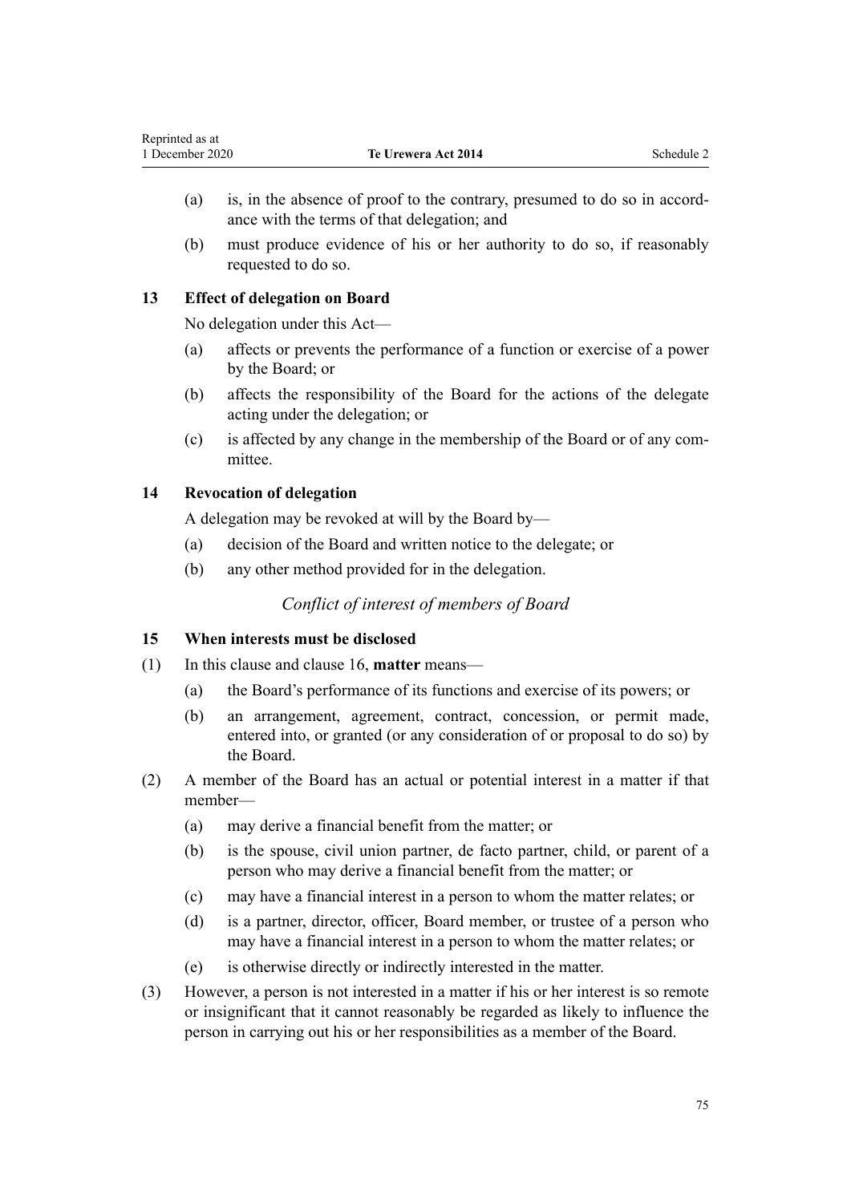(a) is, in the absence of proof to the contrary, presumed to do so in accordance with the terms of that delegation; and

(b) must produce evidence of his or her authority to do so, if reasonably requested to do so.

### 13 Effect of delegation on Board

No delegation under this Act—

(a) affects or prevents the performance of a function or exercise of a power by the Board; or

(b) affects the responsibility of the Board for the actions of the delegate acting under the delegation; or

(c) is affected by any change in the membership of the Board or of any committee.

### 14 Revocation of delegation

A delegation may be revoked at will by the Board by—

(a) decision of the Board and written notice to the delegate; or

(b) any other method provided for in the delegation.

*Conflict of interest of members of Board*

### 15 When interests must be disclosed

(1) In this clause and clause 16, **matter** means—

(a) the Board's performance of its functions and exercise of its powers; or

(b) an arrangement, agreement, contract, concession, or permit made, entered into, or granted (or any consideration of or proposal to do so) by the Board.

(2) A member of the Board has an actual or potential interest in a matter if that member—

(a) may derive a financial benefit from the matter; or

(b) is the spouse, civil union partner, de facto partner, child, or parent of a person who may derive a financial benefit from the matter; or

(c) may have a financial interest in a person to whom the matter relates; or

(d) is a partner, director, officer, Board member, or trustee of a person who may have a financial interest in a person to whom the matter relates; or

(e) is otherwise directly or indirectly interested in the matter.

(3) However, a person is not interested in a matter if his or her interest is so remote or insignificant that it cannot reasonably be regarded as likely to influence the person in carrying out his or her responsibilities as a member of the Board.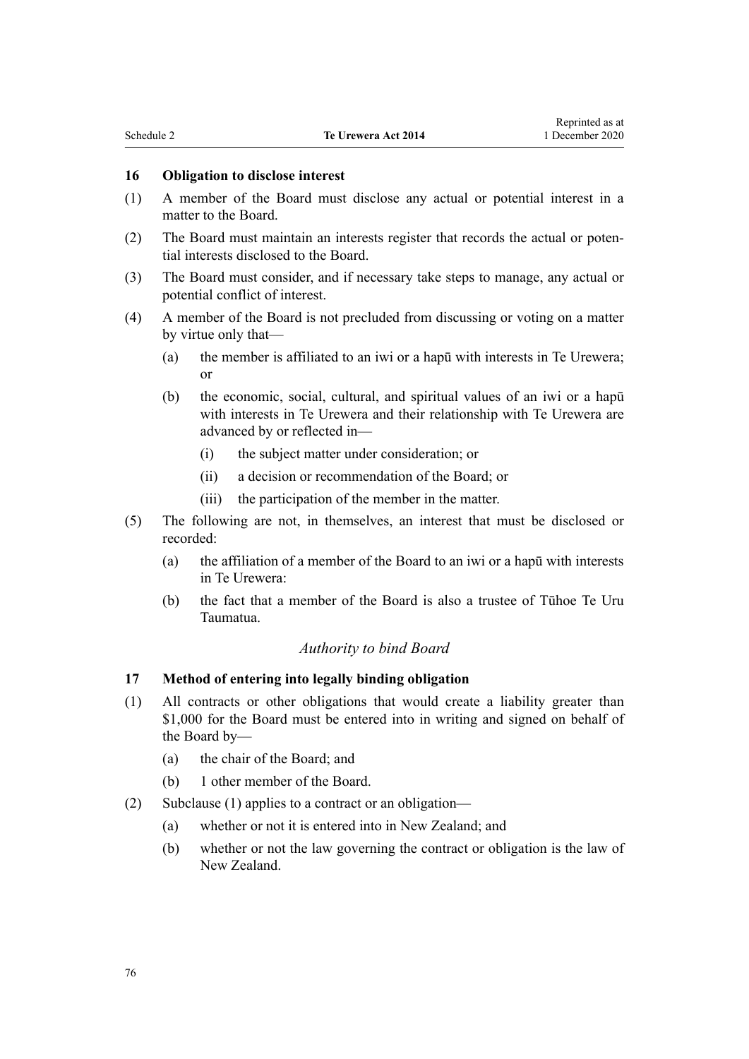### 16 Obligation to disclose interest

(1) A member of the Board must disclose any actual or potential interest in a matter to the Board.

(2) The Board must maintain an interests register that records the actual or potential interests disclosed to the Board.

(3) The Board must consider, and if necessary take steps to manage, any actual or potential conflict of interest.

(4) A member of the Board is not precluded from discussing or voting on a matter by virtue only that—

- (a) the member is affiliated to an iwi or a hapū with interests in Te Urewera; or
- (b) the economic, social, cultural, and spiritual values of an iwi or a hapū with interests in Te Urewera and their relationship with Te Urewera are advanced by or reflected in—
  - (i) the subject matter under consideration; or
  - (ii) a decision or recommendation of the Board; or
  - (iii) the participation of the member in the matter.

(5) The following are not, in themselves, an interest that must be disclosed or recorded:

- (a) the affiliation of a member of the Board to an iwi or a hapū with interests in Te Urewera:
- (b) the fact that a member of the Board is also a trustee of Tūhoe Te Uru Taumatua.

*Authority to bind Board*

### 17 Method of entering into legally binding obligation

(1) All contracts or other obligations that would create a liability greater than $1,000 for the Board must be entered into in writing and signed on behalf of the Board by—

- (a) the chair of the Board; and
- (b) 1 other member of the Board.

(2) Subclause (1) applies to a contract or an obligation—

- (a) whether or not it is entered into in New Zealand; and
- (b) whether or not the law governing the contract or obligation is the law of New Zealand.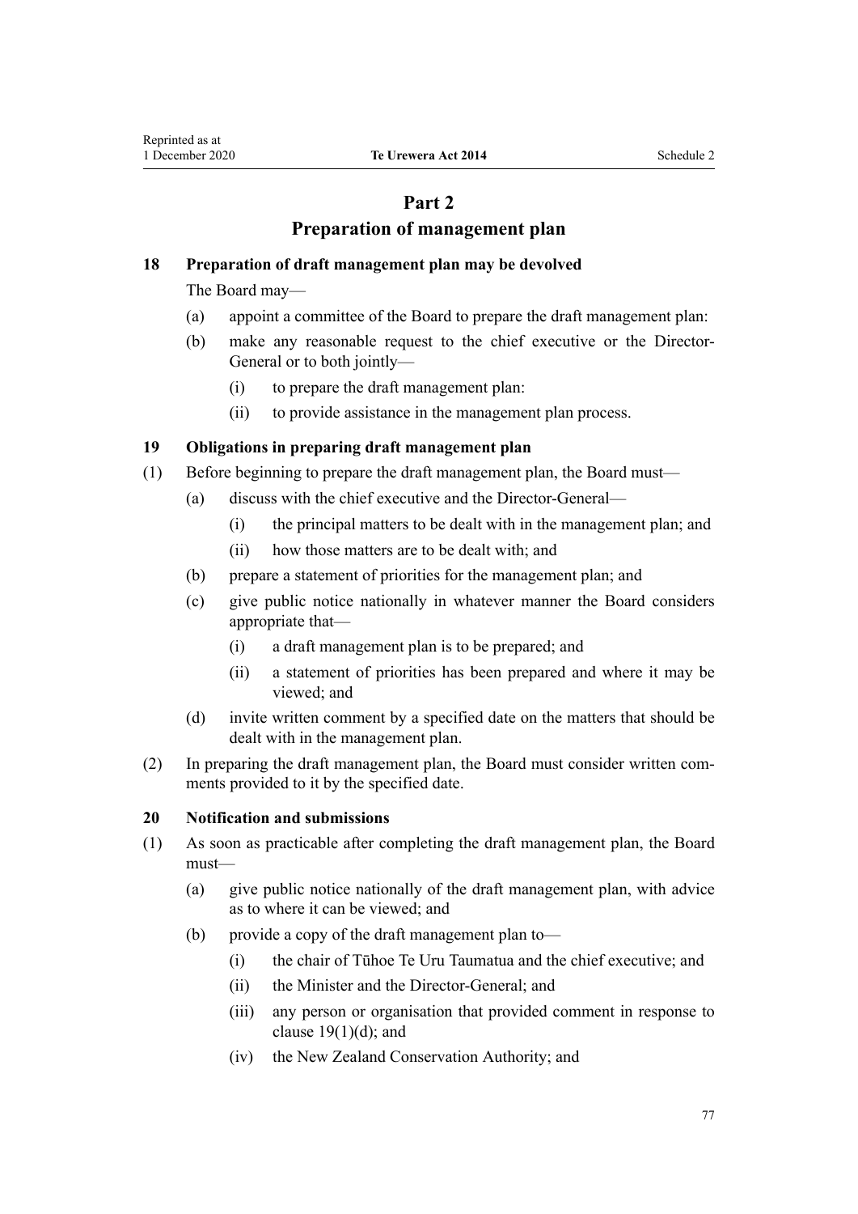## Part 2
## Preparation of management plan

### 18 Preparation of draft management plan may be devolved

The Board may—

(a) appoint a committee of the Board to prepare the draft management plan:

(b) make any reasonable request to the chief executive or the Director-General or to both jointly—

  (i) to prepare the draft management plan:

  (ii) to provide assistance in the management plan process.

### 19 Obligations in preparing draft management plan

(1) Before beginning to prepare the draft management plan, the Board must—

  (a) discuss with the chief executive and the Director-General—

    (i) the principal matters to be dealt with in the management plan; and

    (ii) how those matters are to be dealt with; and

  (b) prepare a statement of priorities for the management plan; and

  (c) give public notice nationally in whatever manner the Board considers appropriate that—

    (i) a draft management plan is to be prepared; and

    (ii) a statement of priorities has been prepared and where it may be viewed; and

  (d) invite written comment by a specified date on the matters that should be dealt with in the management plan.

(2) In preparing the draft management plan, the Board must consider written comments provided to it by the specified date.

### 20 Notification and submissions

(1) As soon as practicable after completing the draft management plan, the Board must—

  (a) give public notice nationally of the draft management plan, with advice as to where it can be viewed; and

  (b) provide a copy of the draft management plan to—

    (i) the chair of Tūhoe Te Uru Taumatua and the chief executive; and

    (ii) the Minister and the Director-General; and

    (iii) any person or organisation that provided comment in response to clause 19(1)(d); and

    (iv) the New Zealand Conservation Authority; and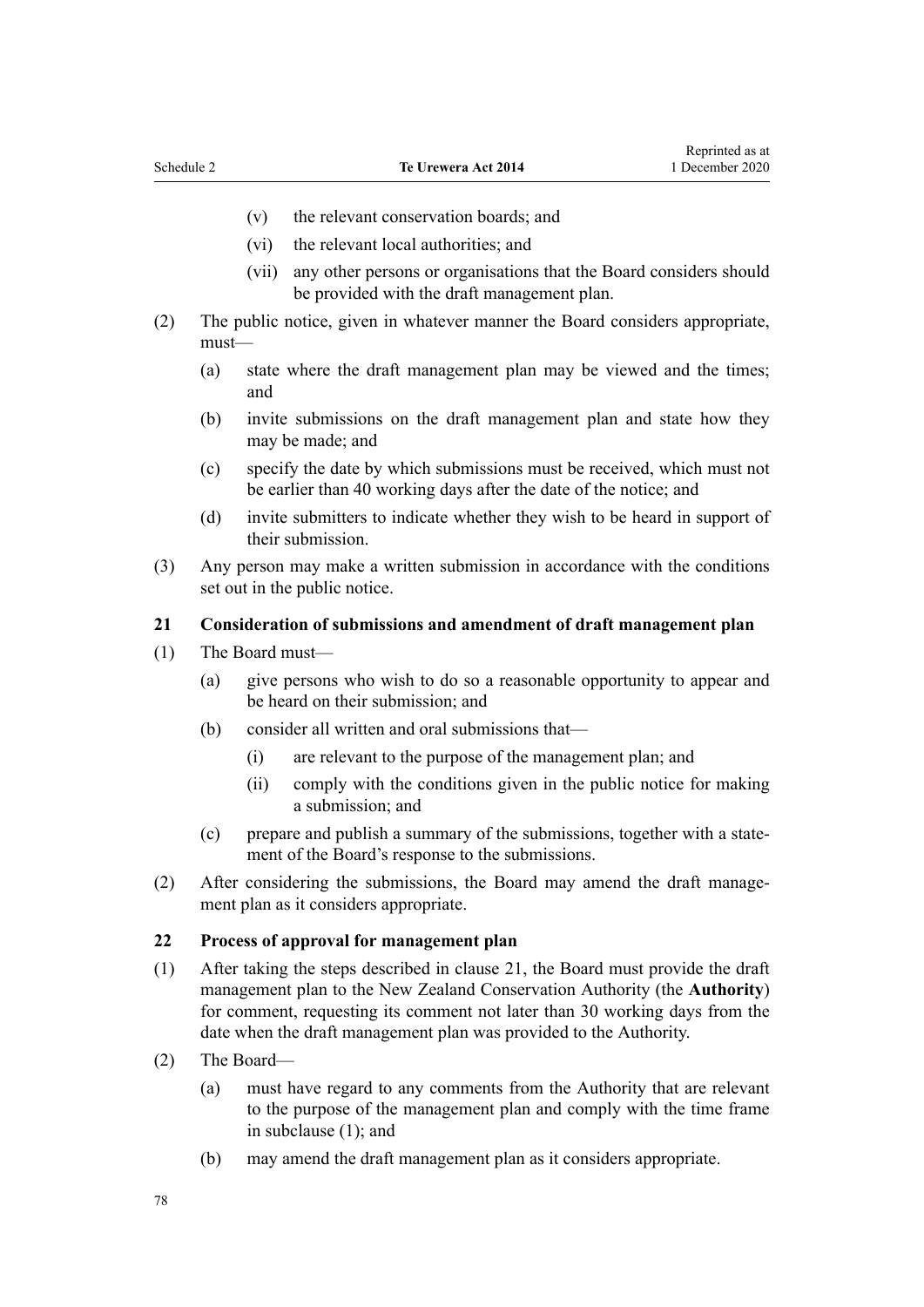(v) the relevant conservation boards; and

(vi) the relevant local authorities; and

(vii) any other persons or organisations that the Board considers should be provided with the draft management plan.

(2) The public notice, given in whatever manner the Board considers appropriate, must—

(a) state where the draft management plan may be viewed and the times; and

(b) invite submissions on the draft management plan and state how they may be made; and

(c) specify the date by which submissions must be received, which must not be earlier than 40 working days after the date of the notice; and

(d) invite submitters to indicate whether they wish to be heard in support of their submission.

(3) Any person may make a written submission in accordance with the conditions set out in the public notice.

### 21 Consideration of submissions and amendment of draft management plan

(1) The Board must—

(a) give persons who wish to do so a reasonable opportunity to appear and be heard on their submission; and

(b) consider all written and oral submissions that—

(i) are relevant to the purpose of the management plan; and

(ii) comply with the conditions given in the public notice for making a submission; and

(c) prepare and publish a summary of the submissions, together with a statement of the Board's response to the submissions.

(2) After considering the submissions, the Board may amend the draft management plan as it considers appropriate.

### 22 Process of approval for management plan

(1) After taking the steps described in clause 21, the Board must provide the draft management plan to the New Zealand Conservation Authority (the **Authority**) for comment, requesting its comment not later than 30 working days from the date when the draft management plan was provided to the Authority.

(2) The Board—

(a) must have regard to any comments from the Authority that are relevant to the purpose of the management plan and comply with the time frame in subclause (1); and

(b) may amend the draft management plan as it considers appropriate.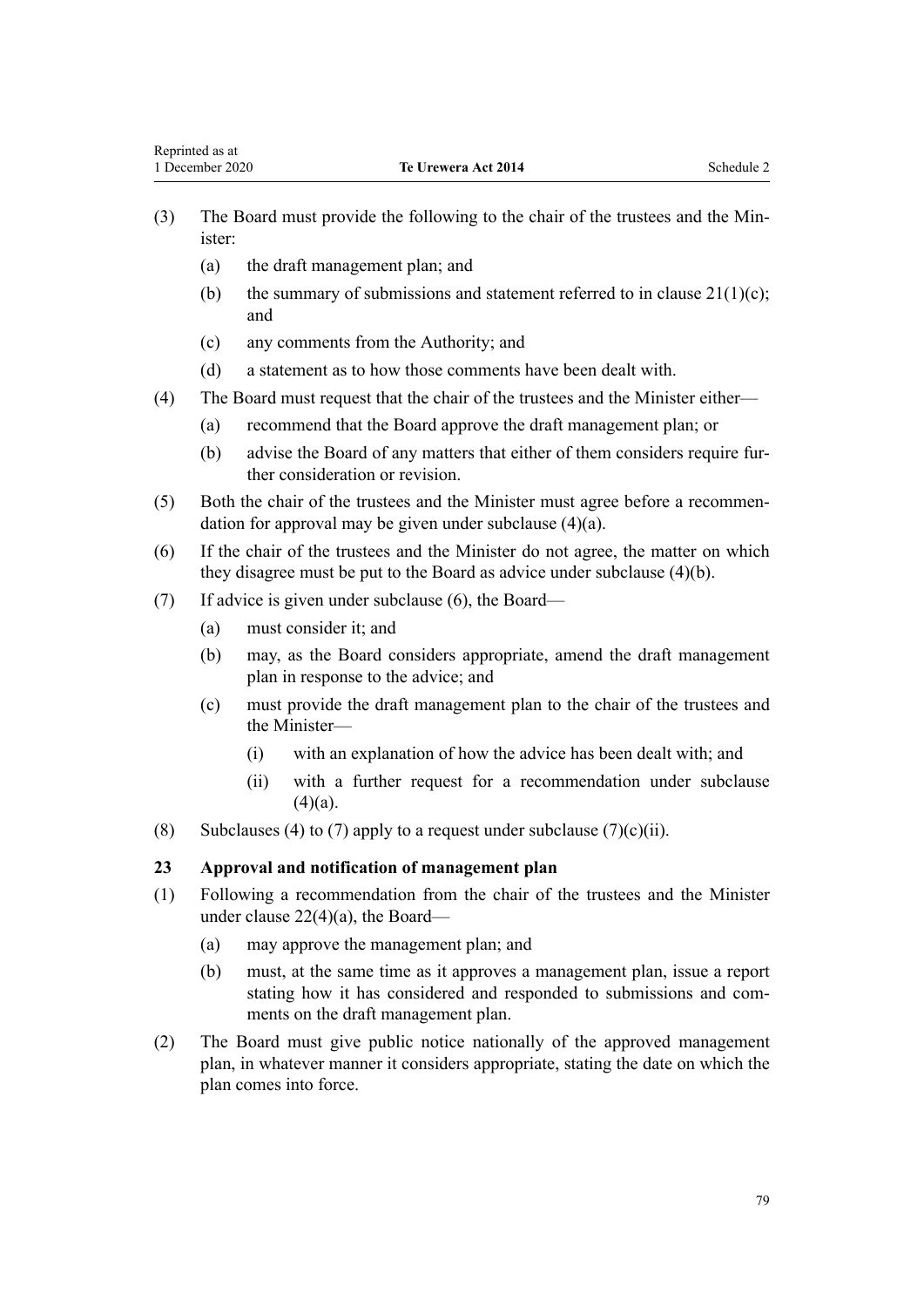(3) The Board must provide the following to the chair of the trustees and the Minister:

(a) the draft management plan; and

(b) the summary of submissions and statement referred to in clause 21(1)(c); and

(c) any comments from the Authority; and

(d) a statement as to how those comments have been dealt with.

(4) The Board must request that the chair of the trustees and the Minister either—

(a) recommend that the Board approve the draft management plan; or

(b) advise the Board of any matters that either of them considers require further consideration or revision.

(5) Both the chair of the trustees and the Minister must agree before a recommendation for approval may be given under subclause (4)(a).

(6) If the chair of the trustees and the Minister do not agree, the matter on which they disagree must be put to the Board as advice under subclause (4)(b).

(7) If advice is given under subclause (6), the Board—

(a) must consider it; and

(b) may, as the Board considers appropriate, amend the draft management plan in response to the advice; and

(c) must provide the draft management plan to the chair of the trustees and the Minister—

(i) with an explanation of how the advice has been dealt with; and

(ii) with a further request for a recommendation under subclause (4)(a).

(8) Subclauses (4) to (7) apply to a request under subclause (7)(c)(ii).

**23 Approval and notification of management plan**

(1) Following a recommendation from the chair of the trustees and the Minister under clause 22(4)(a), the Board—

(a) may approve the management plan; and

(b) must, at the same time as it approves a management plan, issue a report stating how it has considered and responded to submissions and comments on the draft management plan.

(2) The Board must give public notice nationally of the approved management plan, in whatever manner it considers appropriate, stating the date on which the plan comes into force.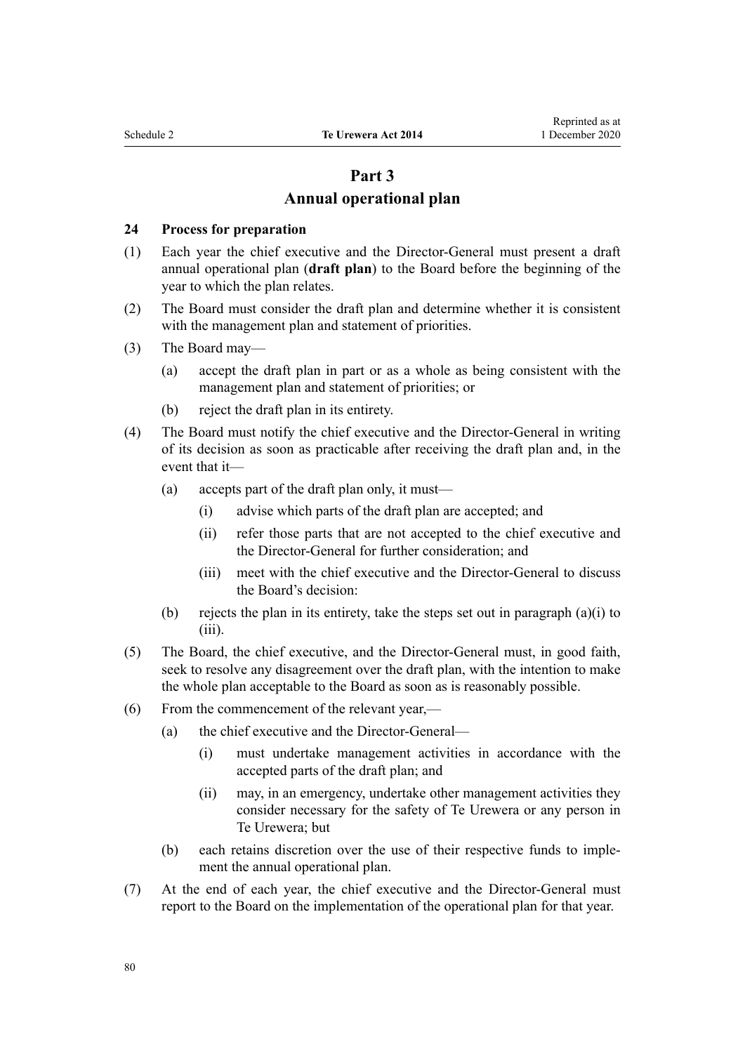## Part 3
## Annual operational plan

### 24 Process for preparation

(1) Each year the chief executive and the Director-General must present a draft annual operational plan (**draft plan**) to the Board before the beginning of the year to which the plan relates.

(2) The Board must consider the draft plan and determine whether it is consistent with the management plan and statement of priorities.

(3) The Board may—

- (a) accept the draft plan in part or as a whole as being consistent with the management plan and statement of priorities; or
- (b) reject the draft plan in its entirety.

(4) The Board must notify the chief executive and the Director-General in writing of its decision as soon as practicable after receiving the draft plan and, in the event that it—

- (a) accepts part of the draft plan only, it must—
  - (i) advise which parts of the draft plan are accepted; and
  - (ii) refer those parts that are not accepted to the chief executive and the Director-General for further consideration; and
  - (iii) meet with the chief executive and the Director-General to discuss the Board's decision:
- (b) rejects the plan in its entirety, take the steps set out in paragraph (a)(i) to (iii).

(5) The Board, the chief executive, and the Director-General must, in good faith, seek to resolve any disagreement over the draft plan, with the intention to make the whole plan acceptable to the Board as soon as is reasonably possible.

(6) From the commencement of the relevant year,—

- (a) the chief executive and the Director-General—
  - (i) must undertake management activities in accordance with the accepted parts of the draft plan; and
  - (ii) may, in an emergency, undertake other management activities they consider necessary for the safety of Te Urewera or any person in Te Urewera; but
- (b) each retains discretion over the use of their respective funds to implement the annual operational plan.

(7) At the end of each year, the chief executive and the Director-General must report to the Board on the implementation of the operational plan for that year.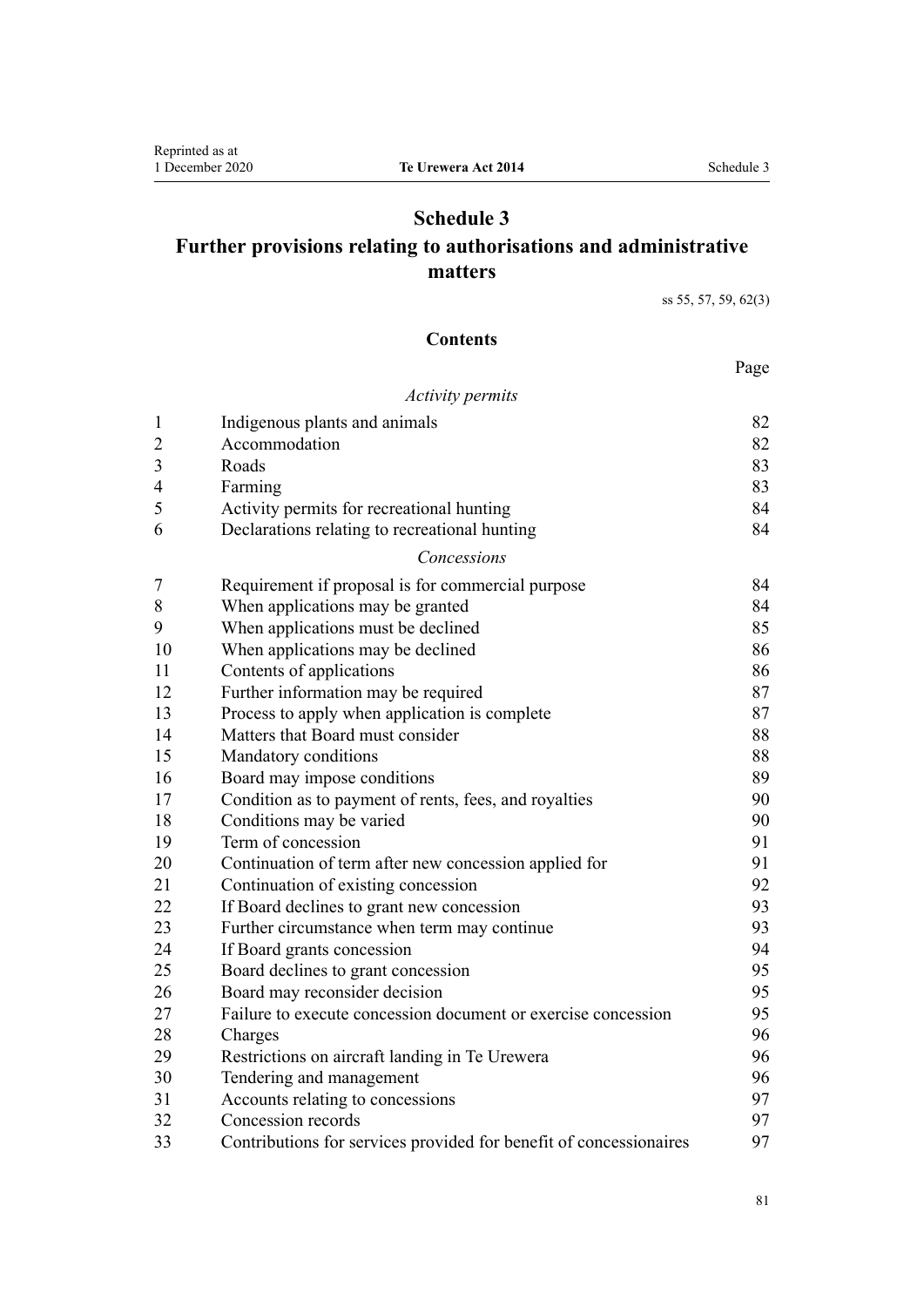# Schedule 3
## Further provisions relating to authorisations and administrative matters

ss 55, 57, 59, 62(3)

### Contents

| | | Page |
|---|---|---|
| | *Activity permits* | |
| 1 | Indigenous plants and animals | 82 |
| 2 | Accommodation | 82 |
| 3 | Roads | 83 |
| 4 | Farming | 83 |
| 5 | Activity permits for recreational hunting | 84 |
| 6 | Declarations relating to recreational hunting | 84 |
| | *Concessions* | |
| 7 | Requirement if proposal is for commercial purpose | 84 |
| 8 | When applications may be granted | 84 |
| 9 | When applications must be declined | 85 |
| 10 | When applications may be declined | 86 |
| 11 | Contents of applications | 86 |
| 12 | Further information may be required | 87 |
| 13 | Process to apply when application is complete | 87 |
| 14 | Matters that Board must consider | 88 |
| 15 | Mandatory conditions | 88 |
| 16 | Board may impose conditions | 89 |
| 17 | Condition as to payment of rents, fees, and royalties | 90 |
| 18 | Conditions may be varied | 90 |
| 19 | Term of concession | 91 |
| 20 | Continuation of term after new concession applied for | 91 |
| 21 | Continuation of existing concession | 92 |
| 22 | If Board declines to grant new concession | 93 |
| 23 | Further circumstance when term may continue | 93 |
| 24 | If Board grants concession | 94 |
| 25 | Board declines to grant concession | 95 |
| 26 | Board may reconsider decision | 95 |
| 27 | Failure to execute concession document or exercise concession | 95 |
| 28 | Charges | 96 |
| 29 | Restrictions on aircraft landing in Te Urewera | 96 |
| 30 | Tendering and management | 96 |
| 31 | Accounts relating to concessions | 97 |
| 32 | Concession records | 97 |
| 33 | Contributions for services provided for benefit of concessionaires | 97 |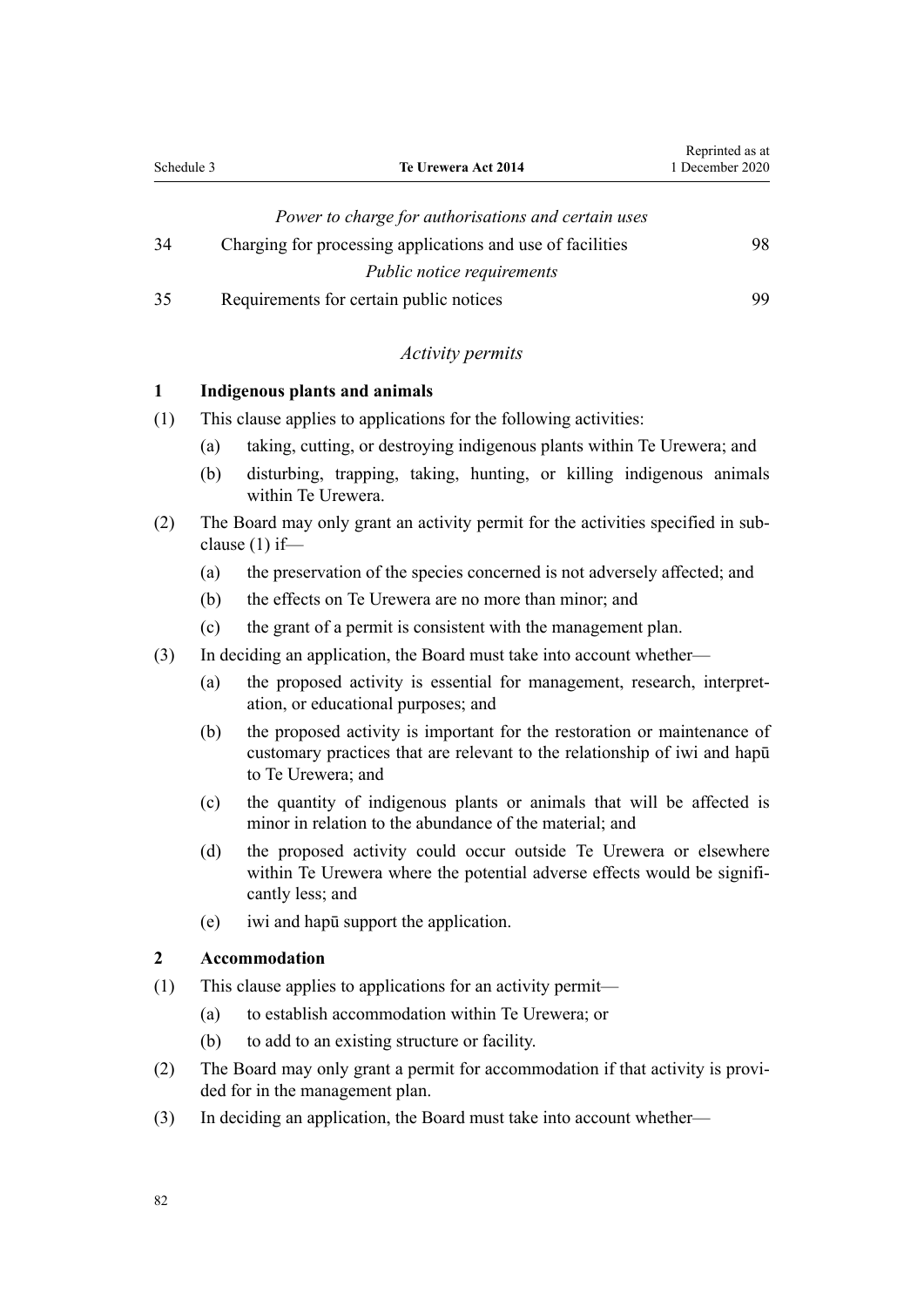*Power to charge for authorisations and certain uses*

| | | |
|---|---|---|
| 34 | Charging for processing applications and use of facilities | 98 |

*Public notice requirements*

| | | |
|---|---|---|
| 35 | Requirements for certain public notices | 99 |

*Activity permits*

**1 Indigenous plants and animals**

(1) This clause applies to applications for the following activities:

(a) taking, cutting, or destroying indigenous plants within Te Urewera; and

(b) disturbing, trapping, taking, hunting, or killing indigenous animals within Te Urewera.

(2) The Board may only grant an activity permit for the activities specified in subclause (1) if—

(a) the preservation of the species concerned is not adversely affected; and

(b) the effects on Te Urewera are no more than minor; and

(c) the grant of a permit is consistent with the management plan.

(3) In deciding an application, the Board must take into account whether—

(a) the proposed activity is essential for management, research, interpretation, or educational purposes; and

(b) the proposed activity is important for the restoration or maintenance of customary practices that are relevant to the relationship of iwi and hapū to Te Urewera; and

(c) the quantity of indigenous plants or animals that will be affected is minor in relation to the abundance of the material; and

(d) the proposed activity could occur outside Te Urewera or elsewhere within Te Urewera where the potential adverse effects would be significantly less; and

(e) iwi and hapū support the application.

**2 Accommodation**

(1) This clause applies to applications for an activity permit—

(a) to establish accommodation within Te Urewera; or

(b) to add to an existing structure or facility.

(2) The Board may only grant a permit for accommodation if that activity is provided for in the management plan.

(3) In deciding an application, the Board must take into account whether—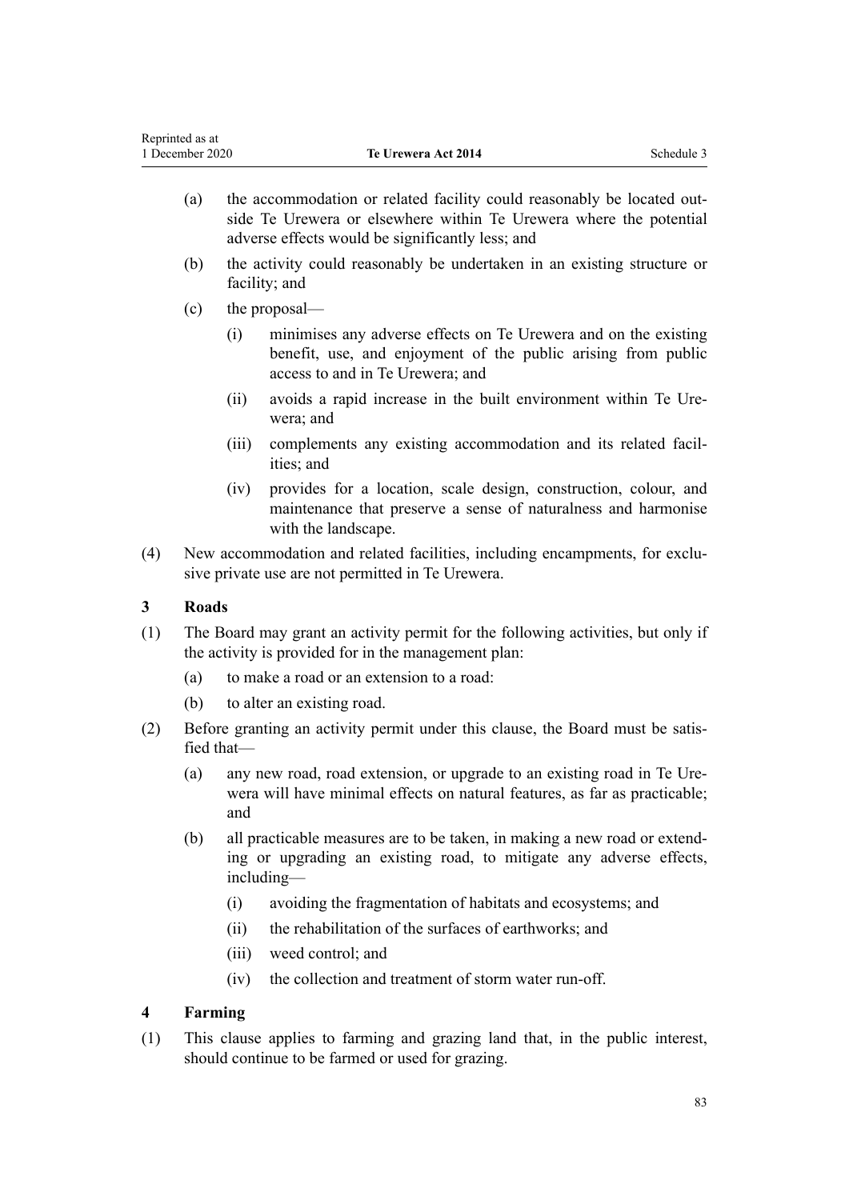(a) the accommodation or related facility could reasonably be located outside Te Urewera or elsewhere within Te Urewera where the potential adverse effects would be significantly less; and

(b) the activity could reasonably be undertaken in an existing structure or facility; and

(c) the proposal—

(i) minimises any adverse effects on Te Urewera and on the existing benefit, use, and enjoyment of the public arising from public access to and in Te Urewera; and

(ii) avoids a rapid increase in the built environment within Te Urewera; and

(iii) complements any existing accommodation and its related facilities; and

(iv) provides for a location, scale design, construction, colour, and maintenance that preserve a sense of naturalness and harmonise with the landscape.

(4) New accommodation and related facilities, including encampments, for exclusive private use are not permitted in Te Urewera.

### 3 Roads

(1) The Board may grant an activity permit for the following activities, but only if the activity is provided for in the management plan:

(a) to make a road or an extension to a road:

(b) to alter an existing road.

(2) Before granting an activity permit under this clause, the Board must be satisfied that—

(a) any new road, road extension, or upgrade to an existing road in Te Urewera will have minimal effects on natural features, as far as practicable; and

(b) all practicable measures are to be taken, in making a new road or extending or upgrading an existing road, to mitigate any adverse effects, including—

(i) avoiding the fragmentation of habitats and ecosystems; and

(ii) the rehabilitation of the surfaces of earthworks; and

(iii) weed control; and

(iv) the collection and treatment of storm water run-off.

### 4 Farming

(1) This clause applies to farming and grazing land that, in the public interest, should continue to be farmed or used for grazing.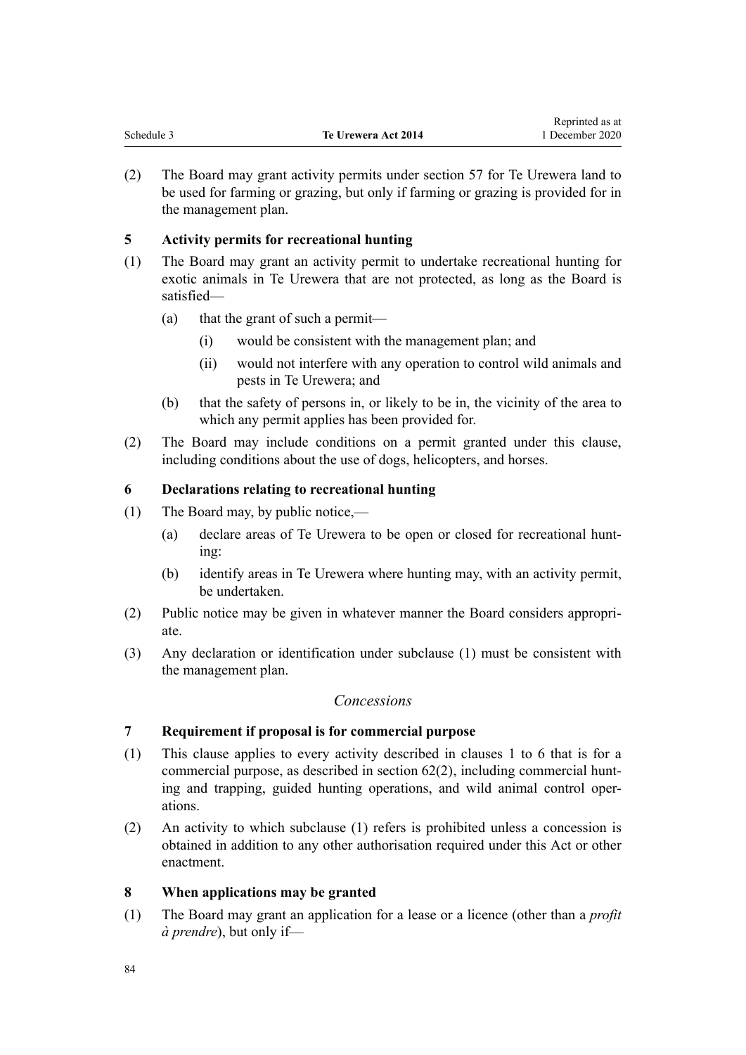(2) The Board may grant activity permits under section 57 for Te Urewera land to be used for farming or grazing, but only if farming or grazing is provided for in the management plan.

### 5 Activity permits for recreational hunting

(1) The Board may grant an activity permit to undertake recreational hunting for exotic animals in Te Urewera that are not protected, as long as the Board is satisfied—

- (a) that the grant of such a permit—
  - (i) would be consistent with the management plan; and
  - (ii) would not interfere with any operation to control wild animals and pests in Te Urewera; and
- (b) that the safety of persons in, or likely to be in, the vicinity of the area to which any permit applies has been provided for.

(2) The Board may include conditions on a permit granted under this clause, including conditions about the use of dogs, helicopters, and horses.

### 6 Declarations relating to recreational hunting

(1) The Board may, by public notice,—

- (a) declare areas of Te Urewera to be open or closed for recreational hunting:
- (b) identify areas in Te Urewera where hunting may, with an activity permit, be undertaken.

(2) Public notice may be given in whatever manner the Board considers appropriate.

(3) Any declaration or identification under subclause (1) must be consistent with the management plan.

*Concessions*

### 7 Requirement if proposal is for commercial purpose

(1) This clause applies to every activity described in clauses 1 to 6 that is for a commercial purpose, as described in section 62(2), including commercial hunting and trapping, guided hunting operations, and wild animal control operations.

(2) An activity to which subclause (1) refers is prohibited unless a concession is obtained in addition to any other authorisation required under this Act or other enactment.

### 8 When applications may be granted

(1) The Board may grant an application for a lease or a licence (other than a *profit à prendre*), but only if—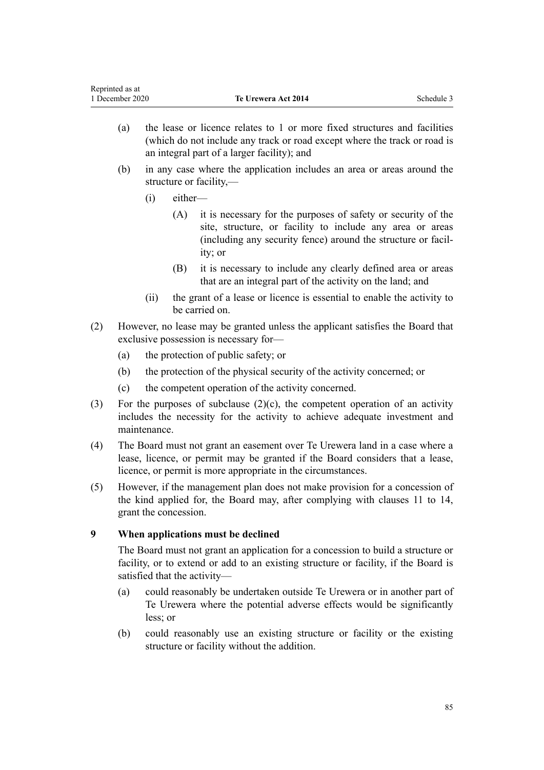(a) the lease or licence relates to 1 or more fixed structures and facilities (which do not include any track or road except where the track or road is an integral part of a larger facility); and

(b) in any case where the application includes an area or areas around the structure or facility,—

   (i) either—

      (A) it is necessary for the purposes of safety or security of the site, structure, or facility to include any area or areas (including any security fence) around the structure or facility; or

      (B) it is necessary to include any clearly defined area or areas that are an integral part of the activity on the land; and

   (ii) the grant of a lease or licence is essential to enable the activity to be carried on.

(2) However, no lease may be granted unless the applicant satisfies the Board that exclusive possession is necessary for—

   (a) the protection of public safety; or

   (b) the protection of the physical security of the activity concerned; or

   (c) the competent operation of the activity concerned.

(3) For the purposes of subclause (2)(c), the competent operation of an activity includes the necessity for the activity to achieve adequate investment and maintenance.

(4) The Board must not grant an easement over Te Urewera land in a case where a lease, licence, or permit may be granted if the Board considers that a lease, licence, or permit is more appropriate in the circumstances.

(5) However, if the management plan does not make provision for a concession of the kind applied for, the Board may, after complying with clauses 11 to 14, grant the concession.

**9 When applications must be declined**

The Board must not grant an application for a concession to build a structure or facility, or to extend or add to an existing structure or facility, if the Board is satisfied that the activity—

(a) could reasonably be undertaken outside Te Urewera or in another part of Te Urewera where the potential adverse effects would be significantly less; or

(b) could reasonably use an existing structure or facility or the existing structure or facility without the addition.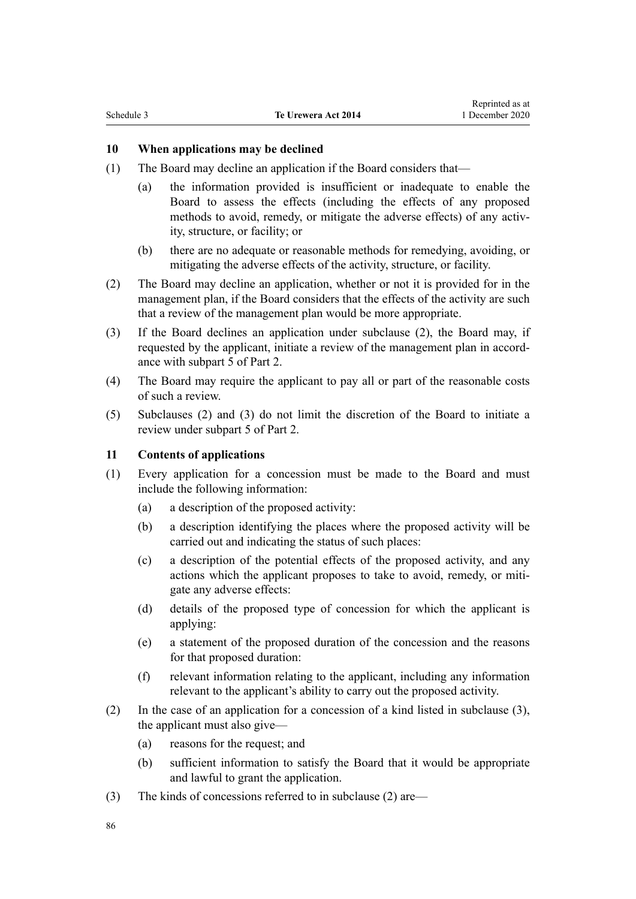### 10 When applications may be declined

(1) The Board may decline an application if the Board considers that—

  (a) the information provided is insufficient or inadequate to enable the Board to assess the effects (including the effects of any proposed methods to avoid, remedy, or mitigate the adverse effects) of any activity, structure, or facility; or

  (b) there are no adequate or reasonable methods for remedying, avoiding, or mitigating the adverse effects of the activity, structure, or facility.

(2) The Board may decline an application, whether or not it is provided for in the management plan, if the Board considers that the effects of the activity are such that a review of the management plan would be more appropriate.

(3) If the Board declines an application under subclause (2), the Board may, if requested by the applicant, initiate a review of the management plan in accordance with subpart 5 of Part 2.

(4) The Board may require the applicant to pay all or part of the reasonable costs of such a review.

(5) Subclauses (2) and (3) do not limit the discretion of the Board to initiate a review under subpart 5 of Part 2.

### 11 Contents of applications

(1) Every application for a concession must be made to the Board and must include the following information:

  (a) a description of the proposed activity:

  (b) a description identifying the places where the proposed activity will be carried out and indicating the status of such places:

  (c) a description of the potential effects of the proposed activity, and any actions which the applicant proposes to take to avoid, remedy, or mitigate any adverse effects:

  (d) details of the proposed type of concession for which the applicant is applying:

  (e) a statement of the proposed duration of the concession and the reasons for that proposed duration:

  (f) relevant information relating to the applicant, including any information relevant to the applicant's ability to carry out the proposed activity.

(2) In the case of an application for a concession of a kind listed in subclause (3), the applicant must also give—

  (a) reasons for the request; and

  (b) sufficient information to satisfy the Board that it would be appropriate and lawful to grant the application.

(3) The kinds of concessions referred to in subclause (2) are—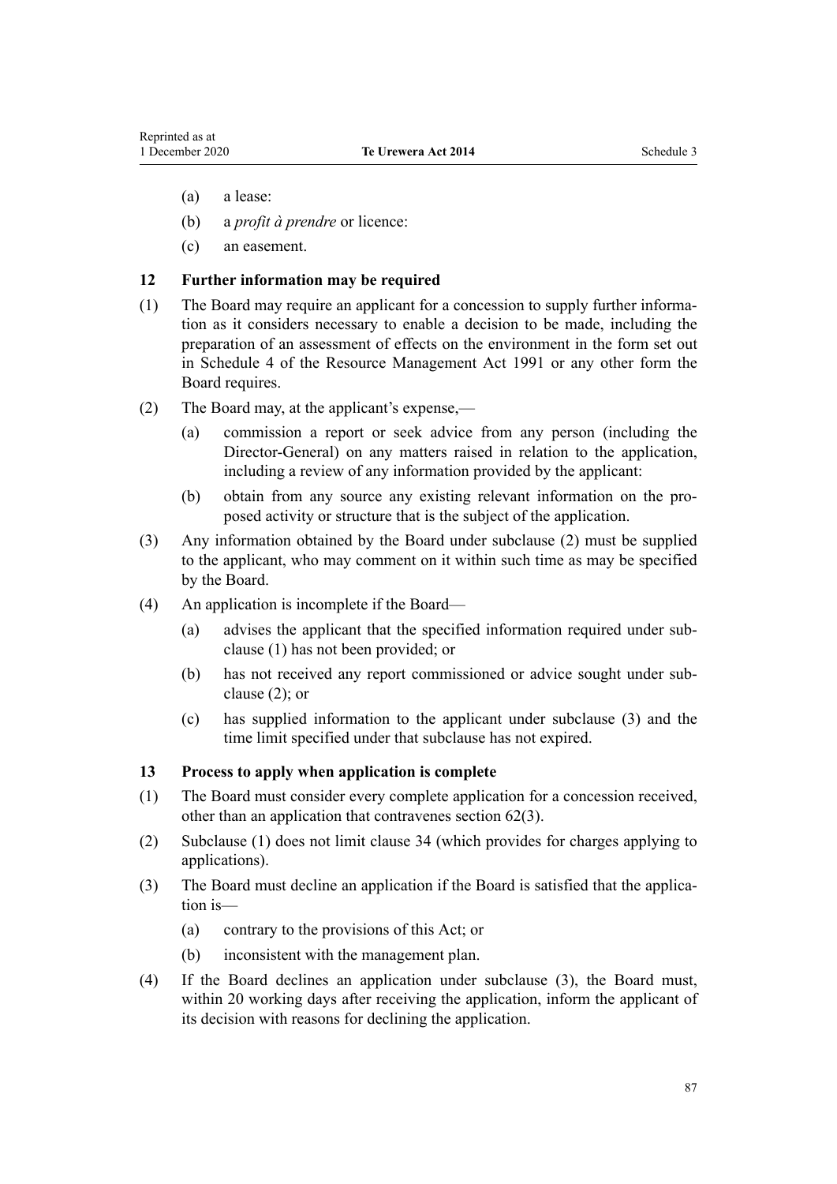(a) a lease:

(b) a *profit à prendre* or licence:

(c) an easement.

### 12 Further information may be required

(1) The Board may require an applicant for a concession to supply further information as it considers necessary to enable a decision to be made, including the preparation of an assessment of effects on the environment in the form set out in Schedule 4 of the Resource Management Act 1991 or any other form the Board requires.

(2) The Board may, at the applicant's expense,—

(a) commission a report or seek advice from any person (including the Director-General) on any matters raised in relation to the application, including a review of any information provided by the applicant:

(b) obtain from any source any existing relevant information on the proposed activity or structure that is the subject of the application.

(3) Any information obtained by the Board under subclause (2) must be supplied to the applicant, who may comment on it within such time as may be specified by the Board.

(4) An application is incomplete if the Board—

(a) advises the applicant that the specified information required under subclause (1) has not been provided; or

(b) has not received any report commissioned or advice sought under subclause (2); or

(c) has supplied information to the applicant under subclause (3) and the time limit specified under that subclause has not expired.

### 13 Process to apply when application is complete

(1) The Board must consider every complete application for a concession received, other than an application that contravenes section 62(3).

(2) Subclause (1) does not limit clause 34 (which provides for charges applying to applications).

(3) The Board must decline an application if the Board is satisfied that the application is—

(a) contrary to the provisions of this Act; or

(b) inconsistent with the management plan.

(4) If the Board declines an application under subclause (3), the Board must, within 20 working days after receiving the application, inform the applicant of its decision with reasons for declining the application.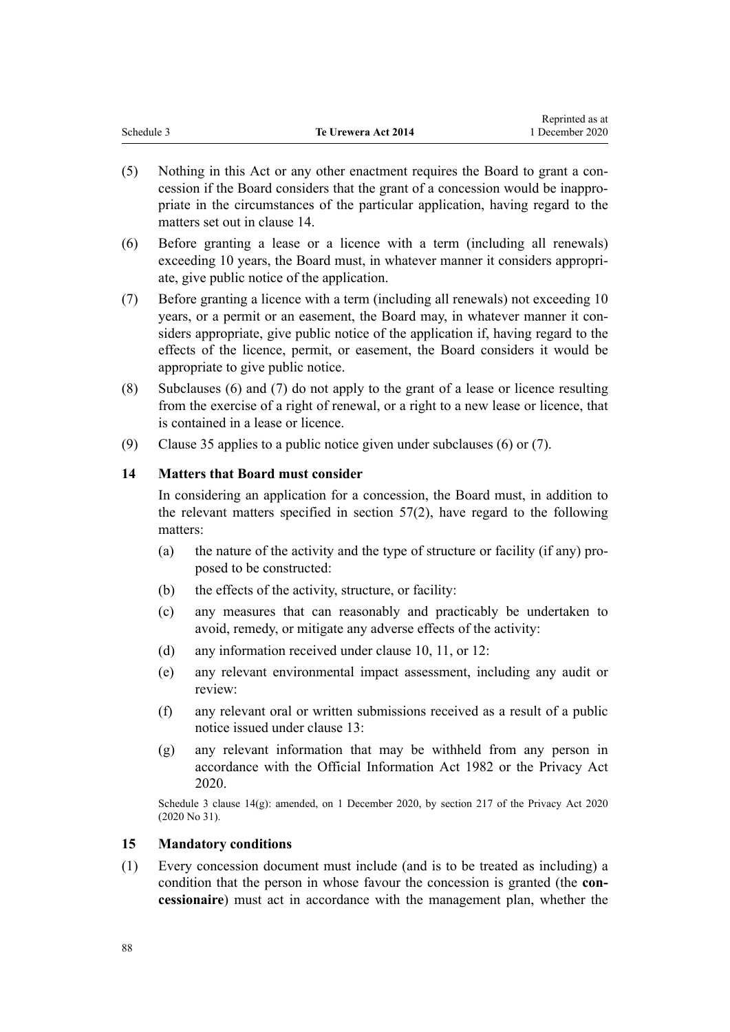(5) Nothing in this Act or any other enactment requires the Board to grant a concession if the Board considers that the grant of a concession would be inappropriate in the circumstances of the particular application, having regard to the matters set out in clause 14.

(6) Before granting a lease or a licence with a term (including all renewals) exceeding 10 years, the Board must, in whatever manner it considers appropriate, give public notice of the application.

(7) Before granting a licence with a term (including all renewals) not exceeding 10 years, or a permit or an easement, the Board may, in whatever manner it considers appropriate, give public notice of the application if, having regard to the effects of the licence, permit, or easement, the Board considers it would be appropriate to give public notice.

(8) Subclauses (6) and (7) do not apply to the grant of a lease or licence resulting from the exercise of a right of renewal, or a right to a new lease or licence, that is contained in a lease or licence.

(9) Clause 35 applies to a public notice given under subclauses (6) or (7).

### 14 Matters that Board must consider

In considering an application for a concession, the Board must, in addition to the relevant matters specified in section 57(2), have regard to the following matters:

(a) the nature of the activity and the type of structure or facility (if any) proposed to be constructed:

(b) the effects of the activity, structure, or facility:

(c) any measures that can reasonably and practicably be undertaken to avoid, remedy, or mitigate any adverse effects of the activity:

(d) any information received under clause 10, 11, or 12:

(e) any relevant environmental impact assessment, including any audit or review:

(f) any relevant oral or written submissions received as a result of a public notice issued under clause 13:

(g) any relevant information that may be withheld from any person in accordance with the Official Information Act 1982 or the Privacy Act 2020.

Schedule 3 clause 14(g): amended, on 1 December 2020, by section 217 of the Privacy Act 2020 (2020 No 31).

### 15 Mandatory conditions

(1) Every concession document must include (and is to be treated as including) a condition that the person in whose favour the concession is granted (the **concessionaire**) must act in accordance with the management plan, whether the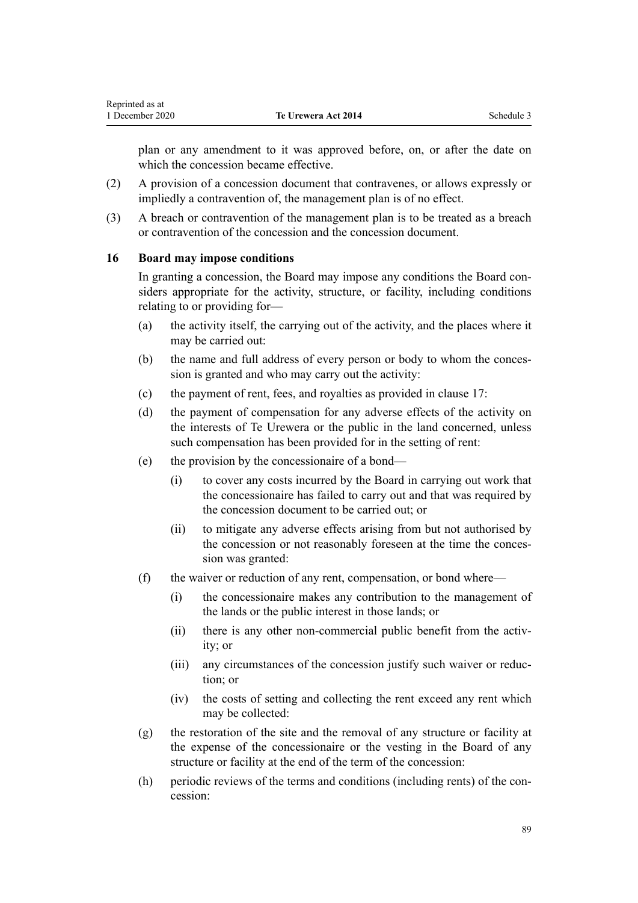plan or any amendment to it was approved before, on, or after the date on which the concession became effective.

(2) A provision of a concession document that contravenes, or allows expressly or impliedly a contravention of, the management plan is of no effect.

(3) A breach or contravention of the management plan is to be treated as a breach or contravention of the concession and the concession document.

### 16 Board may impose conditions

In granting a concession, the Board may impose any conditions the Board considers appropriate for the activity, structure, or facility, including conditions relating to or providing for—

(a) the activity itself, the carrying out of the activity, and the places where it may be carried out:

(b) the name and full address of every person or body to whom the concession is granted and who may carry out the activity:

(c) the payment of rent, fees, and royalties as provided in clause 17:

(d) the payment of compensation for any adverse effects of the activity on the interests of Te Urewera or the public in the land concerned, unless such compensation has been provided for in the setting of rent:

(e) the provision by the concessionaire of a bond—

  (i) to cover any costs incurred by the Board in carrying out work that the concessionaire has failed to carry out and that was required by the concession document to be carried out; or

  (ii) to mitigate any adverse effects arising from but not authorised by the concession or not reasonably foreseen at the time the concession was granted:

(f) the waiver or reduction of any rent, compensation, or bond where—

  (i) the concessionaire makes any contribution to the management of the lands or the public interest in those lands; or

  (ii) there is any other non-commercial public benefit from the activity; or

  (iii) any circumstances of the concession justify such waiver or reduction; or

  (iv) the costs of setting and collecting the rent exceed any rent which may be collected:

(g) the restoration of the site and the removal of any structure or facility at the expense of the concessionaire or the vesting in the Board of any structure or facility at the end of the term of the concession:

(h) periodic reviews of the terms and conditions (including rents) of the concession: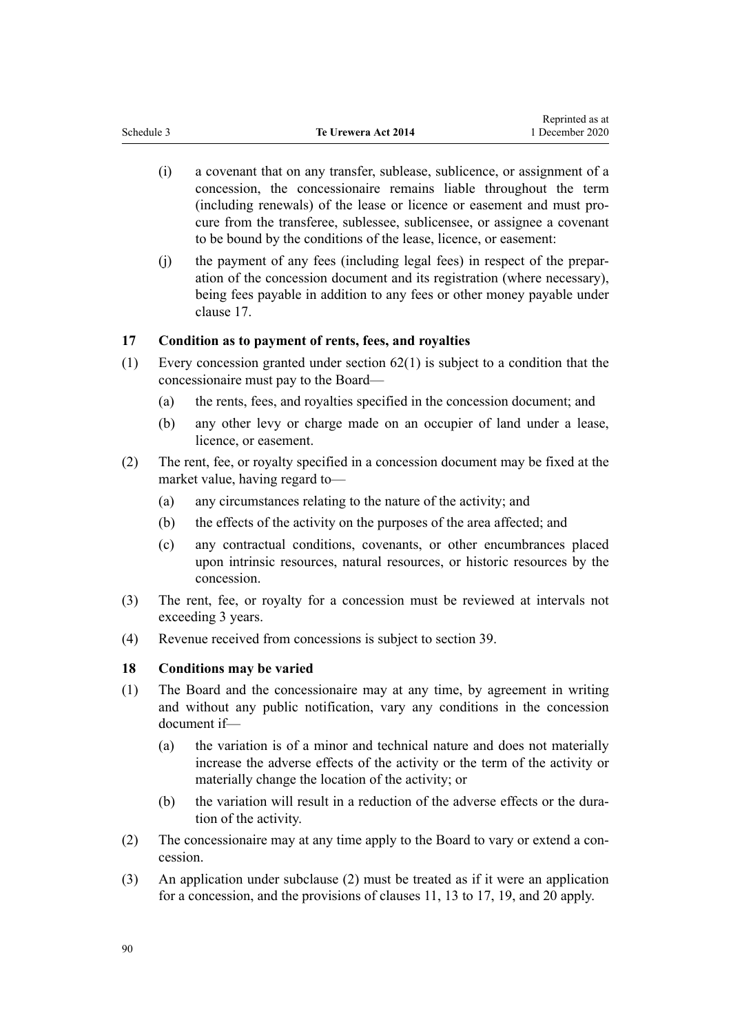(i) a covenant that on any transfer, sublease, sublicence, or assignment of a concession, the concessionaire remains liable throughout the term (including renewals) of the lease or licence or easement and must procure from the transferee, sublessee, sublicensee, or assignee a covenant to be bound by the conditions of the lease, licence, or easement:

(j) the payment of any fees (including legal fees) in respect of the preparation of the concession document and its registration (where necessary), being fees payable in addition to any fees or other money payable under clause 17.

### 17 Condition as to payment of rents, fees, and royalties

(1) Every concession granted under section 62(1) is subject to a condition that the concessionaire must pay to the Board—

(a) the rents, fees, and royalties specified in the concession document; and

(b) any other levy or charge made on an occupier of land under a lease, licence, or easement.

(2) The rent, fee, or royalty specified in a concession document may be fixed at the market value, having regard to—

(a) any circumstances relating to the nature of the activity; and

(b) the effects of the activity on the purposes of the area affected; and

(c) any contractual conditions, covenants, or other encumbrances placed upon intrinsic resources, natural resources, or historic resources by the concession.

(3) The rent, fee, or royalty for a concession must be reviewed at intervals not exceeding 3 years.

(4) Revenue received from concessions is subject to section 39.

### 18 Conditions may be varied

(1) The Board and the concessionaire may at any time, by agreement in writing and without any public notification, vary any conditions in the concession document if—

(a) the variation is of a minor and technical nature and does not materially increase the adverse effects of the activity or the term of the activity or materially change the location of the activity; or

(b) the variation will result in a reduction of the adverse effects or the duration of the activity.

(2) The concessionaire may at any time apply to the Board to vary or extend a concession.

(3) An application under subclause (2) must be treated as if it were an application for a concession, and the provisions of clauses 11, 13 to 17, 19, and 20 apply.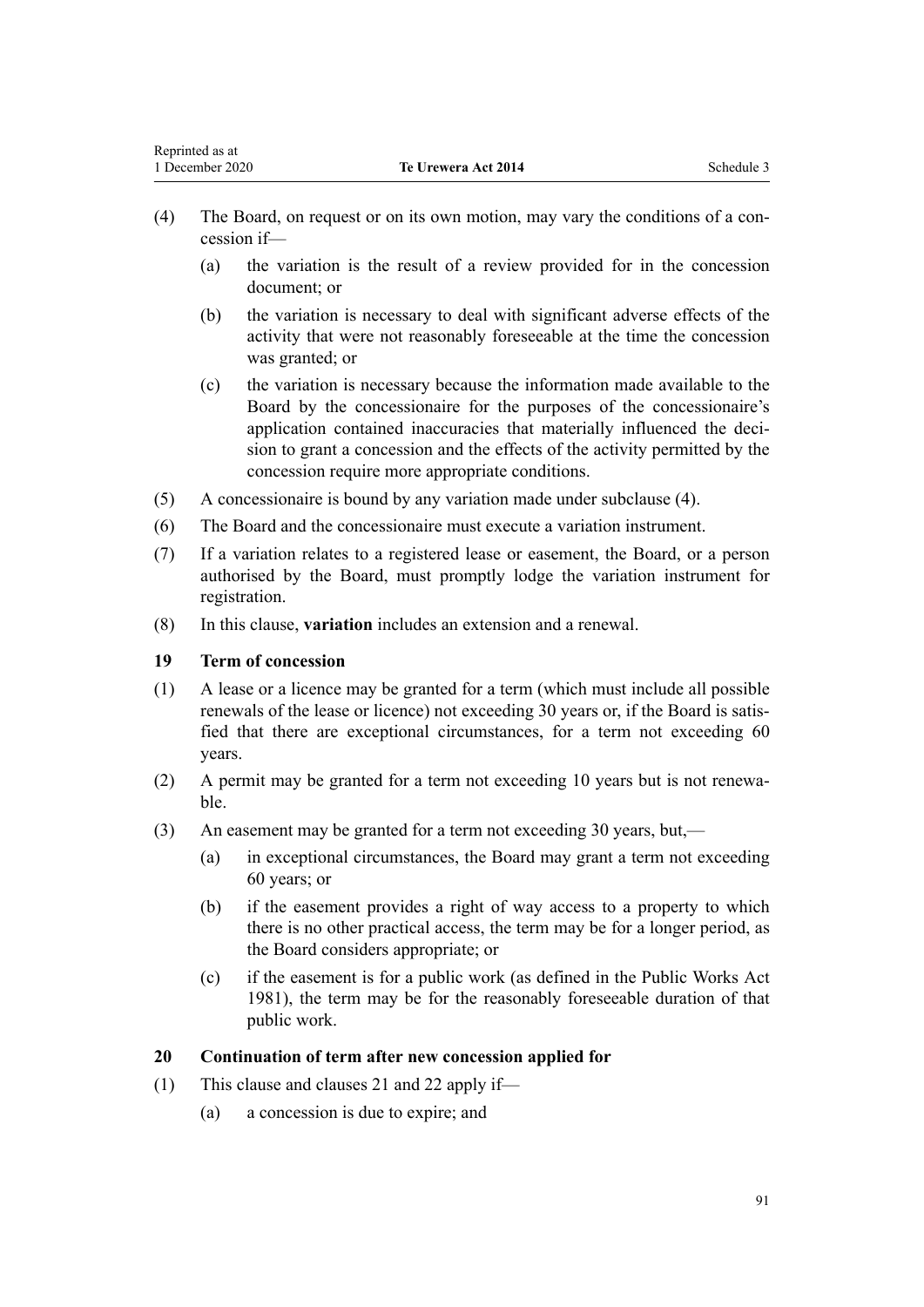(4) The Board, on request or on its own motion, may vary the conditions of a concession if—

(a) the variation is the result of a review provided for in the concession document; or

(b) the variation is necessary to deal with significant adverse effects of the activity that were not reasonably foreseeable at the time the concession was granted; or

(c) the variation is necessary because the information made available to the Board by the concessionaire for the purposes of the concessionaire's application contained inaccuracies that materially influenced the decision to grant a concession and the effects of the activity permitted by the concession require more appropriate conditions.

(5) A concessionaire is bound by any variation made under subclause (4).

(6) The Board and the concessionaire must execute a variation instrument.

(7) If a variation relates to a registered lease or easement, the Board, or a person authorised by the Board, must promptly lodge the variation instrument for registration.

(8) In this clause, **variation** includes an extension and a renewal.

### 19 Term of concession

(1) A lease or a licence may be granted for a term (which must include all possible renewals of the lease or licence) not exceeding 30 years or, if the Board is satisfied that there are exceptional circumstances, for a term not exceeding 60 years.

(2) A permit may be granted for a term not exceeding 10 years but is not renewable.

(3) An easement may be granted for a term not exceeding 30 years, but,—

(a) in exceptional circumstances, the Board may grant a term not exceeding 60 years; or

(b) if the easement provides a right of way access to a property to which there is no other practical access, the term may be for a longer period, as the Board considers appropriate; or

(c) if the easement is for a public work (as defined in the Public Works Act 1981), the term may be for the reasonably foreseeable duration of that public work.

### 20 Continuation of term after new concession applied for

(1) This clause and clauses 21 and 22 apply if—

(a) a concession is due to expire; and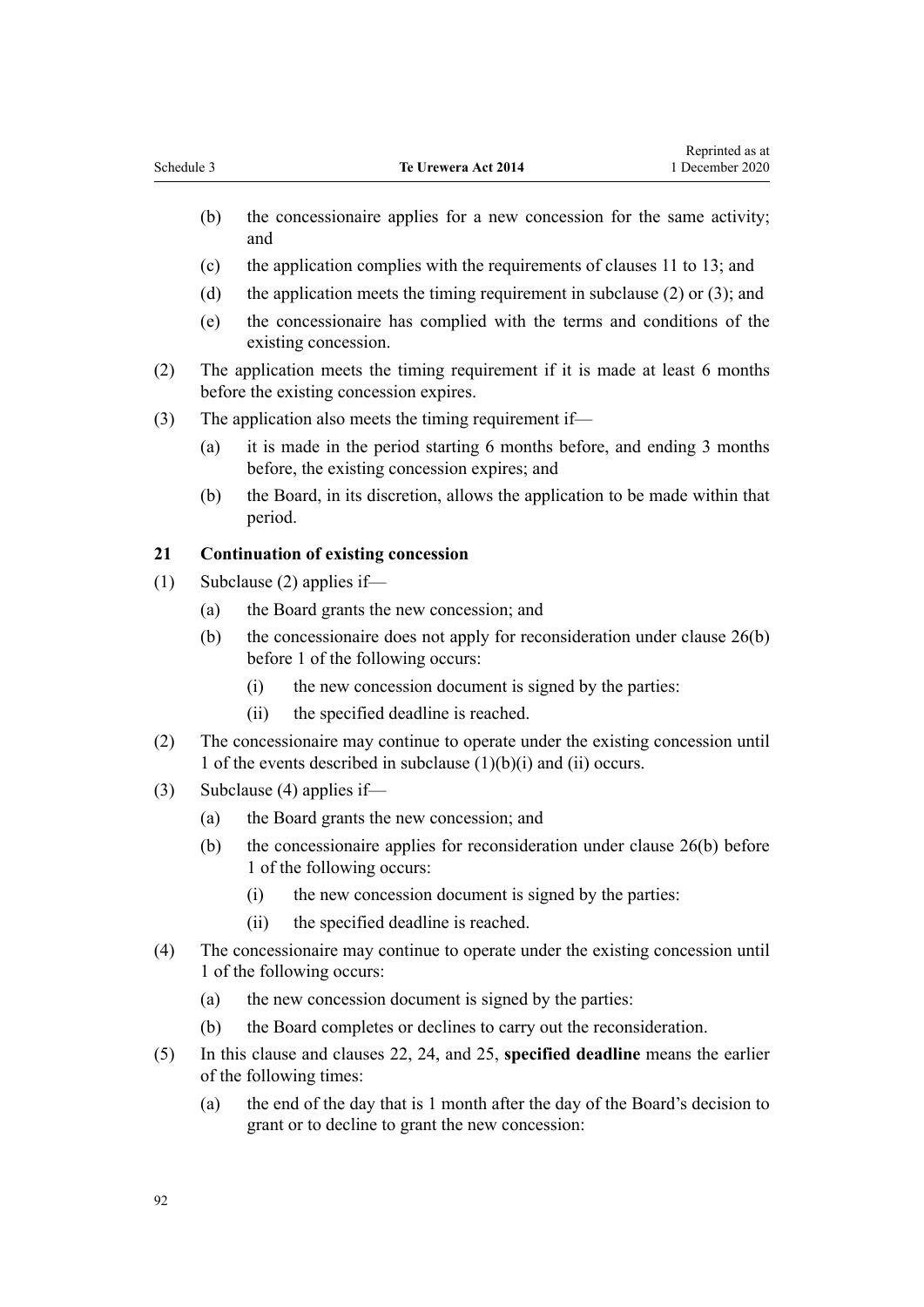(b) the concessionaire applies for a new concession for the same activity; and

(c) the application complies with the requirements of clauses 11 to 13; and

(d) the application meets the timing requirement in subclause (2) or (3); and

(e) the concessionaire has complied with the terms and conditions of the existing concession.

(2) The application meets the timing requirement if it is made at least 6 months before the existing concession expires.

(3) The application also meets the timing requirement if—

(a) it is made in the period starting 6 months before, and ending 3 months before, the existing concession expires; and

(b) the Board, in its discretion, allows the application to be made within that period.

**21 Continuation of existing concession**

(1) Subclause (2) applies if—

(a) the Board grants the new concession; and

(b) the concessionaire does not apply for reconsideration under clause 26(b) before 1 of the following occurs:

(i) the new concession document is signed by the parties:

(ii) the specified deadline is reached.

(2) The concessionaire may continue to operate under the existing concession until 1 of the events described in subclause (1)(b)(i) and (ii) occurs.

(3) Subclause (4) applies if—

(a) the Board grants the new concession; and

(b) the concessionaire applies for reconsideration under clause 26(b) before 1 of the following occurs:

(i) the new concession document is signed by the parties:

(ii) the specified deadline is reached.

(4) The concessionaire may continue to operate under the existing concession until 1 of the following occurs:

(a) the new concession document is signed by the parties:

(b) the Board completes or declines to carry out the reconsideration.

(5) In this clause and clauses 22, 24, and 25, **specified deadline** means the earlier of the following times:

(a) the end of the day that is 1 month after the day of the Board's decision to grant or to decline to grant the new concession: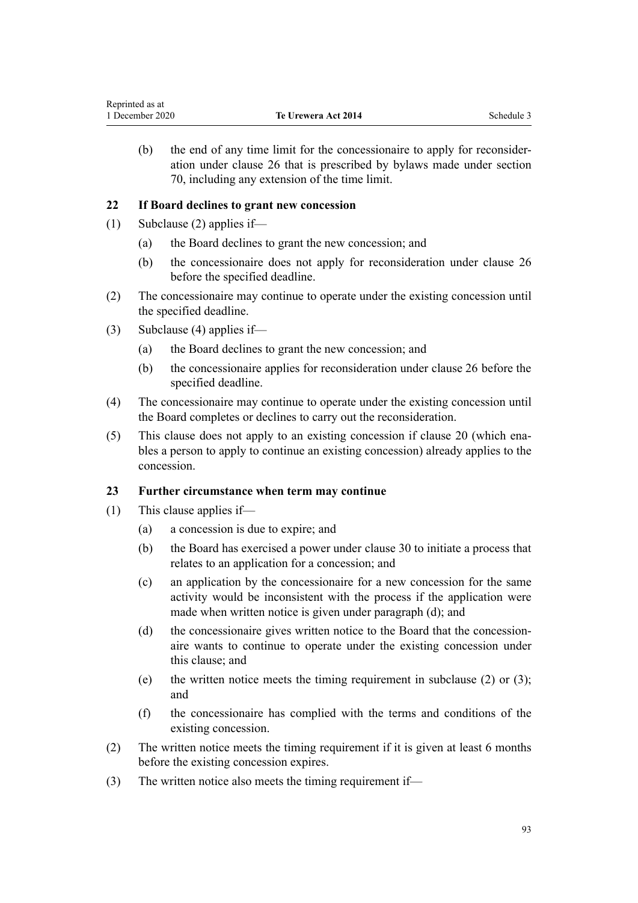(b) the end of any time limit for the concessionaire to apply for reconsideration under clause 26 that is prescribed by bylaws made under section 70, including any extension of the time limit.

### 22 If Board declines to grant new concession

(1) Subclause (2) applies if—

(a) the Board declines to grant the new concession; and

(b) the concessionaire does not apply for reconsideration under clause 26 before the specified deadline.

(2) The concessionaire may continue to operate under the existing concession until the specified deadline.

(3) Subclause (4) applies if—

(a) the Board declines to grant the new concession; and

(b) the concessionaire applies for reconsideration under clause 26 before the specified deadline.

(4) The concessionaire may continue to operate under the existing concession until the Board completes or declines to carry out the reconsideration.

(5) This clause does not apply to an existing concession if clause 20 (which enables a person to apply to continue an existing concession) already applies to the concession.

### 23 Further circumstance when term may continue

(1) This clause applies if—

(a) a concession is due to expire; and

(b) the Board has exercised a power under clause 30 to initiate a process that relates to an application for a concession; and

(c) an application by the concessionaire for a new concession for the same activity would be inconsistent with the process if the application were made when written notice is given under paragraph (d); and

(d) the concessionaire gives written notice to the Board that the concessionaire wants to continue to operate under the existing concession under this clause; and

(e) the written notice meets the timing requirement in subclause (2) or (3); and

(f) the concessionaire has complied with the terms and conditions of the existing concession.

(2) The written notice meets the timing requirement if it is given at least 6 months before the existing concession expires.

(3) The written notice also meets the timing requirement if—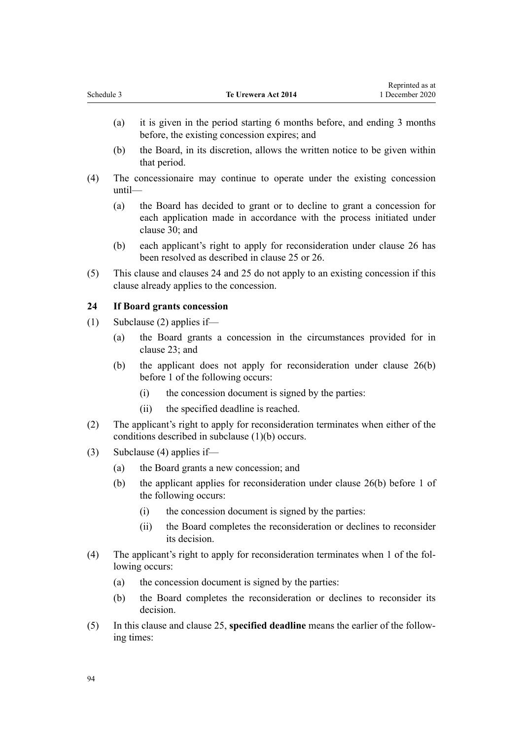(a) it is given in the period starting 6 months before, and ending 3 months before, the existing concession expires; and

(b) the Board, in its discretion, allows the written notice to be given within that period.

(4) The concessionaire may continue to operate under the existing concession until—

(a) the Board has decided to grant or to decline to grant a concession for each application made in accordance with the process initiated under clause 30; and

(b) each applicant's right to apply for reconsideration under clause 26 has been resolved as described in clause 25 or 26.

(5) This clause and clauses 24 and 25 do not apply to an existing concession if this clause already applies to the concession.

### 24 If Board grants concession

(1) Subclause (2) applies if—

(a) the Board grants a concession in the circumstances provided for in clause 23; and

(b) the applicant does not apply for reconsideration under clause 26(b) before 1 of the following occurs:

(i) the concession document is signed by the parties:

(ii) the specified deadline is reached.

(2) The applicant's right to apply for reconsideration terminates when either of the conditions described in subclause (1)(b) occurs.

(3) Subclause (4) applies if—

(a) the Board grants a new concession; and

(b) the applicant applies for reconsideration under clause 26(b) before 1 of the following occurs:

(i) the concession document is signed by the parties:

(ii) the Board completes the reconsideration or declines to reconsider its decision.

(4) The applicant's right to apply for reconsideration terminates when 1 of the following occurs:

(a) the concession document is signed by the parties:

(b) the Board completes the reconsideration or declines to reconsider its decision.

(5) In this clause and clause 25, **specified deadline** means the earlier of the following times: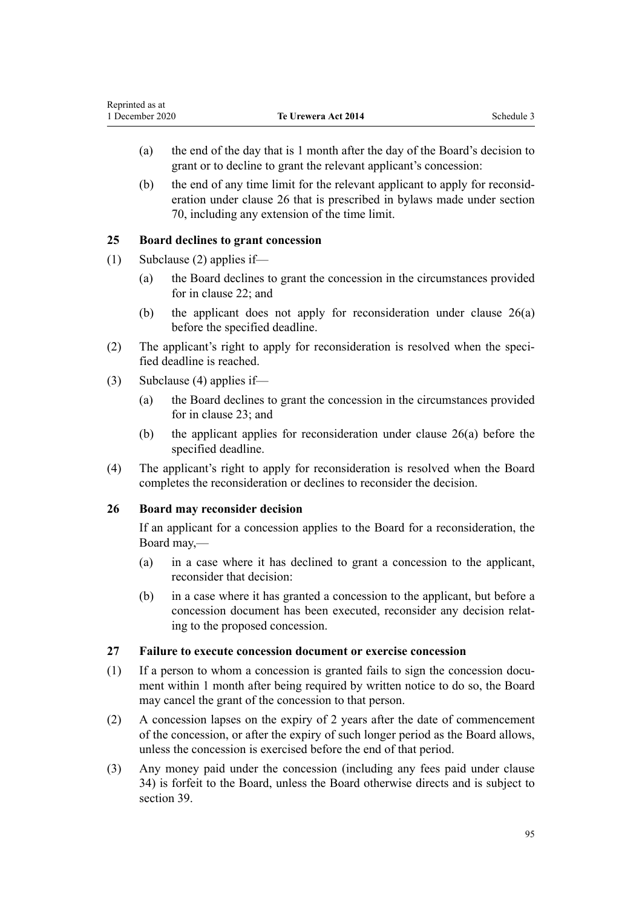(a) the end of the day that is 1 month after the day of the Board's decision to grant or to decline to grant the relevant applicant's concession:

(b) the end of any time limit for the relevant applicant to apply for reconsideration under clause 26 that is prescribed in bylaws made under section 70, including any extension of the time limit.

### 25 Board declines to grant concession

(1) Subclause (2) applies if—

(a) the Board declines to grant the concession in the circumstances provided for in clause 22; and

(b) the applicant does not apply for reconsideration under clause 26(a) before the specified deadline.

(2) The applicant's right to apply for reconsideration is resolved when the specified deadline is reached.

(3) Subclause (4) applies if—

(a) the Board declines to grant the concession in the circumstances provided for in clause 23; and

(b) the applicant applies for reconsideration under clause 26(a) before the specified deadline.

(4) The applicant's right to apply for reconsideration is resolved when the Board completes the reconsideration or declines to reconsider the decision.

### 26 Board may reconsider decision

If an applicant for a concession applies to the Board for a reconsideration, the Board may,—

(a) in a case where it has declined to grant a concession to the applicant, reconsider that decision:

(b) in a case where it has granted a concession to the applicant, but before a concession document has been executed, reconsider any decision relating to the proposed concession.

### 27 Failure to execute concession document or exercise concession

(1) If a person to whom a concession is granted fails to sign the concession document within 1 month after being required by written notice to do so, the Board may cancel the grant of the concession to that person.

(2) A concession lapses on the expiry of 2 years after the date of commencement of the concession, or after the expiry of such longer period as the Board allows, unless the concession is exercised before the end of that period.

(3) Any money paid under the concession (including any fees paid under clause 34) is forfeit to the Board, unless the Board otherwise directs and is subject to section 39.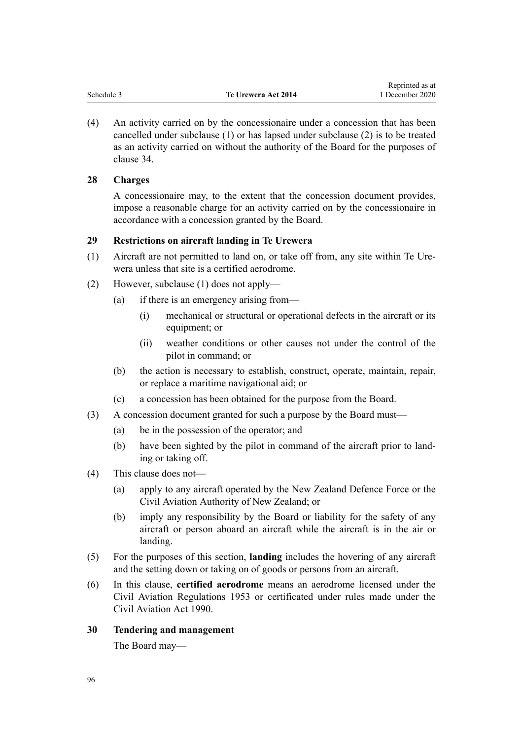(4) An activity carried on by the concessionaire under a concession that has been cancelled under subclause (1) or has lapsed under subclause (2) is to be treated as an activity carried on without the authority of the Board for the purposes of clause 34.

### 28 Charges

A concessionaire may, to the extent that the concession document provides, impose a reasonable charge for an activity carried on by the concessionaire in accordance with a concession granted by the Board.

### 29 Restrictions on aircraft landing in Te Urewera

(1) Aircraft are not permitted to land on, or take off from, any site within Te Urewera unless that site is a certified aerodrome.

(2) However, subclause (1) does not apply—

- (a) if there is an emergency arising from—
  - (i) mechanical or structural or operational defects in the aircraft or its equipment; or
  - (ii) weather conditions or other causes not under the control of the pilot in command; or
- (b) the action is necessary to establish, construct, operate, maintain, repair, or replace a maritime navigational aid; or
- (c) a concession has been obtained for the purpose from the Board.

(3) A concession document granted for such a purpose by the Board must—

- (a) be in the possession of the operator; and
- (b) have been sighted by the pilot in command of the aircraft prior to landing or taking off.

(4) This clause does not—

- (a) apply to any aircraft operated by the New Zealand Defence Force or the Civil Aviation Authority of New Zealand; or
- (b) imply any responsibility by the Board or liability for the safety of any aircraft or person aboard an aircraft while the aircraft is in the air or landing.

(5) For the purposes of this section, **landing** includes the hovering of any aircraft and the setting down or taking on of goods or persons from an aircraft.

(6) In this clause, **certified aerodrome** means an aerodrome licensed under the Civil Aviation Regulations 1953 or certificated under rules made under the Civil Aviation Act 1990.

### 30 Tendering and management

The Board may—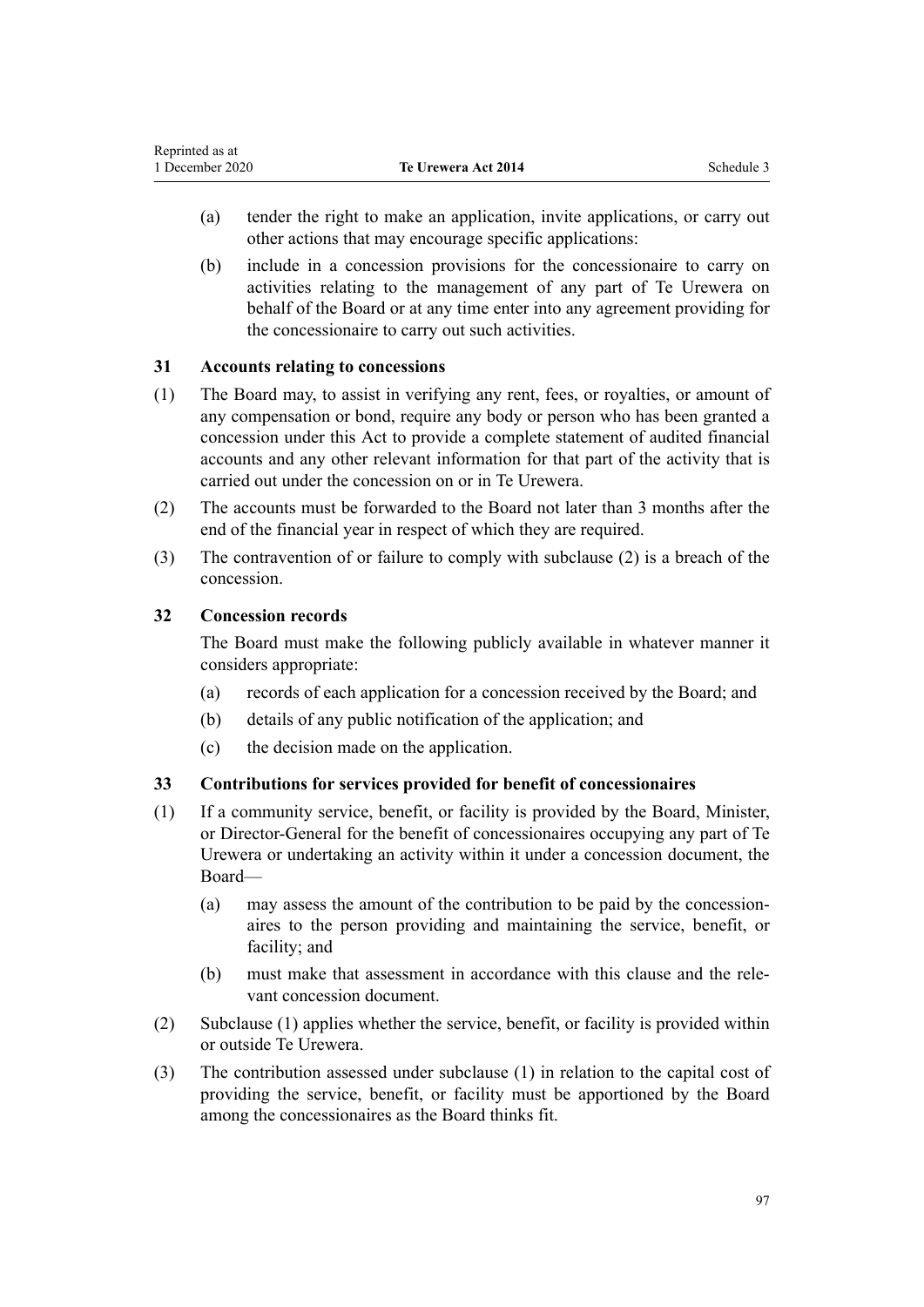(a) tender the right to make an application, invite applications, or carry out other actions that may encourage specific applications:

(b) include in a concession provisions for the concessionaire to carry on activities relating to the management of any part of Te Urewera on behalf of the Board or at any time enter into any agreement providing for the concessionaire to carry out such activities.

### 31 Accounts relating to concessions

(1) The Board may, to assist in verifying any rent, fees, or royalties, or amount of any compensation or bond, require any body or person who has been granted a concession under this Act to provide a complete statement of audited financial accounts and any other relevant information for that part of the activity that is carried out under the concession on or in Te Urewera.

(2) The accounts must be forwarded to the Board not later than 3 months after the end of the financial year in respect of which they are required.

(3) The contravention of or failure to comply with subclause (2) is a breach of the concession.

### 32 Concession records

The Board must make the following publicly available in whatever manner it considers appropriate:

(a) records of each application for a concession received by the Board; and

(b) details of any public notification of the application; and

(c) the decision made on the application.

### 33 Contributions for services provided for benefit of concessionaires

(1) If a community service, benefit, or facility is provided by the Board, Minister, or Director-General for the benefit of concessionaires occupying any part of Te Urewera or undertaking an activity within it under a concession document, the Board—

(a) may assess the amount of the contribution to be paid by the concessionaires to the person providing and maintaining the service, benefit, or facility; and

(b) must make that assessment in accordance with this clause and the relevant concession document.

(2) Subclause (1) applies whether the service, benefit, or facility is provided within or outside Te Urewera.

(3) The contribution assessed under subclause (1) in relation to the capital cost of providing the service, benefit, or facility must be apportioned by the Board among the concessionaires as the Board thinks fit.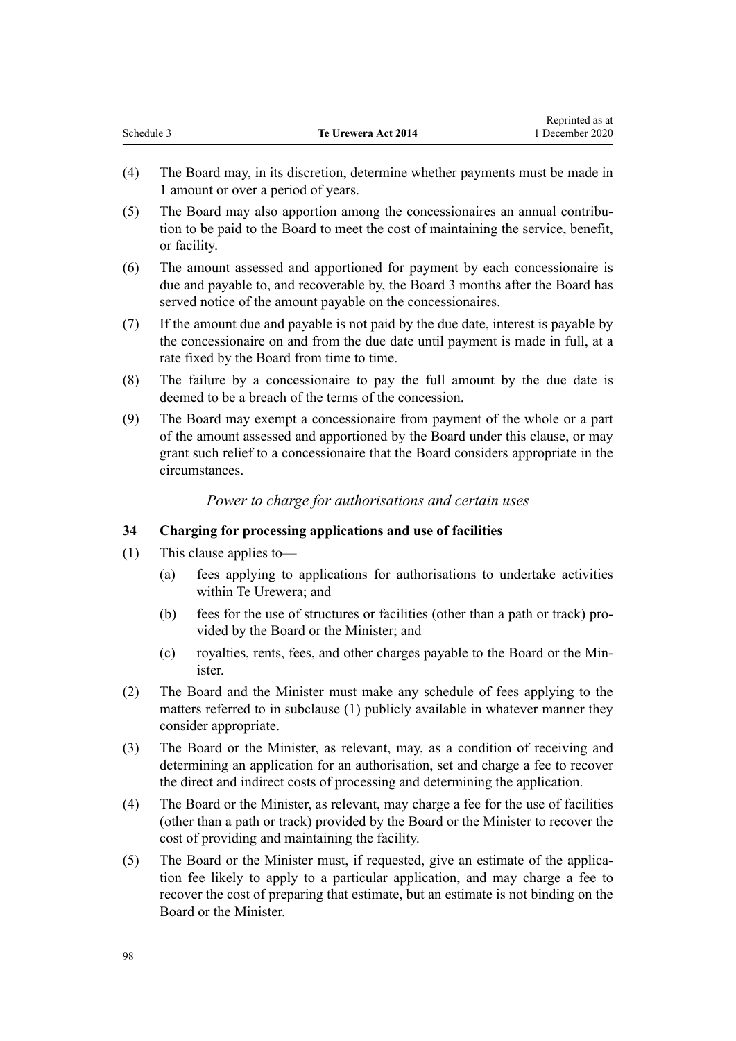(4) The Board may, in its discretion, determine whether payments must be made in 1 amount or over a period of years.

(5) The Board may also apportion among the concessionaires an annual contribution to be paid to the Board to meet the cost of maintaining the service, benefit, or facility.

(6) The amount assessed and apportioned for payment by each concessionaire is due and payable to, and recoverable by, the Board 3 months after the Board has served notice of the amount payable on the concessionaires.

(7) If the amount due and payable is not paid by the due date, interest is payable by the concessionaire on and from the due date until payment is made in full, at a rate fixed by the Board from time to time.

(8) The failure by a concessionaire to pay the full amount by the due date is deemed to be a breach of the terms of the concession.

(9) The Board may exempt a concessionaire from payment of the whole or a part of the amount assessed and apportioned by the Board under this clause, or may grant such relief to a concessionaire that the Board considers appropriate in the circumstances.

*Power to charge for authorisations and certain uses*

### 34 Charging for processing applications and use of facilities

(1) This clause applies to—

- (a) fees applying to applications for authorisations to undertake activities within Te Urewera; and
- (b) fees for the use of structures or facilities (other than a path or track) provided by the Board or the Minister; and
- (c) royalties, rents, fees, and other charges payable to the Board or the Minister.

(2) The Board and the Minister must make any schedule of fees applying to the matters referred to in subclause (1) publicly available in whatever manner they consider appropriate.

(3) The Board or the Minister, as relevant, may, as a condition of receiving and determining an application for an authorisation, set and charge a fee to recover the direct and indirect costs of processing and determining the application.

(4) The Board or the Minister, as relevant, may charge a fee for the use of facilities (other than a path or track) provided by the Board or the Minister to recover the cost of providing and maintaining the facility.

(5) The Board or the Minister must, if requested, give an estimate of the application fee likely to apply to a particular application, and may charge a fee to recover the cost of preparing that estimate, but an estimate is not binding on the Board or the Minister.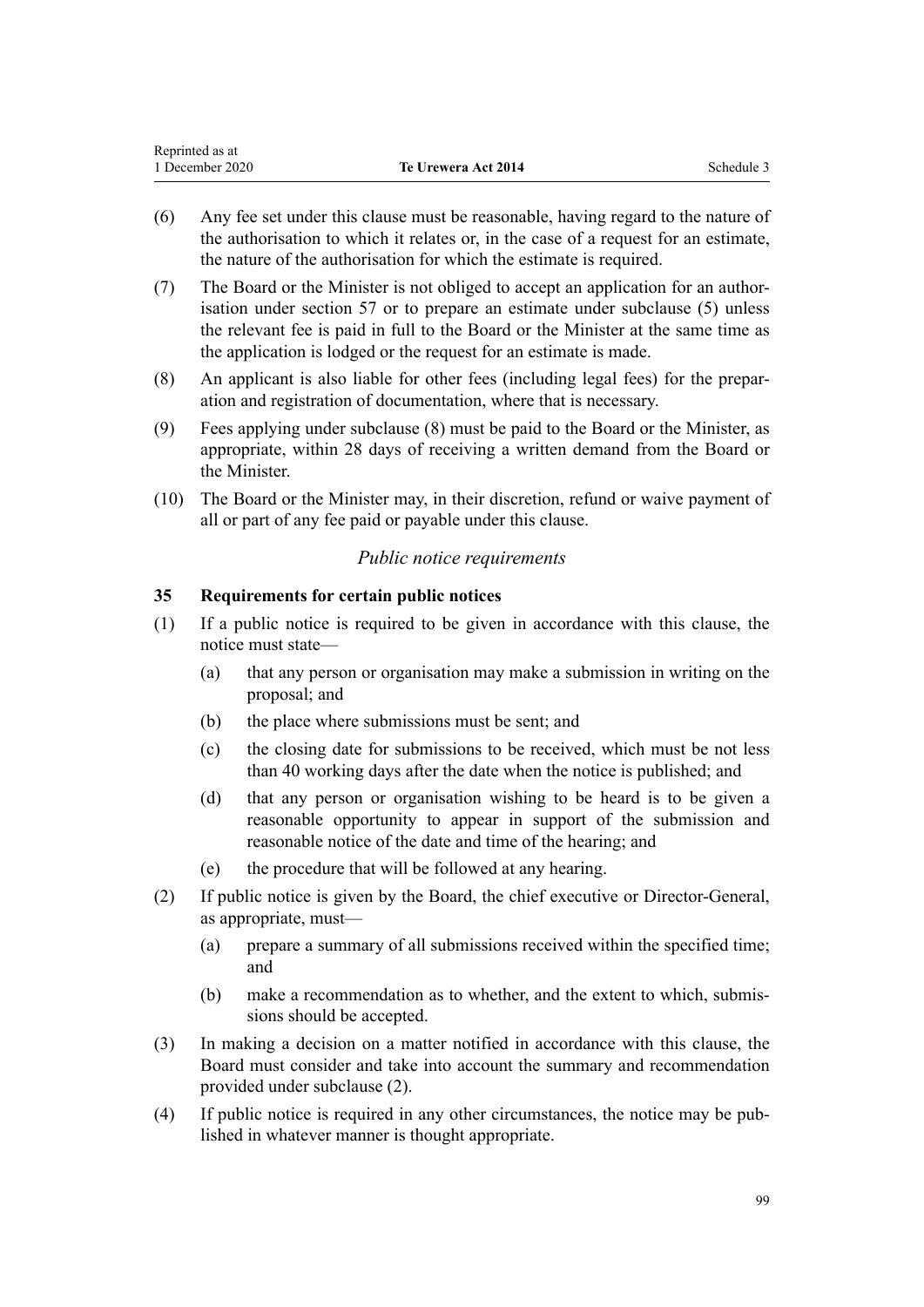(6) Any fee set under this clause must be reasonable, having regard to the nature of the authorisation to which it relates or, in the case of a request for an estimate, the nature of the authorisation for which the estimate is required.

(7) The Board or the Minister is not obliged to accept an application for an authorisation under section 57 or to prepare an estimate under subclause (5) unless the relevant fee is paid in full to the Board or the Minister at the same time as the application is lodged or the request for an estimate is made.

(8) An applicant is also liable for other fees (including legal fees) for the preparation and registration of documentation, where that is necessary.

(9) Fees applying under subclause (8) must be paid to the Board or the Minister, as appropriate, within 28 days of receiving a written demand from the Board or the Minister.

(10) The Board or the Minister may, in their discretion, refund or waive payment of all or part of any fee paid or payable under this clause.

*Public notice requirements*

**35 Requirements for certain public notices**

(1) If a public notice is required to be given in accordance with this clause, the notice must state—

 (a) that any person or organisation may make a submission in writing on the proposal; and

 (b) the place where submissions must be sent; and

 (c) the closing date for submissions to be received, which must be not less than 40 working days after the date when the notice is published; and

 (d) that any person or organisation wishing to be heard is to be given a reasonable opportunity to appear in support of the submission and reasonable notice of the date and time of the hearing; and

 (e) the procedure that will be followed at any hearing.

(2) If public notice is given by the Board, the chief executive or Director-General, as appropriate, must—

 (a) prepare a summary of all submissions received within the specified time; and

 (b) make a recommendation as to whether, and the extent to which, submissions should be accepted.

(3) In making a decision on a matter notified in accordance with this clause, the Board must consider and take into account the summary and recommendation provided under subclause (2).

(4) If public notice is required in any other circumstances, the notice may be published in whatever manner is thought appropriate.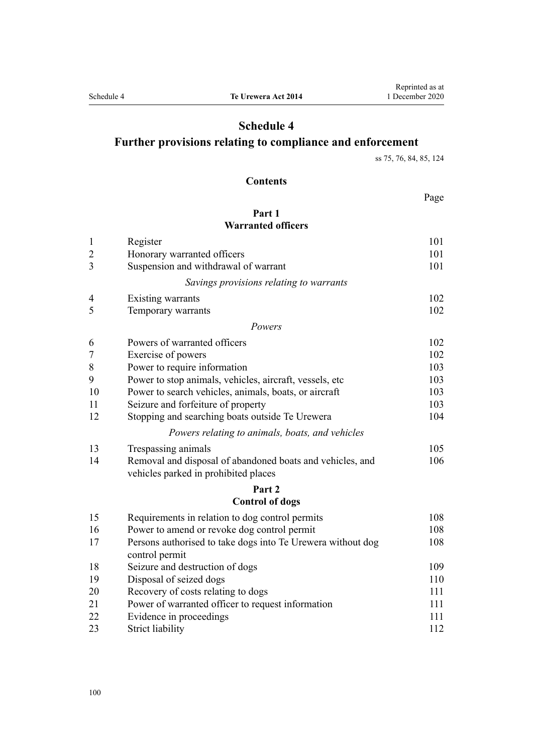# Schedule 4
## Further provisions relating to compliance and enforcement

ss 75, 76, 84, 85, 124

### Contents

| | | Page |
|---|---|---|
| | **Part 1** **Warranted officers** | |
| 1 | Register | 101 |
| 2 | Honorary warranted officers | 101 |
| 3 | Suspension and withdrawal of warrant | 101 |
| | *Savings provisions relating to warrants* | |
| 4 | Existing warrants | 102 |
| 5 | Temporary warrants | 102 |
| | *Powers* | |
| 6 | Powers of warranted officers | 102 |
| 7 | Exercise of powers | 102 |
| 8 | Power to require information | 103 |
| 9 | Power to stop animals, vehicles, aircraft, vessels, etc | 103 |
| 10 | Power to search vehicles, animals, boats, or aircraft | 103 |
| 11 | Seizure and forfeiture of property | 103 |
| 12 | Stopping and searching boats outside Te Urewera | 104 |
| | *Powers relating to animals, boats, and vehicles* | |
| 13 | Trespassing animals | 105 |
| 14 | Removal and disposal of abandoned boats and vehicles, and vehicles parked in prohibited places | 106 |
| | **Part 2** **Control of dogs** | |
| 15 | Requirements in relation to dog control permits | 108 |
| 16 | Power to amend or revoke dog control permit | 108 |
| 17 | Persons authorised to take dogs into Te Urewera without dog control permit | 108 |
| 18 | Seizure and destruction of dogs | 109 |
| 19 | Disposal of seized dogs | 110 |
| 20 | Recovery of costs relating to dogs | 111 |
| 21 | Power of warranted officer to request information | 111 |
| 22 | Evidence in proceedings | 111 |
| 23 | Strict liability | 112 |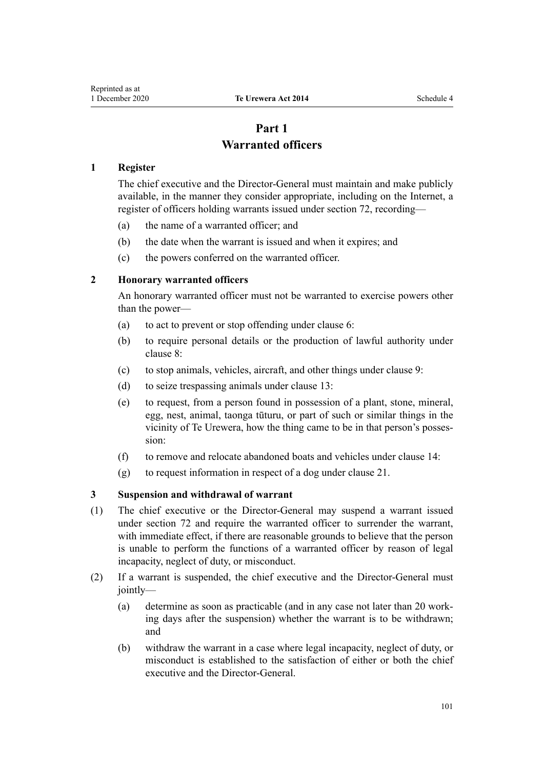# Part 1
# Warranted officers

### 1 Register

The chief executive and the Director-General must maintain and make publicly available, in the manner they consider appropriate, including on the Internet, a register of officers holding warrants issued under section 72, recording—

(a) the name of a warranted officer; and

(b) the date when the warrant is issued and when it expires; and

(c) the powers conferred on the warranted officer.

### 2 Honorary warranted officers

An honorary warranted officer must not be warranted to exercise powers other than the power—

(a) to act to prevent or stop offending under clause 6:

(b) to require personal details or the production of lawful authority under clause 8:

(c) to stop animals, vehicles, aircraft, and other things under clause 9:

(d) to seize trespassing animals under clause 13:

(e) to request, from a person found in possession of a plant, stone, mineral, egg, nest, animal, taonga tūturu, or part of such or similar things in the vicinity of Te Urewera, how the thing came to be in that person's possession:

(f) to remove and relocate abandoned boats and vehicles under clause 14:

(g) to request information in respect of a dog under clause 21.

### 3 Suspension and withdrawal of warrant

(1) The chief executive or the Director-General may suspend a warrant issued under section 72 and require the warranted officer to surrender the warrant, with immediate effect, if there are reasonable grounds to believe that the person is unable to perform the functions of a warranted officer by reason of legal incapacity, neglect of duty, or misconduct.

(2) If a warrant is suspended, the chief executive and the Director-General must jointly—

(a) determine as soon as practicable (and in any case not later than 20 working days after the suspension) whether the warrant is to be withdrawn; and

(b) withdraw the warrant in a case where legal incapacity, neglect of duty, or misconduct is established to the satisfaction of either or both the chief executive and the Director-General.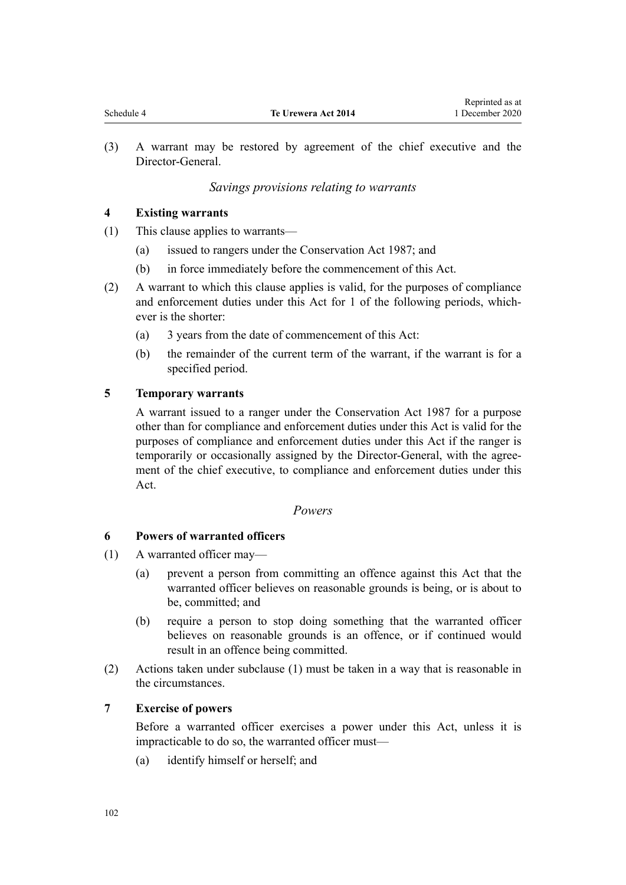(3) A warrant may be restored by agreement of the chief executive and the Director-General.

*Savings provisions relating to warrants*

### 4 Existing warrants

(1) This clause applies to warrants—

(a) issued to rangers under the Conservation Act 1987; and

(b) in force immediately before the commencement of this Act.

(2) A warrant to which this clause applies is valid, for the purposes of compliance and enforcement duties under this Act for 1 of the following periods, whichever is the shorter:

(a) 3 years from the date of commencement of this Act:

(b) the remainder of the current term of the warrant, if the warrant is for a specified period.

### 5 Temporary warrants

A warrant issued to a ranger under the Conservation Act 1987 for a purpose other than for compliance and enforcement duties under this Act is valid for the purposes of compliance and enforcement duties under this Act if the ranger is temporarily or occasionally assigned by the Director-General, with the agreement of the chief executive, to compliance and enforcement duties under this Act.

*Powers*

### 6 Powers of warranted officers

(1) A warranted officer may—

(a) prevent a person from committing an offence against this Act that the warranted officer believes on reasonable grounds is being, or is about to be, committed; and

(b) require a person to stop doing something that the warranted officer believes on reasonable grounds is an offence, or if continued would result in an offence being committed.

(2) Actions taken under subclause (1) must be taken in a way that is reasonable in the circumstances.

### 7 Exercise of powers

Before a warranted officer exercises a power under this Act, unless it is impracticable to do so, the warranted officer must—

(a) identify himself or herself; and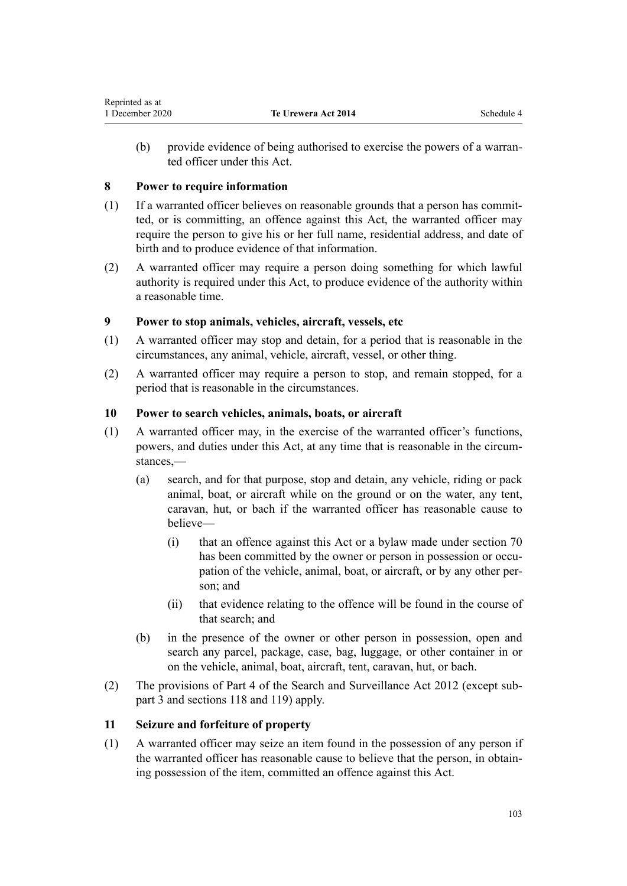(b) provide evidence of being authorised to exercise the powers of a warranted officer under this Act.

### 8 Power to require information

(1) If a warranted officer believes on reasonable grounds that a person has committed, or is committing, an offence against this Act, the warranted officer may require the person to give his or her full name, residential address, and date of birth and to produce evidence of that information.

(2) A warranted officer may require a person doing something for which lawful authority is required under this Act, to produce evidence of the authority within a reasonable time.

### 9 Power to stop animals, vehicles, aircraft, vessels, etc

(1) A warranted officer may stop and detain, for a period that is reasonable in the circumstances, any animal, vehicle, aircraft, vessel, or other thing.

(2) A warranted officer may require a person to stop, and remain stopped, for a period that is reasonable in the circumstances.

### 10 Power to search vehicles, animals, boats, or aircraft

(1) A warranted officer may, in the exercise of the warranted officer's functions, powers, and duties under this Act, at any time that is reasonable in the circumstances,—

   (a) search, and for that purpose, stop and detain, any vehicle, riding or pack animal, boat, or aircraft while on the ground or on the water, any tent, caravan, hut, or bach if the warranted officer has reasonable cause to believe—

      (i) that an offence against this Act or a bylaw made under section 70 has been committed by the owner or person in possession or occupation of the vehicle, animal, boat, or aircraft, or by any other person; and

      (ii) that evidence relating to the offence will be found in the course of that search; and

   (b) in the presence of the owner or other person in possession, open and search any parcel, package, case, bag, luggage, or other container in or on the vehicle, animal, boat, aircraft, tent, caravan, hut, or bach.

(2) The provisions of Part 4 of the Search and Surveillance Act 2012 (except subpart 3 and sections 118 and 119) apply.

### 11 Seizure and forfeiture of property

(1) A warranted officer may seize an item found in the possession of any person if the warranted officer has reasonable cause to believe that the person, in obtaining possession of the item, committed an offence against this Act.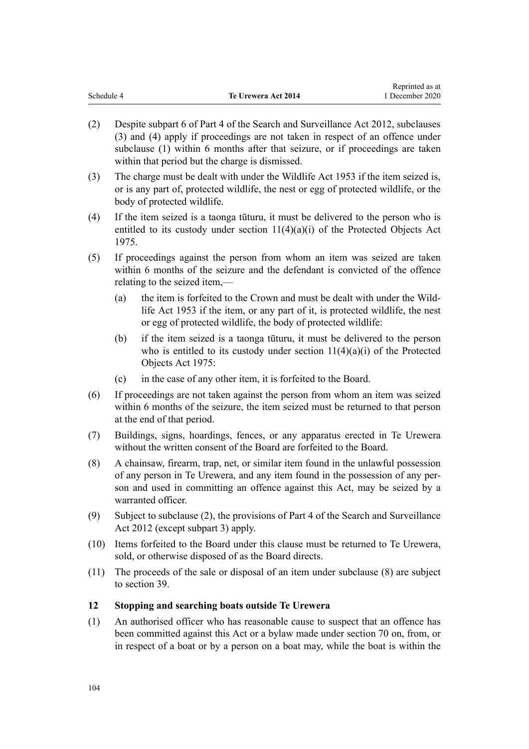(2) Despite subpart 6 of Part 4 of the Search and Surveillance Act 2012, subclauses (3) and (4) apply if proceedings are not taken in respect of an offence under subclause (1) within 6 months after that seizure, or if proceedings are taken within that period but the charge is dismissed.

(3) The charge must be dealt with under the Wildlife Act 1953 if the item seized is, or is any part of, protected wildlife, the nest or egg of protected wildlife, or the body of protected wildlife.

(4) If the item seized is a taonga tūturu, it must be delivered to the person who is entitled to its custody under section 11(4)(a)(i) of the Protected Objects Act 1975.

(5) If proceedings against the person from whom an item was seized are taken within 6 months of the seizure and the defendant is convicted of the offence relating to the seized item,—

   (a) the item is forfeited to the Crown and must be dealt with under the Wildlife Act 1953 if the item, or any part of it, is protected wildlife, the nest or egg of protected wildlife, the body of protected wildlife:

   (b) if the item seized is a taonga tūturu, it must be delivered to the person who is entitled to its custody under section 11(4)(a)(i) of the Protected Objects Act 1975:

   (c) in the case of any other item, it is forfeited to the Board.

(6) If proceedings are not taken against the person from whom an item was seized within 6 months of the seizure, the item seized must be returned to that person at the end of that period.

(7) Buildings, signs, hoardings, fences, or any apparatus erected in Te Urewera without the written consent of the Board are forfeited to the Board.

(8) A chainsaw, firearm, trap, net, or similar item found in the unlawful possession of any person in Te Urewera, and any item found in the possession of any person and used in committing an offence against this Act, may be seized by a warranted officer.

(9) Subject to subclause (2), the provisions of Part 4 of the Search and Surveillance Act 2012 (except subpart 3) apply.

(10) Items forfeited to the Board under this clause must be returned to Te Urewera, sold, or otherwise disposed of as the Board directs.

(11) The proceeds of the sale or disposal of an item under subclause (8) are subject to section 39.

### 12 Stopping and searching boats outside Te Urewera

(1) An authorised officer who has reasonable cause to suspect that an offence has been committed against this Act or a bylaw made under section 70 on, from, or in respect of a boat or by a person on a boat may, while the boat is within the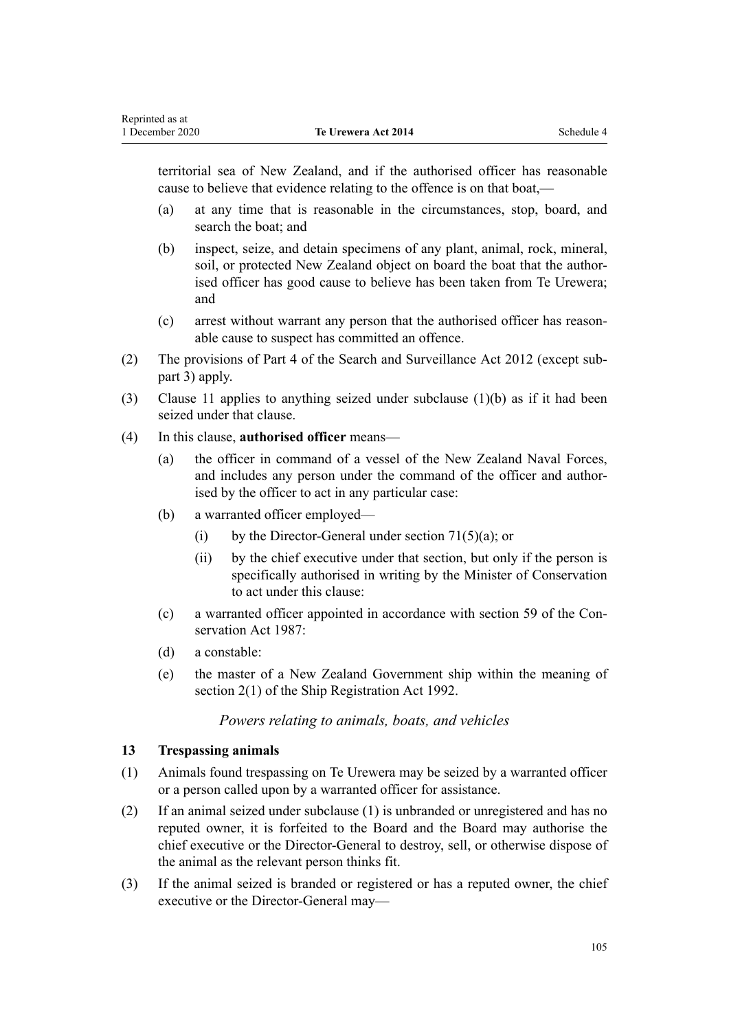territorial sea of New Zealand, and if the authorised officer has reasonable cause to believe that evidence relating to the offence is on that boat,—

(a) at any time that is reasonable in the circumstances, stop, board, and search the boat; and

(b) inspect, seize, and detain specimens of any plant, animal, rock, mineral, soil, or protected New Zealand object on board the boat that the authorised officer has good cause to believe has been taken from Te Urewera; and

(c) arrest without warrant any person that the authorised officer has reasonable cause to suspect has committed an offence.

(2) The provisions of Part 4 of the Search and Surveillance Act 2012 (except subpart 3) apply.

(3) Clause 11 applies to anything seized under subclause (1)(b) as if it had been seized under that clause.

(4) In this clause, **authorised officer** means—

(a) the officer in command of a vessel of the New Zealand Naval Forces, and includes any person under the command of the officer and authorised by the officer to act in any particular case:

(b) a warranted officer employed—

(i) by the Director-General under section 71(5)(a); or

(ii) by the chief executive under that section, but only if the person is specifically authorised in writing by the Minister of Conservation to act under this clause:

(c) a warranted officer appointed in accordance with section 59 of the Conservation Act 1987:

(d) a constable:

(e) the master of a New Zealand Government ship within the meaning of section 2(1) of the Ship Registration Act 1992.

*Powers relating to animals, boats, and vehicles*

### 13 Trespassing animals

(1) Animals found trespassing on Te Urewera may be seized by a warranted officer or a person called upon by a warranted officer for assistance.

(2) If an animal seized under subclause (1) is unbranded or unregistered and has no reputed owner, it is forfeited to the Board and the Board may authorise the chief executive or the Director-General to destroy, sell, or otherwise dispose of the animal as the relevant person thinks fit.

(3) If the animal seized is branded or registered or has a reputed owner, the chief executive or the Director-General may—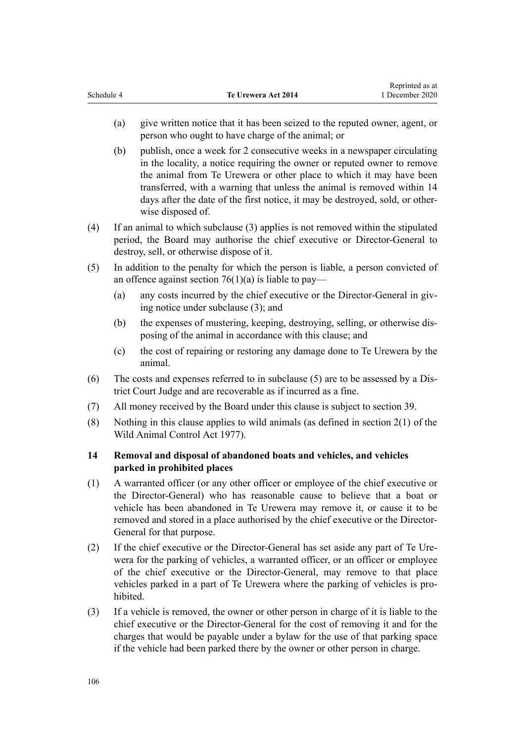(a) give written notice that it has been seized to the reputed owner, agent, or person who ought to have charge of the animal; or

(b) publish, once a week for 2 consecutive weeks in a newspaper circulating in the locality, a notice requiring the owner or reputed owner to remove the animal from Te Urewera or other place to which it may have been transferred, with a warning that unless the animal is removed within 14 days after the date of the first notice, it may be destroyed, sold, or otherwise disposed of.

(4) If an animal to which subclause (3) applies is not removed within the stipulated period, the Board may authorise the chief executive or Director-General to destroy, sell, or otherwise dispose of it.

(5) In addition to the penalty for which the person is liable, a person convicted of an offence against section 76(1)(a) is liable to pay—

(a) any costs incurred by the chief executive or the Director-General in giving notice under subclause (3); and

(b) the expenses of mustering, keeping, destroying, selling, or otherwise disposing of the animal in accordance with this clause; and

(c) the cost of repairing or restoring any damage done to Te Urewera by the animal.

(6) The costs and expenses referred to in subclause (5) are to be assessed by a District Court Judge and are recoverable as if incurred as a fine.

(7) All money received by the Board under this clause is subject to section 39.

(8) Nothing in this clause applies to wild animals (as defined in section 2(1) of the Wild Animal Control Act 1977).

### 14 Removal and disposal of abandoned boats and vehicles, and vehicles parked in prohibited places

(1) A warranted officer (or any other officer or employee of the chief executive or the Director-General) who has reasonable cause to believe that a boat or vehicle has been abandoned in Te Urewera may remove it, or cause it to be removed and stored in a place authorised by the chief executive or the Director-General for that purpose.

(2) If the chief executive or the Director-General has set aside any part of Te Urewera for the parking of vehicles, a warranted officer, or an officer or employee of the chief executive or the Director-General, may remove to that place vehicles parked in a part of Te Urewera where the parking of vehicles is prohibited.

(3) If a vehicle is removed, the owner or other person in charge of it is liable to the chief executive or the Director-General for the cost of removing it and for the charges that would be payable under a bylaw for the use of that parking space if the vehicle had been parked there by the owner or other person in charge.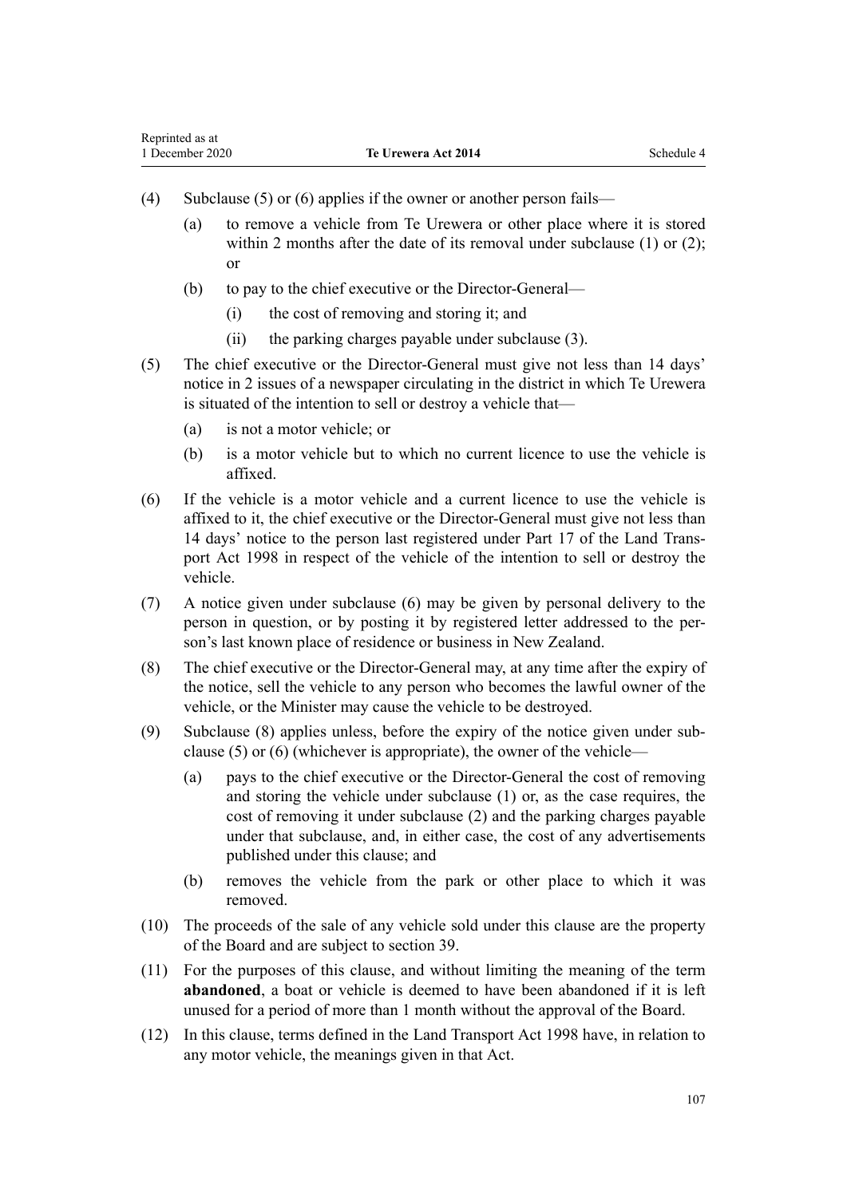(4) Subclause (5) or (6) applies if the owner or another person fails—

  (a) to remove a vehicle from Te Urewera or other place where it is stored within 2 months after the date of its removal under subclause (1) or (2); or

  (b) to pay to the chief executive or the Director-General—

    (i) the cost of removing and storing it; and

    (ii) the parking charges payable under subclause (3).

(5) The chief executive or the Director-General must give not less than 14 days' notice in 2 issues of a newspaper circulating in the district in which Te Urewera is situated of the intention to sell or destroy a vehicle that—

  (a) is not a motor vehicle; or

  (b) is a motor vehicle but to which no current licence to use the vehicle is affixed.

(6) If the vehicle is a motor vehicle and a current licence to use the vehicle is affixed to it, the chief executive or the Director-General must give not less than 14 days' notice to the person last registered under Part 17 of the Land Transport Act 1998 in respect of the vehicle of the intention to sell or destroy the vehicle.

(7) A notice given under subclause (6) may be given by personal delivery to the person in question, or by posting it by registered letter addressed to the person's last known place of residence or business in New Zealand.

(8) The chief executive or the Director-General may, at any time after the expiry of the notice, sell the vehicle to any person who becomes the lawful owner of the vehicle, or the Minister may cause the vehicle to be destroyed.

(9) Subclause (8) applies unless, before the expiry of the notice given under subclause (5) or (6) (whichever is appropriate), the owner of the vehicle—

  (a) pays to the chief executive or the Director-General the cost of removing and storing the vehicle under subclause (1) or, as the case requires, the cost of removing it under subclause (2) and the parking charges payable under that subclause, and, in either case, the cost of any advertisements published under this clause; and

  (b) removes the vehicle from the park or other place to which it was removed.

(10) The proceeds of the sale of any vehicle sold under this clause are the property of the Board and are subject to section 39.

(11) For the purposes of this clause, and without limiting the meaning of the term **abandoned**, a boat or vehicle is deemed to have been abandoned if it is left unused for a period of more than 1 month without the approval of the Board.

(12) In this clause, terms defined in the Land Transport Act 1998 have, in relation to any motor vehicle, the meanings given in that Act.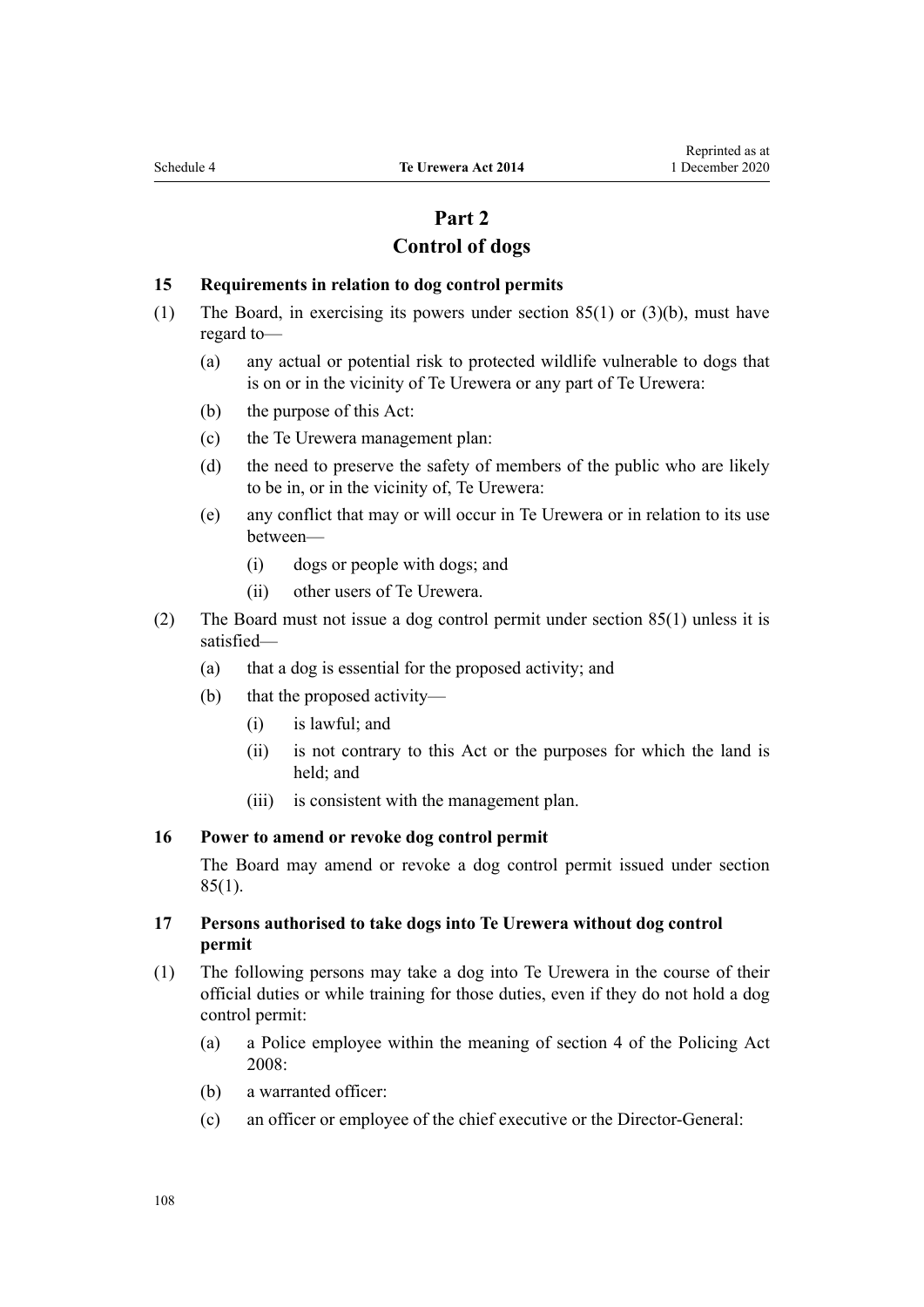## Part 2
## Control of dogs

**15 Requirements in relation to dog control permits**

(1) The Board, in exercising its powers under section 85(1) or (3)(b), must have regard to—

  (a) any actual or potential risk to protected wildlife vulnerable to dogs that is on or in the vicinity of Te Urewera or any part of Te Urewera:

  (b) the purpose of this Act:

  (c) the Te Urewera management plan:

  (d) the need to preserve the safety of members of the public who are likely to be in, or in the vicinity of, Te Urewera:

  (e) any conflict that may or will occur in Te Urewera or in relation to its use between—

    (i) dogs or people with dogs; and

    (ii) other users of Te Urewera.

(2) The Board must not issue a dog control permit under section 85(1) unless it is satisfied—

  (a) that a dog is essential for the proposed activity; and

  (b) that the proposed activity—

    (i) is lawful; and

    (ii) is not contrary to this Act or the purposes for which the land is held; and

    (iii) is consistent with the management plan.

**16 Power to amend or revoke dog control permit**

The Board may amend or revoke a dog control permit issued under section 85(1).

**17 Persons authorised to take dogs into Te Urewera without dog control permit**

(1) The following persons may take a dog into Te Urewera in the course of their official duties or while training for those duties, even if they do not hold a dog control permit:

  (a) a Police employee within the meaning of section 4 of the Policing Act 2008:

  (b) a warranted officer:

  (c) an officer or employee of the chief executive or the Director-General: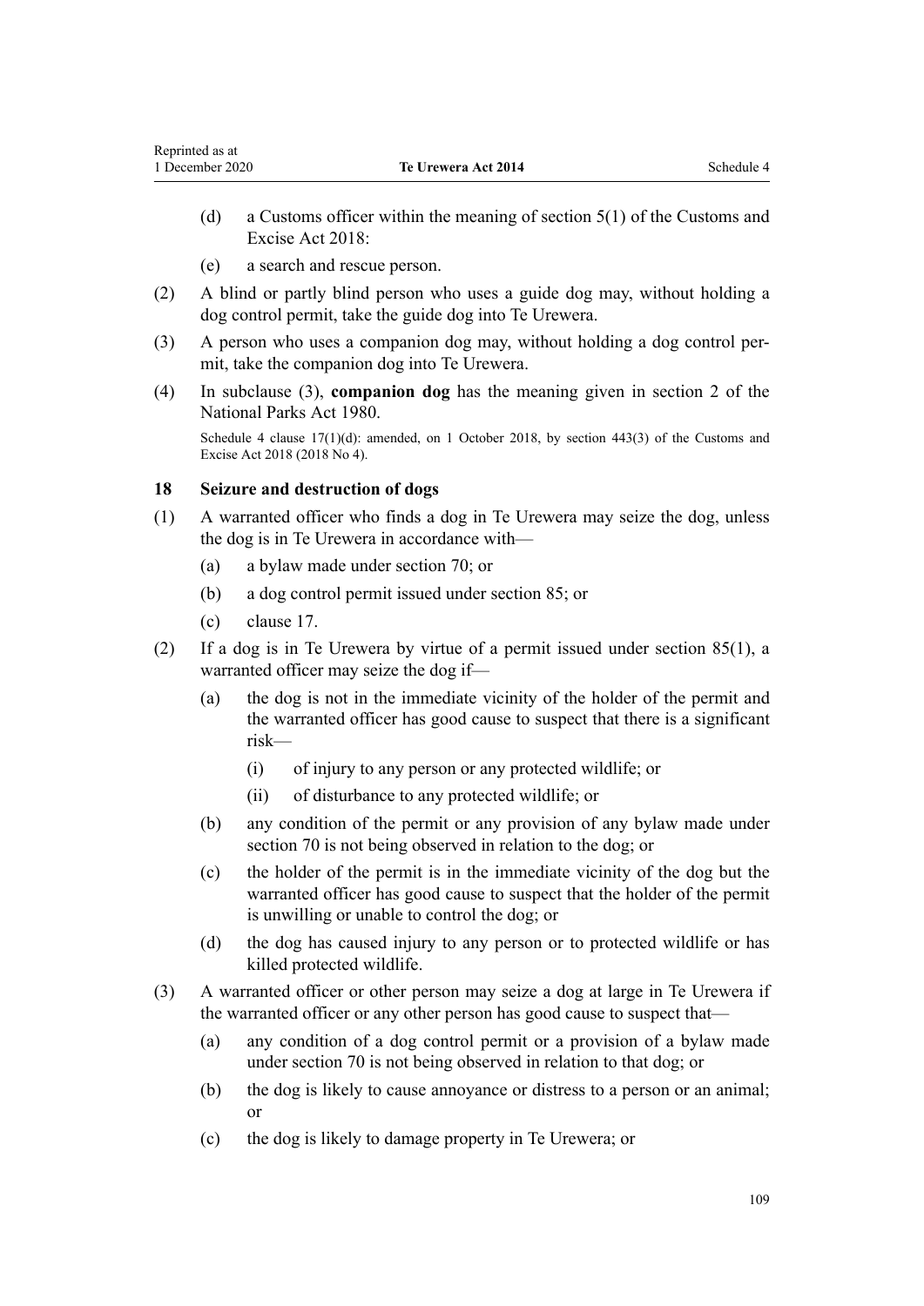(d) a Customs officer within the meaning of section 5(1) of the Customs and Excise Act 2018:

(e) a search and rescue person.

(2) A blind or partly blind person who uses a guide dog may, without holding a dog control permit, take the guide dog into Te Urewera.

(3) A person who uses a companion dog may, without holding a dog control permit, take the companion dog into Te Urewera.

(4) In subclause (3), **companion dog** has the meaning given in section 2 of the National Parks Act 1980.

Schedule 4 clause 17(1)(d): amended, on 1 October 2018, by section 443(3) of the Customs and Excise Act 2018 (2018 No 4).

### 18 Seizure and destruction of dogs

(1) A warranted officer who finds a dog in Te Urewera may seize the dog, unless the dog is in Te Urewera in accordance with—

(a) a bylaw made under section 70; or

(b) a dog control permit issued under section 85; or

(c) clause 17.

(2) If a dog is in Te Urewera by virtue of a permit issued under section 85(1), a warranted officer may seize the dog if—

(a) the dog is not in the immediate vicinity of the holder of the permit and the warranted officer has good cause to suspect that there is a significant risk—

(i) of injury to any person or any protected wildlife; or

(ii) of disturbance to any protected wildlife; or

(b) any condition of the permit or any provision of any bylaw made under section 70 is not being observed in relation to the dog; or

(c) the holder of the permit is in the immediate vicinity of the dog but the warranted officer has good cause to suspect that the holder of the permit is unwilling or unable to control the dog; or

(d) the dog has caused injury to any person or to protected wildlife or has killed protected wildlife.

(3) A warranted officer or other person may seize a dog at large in Te Urewera if the warranted officer or any other person has good cause to suspect that—

(a) any condition of a dog control permit or a provision of a bylaw made under section 70 is not being observed in relation to that dog; or

(b) the dog is likely to cause annoyance or distress to a person or an animal; or

(c) the dog is likely to damage property in Te Urewera; or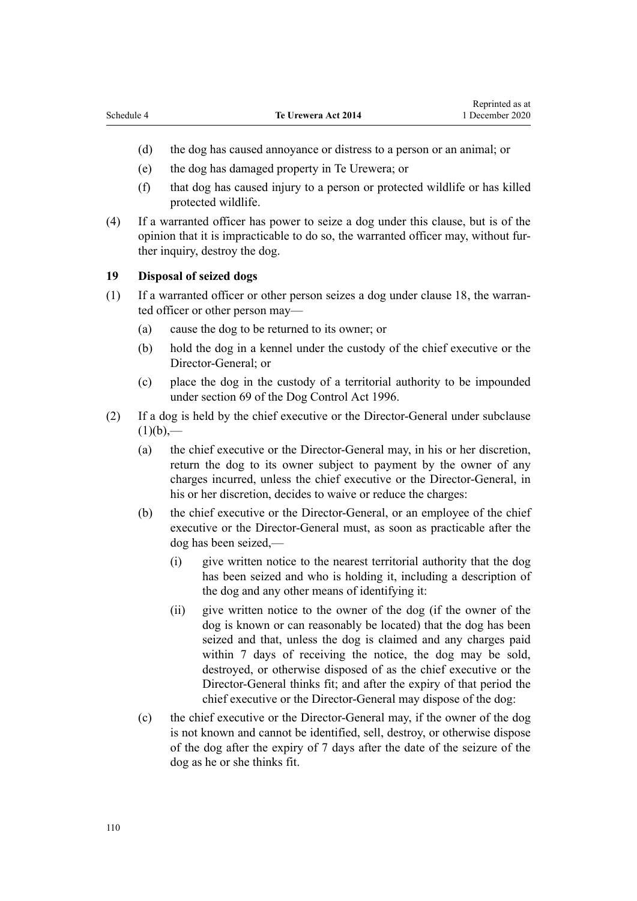(d) the dog has caused annoyance or distress to a person or an animal; or

(e) the dog has damaged property in Te Urewera; or

(f) that dog has caused injury to a person or protected wildlife or has killed protected wildlife.

(4) If a warranted officer has power to seize a dog under this clause, but is of the opinion that it is impracticable to do so, the warranted officer may, without further inquiry, destroy the dog.

### 19 Disposal of seized dogs

(1) If a warranted officer or other person seizes a dog under clause 18, the warranted officer or other person may—

(a) cause the dog to be returned to its owner; or

(b) hold the dog in a kennel under the custody of the chief executive or the Director-General; or

(c) place the dog in the custody of a territorial authority to be impounded under section 69 of the Dog Control Act 1996.

(2) If a dog is held by the chief executive or the Director-General under subclause (1)(b),—

(a) the chief executive or the Director-General may, in his or her discretion, return the dog to its owner subject to payment by the owner of any charges incurred, unless the chief executive or the Director-General, in his or her discretion, decides to waive or reduce the charges:

(b) the chief executive or the Director-General, or an employee of the chief executive or the Director-General must, as soon as practicable after the dog has been seized,—

(i) give written notice to the nearest territorial authority that the dog has been seized and who is holding it, including a description of the dog and any other means of identifying it:

(ii) give written notice to the owner of the dog (if the owner of the dog is known or can reasonably be located) that the dog has been seized and that, unless the dog is claimed and any charges paid within 7 days of receiving the notice, the dog may be sold, destroyed, or otherwise disposed of as the chief executive or the Director-General thinks fit; and after the expiry of that period the chief executive or the Director-General may dispose of the dog:

(c) the chief executive or the Director-General may, if the owner of the dog is not known and cannot be identified, sell, destroy, or otherwise dispose of the dog after the expiry of 7 days after the date of the seizure of the dog as he or she thinks fit.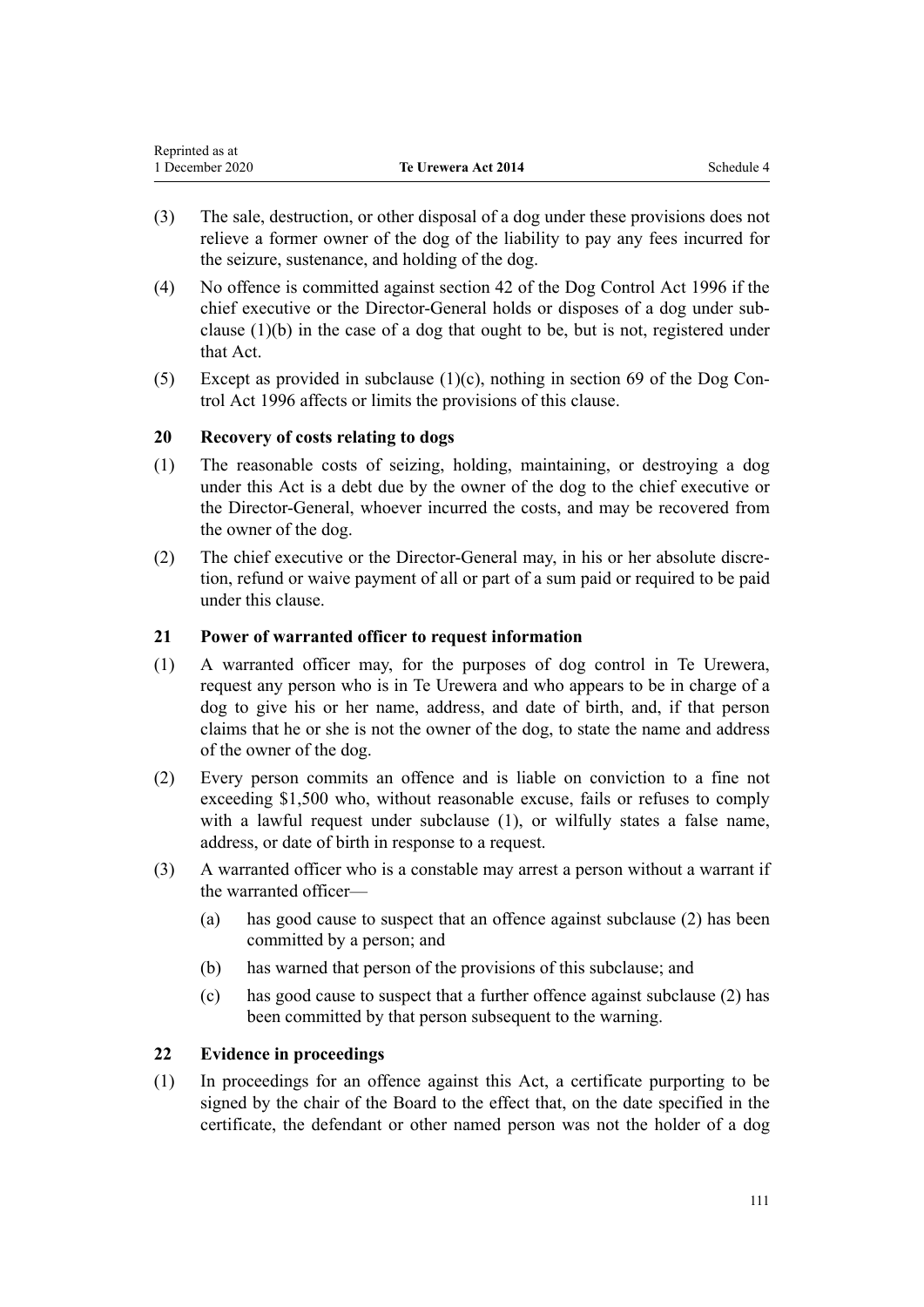(3) The sale, destruction, or other disposal of a dog under these provisions does not relieve a former owner of the dog of the liability to pay any fees incurred for the seizure, sustenance, and holding of the dog.

(4) No offence is committed against section 42 of the Dog Control Act 1996 if the chief executive or the Director-General holds or disposes of a dog under subclause (1)(b) in the case of a dog that ought to be, but is not, registered under that Act.

(5) Except as provided in subclause (1)(c), nothing in section 69 of the Dog Control Act 1996 affects or limits the provisions of this clause.

### 20 Recovery of costs relating to dogs

(1) The reasonable costs of seizing, holding, maintaining, or destroying a dog under this Act is a debt due by the owner of the dog to the chief executive or the Director-General, whoever incurred the costs, and may be recovered from the owner of the dog.

(2) The chief executive or the Director-General may, in his or her absolute discretion, refund or waive payment of all or part of a sum paid or required to be paid under this clause.

### 21 Power of warranted officer to request information

(1) A warranted officer may, for the purposes of dog control in Te Urewera, request any person who is in Te Urewera and who appears to be in charge of a dog to give his or her name, address, and date of birth, and, if that person claims that he or she is not the owner of the dog, to state the name and address of the owner of the dog.

(2) Every person commits an offence and is liable on conviction to a fine not exceeding $1,500 who, without reasonable excuse, fails or refuses to comply with a lawful request under subclause (1), or wilfully states a false name, address, or date of birth in response to a request.

(3) A warranted officer who is a constable may arrest a person without a warrant if the warranted officer—

   (a) has good cause to suspect that an offence against subclause (2) has been committed by a person; and

   (b) has warned that person of the provisions of this subclause; and

   (c) has good cause to suspect that a further offence against subclause (2) has been committed by that person subsequent to the warning.

### 22 Evidence in proceedings

(1) In proceedings for an offence against this Act, a certificate purporting to be signed by the chair of the Board to the effect that, on the date specified in the certificate, the defendant or other named person was not the holder of a dog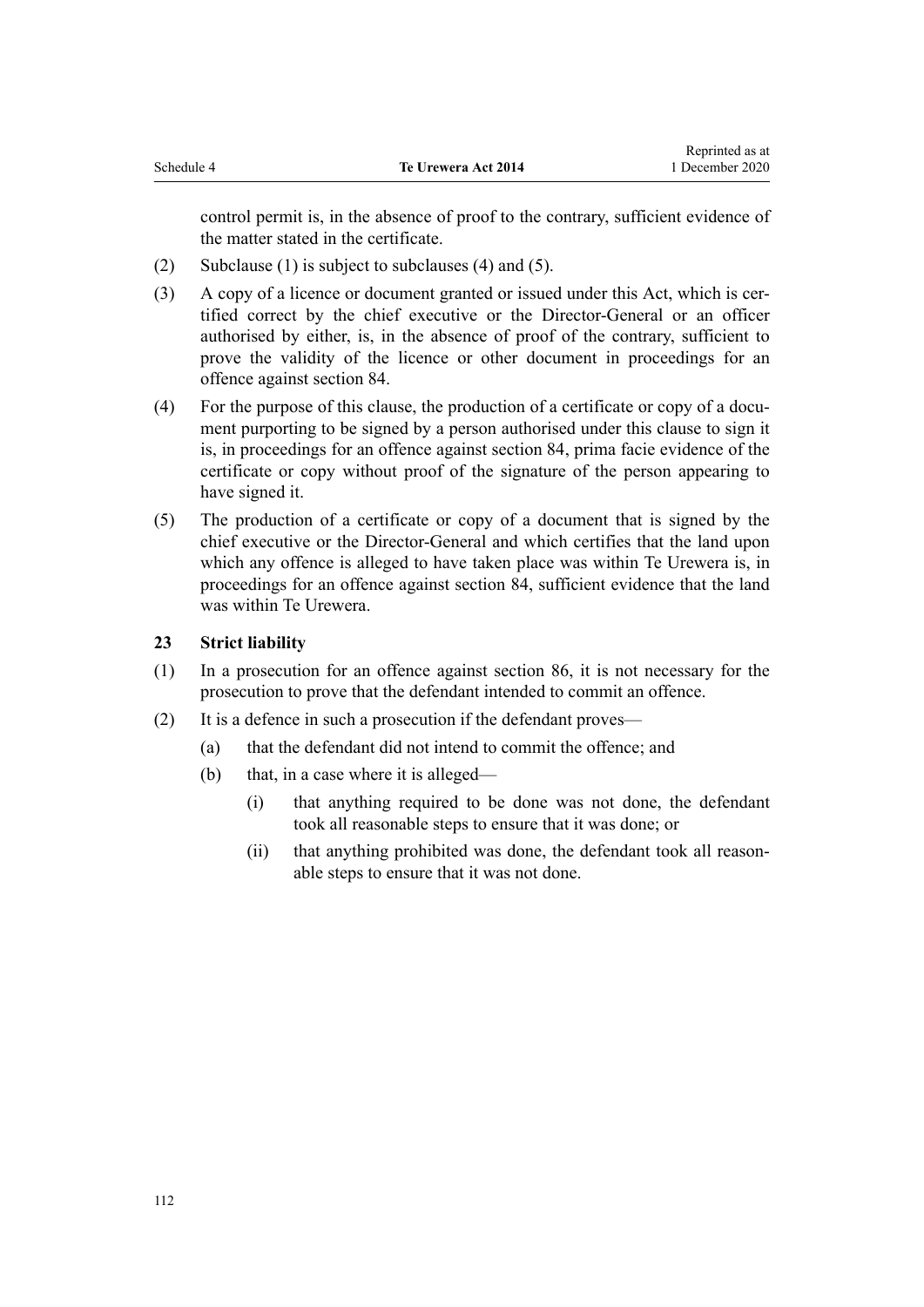control permit is, in the absence of proof to the contrary, sufficient evidence of the matter stated in the certificate.

(2) Subclause (1) is subject to subclauses (4) and (5).

(3) A copy of a licence or document granted or issued under this Act, which is certified correct by the chief executive or the Director-General or an officer authorised by either, is, in the absence of proof of the contrary, sufficient to prove the validity of the licence or other document in proceedings for an offence against section 84.

(4) For the purpose of this clause, the production of a certificate or copy of a document purporting to be signed by a person authorised under this clause to sign it is, in proceedings for an offence against section 84, prima facie evidence of the certificate or copy without proof of the signature of the person appearing to have signed it.

(5) The production of a certificate or copy of a document that is signed by the chief executive or the Director-General and which certifies that the land upon which any offence is alleged to have taken place was within Te Urewera is, in proceedings for an offence against section 84, sufficient evidence that the land was within Te Urewera.

**23 Strict liability**

(1) In a prosecution for an offence against section 86, it is not necessary for the prosecution to prove that the defendant intended to commit an offence.

(2) It is a defence in such a prosecution if the defendant proves—

- (a) that the defendant did not intend to commit the offence; and
- (b) that, in a case where it is alleged—
  - (i) that anything required to be done was not done, the defendant took all reasonable steps to ensure that it was done; or
  - (ii) that anything prohibited was done, the defendant took all reasonable steps to ensure that it was not done.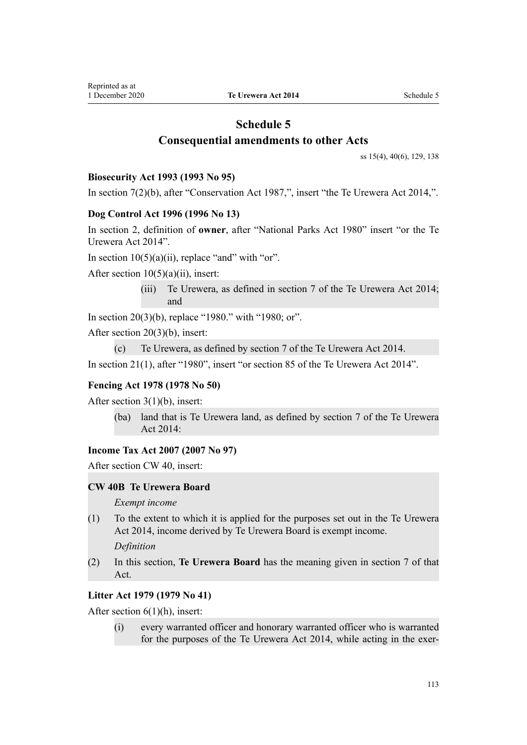# Schedule 5
## Consequential amendments to other Acts

ss 15(4), 40(6), 129, 138

### Biosecurity Act 1993 (1993 No 95)

In section 7(2)(b), after “Conservation Act 1987,”, insert “the Te Urewera Act 2014,”.

### Dog Control Act 1996 (1996 No 13)

In section 2, definition of **owner**, after “National Parks Act 1980” insert “or the Te Urewera Act 2014”.

In section 10(5)(a)(ii), replace “and” with “or”.

After section 10(5)(a)(ii), insert:

> (iii) Te Urewera, as defined in section 7 of the Te Urewera Act 2014; and

In section 20(3)(b), replace “1980.” with “1980; or”.

After section 20(3)(b), insert:

> (c) Te Urewera, as defined by section 7 of the Te Urewera Act 2014.

In section 21(1), after “1980”, insert “or section 85 of the Te Urewera Act 2014”.

### Fencing Act 1978 (1978 No 50)

After section 3(1)(b), insert:

> (ba) land that is Te Urewera land, as defined by section 7 of the Te Urewera Act 2014:

### Income Tax Act 2007 (2007 No 97)

After section CW 40, insert:

> **CW 40B Te Urewera Board**
>
> *Exempt income*
>
> (1) To the extent to which it is applied for the purposes set out in the Te Urewera Act 2014, income derived by Te Urewera Board is exempt income.
>
> *Definition*
>
> (2) In this section, **Te Urewera Board** has the meaning given in section 7 of that Act.

### Litter Act 1979 (1979 No 41)

After section 6(1)(h), insert:

> (i) every warranted officer and honorary warranted officer who is warranted for the purposes of the Te Urewera Act 2014, while acting in the exer-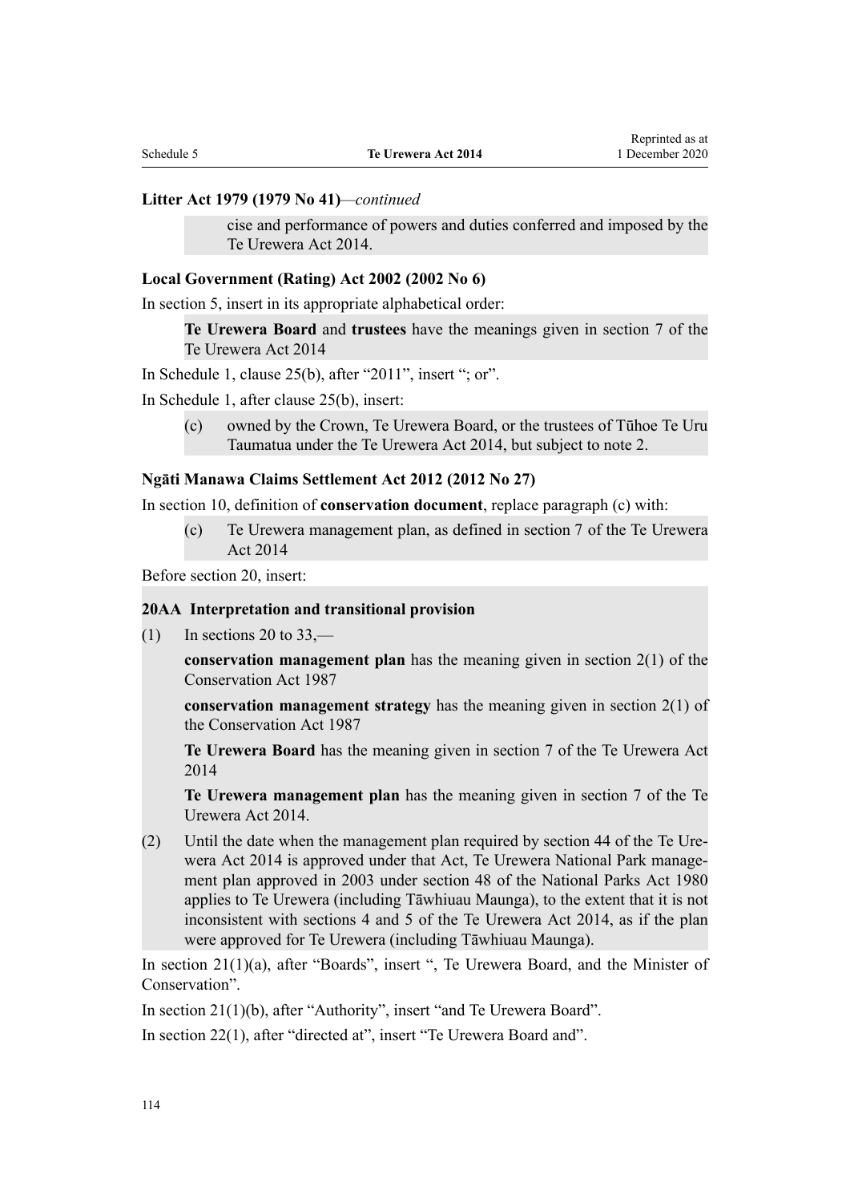**Litter Act 1979 (1979 No 41)**—*continued*

> cise and performance of powers and duties conferred and imposed by the Te Urewera Act 2014.

**Local Government (Rating) Act 2002 (2002 No 6)**

In section 5, insert in its appropriate alphabetical order:

> **Te Urewera Board** and **trustees** have the meanings given in section 7 of the Te Urewera Act 2014

In Schedule 1, clause 25(b), after “2011”, insert “; or”.

In Schedule 1, after clause 25(b), insert:

> (c) owned by the Crown, Te Urewera Board, or the trustees of Tūhoe Te Uru Taumatua under the Te Urewera Act 2014, but subject to note 2.

**Ngāti Manawa Claims Settlement Act 2012 (2012 No 27)**

In section 10, definition of **conservation document**, replace paragraph (c) with:

> (c) Te Urewera management plan, as defined in section 7 of the Te Urewera Act 2014

Before section 20, insert:

> **20AA Interpretation and transitional provision**
>
> (1) In sections 20 to 33,—
>
> **conservation management plan** has the meaning given in section 2(1) of the Conservation Act 1987
>
> **conservation management strategy** has the meaning given in section 2(1) of the Conservation Act 1987
>
> **Te Urewera Board** has the meaning given in section 7 of the Te Urewera Act 2014
>
> **Te Urewera management plan** has the meaning given in section 7 of the Te Urewera Act 2014.
>
> (2) Until the date when the management plan required by section 44 of the Te Urewera Act 2014 is approved under that Act, Te Urewera National Park management plan approved in 2003 under section 48 of the National Parks Act 1980 applies to Te Urewera (including Tāwhiuau Maunga), to the extent that it is not inconsistent with sections 4 and 5 of the Te Urewera Act 2014, as if the plan were approved for Te Urewera (including Tāwhiuau Maunga).

In section 21(1)(a), after “Boards”, insert “, Te Urewera Board, and the Minister of Conservation”.

In section 21(1)(b), after “Authority”, insert “and Te Urewera Board”.

In section 22(1), after “directed at”, insert “Te Urewera Board and”.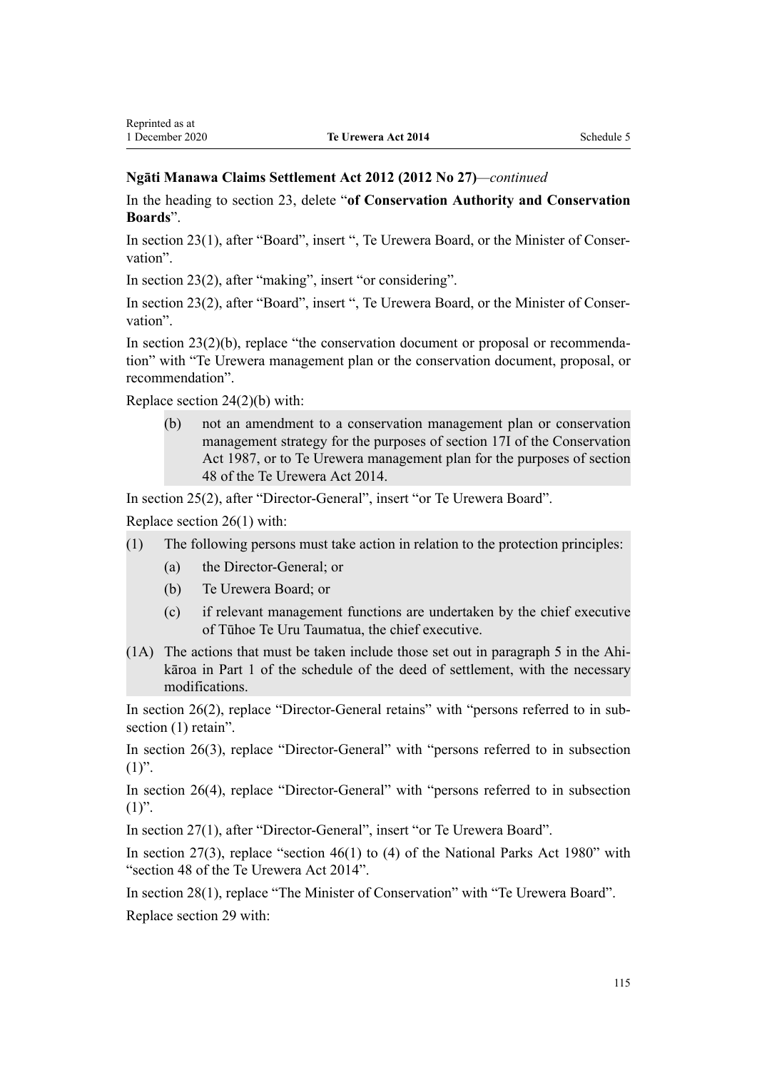**Ngāti Manawa Claims Settlement Act 2012 (2012 No 27)**—*continued*

In the heading to section 23, delete "**of Conservation Authority and Conservation Boards**".

In section 23(1), after "Board", insert ", Te Urewera Board, or the Minister of Conservation".

In section 23(2), after "making", insert "or considering".

In section 23(2), after "Board", insert ", Te Urewera Board, or the Minister of Conservation".

In section 23(2)(b), replace "the conservation document or proposal or recommendation" with "Te Urewera management plan or the conservation document, proposal, or recommendation".

Replace section 24(2)(b) with:

> (b) not an amendment to a conservation management plan or conservation management strategy for the purposes of section 17I of the Conservation Act 1987, or to Te Urewera management plan for the purposes of section 48 of the Te Urewera Act 2014.

In section 25(2), after "Director-General", insert "or Te Urewera Board".

Replace section 26(1) with:

> (1) The following persons must take action in relation to the protection principles:
>
> (a) the Director-General; or
>
> (b) Te Urewera Board; or
>
> (c) if relevant management functions are undertaken by the chief executive of Tūhoe Te Uru Taumatua, the chief executive.
>
> (1A) The actions that must be taken include those set out in paragraph 5 in the Ahikāroa in Part 1 of the schedule of the deed of settlement, with the necessary modifications.

In section 26(2), replace "Director-General retains" with "persons referred to in subsection (1) retain".

In section 26(3), replace "Director-General" with "persons referred to in subsection (1)".

In section 26(4), replace "Director-General" with "persons referred to in subsection (1)".

In section 27(1), after "Director-General", insert "or Te Urewera Board".

In section 27(3), replace "section 46(1) to (4) of the National Parks Act 1980" with "section 48 of the Te Urewera Act 2014".

In section 28(1), replace "The Minister of Conservation" with "Te Urewera Board".

Replace section 29 with: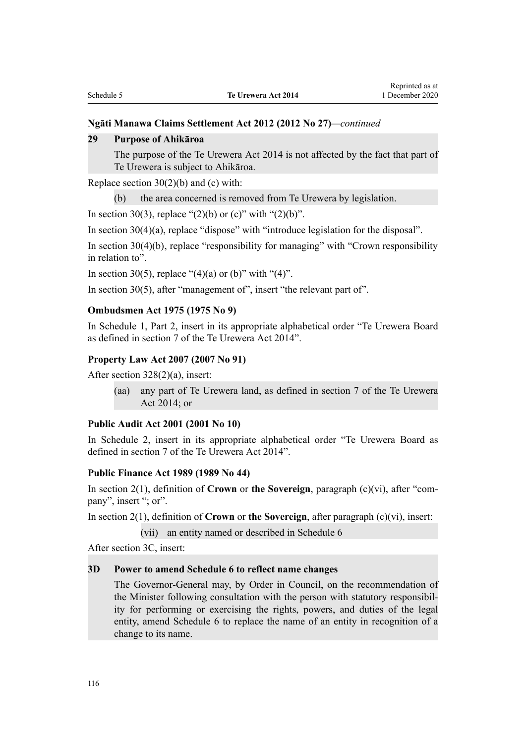**Ngāti Manawa Claims Settlement Act 2012 (2012 No 27)**—*continued*

**29 Purpose of Ahikāroa**

The purpose of the Te Urewera Act 2014 is not affected by the fact that part of Te Urewera is subject to Ahikāroa.

Replace section 30(2)(b) and (c) with:

(b) the area concerned is removed from Te Urewera by legislation.

In section 30(3), replace "(2)(b) or (c)" with "(2)(b)".

In section 30(4)(a), replace "dispose" with "introduce legislation for the disposal".

In section 30(4)(b), replace "responsibility for managing" with "Crown responsibility in relation to".

In section 30(5), replace "(4)(a) or (b)" with "(4)".

In section 30(5), after "management of", insert "the relevant part of".

**Ombudsmen Act 1975 (1975 No 9)**

In Schedule 1, Part 2, insert in its appropriate alphabetical order "Te Urewera Board as defined in section 7 of the Te Urewera Act 2014".

**Property Law Act 2007 (2007 No 91)**

After section 328(2)(a), insert:

(aa) any part of Te Urewera land, as defined in section 7 of the Te Urewera Act 2014; or

**Public Audit Act 2001 (2001 No 10)**

In Schedule 2, insert in its appropriate alphabetical order "Te Urewera Board as defined in section 7 of the Te Urewera Act 2014".

**Public Finance Act 1989 (1989 No 44)**

In section 2(1), definition of **Crown** or **the Sovereign**, paragraph (c)(vi), after "company", insert "; or".

In section 2(1), definition of **Crown** or **the Sovereign**, after paragraph (c)(vi), insert:

(vii) an entity named or described in Schedule 6

After section 3C, insert:

**3D Power to amend Schedule 6 to reflect name changes**

The Governor-General may, by Order in Council, on the recommendation of the Minister following consultation with the person with statutory responsibility for performing or exercising the rights, powers, and duties of the legal entity, amend Schedule 6 to replace the name of an entity in recognition of a change to its name.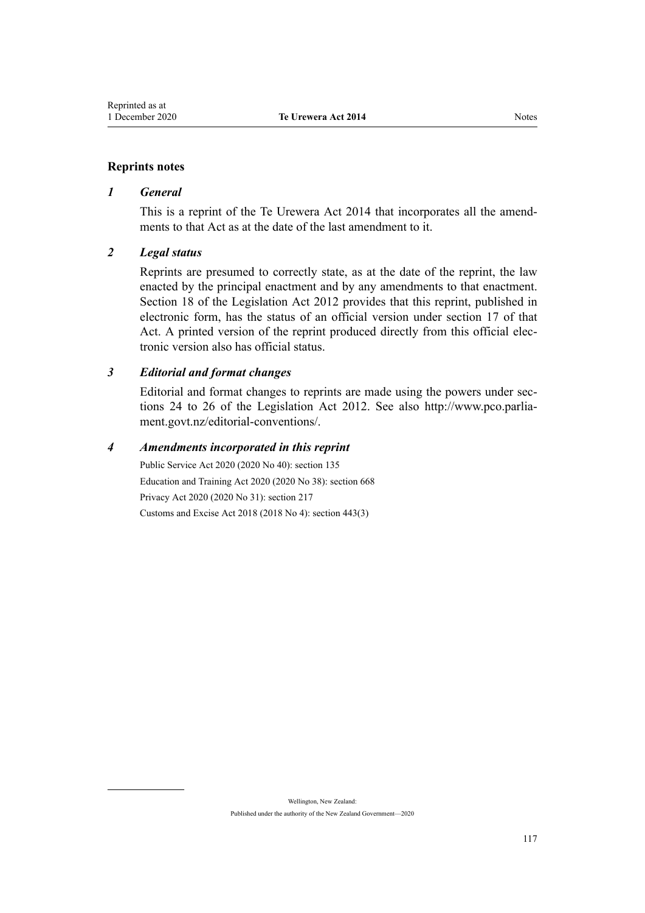## Reprints notes

### *1 General*

This is a reprint of the Te Urewera Act 2014 that incorporates all the amendments to that Act as at the date of the last amendment to it.

### *2 Legal status*

Reprints are presumed to correctly state, as at the date of the reprint, the law enacted by the principal enactment and by any amendments to that enactment. Section 18 of the Legislation Act 2012 provides that this reprint, published in electronic form, has the status of an official version under section 17 of that Act. A printed version of the reprint produced directly from this official electronic version also has official status.

### *3 Editorial and format changes*

Editorial and format changes to reprints are made using the powers under sections 24 to 26 of the Legislation Act 2012. See also http://www.pco.parliament.govt.nz/editorial-conventions/.

### *4 Amendments incorporated in this reprint*

Public Service Act 2020 (2020 No 40): section 135

Education and Training Act 2020 (2020 No 38): section 668

Privacy Act 2020 (2020 No 31): section 217

Customs and Excise Act 2018 (2018 No 4): section 443(3)

Wellington, New Zealand:

Published under the authority of the New Zealand Government—2020